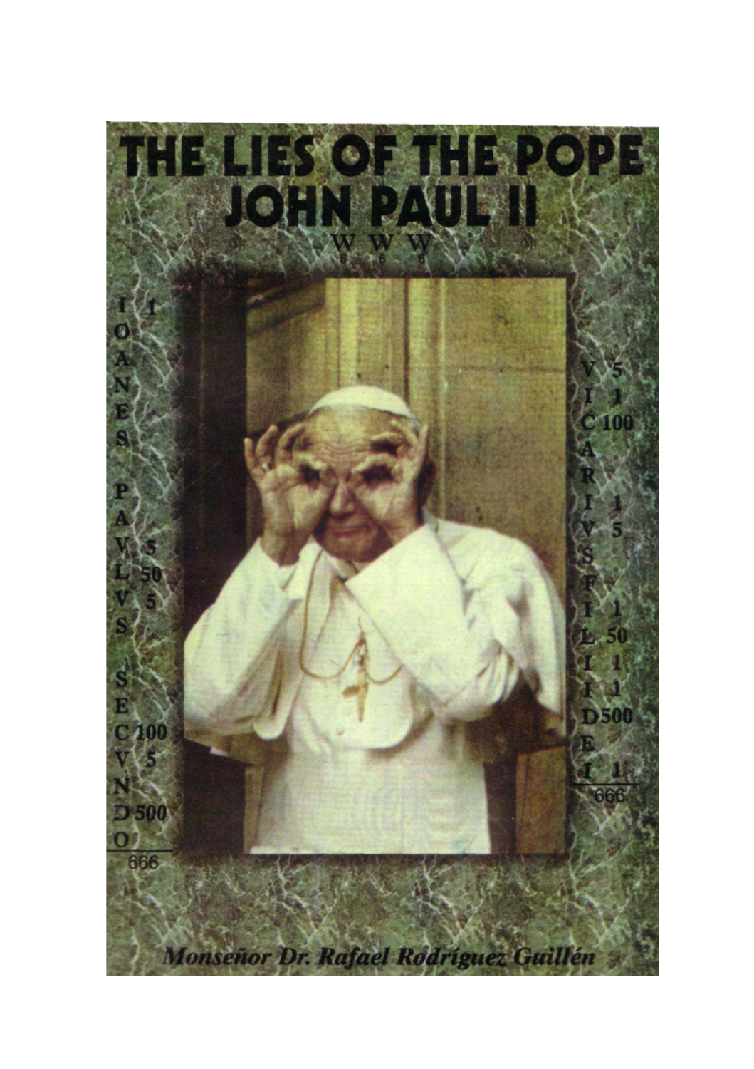# THE LIES OF THE POPE JOHN PAUL II

W W W
6 6 6

| | |
|---|---|
| I | 1 |
| O | |
| A | |
| N | |
| E | |
| S | |
| P | |
| A | |
| V | 5 |
| L | 50 |
| V | 5 |
| S | |
| S | |
| E | |
| C | 100 |
| V | 5 |
| N | |
| D | 500 |
| O | |
| | 666 |

| | |
|---|---|
| V | 5 |
| I | 1 |
| C | 100 |
| A | |
| R | |
| I | 1 |
| V | 5 |
| S | |
| F | |
| I | 1 |
| L | 50 |
| I | 1 |
| I | 1 |
| D | 500 |
| E | |
| I | 1 |
| | 666 |

***Monseñor Dr. Rafael Rodríguez Guillén***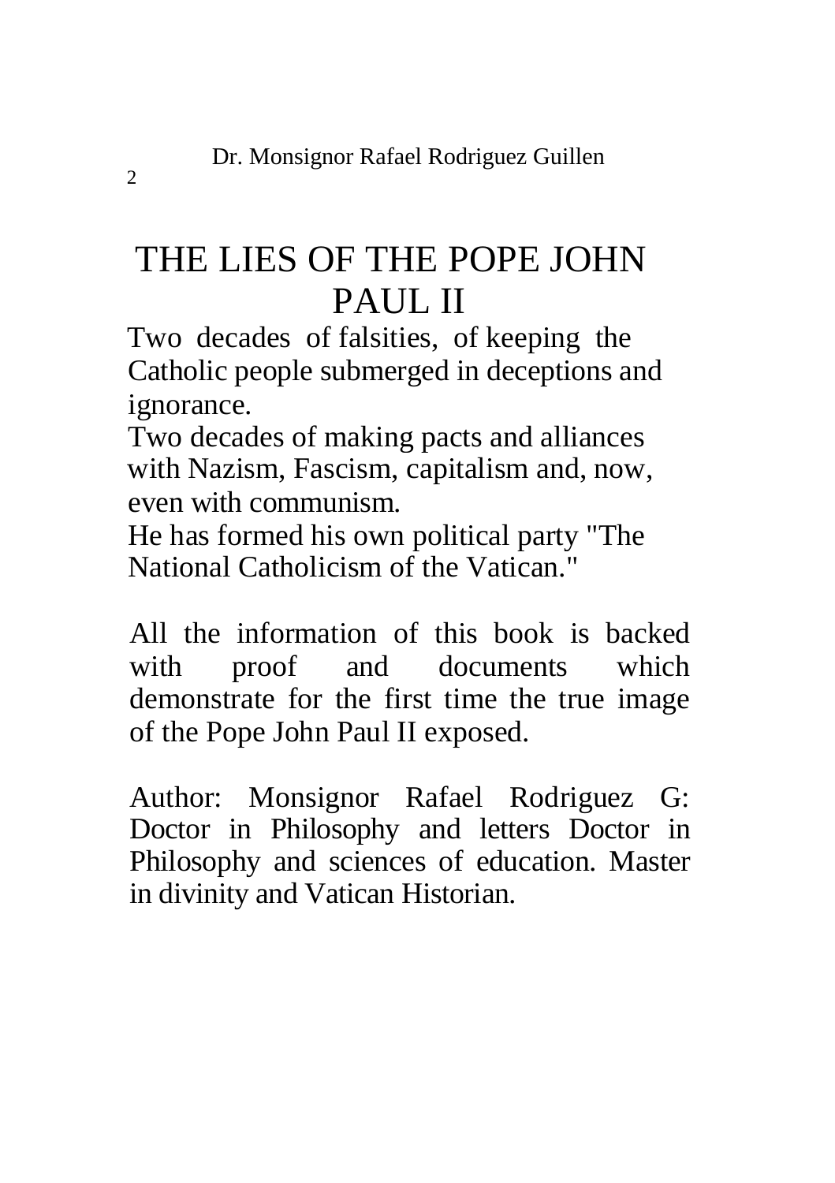# THE LIES OF THE POPE JOHN PAUL II

Two decades of falsities, of keeping the Catholic people submerged in deceptions and ignorance.

Two decades of making pacts and alliances with Nazism, Fascism, capitalism and, now, even with communism.

He has formed his own political party "The National Catholicism of the Vatican."

All the information of this book is backed with proof and documents which demonstrate for the first time the true image of the Pope John Paul II exposed.

Author: Monsignor Rafael Rodriguez G: Doctor in Philosophy and letters Doctor in Philosophy and sciences of education. Master in divinity and Vatican Historian.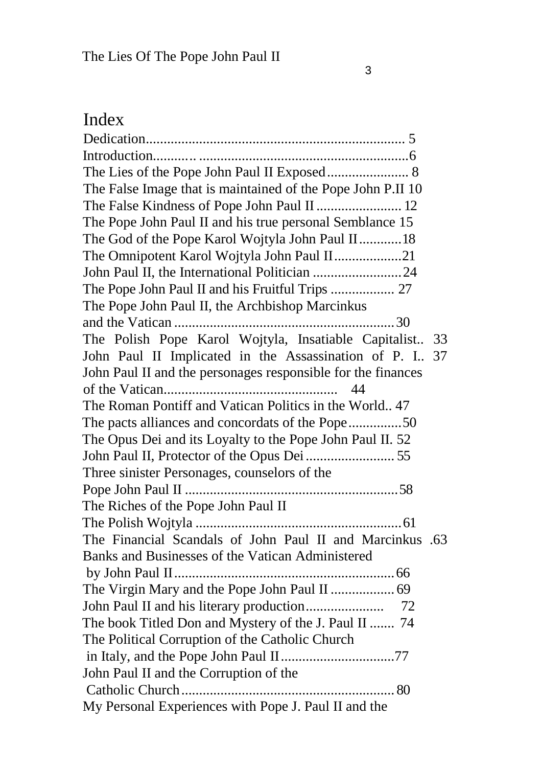# Index

Dedication........................................................................ 5
Introduction.......... ...........................................................6
The Lies of the Pope John Paul II Exposed....................... 8
The False Image that is maintained of the Pope John P.II 10
The False Kindness of Pope John Paul II ........................ 12
The Pope John Paul II and his true personal Semblance 15
The God of the Pope Karol Wojtyla John Paul II............18
The Omnipotent Karol Wojtyla John Paul II...................21
John Paul II, the International Politician .........................24
The Pope John Paul II and his Fruitful Trips .................. 27
The Pope John Paul II, the Archbishop Marcinkus and the Vatican ...............................................................30
The Polish Pope Karol Wojtyla, Insatiable Capitalist.. 33
John Paul II Implicated in the Assassination of P. I.. 37
John Paul II and the personages responsible for the finances of the Vatican................................................ 44
The Roman Pontiff and Vatican Politics in the World.. 47
The pacts alliances and concordats of the Pope...............50
The Opus Dei and its Loyalty to the Pope John Paul II. 52
John Paul II, Protector of the Opus Dei ......................... 55
Three sinister Personages, counselors of the Pope John Paul II .............................................................58
The Riches of the Pope John Paul II The Polish Wojtyla ..........................................................61
The Financial Scandals of John Paul II and Marcinkus .63
Banks and Businesses of the Vatican Administered by John Paul II..............................................................66
The Virgin Mary and the Pope John Paul II .................. 69
John Paul II and his literary production...................... 72
The book Titled Don and Mystery of the J. Paul II ....... 74
The Political Corruption of the Catholic Church in Italy, and the Pope John Paul II.................................77
John Paul II and the Corruption of the Catholic Church............................................................ 80
My Personal Experiences with Pope J. Paul II and the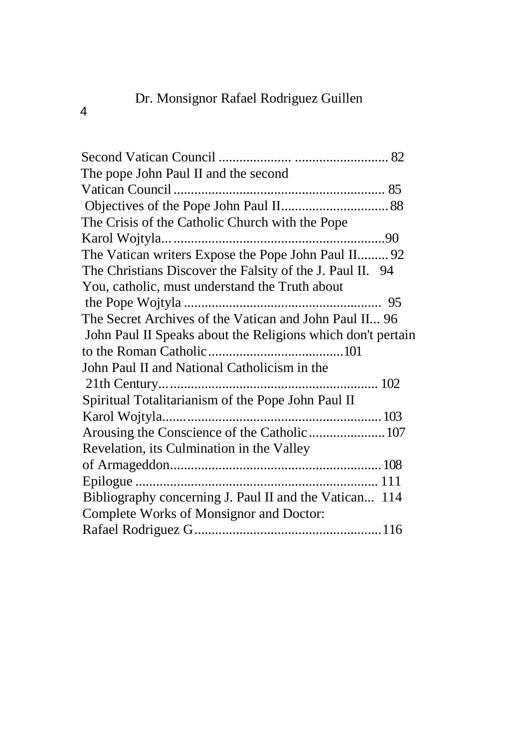Second Vatican Council .................... ........................... 82

The pope John Paul II and the second Vatican Council ............................................................. 85

Objectives of the Pope John Paul II............................... 88

The Crisis of the Catholic Church with the Pope Karol Wojtyla... .............................................................90

The Vatican writers Expose the Pope John Paul II......... 92

The Christians Discover the Falsity of the J. Paul II. 94

You, catholic, must understand the Truth about the Pope Wojtyla ......................................................... 95

The Secret Archives of the Vatican and John Paul II... 96

John Paul II Speaks about the Religions which don't pertain to the Roman Catholic.......................................101

John Paul II and National Catholicism in the 21th Century... ............................................................ 102

Spiritual Totalitarianism of the Pope John Paul II Karol Wojtyla...... ......................................................... 103

Arousing the Conscience of the Catholic ......................107

Revelation, its Culmination in the Valley of Armageddon............................................................. 108

Epilogue ..................................................................... 111

Bibliography concerning J. Paul II and the Vatican... 114

Complete Works of Monsignor and Doctor: Rafael Rodriguez G...................................................... 116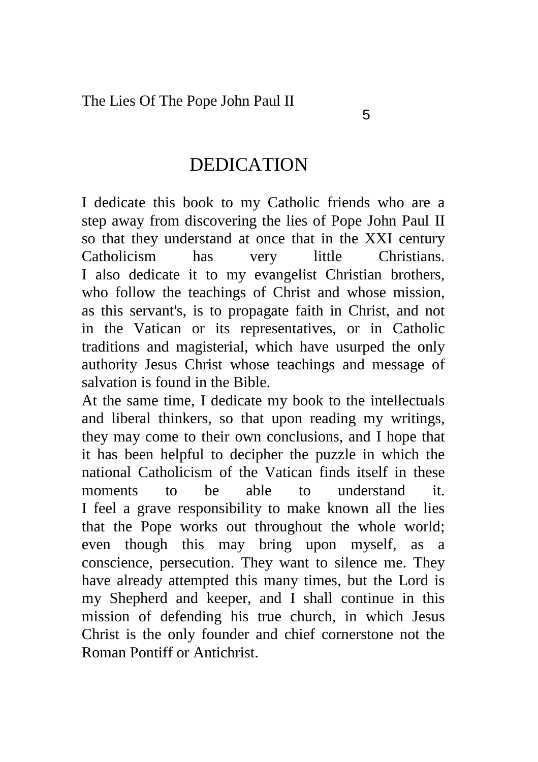# DEDICATION

I dedicate this book to my Catholic friends who are a step away from discovering the lies of Pope John Paul II so that they understand at once that in the XXI century Catholicism has very little Christians.
I also dedicate it to my evangelist Christian brothers, who follow the teachings of Christ and whose mission, as this servant's, is to propagate faith in Christ, and not in the Vatican or its representatives, or in Catholic traditions and magisterial, which have usurped the only authority Jesus Christ whose teachings and message of salvation is found in the Bible.
At the same time, I dedicate my book to the intellectuals and liberal thinkers, so that upon reading my writings, they may come to their own conclusions, and I hope that it has been helpful to decipher the puzzle in which the national Catholicism of the Vatican finds itself in these moments to be able to understand it.
I feel a grave responsibility to make known all the lies that the Pope works out throughout the whole world; even though this may bring upon myself, as a conscience, persecution. They want to silence me. They have already attempted this many times, but the Lord is my Shepherd and keeper, and I shall continue in this mission of defending his true church, in which Jesus Christ is the only founder and chief cornerstone not the Roman Pontiff or Antichrist.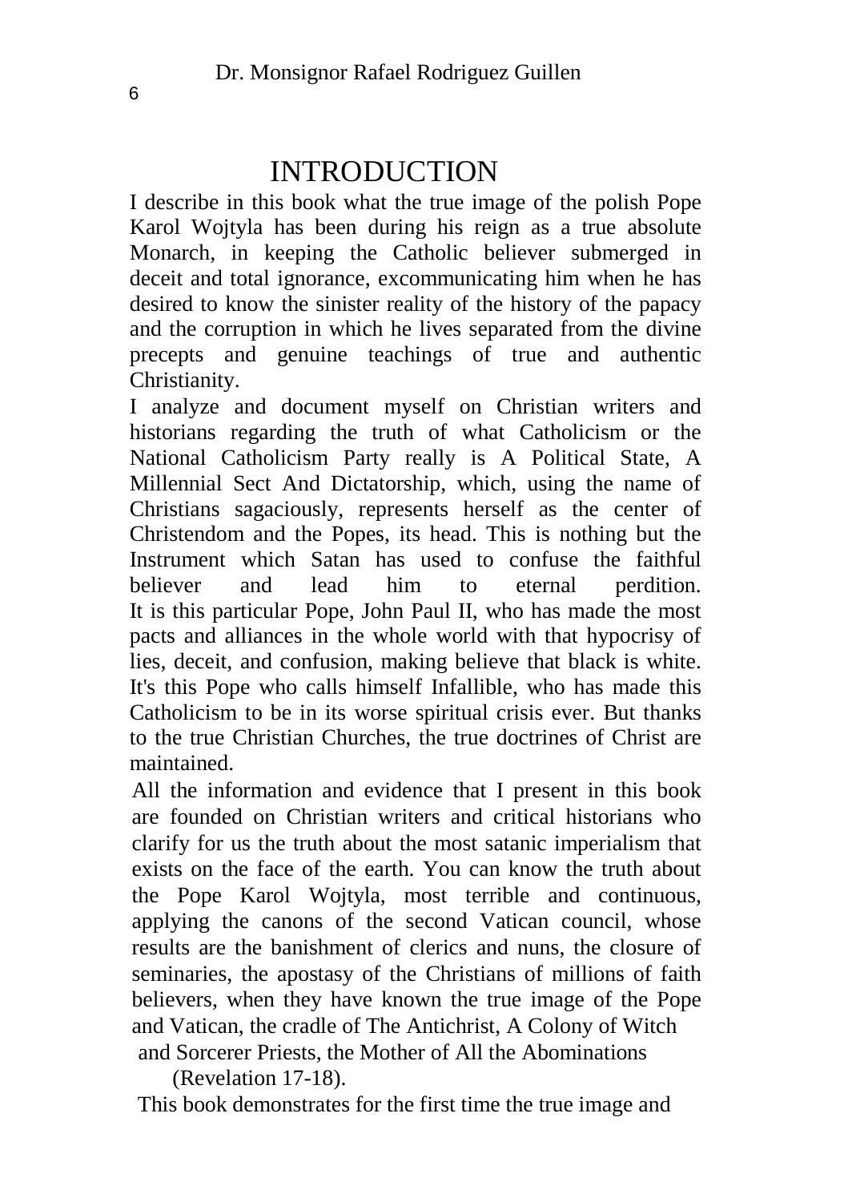# INTRODUCTION

I describe in this book what the true image of the polish Pope Karol Wojtyla has been during his reign as a true absolute Monarch, in keeping the Catholic believer submerged in deceit and total ignorance, excommunicating him when he has desired to know the sinister reality of the history of the papacy and the corruption in which he lives separated from the divine precepts and genuine teachings of true and authentic Christianity.

I analyze and document myself on Christian writers and historians regarding the truth of what Catholicism or the National Catholicism Party really is A Political State, A Millennial Sect And Dictatorship, which, using the name of Christians sagaciously, represents herself as the center of Christendom and the Popes, its head. This is nothing but the Instrument which Satan has used to confuse the faithful believer and lead him to eternal perdition.

It is this particular Pope, John Paul II, who has made the most pacts and alliances in the whole world with that hypocrisy of lies, deceit, and confusion, making believe that black is white. It's this Pope who calls himself Infallible, who has made this Catholicism to be in its worse spiritual crisis ever. But thanks to the true Christian Churches, the true doctrines of Christ are maintained.

All the information and evidence that I present in this book are founded on Christian writers and critical historians who clarify for us the truth about the most satanic imperialism that exists on the face of the earth. You can know the truth about the Pope Karol Wojtyla, most terrible and continuous, applying the canons of the second Vatican council, whose results are the banishment of clerics and nuns, the closure of seminaries, the apostasy of the Christians of millions of faith believers, when they have known the true image of the Pope and Vatican, the cradle of The Antichrist, A Colony of Witch and Sorcerer Priests, the Mother of All the Abominations (Revelation 17-18).

This book demonstrates for the first time the true image and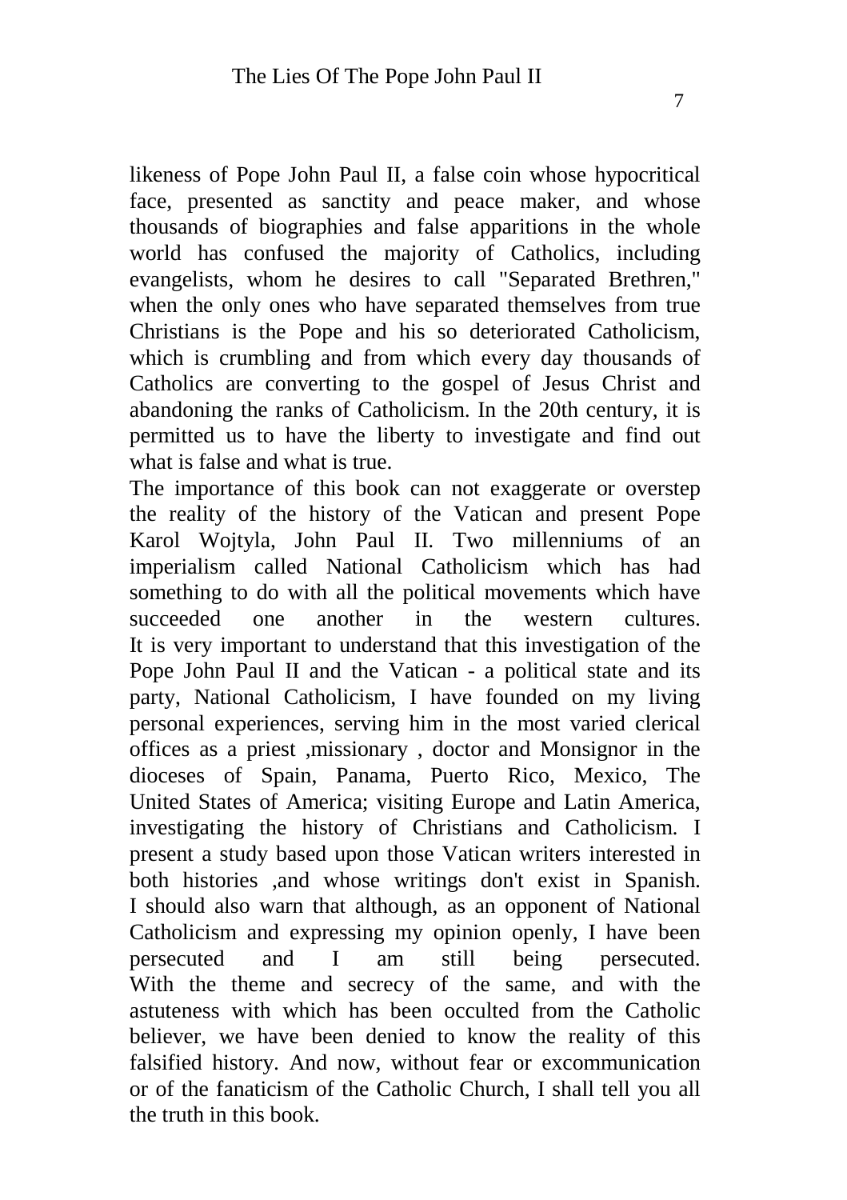likeness of Pope John Paul II, a false coin whose hypocritical face, presented as sanctity and peace maker, and whose thousands of biographies and false apparitions in the whole world has confused the majority of Catholics, including evangelists, whom he desires to call "Separated Brethren," when the only ones who have separated themselves from true Christians is the Pope and his so deteriorated Catholicism, which is crumbling and from which every day thousands of Catholics are converting to the gospel of Jesus Christ and abandoning the ranks of Catholicism. In the 20th century, it is permitted us to have the liberty to investigate and find out what is false and what is true.

The importance of this book can not exaggerate or overstep the reality of the history of the Vatican and present Pope Karol Wojtyla, John Paul II. Two millenniums of an imperialism called National Catholicism which has had something to do with all the political movements which have succeeded one another in the western cultures.

It is very important to understand that this investigation of the Pope John Paul II and the Vatican - a political state and its party, National Catholicism, I have founded on my living personal experiences, serving him in the most varied clerical offices as a priest ,missionary , doctor and Monsignor in the dioceses of Spain, Panama, Puerto Rico, Mexico, The United States of America; visiting Europe and Latin America, investigating the history of Christians and Catholicism. I present a study based upon those Vatican writers interested in both histories ,and whose writings don't exist in Spanish.

I should also warn that although, as an opponent of National Catholicism and expressing my opinion openly, I have been persecuted and I am still being persecuted.

With the theme and secrecy of the same, and with the astuteness with which has been occulted from the Catholic believer, we have been denied to know the reality of this falsified history. And now, without fear or excommunication or of the fanaticism of the Catholic Church, I shall tell you all the truth in this book.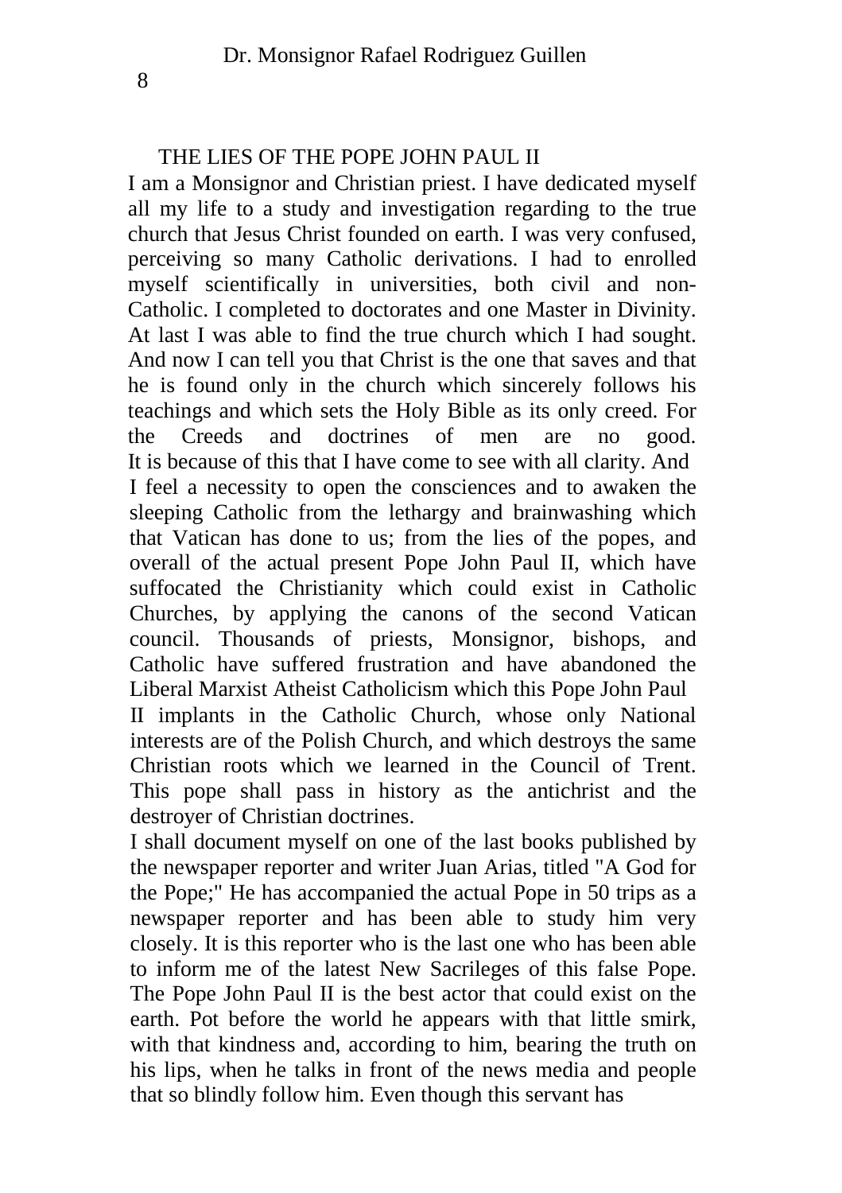## THE LIES OF THE POPE JOHN PAUL II

I am a Monsignor and Christian priest. I have dedicated myself all my life to a study and investigation regarding to the true church that Jesus Christ founded on earth. I was very confused, perceiving so many Catholic derivations. I had to enrolled myself scientifically in universities, both civil and non-Catholic. I completed to doctorates and one Master in Divinity. At last I was able to find the true church which I had sought. And now I can tell you that Christ is the one that saves and that he is found only in the church which sincerely follows his teachings and which sets the Holy Bible as its only creed. For the Creeds and doctrines of men are no good.

It is because of this that I have come to see with all clarity. And I feel a necessity to open the consciences and to awaken the sleeping Catholic from the lethargy and brainwashing which that Vatican has done to us; from the lies of the popes, and overall of the actual present Pope John Paul II, which have suffocated the Christianity which could exist in Catholic Churches, by applying the canons of the second Vatican council. Thousands of priests, Monsignor, bishops, and Catholic have suffered frustration and have abandoned the Liberal Marxist Atheist Catholicism which this Pope John Paul II implants in the Catholic Church, whose only National interests are of the Polish Church, and which destroys the same Christian roots which we learned in the Council of Trent. This pope shall pass in history as the antichrist and the destroyer of Christian doctrines.

I shall document myself on one of the last books published by the newspaper reporter and writer Juan Arias, titled "A God for the Pope;" He has accompanied the actual Pope in 50 trips as a newspaper reporter and has been able to study him very closely. It is this reporter who is the last one who has been able to inform me of the latest New Sacrileges of this false Pope. The Pope John Paul II is the best actor that could exist on the earth. Pot before the world he appears with that little smirk, with that kindness and, according to him, bearing the truth on his lips, when he talks in front of the news media and people that so blindly follow him. Even though this servant has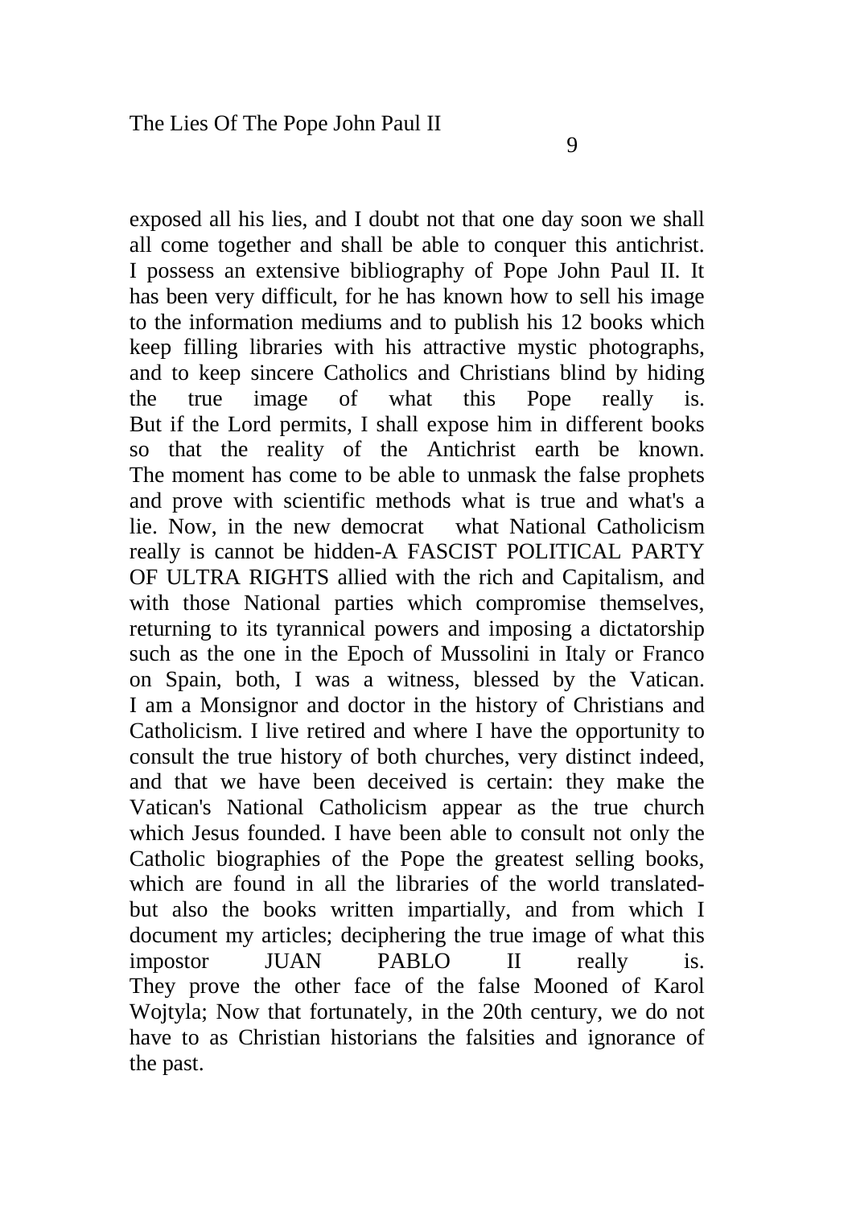exposed all his lies, and I doubt not that one day soon we shall all come together and shall be able to conquer this antichrist. I possess an extensive bibliography of Pope John Paul II. It has been very difficult, for he has known how to sell his image to the information mediums and to publish his 12 books which keep filling libraries with his attractive mystic photographs, and to keep sincere Catholics and Christians blind by hiding the true image of what this Pope really is.

But if the Lord permits, I shall expose him in different books so that the reality of the Antichrist earth be known. The moment has come to be able to unmask the false prophets and prove with scientific methods what is true and what's a lie. Now, in the new democrat what National Catholicism really is cannot be hidden-A FASCIST POLITICAL PARTY OF ULTRA RIGHTS allied with the rich and Capitalism, and with those National parties which compromise themselves, returning to its tyrannical powers and imposing a dictatorship such as the one in the Epoch of Mussolini in Italy or Franco on Spain, both, I was a witness, blessed by the Vatican.

I am a Monsignor and doctor in the history of Christians and Catholicism. I live retired and where I have the opportunity to consult the true history of both churches, very distinct indeed, and that we have been deceived is certain: they make the Vatican's National Catholicism appear as the true church which Jesus founded. I have been able to consult not only the Catholic biographies of the Pope the greatest selling books, which are found in all the libraries of the world translated-but also the books written impartially, and from which I document my articles; deciphering the true image of what this impostor JUAN PABLO II really is.

They prove the other face of the false Mooned of Karol Wojtyla; Now that fortunately, in the 20th century, we do not have to as Christian historians the falsities and ignorance of the past.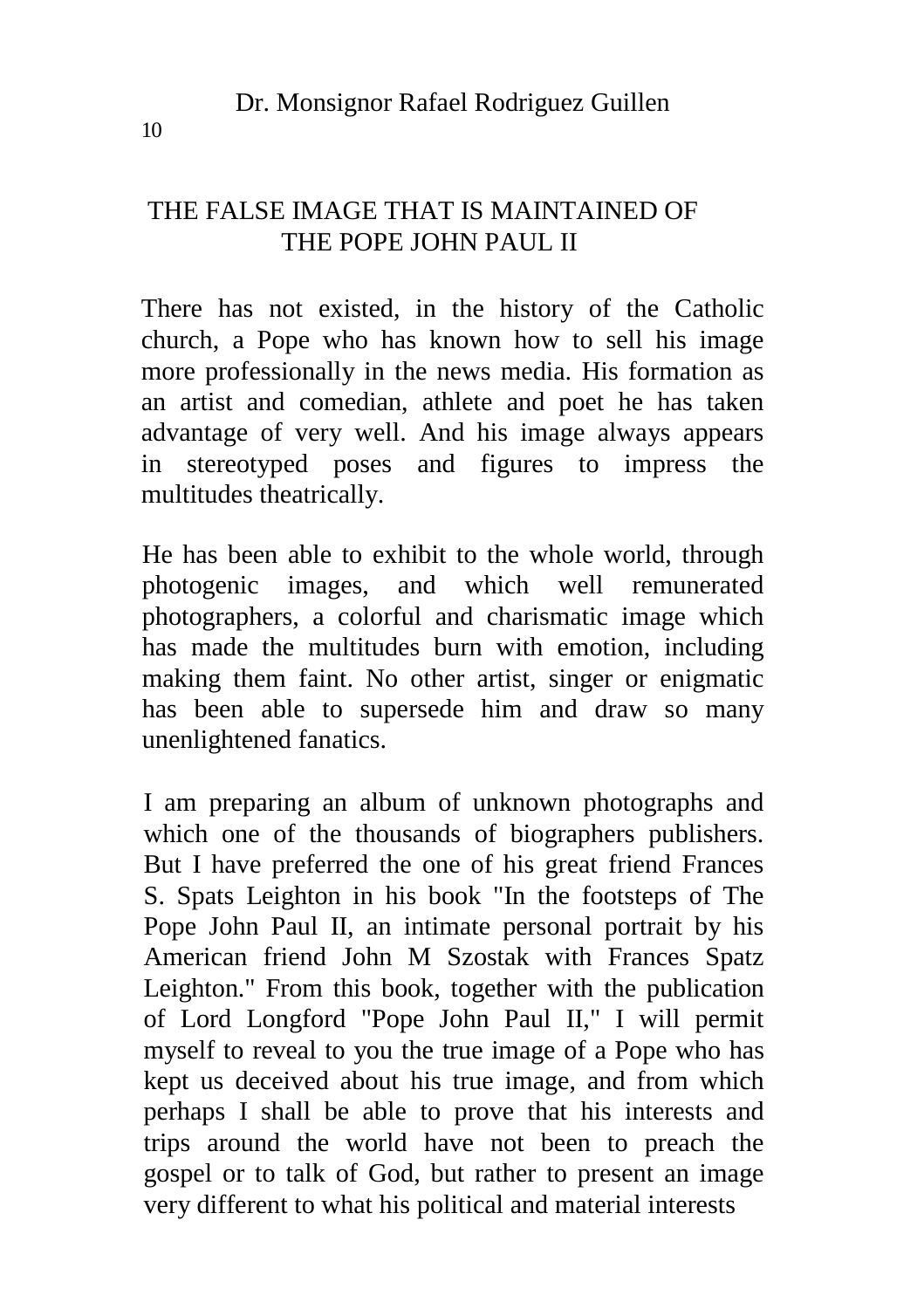# THE FALSE IMAGE THAT IS MAINTAINED OF THE POPE JOHN PAUL II

There has not existed, in the history of the Catholic church, a Pope who has known how to sell his image more professionally in the news media. His formation as an artist and comedian, athlete and poet he has taken advantage of very well. And his image always appears in stereotyped poses and figures to impress the multitudes theatrically.

He has been able to exhibit to the whole world, through photogenic images, and which well remunerated photographers, a colorful and charismatic image which has made the multitudes burn with emotion, including making them faint. No other artist, singer or enigmatic has been able to supersede him and draw so many unenlightened fanatics.

I am preparing an album of unknown photographs and which one of the thousands of biographers publishers. But I have preferred the one of his great friend Frances S. Spats Leighton in his book "In the footsteps of The Pope John Paul II, an intimate personal portrait by his American friend John M Szostak with Frances Spatz Leighton." From this book, together with the publication of Lord Longford "Pope John Paul II," I will permit myself to reveal to you the true image of a Pope who has kept us deceived about his true image, and from which perhaps I shall be able to prove that his interests and trips around the world have not been to preach the gospel or to talk of God, but rather to present an image very different to what his political and material interests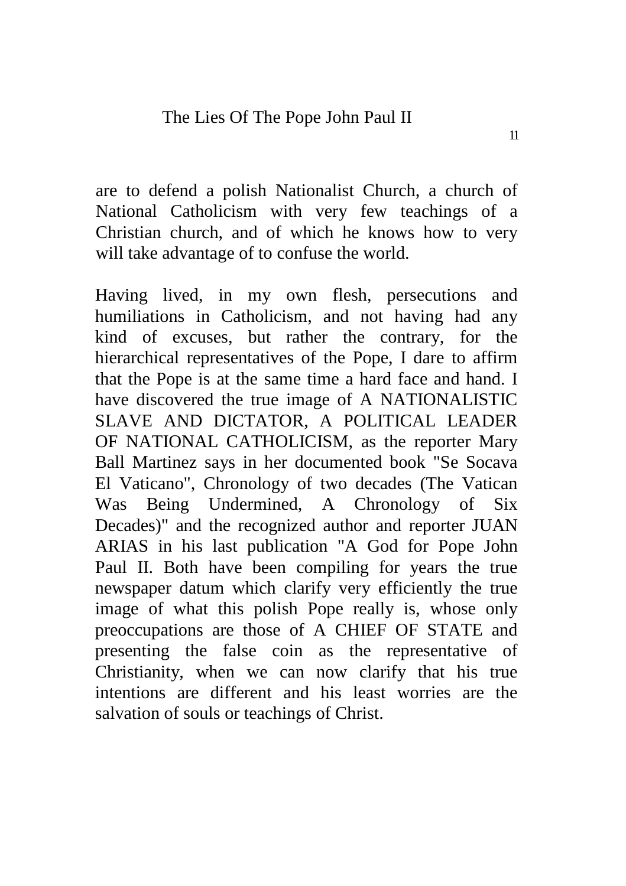are to defend a polish Nationalist Church, a church of National Catholicism with very few teachings of a Christian church, and of which he knows how to very will take advantage of to confuse the world.

Having lived, in my own flesh, persecutions and humiliations in Catholicism, and not having had any kind of excuses, but rather the contrary, for the hierarchical representatives of the Pope, I dare to affirm that the Pope is at the same time a hard face and hand. I have discovered the true image of A NATIONALISTIC SLAVE AND DICTATOR, A POLITICAL LEADER OF NATIONAL CATHOLICISM, as the reporter Mary Ball Martinez says in her documented book "Se Socava El Vaticano", Chronology of two decades (The Vatican Was Being Undermined, A Chronology of Six Decades)" and the recognized author and reporter JUAN ARIAS in his last publication "A God for Pope John Paul II. Both have been compiling for years the true newspaper datum which clarify very efficiently the true image of what this polish Pope really is, whose only preoccupations are those of A CHIEF OF STATE and presenting the false coin as the representative of Christianity, when we can now clarify that his true intentions are different and his least worries are the salvation of souls or teachings of Christ.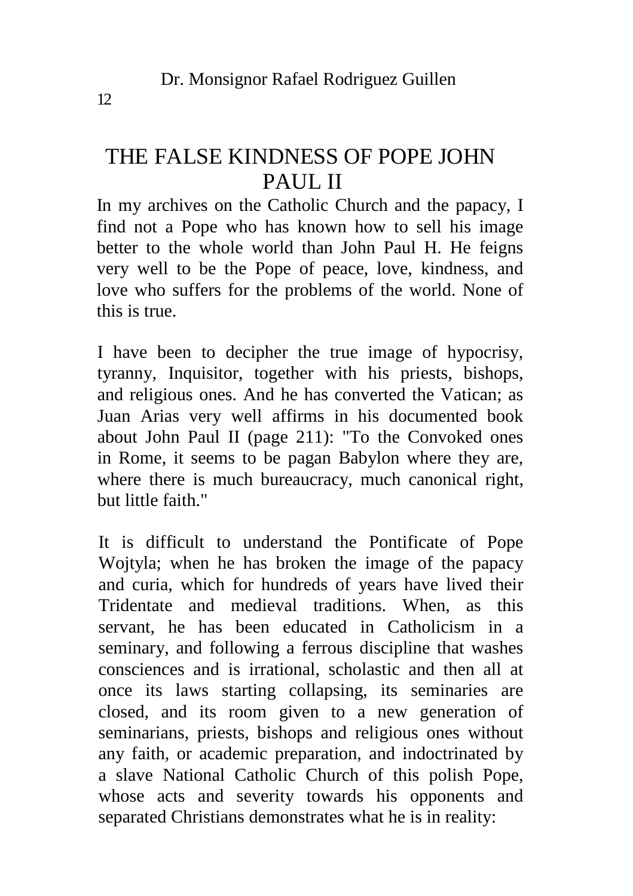# THE FALSE KINDNESS OF POPE JOHN PAUL II

In my archives on the Catholic Church and the papacy, I find not a Pope who has known how to sell his image better to the whole world than John Paul H. He feigns very well to be the Pope of peace, love, kindness, and love who suffers for the problems of the world. None of this is true.

I have been to decipher the true image of hypocrisy, tyranny, Inquisitor, together with his priests, bishops, and religious ones. And he has converted the Vatican; as Juan Arias very well affirms in his documented book about John Paul II (page 211): "To the Convoked ones in Rome, it seems to be pagan Babylon where they are, where there is much bureaucracy, much canonical right, but little faith."

It is difficult to understand the Pontificate of Pope Wojtyla; when he has broken the image of the papacy and curia, which for hundreds of years have lived their Tridentate and medieval traditions. When, as this servant, he has been educated in Catholicism in a seminary, and following a ferrous discipline that washes consciences and is irrational, scholastic and then all at once its laws starting collapsing, its seminaries are closed, and its room given to a new generation of seminarians, priests, bishops and religious ones without any faith, or academic preparation, and indoctrinated by a slave National Catholic Church of this polish Pope, whose acts and severity towards his opponents and separated Christians demonstrates what he is in reality: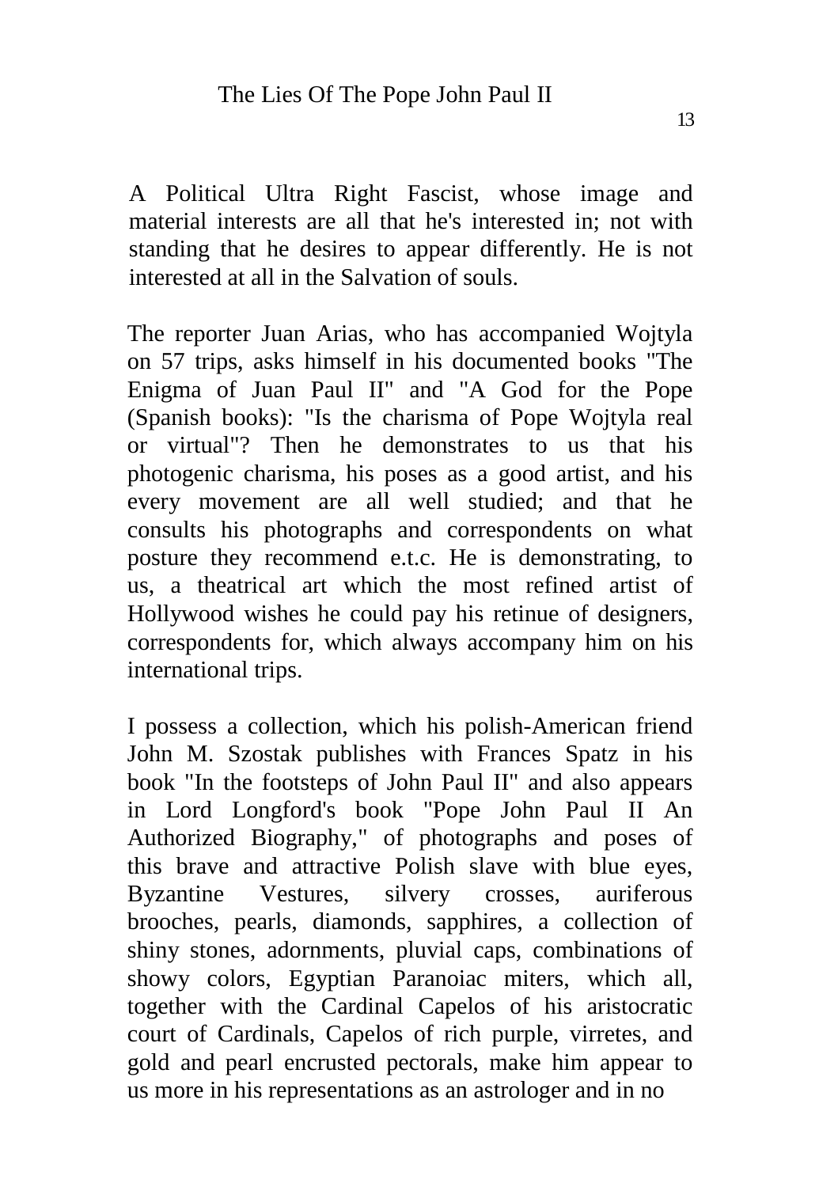A Political Ultra Right Fascist, whose image and material interests are all that he's interested in; not with standing that he desires to appear differently. He is not interested at all in the Salvation of souls.

The reporter Juan Arias, who has accompanied Wojtyla on 57 trips, asks himself in his documented books "The Enigma of Juan Paul II" and "A God for the Pope (Spanish books): "Is the charisma of Pope Wojtyla real or virtual"? Then he demonstrates to us that his photogenic charisma, his poses as a good artist, and his every movement are all well studied; and that he consults his photographs and correspondents on what posture they recommend e.t.c. He is demonstrating, to us, a theatrical art which the most refined artist of Hollywood wishes he could pay his retinue of designers, correspondents for, which always accompany him on his international trips.

I possess a collection, which his polish-American friend John M. Szostak publishes with Frances Spatz in his book "In the footsteps of John Paul II" and also appears in Lord Longford's book "Pope John Paul II An Authorized Biography," of photographs and poses of this brave and attractive Polish slave with blue eyes, Byzantine Vestures, silvery crosses, auriferous brooches, pearls, diamonds, sapphires, a collection of shiny stones, adornments, pluvial caps, combinations of showy colors, Egyptian Paranoiac miters, which all, together with the Cardinal Capelos of his aristocratic court of Cardinals, Capelos of rich purple, virretes, and gold and pearl encrusted pectorals, make him appear to us more in his representations as an astrologer and in no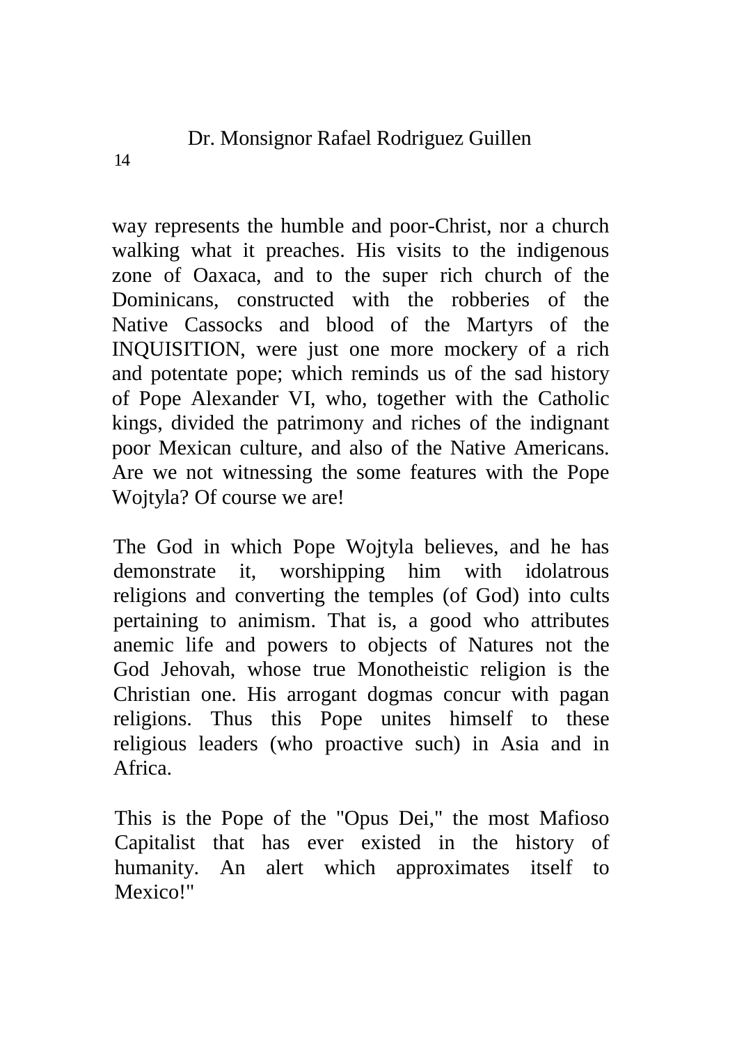way represents the humble and poor-Christ, nor a church walking what it preaches. His visits to the indigenous zone of Oaxaca, and to the super rich church of the Dominicans, constructed with the robberies of the Native Cassocks and blood of the Martyrs of the INQUISITION, were just one more mockery of a rich and potentate pope; which reminds us of the sad history of Pope Alexander VI, who, together with the Catholic kings, divided the patrimony and riches of the indignant poor Mexican culture, and also of the Native Americans. Are we not witnessing the some features with the Pope Wojtyla? Of course we are!

The God in which Pope Wojtyla believes, and he has demonstrate it, worshipping him with idolatrous religions and converting the temples (of God) into cults pertaining to animism. That is, a good who attributes anemic life and powers to objects of Natures not the God Jehovah, whose true Monotheistic religion is the Christian one. His arrogant dogmas concur with pagan religions. Thus this Pope unites himself to these religious leaders (who proactive such) in Asia and in Africa.

This is the Pope of the "Opus Dei," the most Mafioso Capitalist that has ever existed in the history of humanity. An alert which approximates itself to Mexico!"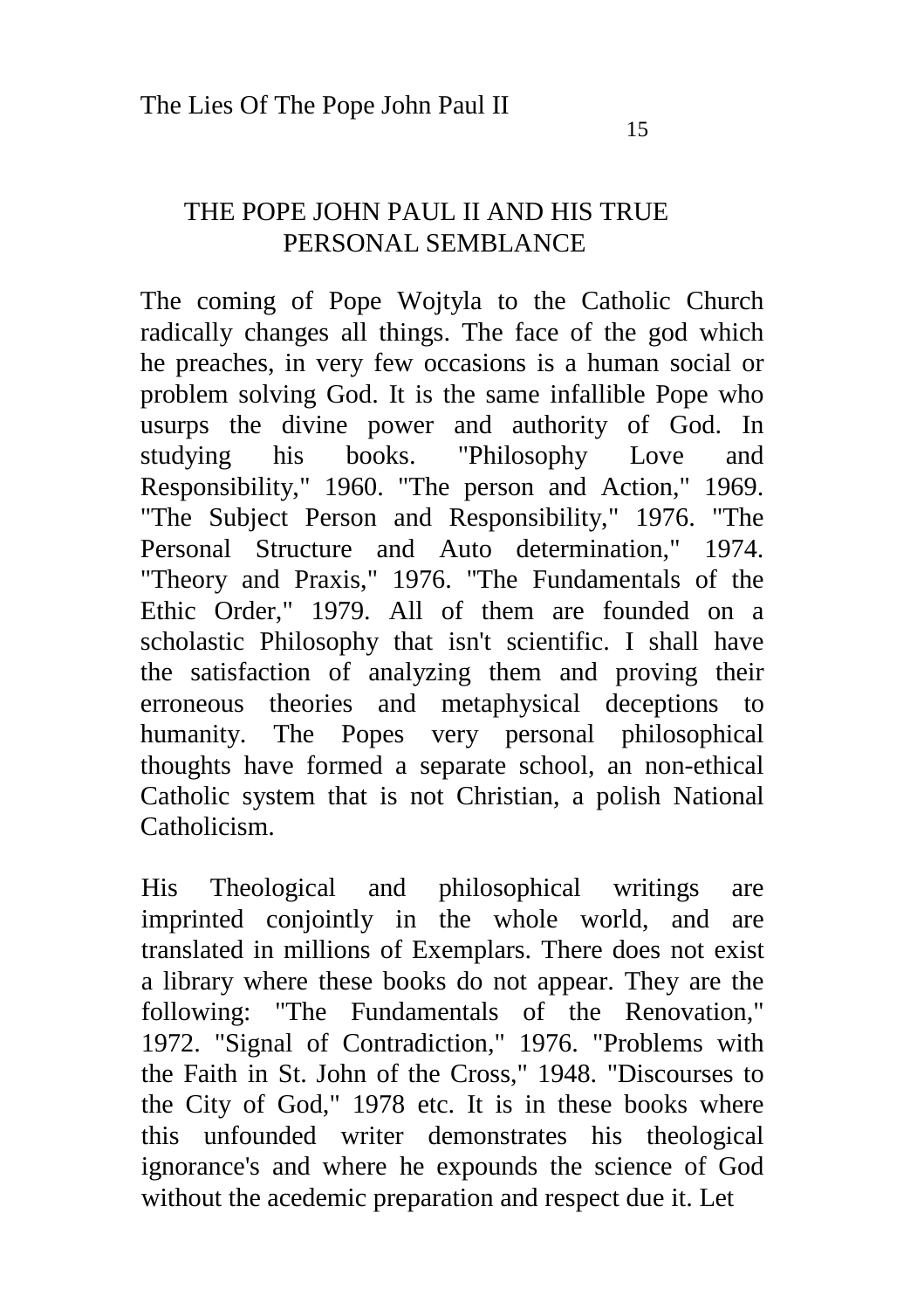## THE POPE JOHN PAUL II AND HIS TRUE PERSONAL SEMBLANCE

The coming of Pope Wojtyla to the Catholic Church radically changes all things. The face of the god which he preaches, in very few occasions is a human social or problem solving God. It is the same infallible Pope who usurps the divine power and authority of God. In studying his books. "Philosophy Love and Responsibility," 1960. "The person and Action," 1969. "The Subject Person and Responsibility," 1976. "The Personal Structure and Auto determination," 1974. "Theory and Praxis," 1976. "The Fundamentals of the Ethic Order," 1979. All of them are founded on a scholastic Philosophy that isn't scientific. I shall have the satisfaction of analyzing them and proving their erroneous theories and metaphysical deceptions to humanity. The Popes very personal philosophical thoughts have formed a separate school, an non-ethical Catholic system that is not Christian, a polish National Catholicism.

His Theological and philosophical writings are imprinted conjointly in the whole world, and are translated in millions of Exemplars. There does not exist a library where these books do not appear. They are the following: "The Fundamentals of the Renovation," 1972. "Signal of Contradiction," 1976. "Problems with the Faith in St. John of the Cross," 1948. "Discourses to the City of God," 1978 etc. It is in these books where this unfounded writer demonstrates his theological ignorance's and where he expounds the science of God without the acedemic preparation and respect due it. Let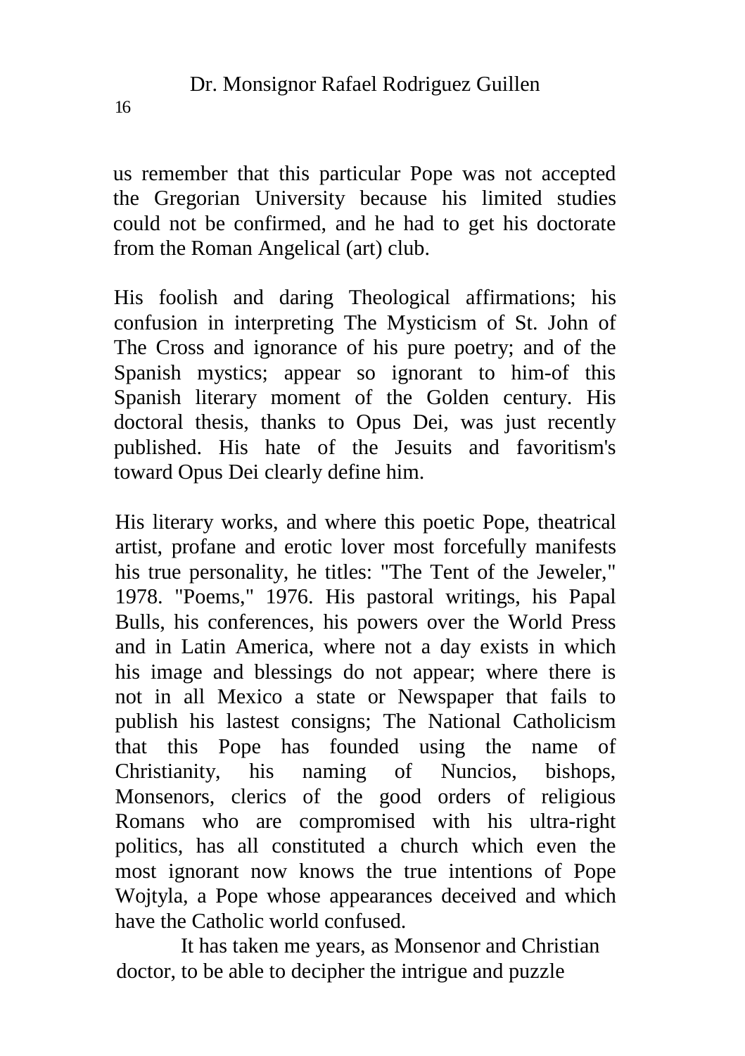us remember that this particular Pope was not accepted the Gregorian University because his limited studies could not be confirmed, and he had to get his doctorate from the Roman Angelical (art) club.

His foolish and daring Theological affirmations; his confusion in interpreting The Mysticism of St. John of The Cross and ignorance of his pure poetry; and of the Spanish mystics; appear so ignorant to him-of this Spanish literary moment of the Golden century. His doctoral thesis, thanks to Opus Dei, was just recently published. His hate of the Jesuits and favoritism's toward Opus Dei clearly define him.

His literary works, and where this poetic Pope, theatrical artist, profane and erotic lover most forcefully manifests his true personality, he titles: "The Tent of the Jeweler," 1978. "Poems," 1976. His pastoral writings, his Papal Bulls, his conferences, his powers over the World Press and in Latin America, where not a day exists in which his image and blessings do not appear; where there is not in all Mexico a state or Newspaper that fails to publish his lastest consigns; The National Catholicism that this Pope has founded using the name of Christianity, his naming of Nuncios, bishops, Monsenors, clerics of the good orders of religious Romans who are compromised with his ultra-right politics, has all constituted a church which even the most ignorant now knows the true intentions of Pope Wojtyla, a Pope whose appearances deceived and which have the Catholic world confused.

It has taken me years, as Monsenor and Christian doctor, to be able to decipher the intrigue and puzzle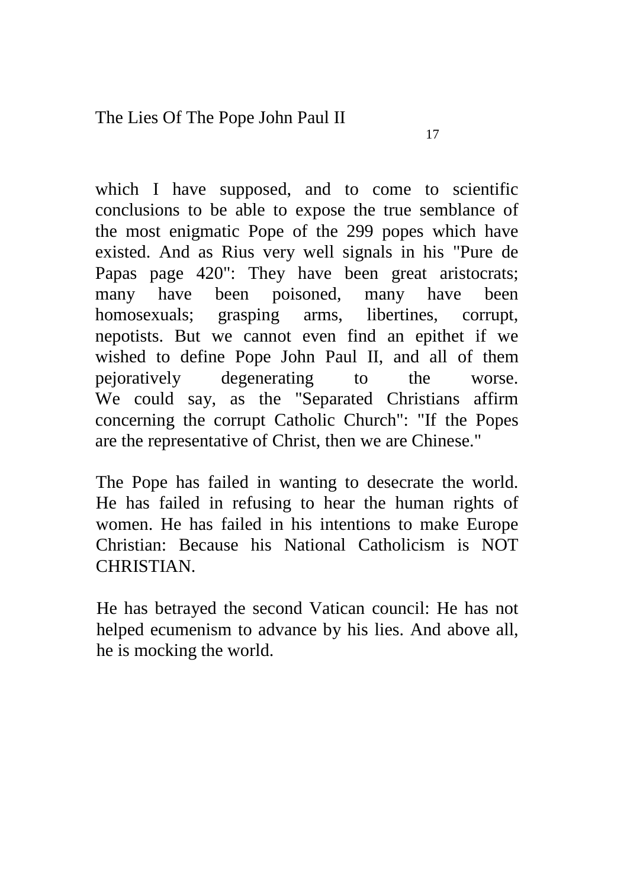which I have supposed, and to come to scientific conclusions to be able to expose the true semblance of the most enigmatic Pope of the 299 popes which have existed. And as Rius very well signals in his "Pure de Papas page 420": They have been great aristocrats; many have been poisoned, many have been homosexuals; grasping arms, libertines, corrupt, nepotists. But we cannot even find an epithet if we wished to define Pope John Paul II, and all of them pejoratively degenerating to the worse.
We could say, as the "Separated Christians affirm concerning the corrupt Catholic Church": "If the Popes are the representative of Christ, then we are Chinese."

The Pope has failed in wanting to desecrate the world. He has failed in refusing to hear the human rights of women. He has failed in his intentions to make Europe Christian: Because his National Catholicism is NOT CHRISTIAN.

He has betrayed the second Vatican council: He has not helped ecumenism to advance by his lies. And above all, he is mocking the world.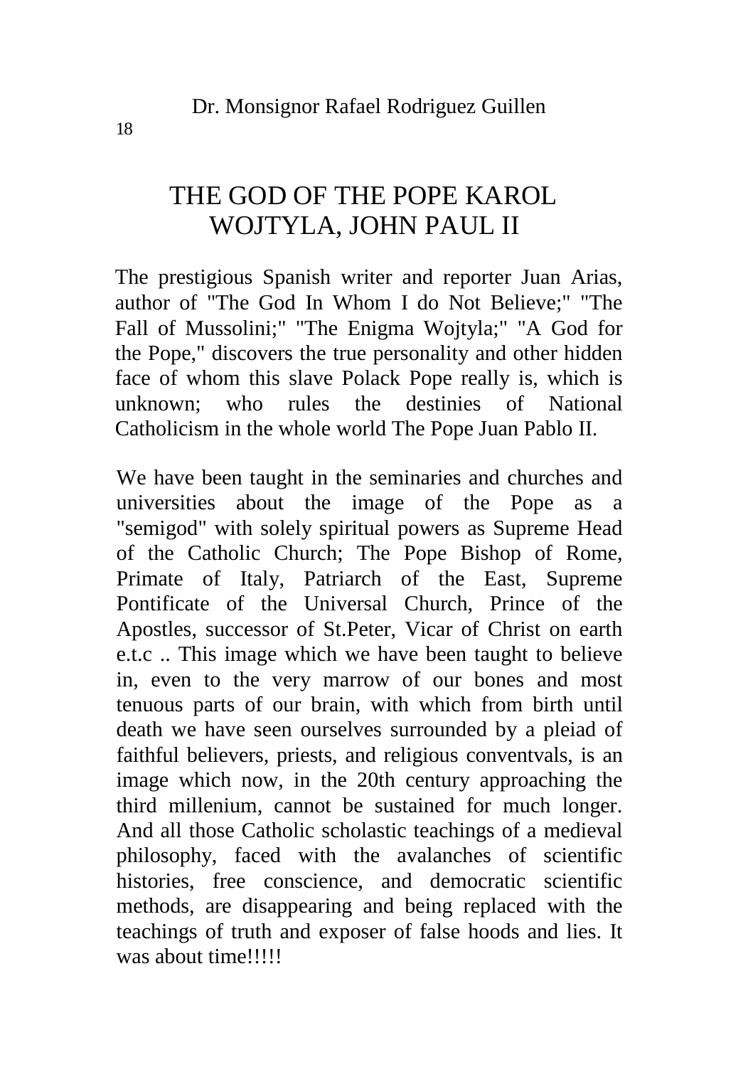# THE GOD OF THE POPE KAROL WOJTYLA, JOHN PAUL II

The prestigious Spanish writer and reporter Juan Arias, author of "The God In Whom I do Not Believe;" "The Fall of Mussolini;" "The Enigma Wojtyla;" "A God for the Pope," discovers the true personality and other hidden face of whom this slave Polack Pope really is, which is unknown; who rules the destinies of National Catholicism in the whole world The Pope Juan Pablo II.

We have been taught in the seminaries and churches and universities about the image of the Pope as a "semigod" with solely spiritual powers as Supreme Head of the Catholic Church; The Pope Bishop of Rome, Primate of Italy, Patriarch of the East, Supreme Pontificate of the Universal Church, Prince of the Apostles, successor of St.Peter, Vicar of Christ on earth e.t.c .. This image which we have been taught to believe in, even to the very marrow of our bones and most tenuous parts of our brain, with which from birth until death we have seen ourselves surrounded by a pleiad of faithful believers, priests, and religious conventvals, is an image which now, in the 20th century approaching the third millenium, cannot be sustained for much longer. And all those Catholic scholastic teachings of a medieval philosophy, faced with the avalanches of scientific histories, free conscience, and democratic scientific methods, are disappearing and being replaced with the teachings of truth and exposer of false hoods and lies. It was about time!!!!!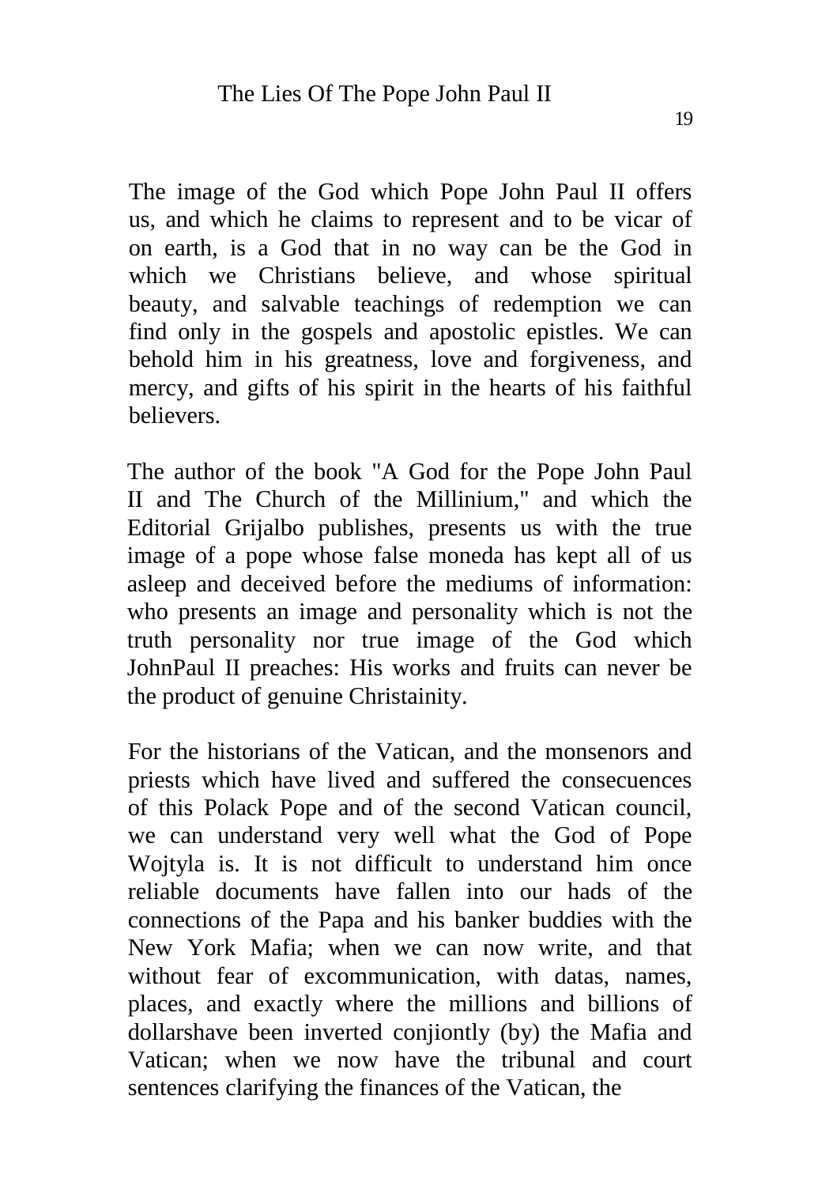The image of the God which Pope John Paul II offers us, and which he claims to represent and to be vicar of on earth, is a God that in no way can be the God in which we Christians believe, and whose spiritual beauty, and salvable teachings of redemption we can find only in the gospels and apostolic epistles. We can behold him in his greatness, love and forgiveness, and mercy, and gifts of his spirit in the hearts of his faithful believers.

The author of the book "A God for the Pope John Paul II and The Church of the Millinium," and which the Editorial Grijalbo publishes, presents us with the true image of a pope whose false moneda has kept all of us asleep and deceived before the mediums of information: who presents an image and personality which is not the truth personality nor true image of the God which JohnPaul II preaches: His works and fruits can never be the product of genuine Christainity.

For the historians of the Vatican, and the monsenors and priests which have lived and suffered the consecuences of this Polack Pope and of the second Vatican council, we can understand very well what the God of Pope Wojtyla is. It is not difficult to understand him once reliable documents have fallen into our hads of the connections of the Papa and his banker buddies with the New York Mafia; when we can now write, and that without fear of excommunication, with datas, names, places, and exactly where the millions and billions of dollarshave been inverted conjiontly (by) the Mafia and Vatican; when we now have the tribunal and court sentences clarifying the finances of the Vatican, the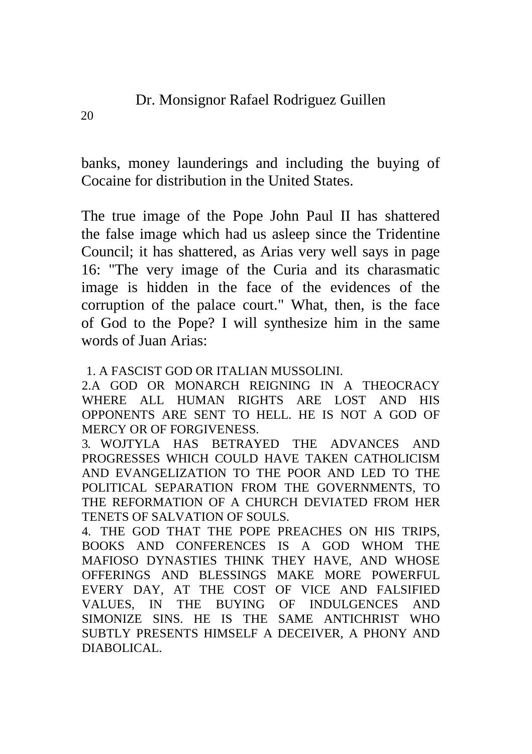banks, money launderings and including the buying of Cocaine for distribution in the United States.

The true image of the Pope John Paul II has shattered the false image which had us asleep since the Tridentine Council; it has shattered, as Arias very well says in page 16: "The very image of the Curia and its charasmatic image is hidden in the face of the evidences of the corruption of the palace court." What, then, is the face of God to the Pope? I will synthesize him in the same words of Juan Arias:

1. A FASCIST GOD OR ITALIAN MUSSOLINI.
2. A GOD OR MONARCH REIGNING IN A THEOCRACY WHERE ALL HUMAN RIGHTS ARE LOST AND HIS OPPONENTS ARE SENT TO HELL. HE IS NOT A GOD OF MERCY OR OF FORGIVENESS.
3. WOJTYLA HAS BETRAYED THE ADVANCES AND PROGRESSES WHICH COULD HAVE TAKEN CATHOLICISM AND EVANGELIZATION TO THE POOR AND LED TO THE POLITICAL SEPARATION FROM THE GOVERNMENTS, TO THE REFORMATION OF A CHURCH DEVIATED FROM HER TENETS OF SALVATION OF SOULS.
4. THE GOD THAT THE POPE PREACHES ON HIS TRIPS, BOOKS AND CONFERENCES IS A GOD WHOM THE MAFIOSO DYNASTIES THINK THEY HAVE, AND WHOSE OFFERINGS AND BLESSINGS MAKE MORE POWERFUL EVERY DAY, AT THE COST OF VICE AND FALSIFIED VALUES, IN THE BUYING OF INDULGENCES AND SIMONIZE SINS. HE IS THE SAME ANTICHRIST WHO SUBTLY PRESENTS HIMSELF A DECEIVER, A PHONY AND DIABOLICAL.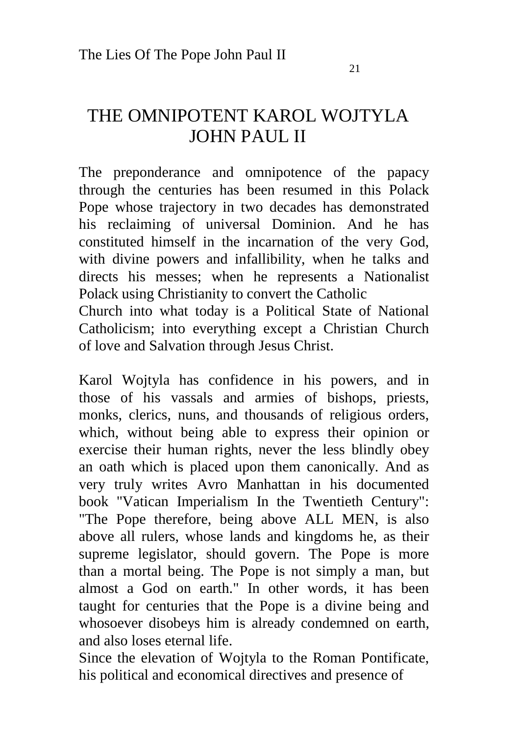# THE OMNIPOTENT KAROL WOJTYLA JOHN PAUL II

The preponderance and omnipotence of the papacy through the centuries has been resumed in this Polack Pope whose trajectory in two decades has demonstrated his reclaiming of universal Dominion. And he has constituted himself in the incarnation of the very God, with divine powers and infallibility, when he talks and directs his messes; when he represents a Nationalist Polack using Christianity to convert the Catholic Church into what today is a Political State of National Catholicism; into everything except a Christian Church of love and Salvation through Jesus Christ.

Karol Wojtyla has confidence in his powers, and in those of his vassals and armies of bishops, priests, monks, clerics, nuns, and thousands of religious orders, which, without being able to express their opinion or exercise their human rights, never the less blindly obey an oath which is placed upon them canonically. And as very truly writes Avro Manhattan in his documented book "Vatican Imperialism In the Twentieth Century": "The Pope therefore, being above ALL MEN, is also above all rulers, whose lands and kingdoms he, as their supreme legislator, should govern. The Pope is more than a mortal being. The Pope is not simply a man, but almost a God on earth." In other words, it has been taught for centuries that the Pope is a divine being and whosoever disobeys him is already condemned on earth, and also loses eternal life.

Since the elevation of Wojtyla to the Roman Pontificate, his political and economical directives and presence of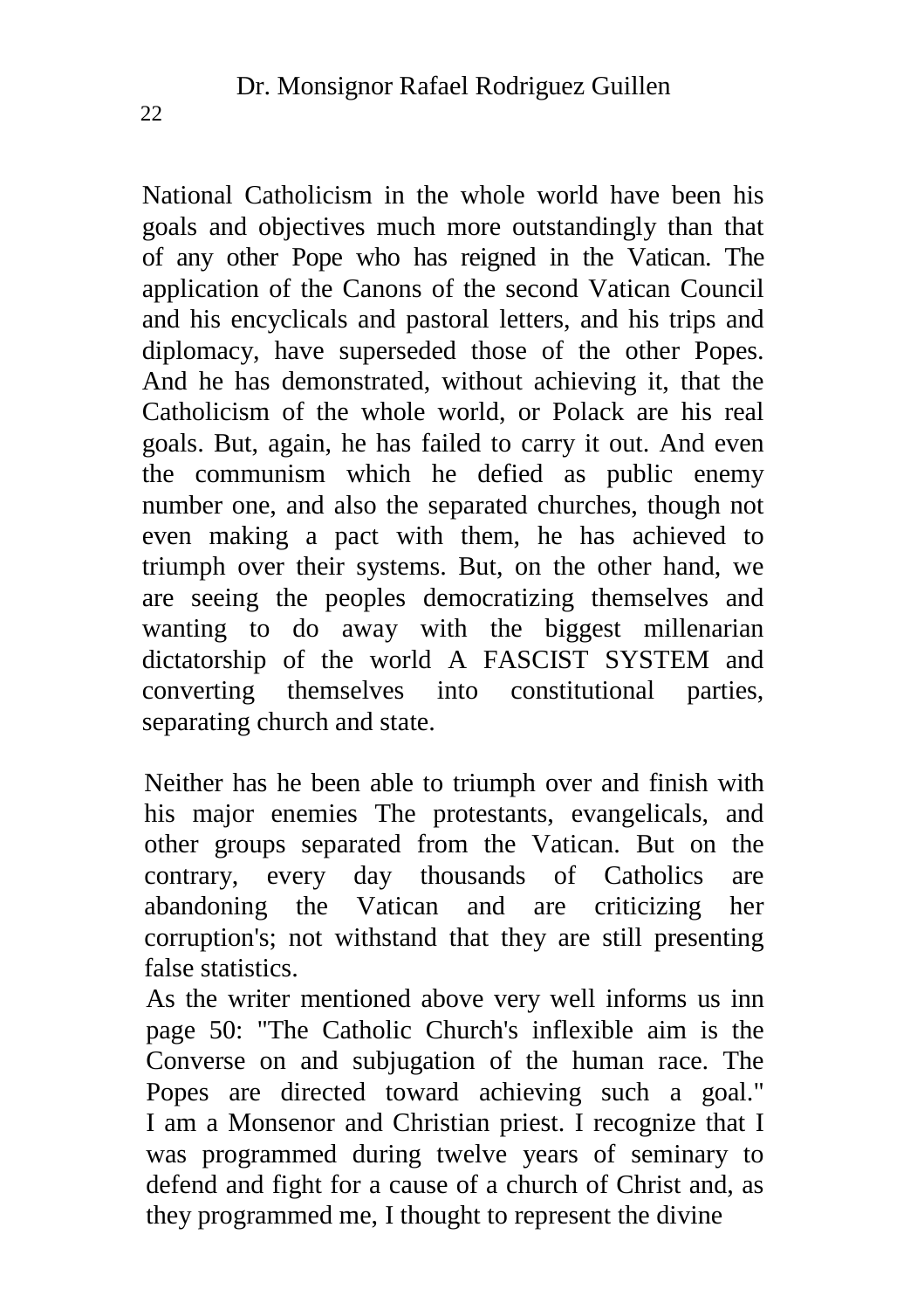National Catholicism in the whole world have been his goals and objectives much more outstandingly than that of any other Pope who has reigned in the Vatican. The application of the Canons of the second Vatican Council and his encyclicals and pastoral letters, and his trips and diplomacy, have superseded those of the other Popes. And he has demonstrated, without achieving it, that the Catholicism of the whole world, or Polack are his real goals. But, again, he has failed to carry it out. And even the communism which he defied as public enemy number one, and also the separated churches, though not even making a pact with them, he has achieved to triumph over their systems. But, on the other hand, we are seeing the peoples democratizing themselves and wanting to do away with the biggest millenarian dictatorship of the world A FASCIST SYSTEM and converting themselves into constitutional parties, separating church and state.

Neither has he been able to triumph over and finish with his major enemies The protestants, evangelicals, and other groups separated from the Vatican. But on the contrary, every day thousands of Catholics are abandoning the Vatican and are criticizing her corruption's; not withstand that they are still presenting false statistics.

As the writer mentioned above very well informs us inn page 50: "The Catholic Church's inflexible aim is the Converse on and subjugation of the human race. The Popes are directed toward achieving such a goal."

I am a Monsenor and Christian priest. I recognize that I was programmed during twelve years of seminary to defend and fight for a cause of a church of Christ and, as they programmed me, I thought to represent the divine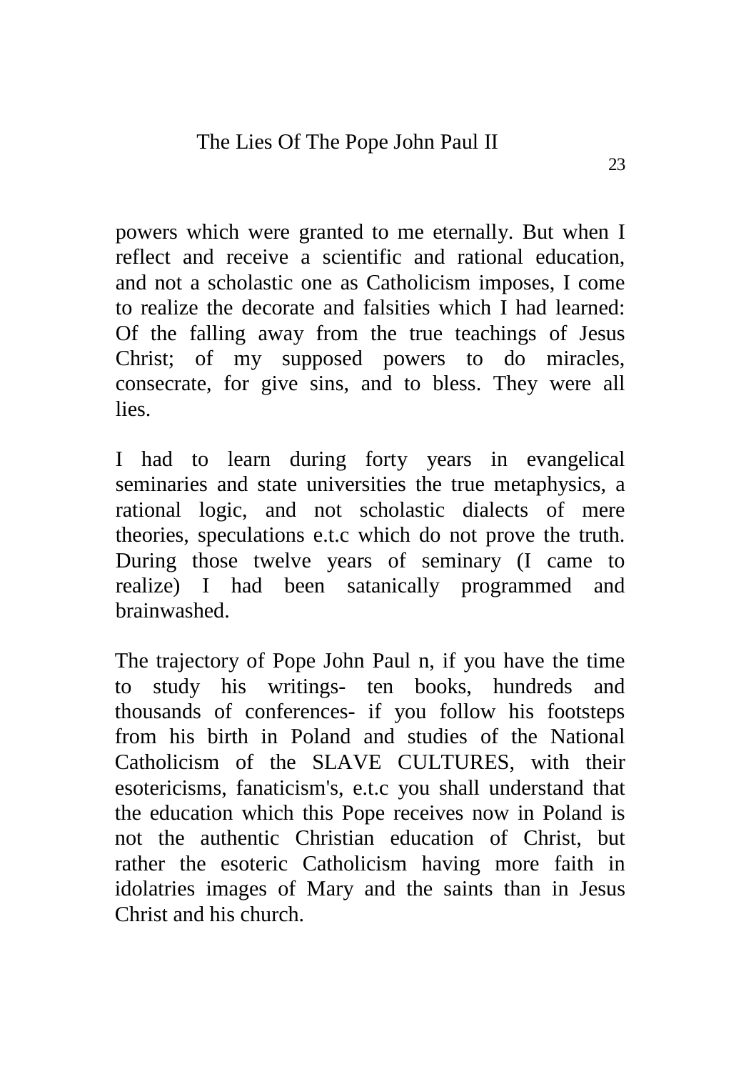powers which were granted to me eternally. But when I reflect and receive a scientific and rational education, and not a scholastic one as Catholicism imposes, I come to realize the decorate and falsities which I had learned: Of the falling away from the true teachings of Jesus Christ; of my supposed powers to do miracles, consecrate, for give sins, and to bless. They were all lies.

I had to learn during forty years in evangelical seminaries and state universities the true metaphysics, a rational logic, and not scholastic dialects of mere theories, speculations e.t.c which do not prove the truth. During those twelve years of seminary (I came to realize) I had been satanically programmed and brainwashed.

The trajectory of Pope John Paul n, if you have the time to study his writings- ten books, hundreds and thousands of conferences- if you follow his footsteps from his birth in Poland and studies of the National Catholicism of the SLAVE CULTURES, with their esotericisms, fanaticism's, e.t.c you shall understand that the education which this Pope receives now in Poland is not the authentic Christian education of Christ, but rather the esoteric Catholicism having more faith in idolatries images of Mary and the saints than in Jesus Christ and his church.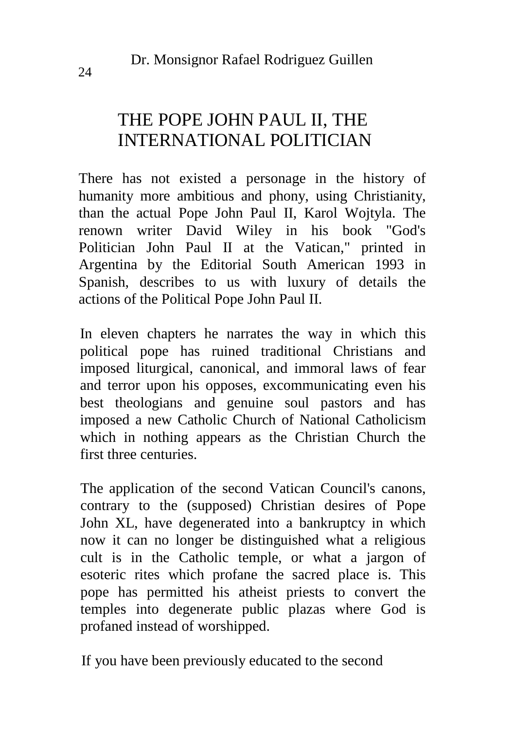# THE POPE JOHN PAUL II, THE INTERNATIONAL POLITICIAN

There has not existed a personage in the history of humanity more ambitious and phony, using Christianity, than the actual Pope John Paul II, Karol Wojtyla. The renown writer David Wiley in his book "God's Politician John Paul II at the Vatican," printed in Argentina by the Editorial South American 1993 in Spanish, describes to us with luxury of details the actions of the Political Pope John Paul II.

In eleven chapters he narrates the way in which this political pope has ruined traditional Christians and imposed liturgical, canonical, and immoral laws of fear and terror upon his opposes, excommunicating even his best theologians and genuine soul pastors and has imposed a new Catholic Church of National Catholicism which in nothing appears as the Christian Church the first three centuries.

The application of the second Vatican Council's canons, contrary to the (supposed) Christian desires of Pope John XL, have degenerated into a bankruptcy in which now it can no longer be distinguished what a religious cult is in the Catholic temple, or what a jargon of esoteric rites which profane the sacred place is. This pope has permitted his atheist priests to convert the temples into degenerate public plazas where God is profaned instead of worshipped.

If you have been previously educated to the second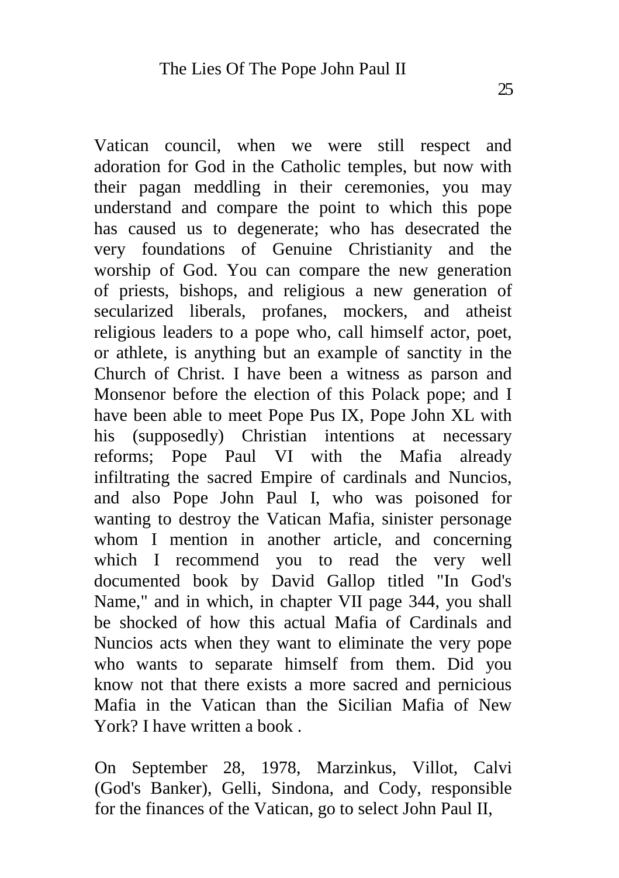Vatican council, when we were still respect and adoration for God in the Catholic temples, but now with their pagan meddling in their ceremonies, you may understand and compare the point to which this pope has caused us to degenerate; who has desecrated the very foundations of Genuine Christianity and the worship of God. You can compare the new generation of priests, bishops, and religious a new generation of secularized liberals, profanes, mockers, and atheist religious leaders to a pope who, call himself actor, poet, or athlete, is anything but an example of sanctity in the Church of Christ. I have been a witness as parson and Monsenor before the election of this Polack pope; and I have been able to meet Pope Pus IX, Pope John XL with his (supposedly) Christian intentions at necessary reforms; Pope Paul VI with the Mafia already infiltrating the sacred Empire of cardinals and Nuncios, and also Pope John Paul I, who was poisoned for wanting to destroy the Vatican Mafia, sinister personage whom I mention in another article, and concerning which I recommend you to read the very well documented book by David Gallop titled "In God's Name," and in which, in chapter VII page 344, you shall be shocked of how this actual Mafia of Cardinals and Nuncios acts when they want to eliminate the very pope who wants to separate himself from them. Did you know not that there exists a more sacred and pernicious Mafia in the Vatican than the Sicilian Mafia of New York? I have written a book .

On September 28, 1978, Marzinkus, Villot, Calvi (God's Banker), Gelli, Sindona, and Cody, responsible for the finances of the Vatican, go to select John Paul II,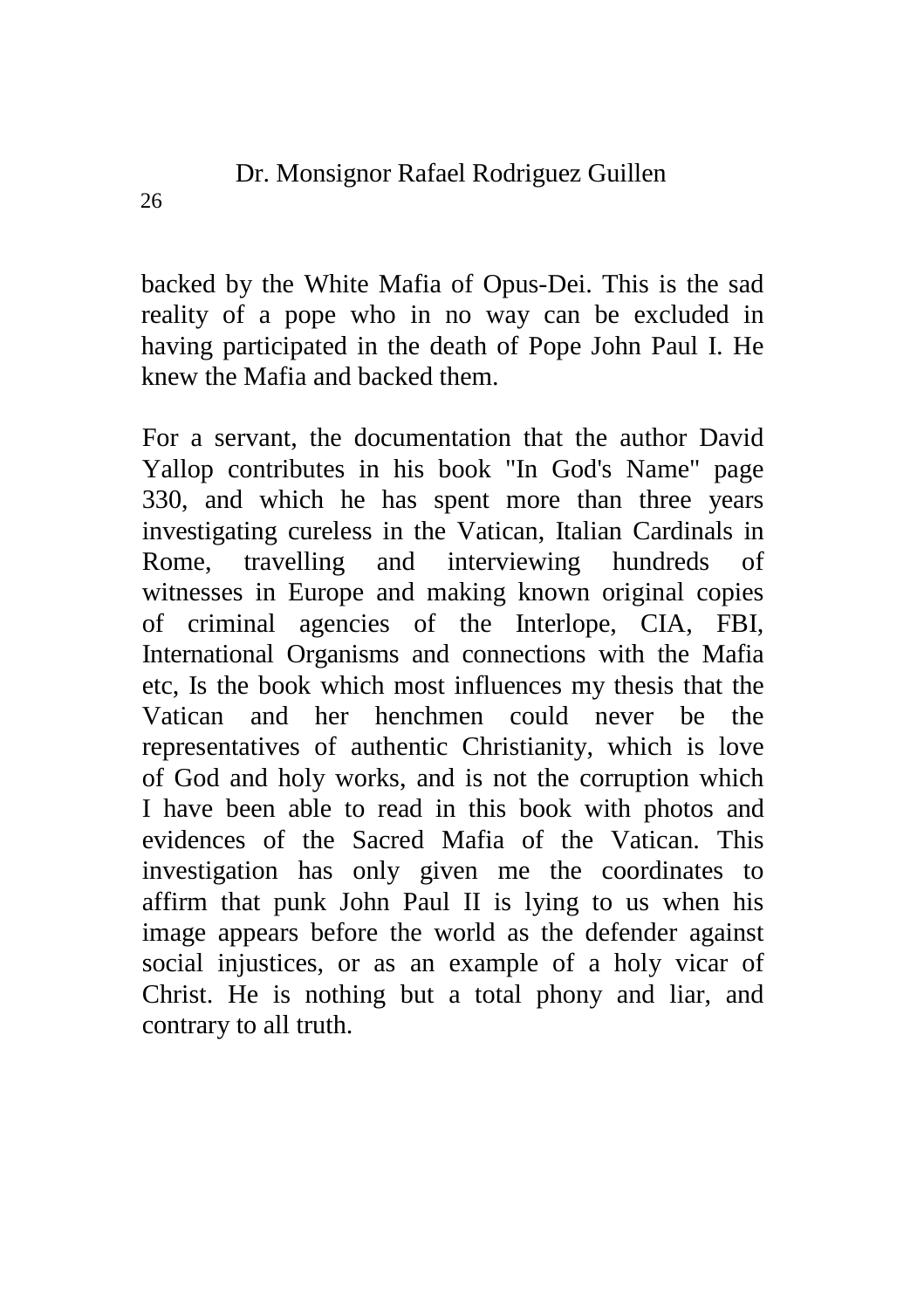backed by the White Mafia of Opus-Dei. This is the sad reality of a pope who in no way can be excluded in having participated in the death of Pope John Paul I. He knew the Mafia and backed them.

For a servant, the documentation that the author David Yallop contributes in his book "In God's Name" page 330, and which he has spent more than three years investigating cureless in the Vatican, Italian Cardinals in Rome, travelling and interviewing hundreds of witnesses in Europe and making known original copies of criminal agencies of the Interlope, CIA, FBI, International Organisms and connections with the Mafia etc, Is the book which most influences my thesis that the Vatican and her henchmen could never be the representatives of authentic Christianity, which is love of God and holy works, and is not the corruption which I have been able to read in this book with photos and evidences of the Sacred Mafia of the Vatican. This investigation has only given me the coordinates to affirm that punk John Paul II is lying to us when his image appears before the world as the defender against social injustices, or as an example of a holy vicar of Christ. He is nothing but a total phony and liar, and contrary to all truth.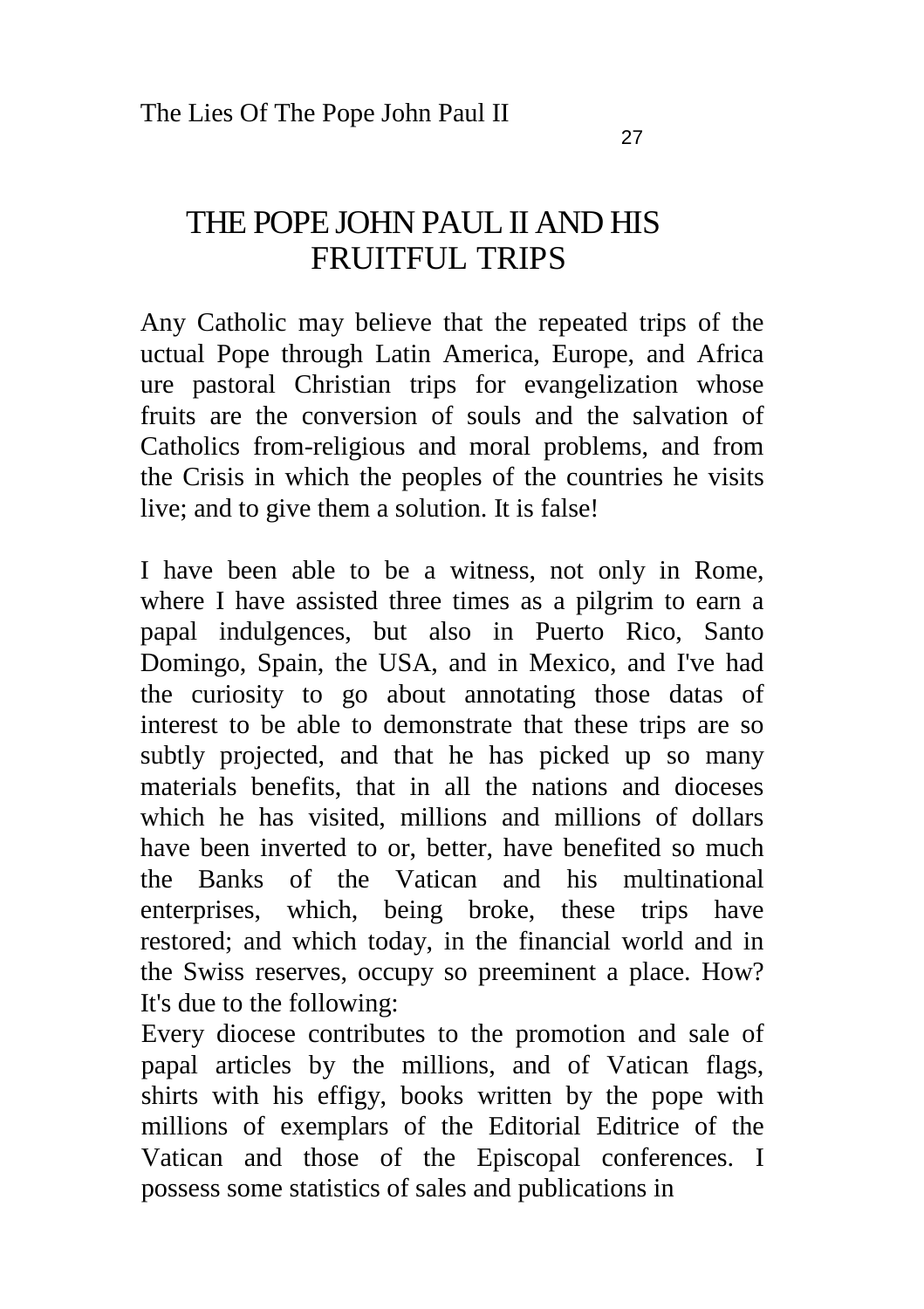# THE POPE JOHN PAUL II AND HIS FRUITFUL TRIPS

Any Catholic may believe that the repeated trips of the uctual Pope through Latin America, Europe, and Africa ure pastoral Christian trips for evangelization whose fruits are the conversion of souls and the salvation of Catholics from-religious and moral problems, and from the Crisis in which the peoples of the countries he visits live; and to give them a solution. It is false!

I have been able to be a witness, not only in Rome, where I have assisted three times as a pilgrim to earn a papal indulgences, but also in Puerto Rico, Santo Domingo, Spain, the USA, and in Mexico, and I've had the curiosity to go about annotating those datas of interest to be able to demonstrate that these trips are so subtly projected, and that he has picked up so many materials benefits, that in all the nations and dioceses which he has visited, millions and millions of dollars have been inverted to or, better, have benefited so much the Banks of the Vatican and his multinational enterprises, which, being broke, these trips have restored; and which today, in the financial world and in the Swiss reserves, occupy so preeminent a place. How? It's due to the following:

Every diocese contributes to the promotion and sale of papal articles by the millions, and of Vatican flags, shirts with his effigy, books written by the pope with millions of exemplars of the Editorial Editrice of the Vatican and those of the Episcopal conferences. I possess some statistics of sales and publications in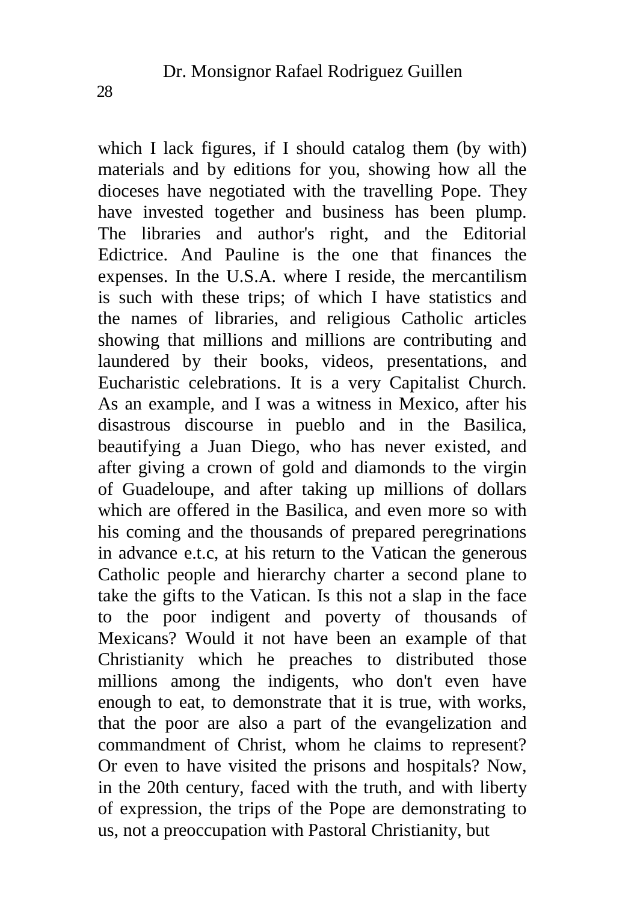which I lack figures, if I should catalog them (by with) materials and by editions for you, showing how all the dioceses have negotiated with the travelling Pope. They have invested together and business has been plump. The libraries and author's right, and the Editorial Edictrice. And Pauline is the one that finances the expenses. In the U.S.A. where I reside, the mercantilism is such with these trips; of which I have statistics and the names of libraries, and religious Catholic articles showing that millions and millions are contributing and laundered by their books, videos, presentations, and Eucharistic celebrations. It is a very Capitalist Church. As an example, and I was a witness in Mexico, after his disastrous discourse in pueblo and in the Basilica, beautifying a Juan Diego, who has never existed, and after giving a crown of gold and diamonds to the virgin of Guadeloupe, and after taking up millions of dollars which are offered in the Basilica, and even more so with his coming and the thousands of prepared peregrinations in advance e.t.c, at his return to the Vatican the generous Catholic people and hierarchy charter a second plane to take the gifts to the Vatican. Is this not a slap in the face to the poor indigent and poverty of thousands of Mexicans? Would it not have been an example of that Christianity which he preaches to distributed those millions among the indigents, who don't even have enough to eat, to demonstrate that it is true, with works, that the poor are also a part of the evangelization and commandment of Christ, whom he claims to represent? Or even to have visited the prisons and hospitals? Now, in the 20th century, faced with the truth, and with liberty of expression, the trips of the Pope are demonstrating to us, not a preoccupation with Pastoral Christianity, but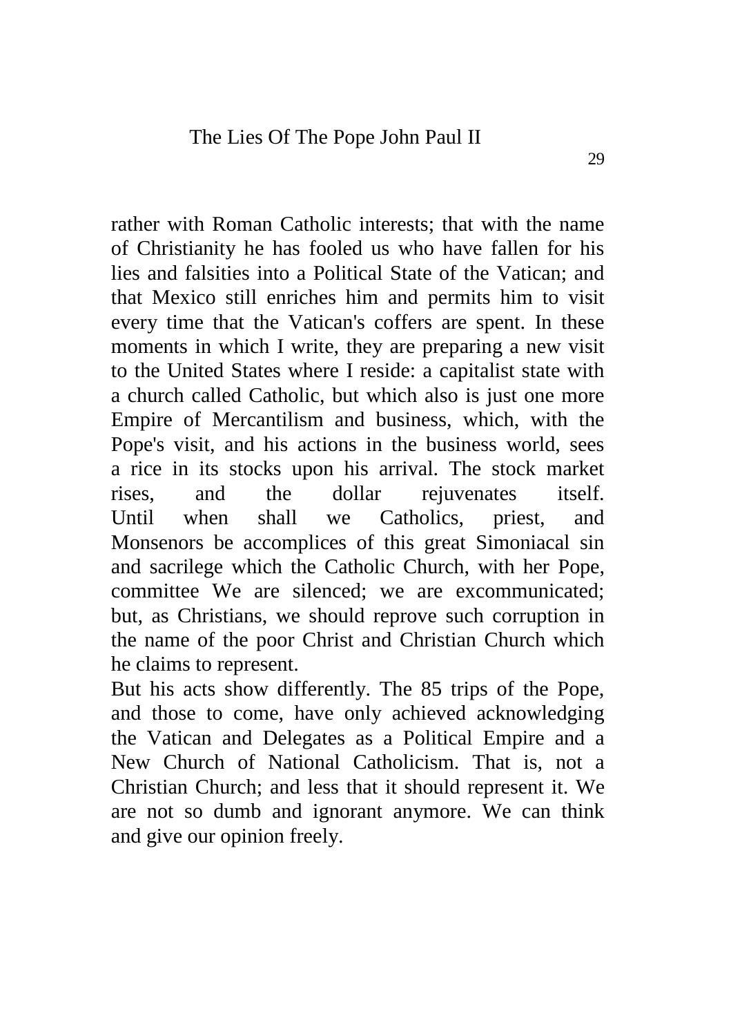rather with Roman Catholic interests; that with the name of Christianity he has fooled us who have fallen for his lies and falsities into a Political State of the Vatican; and that Mexico still enriches him and permits him to visit every time that the Vatican's coffers are spent. In these moments in which I write, they are preparing a new visit to the United States where I reside: a capitalist state with a church called Catholic, but which also is just one more Empire of Mercantilism and business, which, with the Pope's visit, and his actions in the business world, sees a rice in its stocks upon his arrival. The stock market rises, and the dollar rejuvenates itself.
Until when shall we Catholics, priest, and Monsenors be accomplices of this great Simoniacal sin and sacrilege which the Catholic Church, with her Pope, committee We are silenced; we are excommunicated; but, as Christians, we should reprove such corruption in the name of the poor Christ and Christian Church which he claims to represent.

But his acts show differently. The 85 trips of the Pope, and those to come, have only achieved acknowledging the Vatican and Delegates as a Political Empire and a New Church of National Catholicism. That is, not a Christian Church; and less that it should represent it. We are not so dumb and ignorant anymore. We can think and give our opinion freely.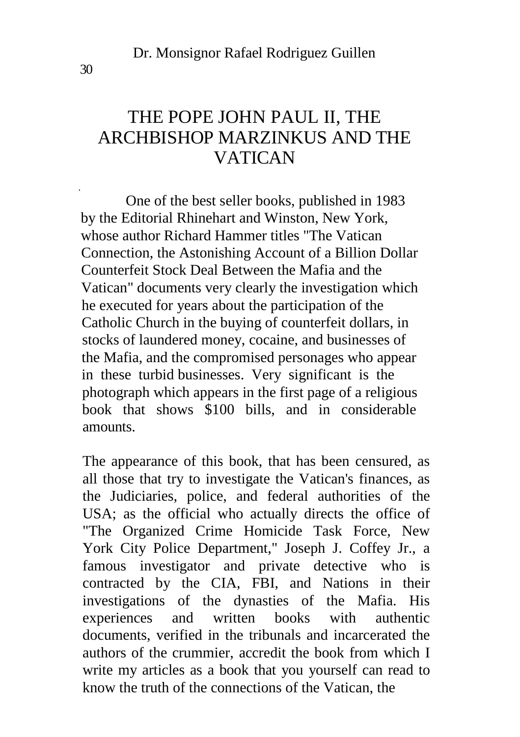# THE POPE JOHN PAUL II, THE ARCHBISHOP MARZINKUS AND THE VATICAN

One of the best seller books, published in 1983 by the Editorial Rhinehart and Winston, New York, whose author Richard Hammer titles "The Vatican Connection, the Astonishing Account of a Billion Dollar Counterfeit Stock Deal Between the Mafia and the Vatican" documents very clearly the investigation which he executed for years about the participation of the Catholic Church in the buying of counterfeit dollars, in stocks of laundered money, cocaine, and businesses of the Mafia, and the compromised personages who appear in these turbid businesses. Very significant is the photograph which appears in the first page of a religious book that shows $100 bills, and in considerable amounts.

The appearance of this book, that has been censured, as all those that try to investigate the Vatican's finances, as the Judiciaries, police, and federal authorities of the USA; as the official who actually directs the office of "The Organized Crime Homicide Task Force, New York City Police Department," Joseph J. Coffey Jr., a famous investigator and private detective who is contracted by the CIA, FBI, and Nations in their investigations of the dynasties of the Mafia. His experiences and written books with authentic documents, verified in the tribunals and incarcerated the authors of the crummier, accredit the book from which I write my articles as a book that you yourself can read to know the truth of the connections of the Vatican, the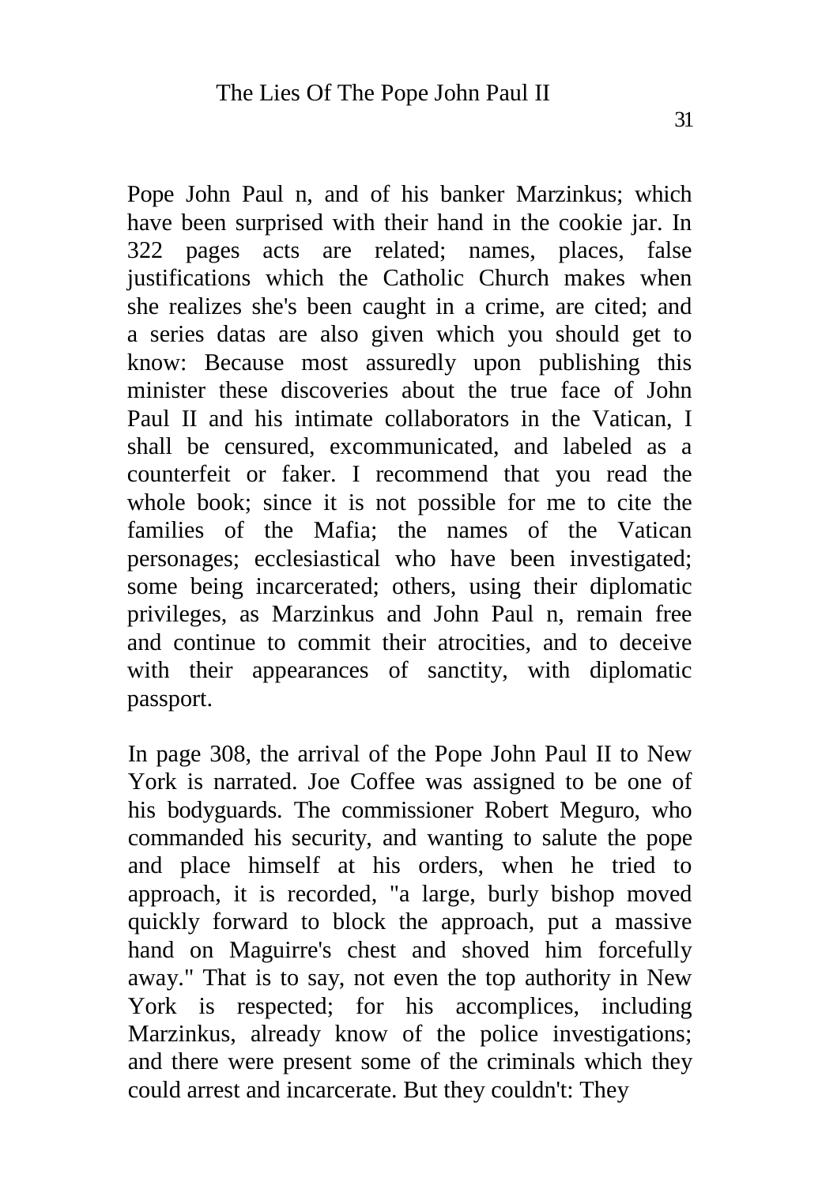Pope John Paul n, and of his banker Marzinkus; which have been surprised with their hand in the cookie jar. In 322 pages acts are related; names, places, false justifications which the Catholic Church makes when she realizes she's been caught in a crime, are cited; and a series datas are also given which you should get to know: Because most assuredly upon publishing this minister these discoveries about the true face of John Paul II and his intimate collaborators in the Vatican, I shall be censured, excommunicated, and labeled as a counterfeit or faker. I recommend that you read the whole book; since it is not possible for me to cite the families of the Mafia; the names of the Vatican personages; ecclesiastical who have been investigated; some being incarcerated; others, using their diplomatic privileges, as Marzinkus and John Paul n, remain free and continue to commit their atrocities, and to deceive with their appearances of sanctity, with diplomatic passport.

In page 308, the arrival of the Pope John Paul II to New York is narrated. Joe Coffee was assigned to be one of his bodyguards. The commissioner Robert Meguro, who commanded his security, and wanting to salute the pope and place himself at his orders, when he tried to approach, it is recorded, "a large, burly bishop moved quickly forward to block the approach, put a massive hand on Maguirre's chest and shoved him forcefully away." That is to say, not even the top authority in New York is respected; for his accomplices, including Marzinkus, already know of the police investigations; and there were present some of the criminals which they could arrest and incarcerate. But they couldn't: They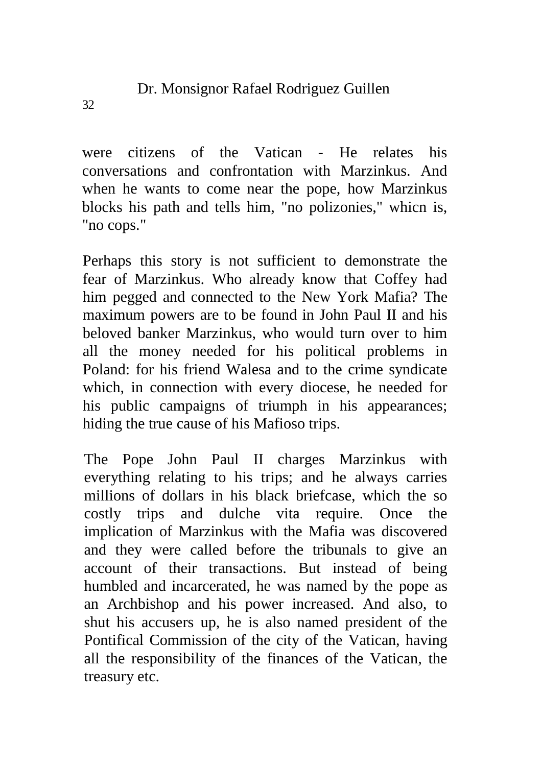were citizens of the Vatican - He relates his conversations and confrontation with Marzinkus. And when he wants to come near the pope, how Marzinkus blocks his path and tells him, "no polizonies," whicn is, "no cops."

Perhaps this story is not sufficient to demonstrate the fear of Marzinkus. Who already know that Coffey had him pegged and connected to the New York Mafia? The maximum powers are to be found in John Paul II and his beloved banker Marzinkus, who would turn over to him all the money needed for his political problems in Poland: for his friend Walesa and to the crime syndicate which, in connection with every diocese, he needed for his public campaigns of triumph in his appearances; hiding the true cause of his Mafioso trips.

The Pope John Paul II charges Marzinkus with everything relating to his trips; and he always carries millions of dollars in his black briefcase, which the so costly trips and dulche vita require. Once the implication of Marzinkus with the Mafia was discovered and they were called before the tribunals to give an account of their transactions. But instead of being humbled and incarcerated, he was named by the pope as an Archbishop and his power increased. And also, to shut his accusers up, he is also named president of the Pontifical Commission of the city of the Vatican, having all the responsibility of the finances of the Vatican, the treasury etc.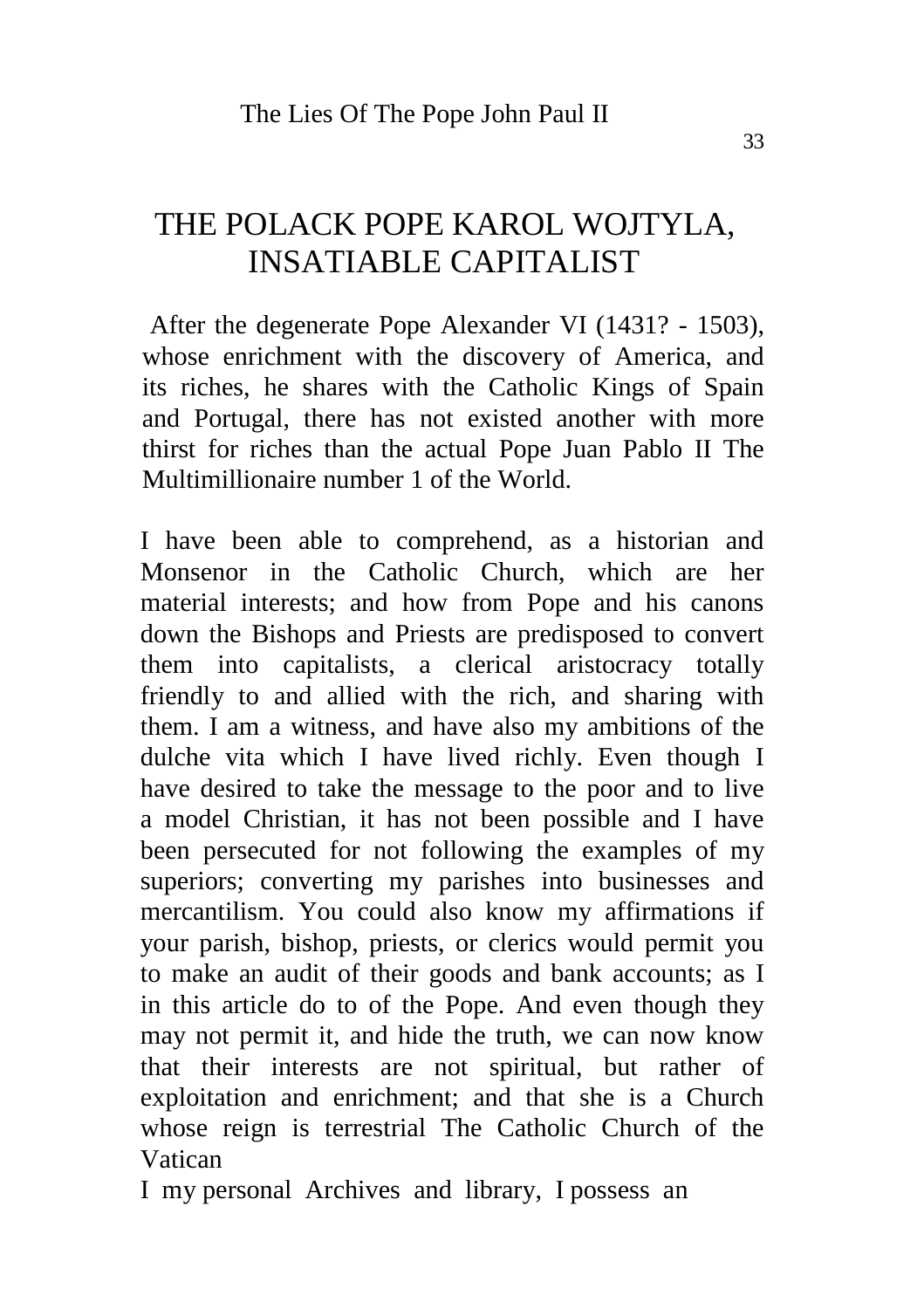# THE POLACK POPE KAROL WOJTYLA, INSATIABLE CAPITALIST

After the degenerate Pope Alexander VI (1431? - 1503), whose enrichment with the discovery of America, and its riches, he shares with the Catholic Kings of Spain and Portugal, there has not existed another with more thirst for riches than the actual Pope Juan Pablo II The Multimillionaire number 1 of the World.

I have been able to comprehend, as a historian and Monsenor in the Catholic Church, which are her material interests; and how from Pope and his canons down the Bishops and Priests are predisposed to convert them into capitalists, a clerical aristocracy totally friendly to and allied with the rich, and sharing with them. I am a witness, and have also my ambitions of the dulche vita which I have lived richly. Even though I have desired to take the message to the poor and to live a model Christian, it has not been possible and I have been persecuted for not following the examples of my superiors; converting my parishes into businesses and mercantilism. You could also know my affirmations if your parish, bishop, priests, or clerics would permit you to make an audit of their goods and bank accounts; as I in this article do to of the Pope. And even though they may not permit it, and hide the truth, we can now know that their interests are not spiritual, but rather of exploitation and enrichment; and that she is a Church whose reign is terrestrial The Catholic Church of the Vatican

I my personal Archives and library, I possess an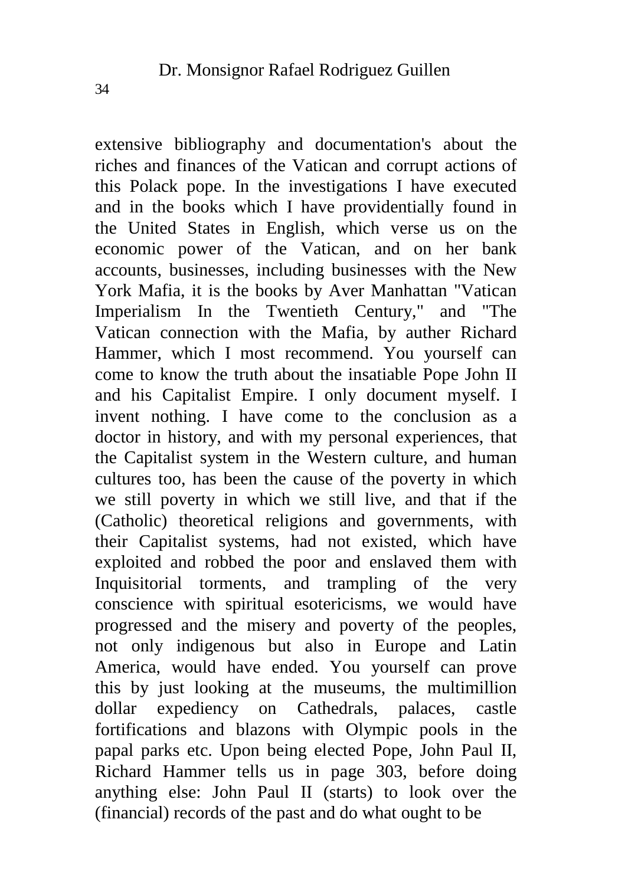extensive bibliography and documentation's about the riches and finances of the Vatican and corrupt actions of this Polack pope. In the investigations I have executed and in the books which I have providentially found in the United States in English, which verse us on the economic power of the Vatican, and on her bank accounts, businesses, including businesses with the New York Mafia, it is the books by Aver Manhattan "Vatican Imperialism In the Twentieth Century," and "The Vatican connection with the Mafia, by auther Richard Hammer, which I most recommend. You yourself can come to know the truth about the insatiable Pope John II and his Capitalist Empire. I only document myself. I invent nothing. I have come to the conclusion as a doctor in history, and with my personal experiences, that the Capitalist system in the Western culture, and human cultures too, has been the cause of the poverty in which we still poverty in which we still live, and that if the (Catholic) theoretical religions and governments, with their Capitalist systems, had not existed, which have exploited and robbed the poor and enslaved them with Inquisitorial torments, and trampling of the very conscience with spiritual esotericisms, we would have progressed and the misery and poverty of the peoples, not only indigenous but also in Europe and Latin America, would have ended. You yourself can prove this by just looking at the museums, the multimillion dollar expediency on Cathedrals, palaces, castle fortifications and blazons with Olympic pools in the papal parks etc. Upon being elected Pope, John Paul II, Richard Hammer tells us in page 303, before doing anything else: John Paul II (starts) to look over the (financial) records of the past and do what ought to be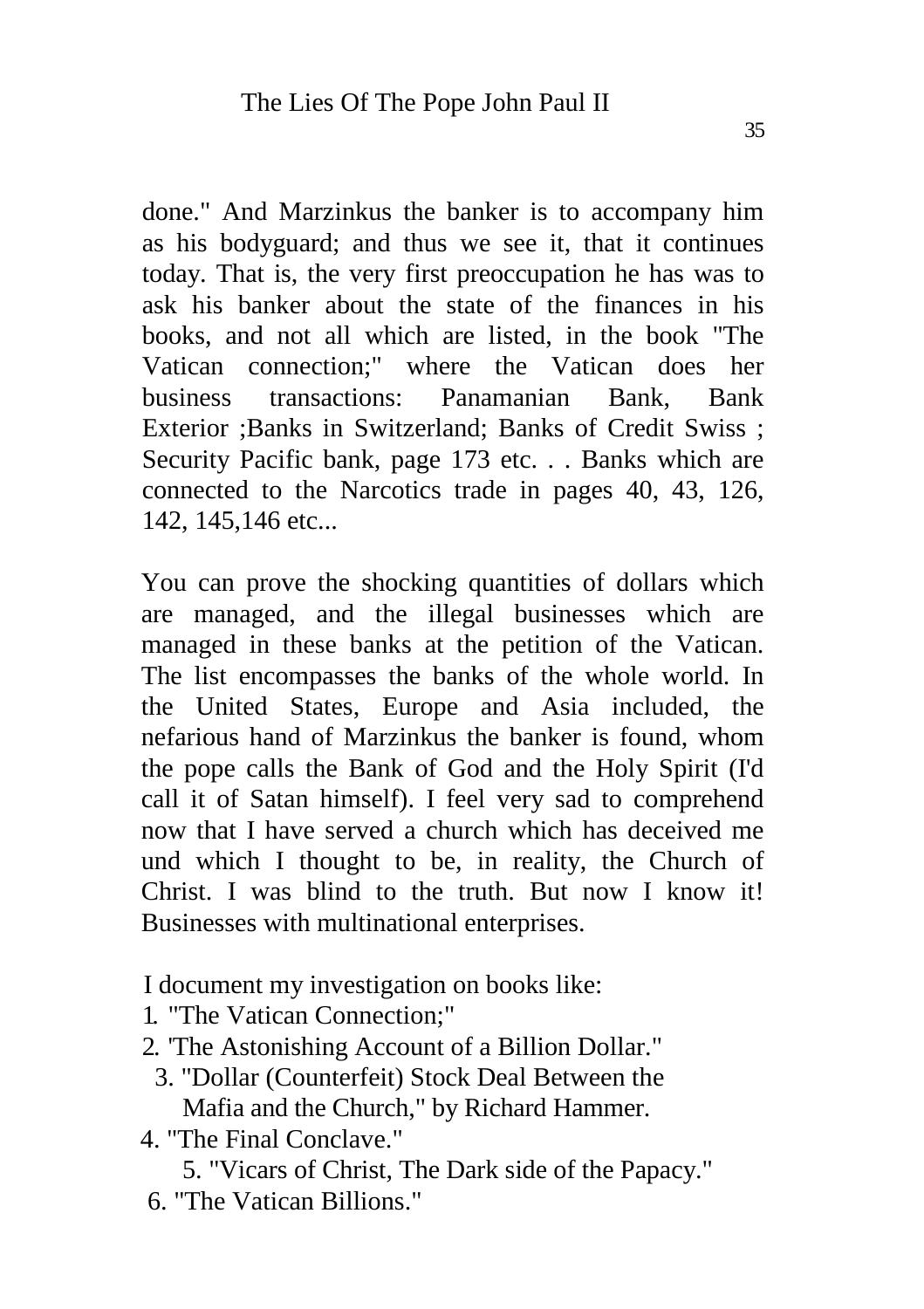done." And Marzinkus the banker is to accompany him as his bodyguard; and thus we see it, that it continues today. That is, the very first preoccupation he has was to ask his banker about the state of the finances in his books, and not all which are listed, in the book "The Vatican connection;" where the Vatican does her business transactions: Panamanian Bank, Bank Exterior ;Banks in Switzerland; Banks of Credit Swiss ; Security Pacific bank, page 173 etc. . . Banks which are connected to the Narcotics trade in pages 40, 43, 126, 142, 145,146 etc...

You can prove the shocking quantities of dollars which are managed, and the illegal businesses which are managed in these banks at the petition of the Vatican. The list encompasses the banks of the whole world. In the United States, Europe and Asia included, the nefarious hand of Marzinkus the banker is found, whom the pope calls the Bank of God and the Holy Spirit (I'd call it of Satan himself). I feel very sad to comprehend now that I have served a church which has deceived me und which I thought to be, in reality, the Church of Christ. I was blind to the truth. But now I know it! Businesses with multinational enterprises.

I document my investigation on books like:

1. "The Vatican Connection;"
2. 'The Astonishing Account of a Billion Dollar."
3. "Dollar (Counterfeit) Stock Deal Between the Mafia and the Church," by Richard Hammer.
4. "The Final Conclave."
5. "Vicars of Christ, The Dark side of the Papacy."
6. "The Vatican Billions."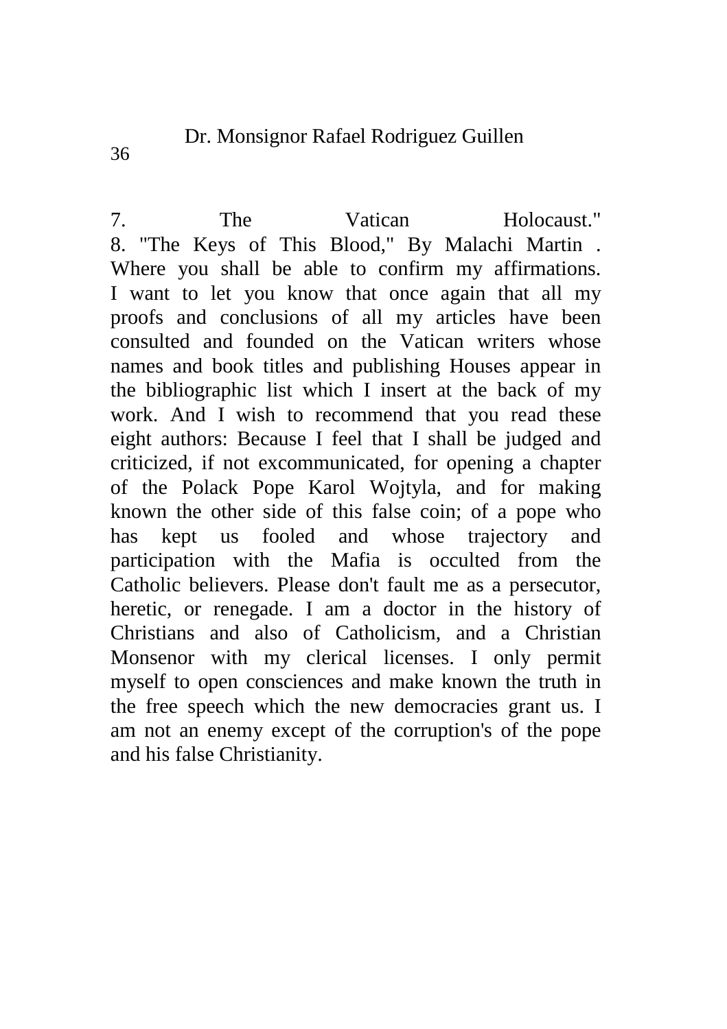7. The Vatican Holocaust."
8. "The Keys of This Blood," By Malachi Martin . Where you shall be able to confirm my affirmations. I want to let you know that once again that all my proofs and conclusions of all my articles have been consulted and founded on the Vatican writers whose names and book titles and publishing Houses appear in the bibliographic list which I insert at the back of my work. And I wish to recommend that you read these eight authors: Because I feel that I shall be judged and criticized, if not excommunicated, for opening a chapter of the Polack Pope Karol Wojtyla, and for making known the other side of this false coin; of a pope who has kept us fooled and whose trajectory and participation with the Mafia is occulted from the Catholic believers. Please don't fault me as a persecutor, heretic, or renegade. I am a doctor in the history of Christians and also of Catholicism, and a Christian Monsenor with my clerical licenses. I only permit myself to open consciences and make known the truth in the free speech which the new democracies grant us. I am not an enemy except of the corruption's of the pope and his false Christianity.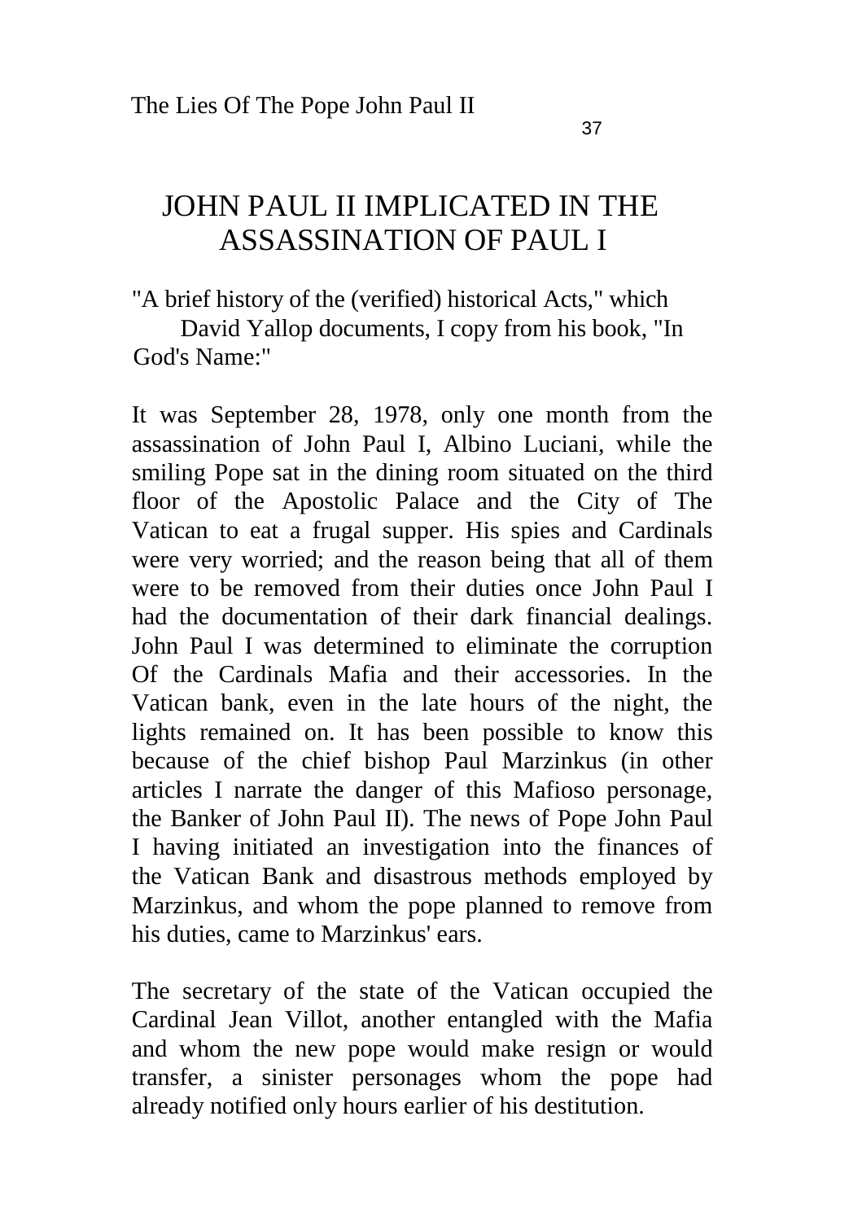# JOHN PAUL II IMPLICATED IN THE ASSASSINATION OF PAUL I

"A brief history of the (verified) historical Acts," which David Yallop documents, I copy from his book, "In God's Name:"

It was September 28, 1978, only one month from the assassination of John Paul I, Albino Luciani, while the smiling Pope sat in the dining room situated on the third floor of the Apostolic Palace and the City of The Vatican to eat a frugal supper. His spies and Cardinals were very worried; and the reason being that all of them were to be removed from their duties once John Paul I had the documentation of their dark financial dealings. John Paul I was determined to eliminate the corruption Of the Cardinals Mafia and their accessories. In the Vatican bank, even in the late hours of the night, the lights remained on. It has been possible to know this because of the chief bishop Paul Marzinkus (in other articles I narrate the danger of this Mafioso personage, the Banker of John Paul II). The news of Pope John Paul I having initiated an investigation into the finances of the Vatican Bank and disastrous methods employed by Marzinkus, and whom the pope planned to remove from his duties, came to Marzinkus' ears.

The secretary of the state of the Vatican occupied the Cardinal Jean Villot, another entangled with the Mafia and whom the new pope would make resign or would transfer, a sinister personages whom the pope had already notified only hours earlier of his destitution.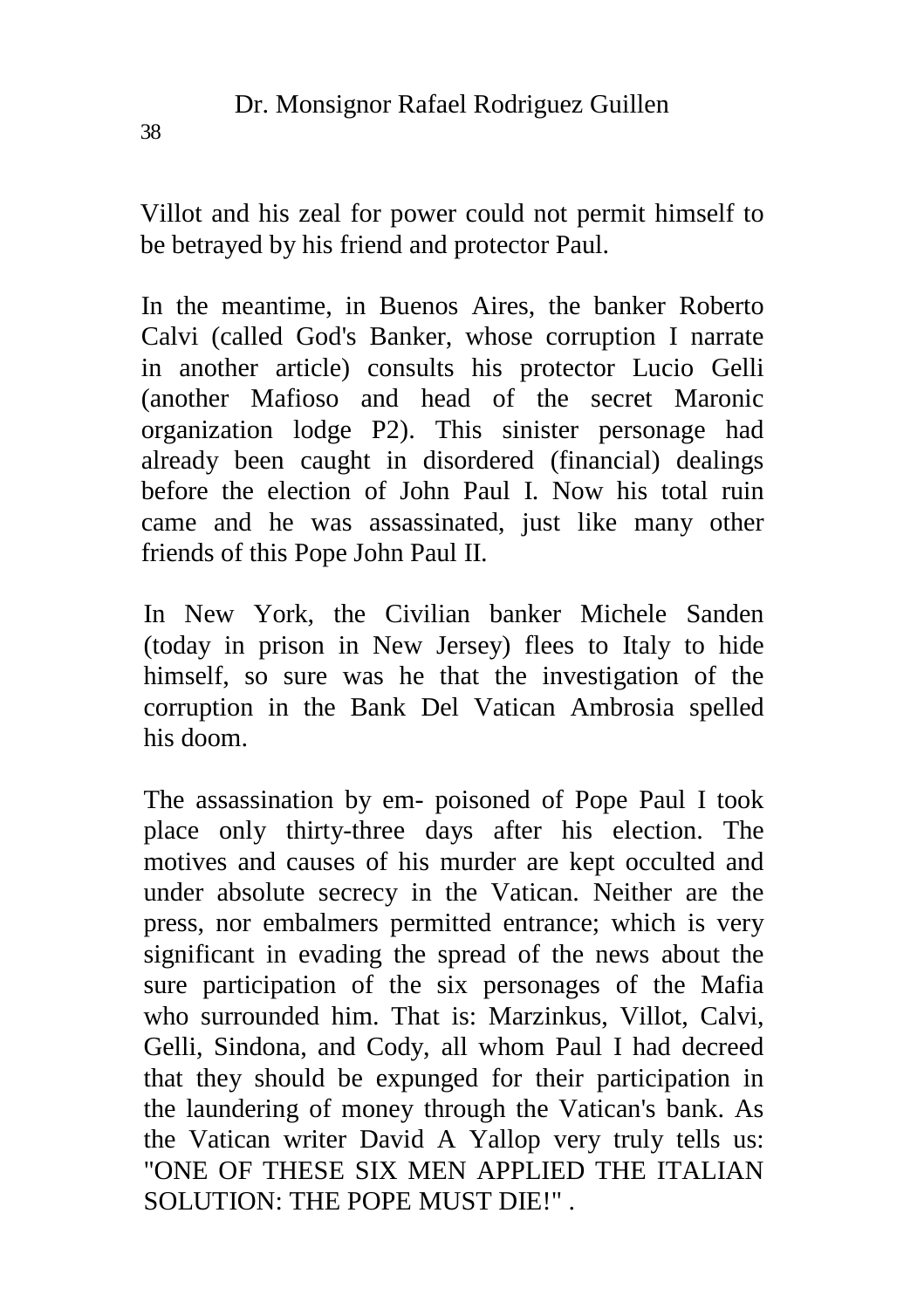Villot and his zeal for power could not permit himself to be betrayed by his friend and protector Paul.

In the meantime, in Buenos Aires, the banker Roberto Calvi (called God's Banker, whose corruption I narrate in another article) consults his protector Lucio Gelli (another Mafioso and head of the secret Maronic organization lodge P2). This sinister personage had already been caught in disordered (financial) dealings before the election of John Paul I. Now his total ruin came and he was assassinated, just like many other friends of this Pope John Paul II.

In New York, the Civilian banker Michele Sanden (today in prison in New Jersey) flees to Italy to hide himself, so sure was he that the investigation of the corruption in the Bank Del Vatican Ambrosia spelled his doom.

The assassination by em- poisoned of Pope Paul I took place only thirty-three days after his election. The motives and causes of his murder are kept occulted and under absolute secrecy in the Vatican. Neither are the press, nor embalmers permitted entrance; which is very significant in evading the spread of the news about the sure participation of the six personages of the Mafia who surrounded him. That is: Marzinkus, Villot, Calvi, Gelli, Sindona, and Cody, all whom Paul I had decreed that they should be expunged for their participation in the laundering of money through the Vatican's bank. As the Vatican writer David A Yallop very truly tells us: "ONE OF THESE SIX MEN APPLIED THE ITALIAN SOLUTION: THE POPE MUST DIE!" .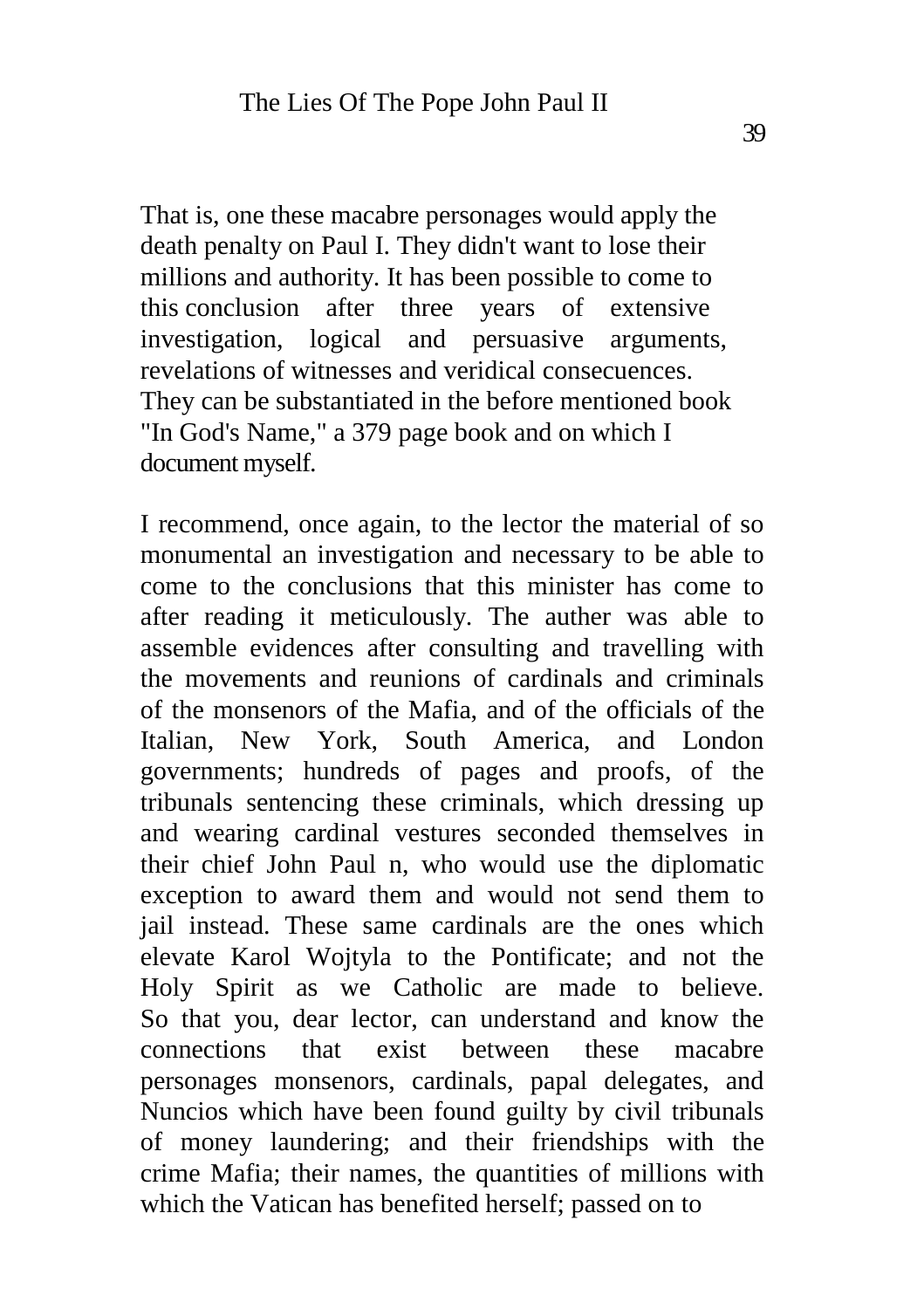That is, one these macabre personages would apply the death penalty on Paul I. They didn't want to lose their millions and authority. It has been possible to come to this conclusion after three years of extensive investigation, logical and persuasive arguments, revelations of witnesses and veridical consecuences. They can be substantiated in the before mentioned book "In God's Name," a 379 page book and on which I document myself.

I recommend, once again, to the lector the material of so monumental an investigation and necessary to be able to come to the conclusions that this minister has come to after reading it meticulously. The auther was able to assemble evidences after consulting and travelling with the movements and reunions of cardinals and criminals of the monsenors of the Mafia, and of the officials of the Italian, New York, South America, and London governments; hundreds of pages and proofs, of the tribunals sentencing these criminals, which dressing up and wearing cardinal vestures seconded themselves in their chief John Paul n, who would use the diplomatic exception to award them and would not send them to jail instead. These same cardinals are the ones which elevate Karol Wojtyla to the Pontificate; and not the Holy Spirit as we Catholic are made to believe. So that you, dear lector, can understand and know the connections that exist between these macabre personages monsenors, cardinals, papal delegates, and Nuncios which have been found guilty by civil tribunals of money laundering; and their friendships with the crime Mafia; their names, the quantities of millions with which the Vatican has benefited herself; passed on to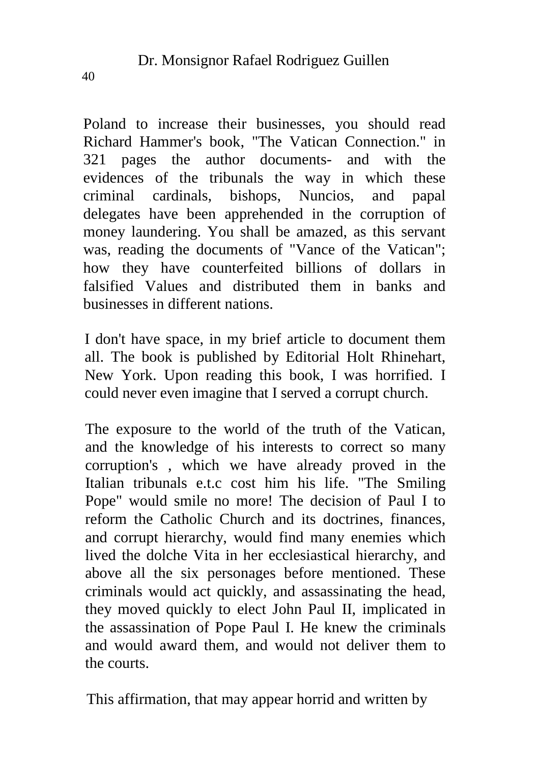Poland to increase their businesses, you should read Richard Hammer's book, "The Vatican Connection." in 321 pages the author documents- and with the evidences of the tribunals the way in which these criminal cardinals, bishops, Nuncios, and papal delegates have been apprehended in the corruption of money laundering. You shall be amazed, as this servant was, reading the documents of "Vance of the Vatican"; how they have counterfeited billions of dollars in falsified Values and distributed them in banks and businesses in different nations.

I don't have space, in my brief article to document them all. The book is published by Editorial Holt Rhinehart, New York. Upon reading this book, I was horrified. I could never even imagine that I served a corrupt church.

The exposure to the world of the truth of the Vatican, and the knowledge of his interests to correct so many corruption's , which we have already proved in the Italian tribunals e.t.c cost him his life. "The Smiling Pope" would smile no more! The decision of Paul I to reform the Catholic Church and its doctrines, finances, and corrupt hierarchy, would find many enemies which lived the dolche Vita in her ecclesiastical hierarchy, and above all the six personages before mentioned. These criminals would act quickly, and assassinating the head, they moved quickly to elect John Paul II, implicated in the assassination of Pope Paul I. He knew the criminals and would award them, and would not deliver them to the courts.

This affirmation, that may appear horrid and written by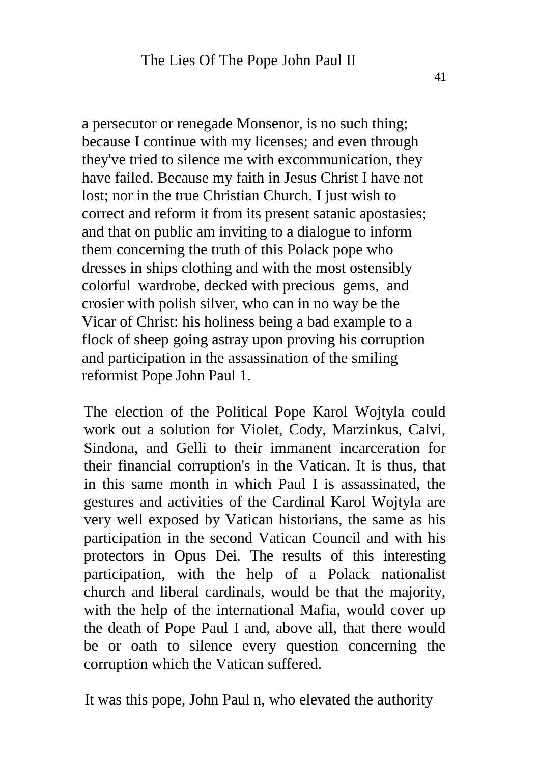a persecutor or renegade Monsenor, is no such thing; because I continue with my licenses; and even through they've tried to silence me with excommunication, they have failed. Because my faith in Jesus Christ I have not lost; nor in the true Christian Church. I just wish to correct and reform it from its present satanic apostasies; and that on public am inviting to a dialogue to inform them concerning the truth of this Polack pope who dresses in ships clothing and with the most ostensibly colorful wardrobe, decked with precious gems, and crosier with polish silver, who can in no way be the Vicar of Christ: his holiness being a bad example to a flock of sheep going astray upon proving his corruption and participation in the assassination of the smiling reformist Pope John Paul 1.

The election of the Political Pope Karol Wojtyla could work out a solution for Violet, Cody, Marzinkus, Calvi, Sindona, and Gelli to their immanent incarceration for their financial corruption's in the Vatican. It is thus, that in this same month in which Paul I is assassinated, the gestures and activities of the Cardinal Karol Wojtyla are very well exposed by Vatican historians, the same as his participation in the second Vatican Council and with his protectors in Opus Dei. The results of this interesting participation, with the help of a Polack nationalist church and liberal cardinals, would be that the majority, with the help of the international Mafia, would cover up the death of Pope Paul I and, above all, that there would be or oath to silence every question concerning the corruption which the Vatican suffered.

It was this pope, John Paul n, who elevated the authority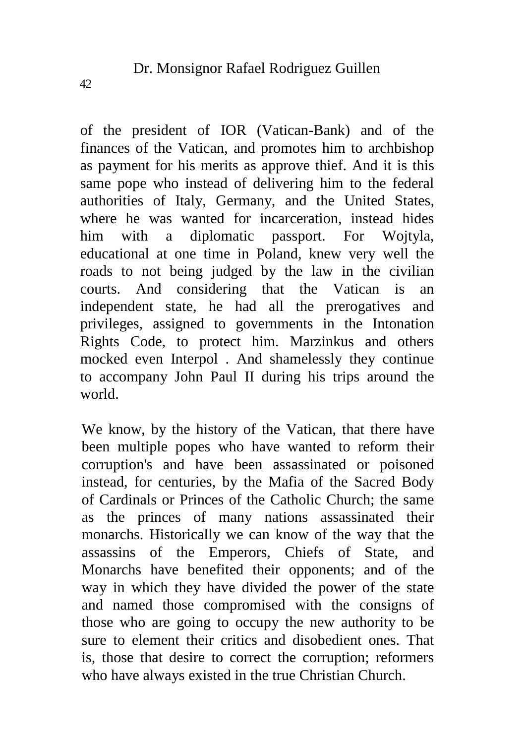of the president of IOR (Vatican-Bank) and of the finances of the Vatican, and promotes him to archbishop as payment for his merits as approve thief. And it is this same pope who instead of delivering him to the federal authorities of Italy, Germany, and the United States, where he was wanted for incarceration, instead hides him with a diplomatic passport. For Wojtyla, educational at one time in Poland, knew very well the roads to not being judged by the law in the civilian courts. And considering that the Vatican is an independent state, he had all the prerogatives and privileges, assigned to governments in the Intonation Rights Code, to protect him. Marzinkus and others mocked even Interpol . And shamelessly they continue to accompany John Paul II during his trips around the world.

We know, by the history of the Vatican, that there have been multiple popes who have wanted to reform their corruption's and have been assassinated or poisoned instead, for centuries, by the Mafia of the Sacred Body of Cardinals or Princes of the Catholic Church; the same as the princes of many nations assassinated their monarchs. Historically we can know of the way that the assassins of the Emperors, Chiefs of State, and Monarchs have benefited their opponents; and of the way in which they have divided the power of the state and named those compromised with the consigns of those who are going to occupy the new authority to be sure to element their critics and disobedient ones. That is, those that desire to correct the corruption; reformers who have always existed in the true Christian Church.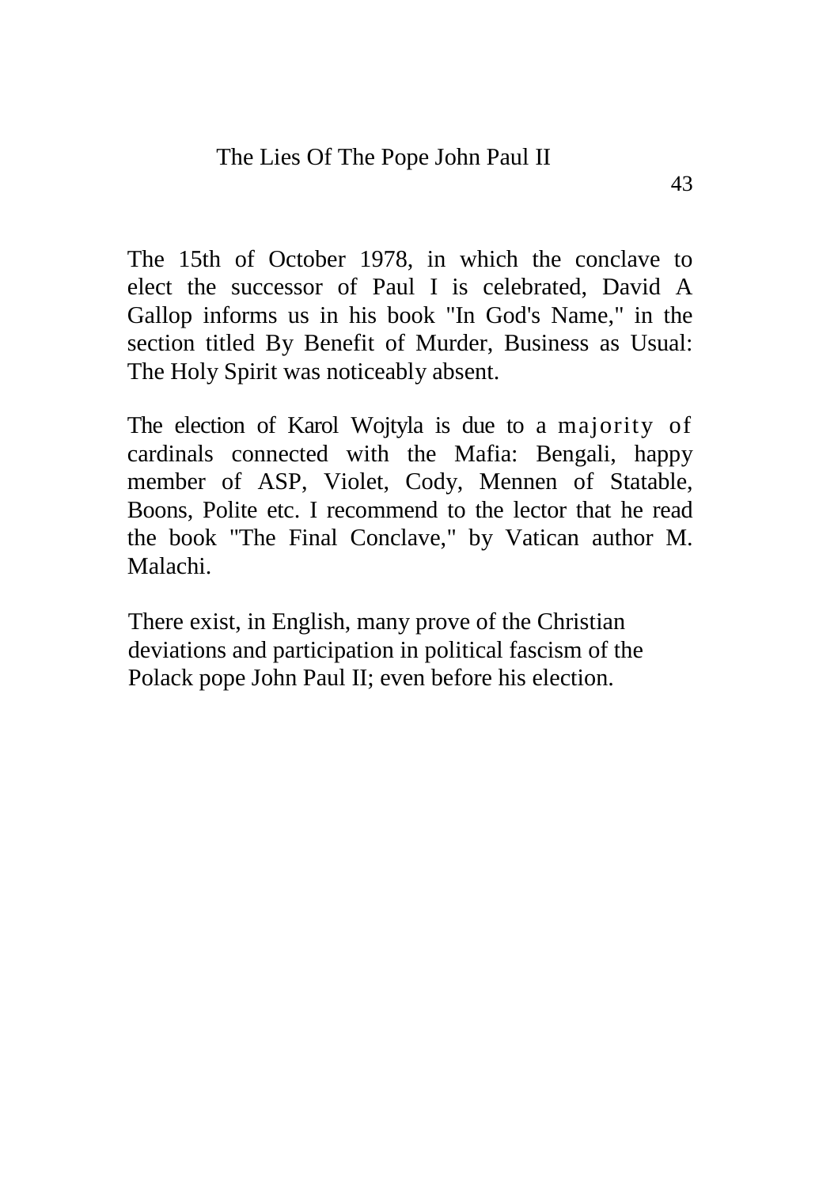The 15th of October 1978, in which the conclave to elect the successor of Paul I is celebrated, David A Gallop informs us in his book "In God's Name," in the section titled By Benefit of Murder, Business as Usual: The Holy Spirit was noticeably absent.

The election of Karol Wojtyla is due to a majority of cardinals connected with the Mafia: Bengali, happy member of ASP, Violet, Cody, Mennen of Statable, Boons, Polite etc. I recommend to the lector that he read the book "The Final Conclave," by Vatican author M. Malachi.

There exist, in English, many prove of the Christian deviations and participation in political fascism of the Polack pope John Paul II; even before his election.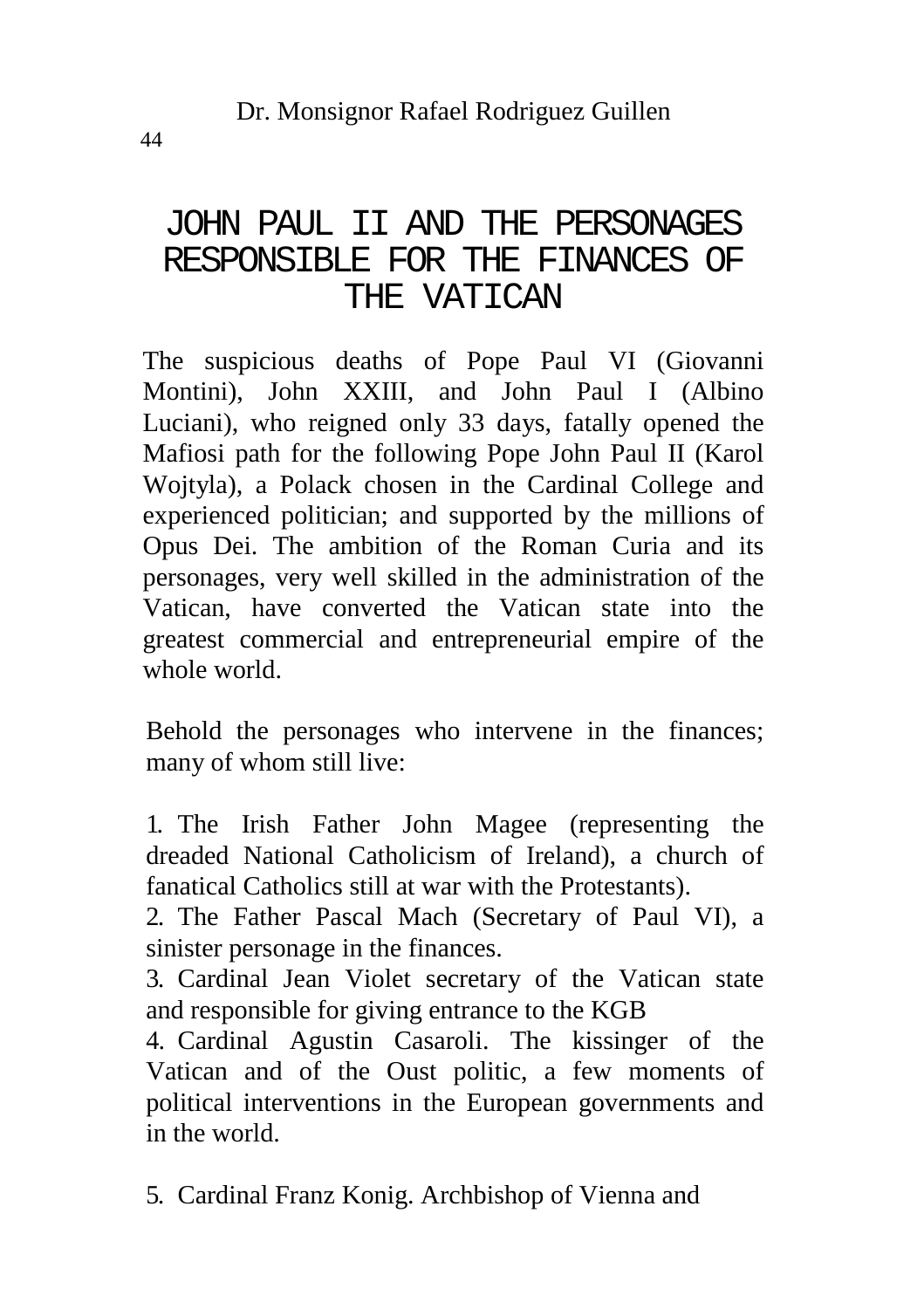# JOHN PAUL II AND THE PERSONAGES RESPONSIBLE FOR THE FINANCES OF THE VATICAN

The suspicious deaths of Pope Paul VI (Giovanni Montini), John XXIII, and John Paul I (Albino Luciani), who reigned only 33 days, fatally opened the Mafiosi path for the following Pope John Paul II (Karol Wojtyla), a Polack chosen in the Cardinal College and experienced politician; and supported by the millions of Opus Dei. The ambition of the Roman Curia and its personages, very well skilled in the administration of the Vatican, have converted the Vatican state into the greatest commercial and entrepreneurial empire of the whole world.

Behold the personages who intervene in the finances; many of whom still live:

1. The Irish Father John Magee (representing the dreaded National Catholicism of Ireland), a church of fanatical Catholics still at war with the Protestants).
2. The Father Pascal Mach (Secretary of Paul VI), a sinister personage in the finances.
3. Cardinal Jean Violet secretary of the Vatican state and responsible for giving entrance to the KGB
4. Cardinal Agustin Casaroli. The kissinger of the Vatican and of the Oust politic, a few moments of political interventions in the European governments and in the world.

5. Cardinal Franz Konig. Archbishop of Vienna and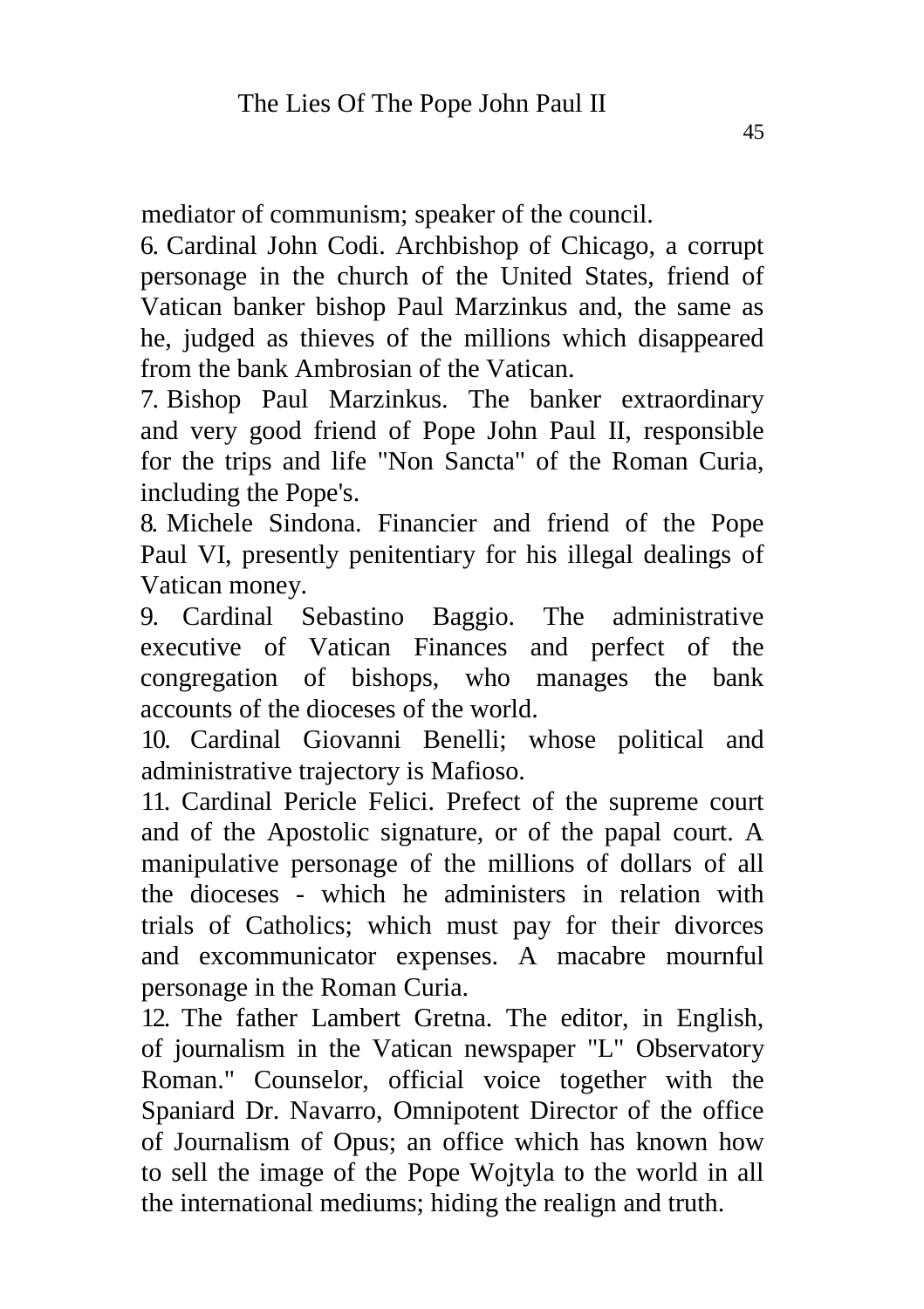mediator of communism; speaker of the council.

6. Cardinal John Codi. Archbishop of Chicago, a corrupt personage in the church of the United States, friend of Vatican banker bishop Paul Marzinkus and, the same as he, judged as thieves of the millions which disappeared from the bank Ambrosian of the Vatican.

7. Bishop Paul Marzinkus. The banker extraordinary and very good friend of Pope John Paul II, responsible for the trips and life "Non Sancta" of the Roman Curia, including the Pope's.

8. Michele Sindona. Financier and friend of the Pope Paul VI, presently penitentiary for his illegal dealings of Vatican money.

9. Cardinal Sebastino Baggio. The administrative executive of Vatican Finances and perfect of the congregation of bishops, who manages the bank accounts of the dioceses of the world.

10. Cardinal Giovanni Benelli; whose political and administrative trajectory is Mafioso.

11. Cardinal Pericle Felici. Prefect of the supreme court and of the Apostolic signature, or of the papal court. A manipulative personage of the millions of dollars of all the dioceses - which he administers in relation with trials of Catholics; which must pay for their divorces and excommunicator expenses. A macabre mournful personage in the Roman Curia.

12. The father Lambert Gretna. The editor, in English, of journalism in the Vatican newspaper "L" Observatory Roman." Counselor, official voice together with the Spaniard Dr. Navarro, Omnipotent Director of the office of Journalism of Opus; an office which has known how to sell the image of the Pope Wojtyla to the world in all the international mediums; hiding the realign and truth.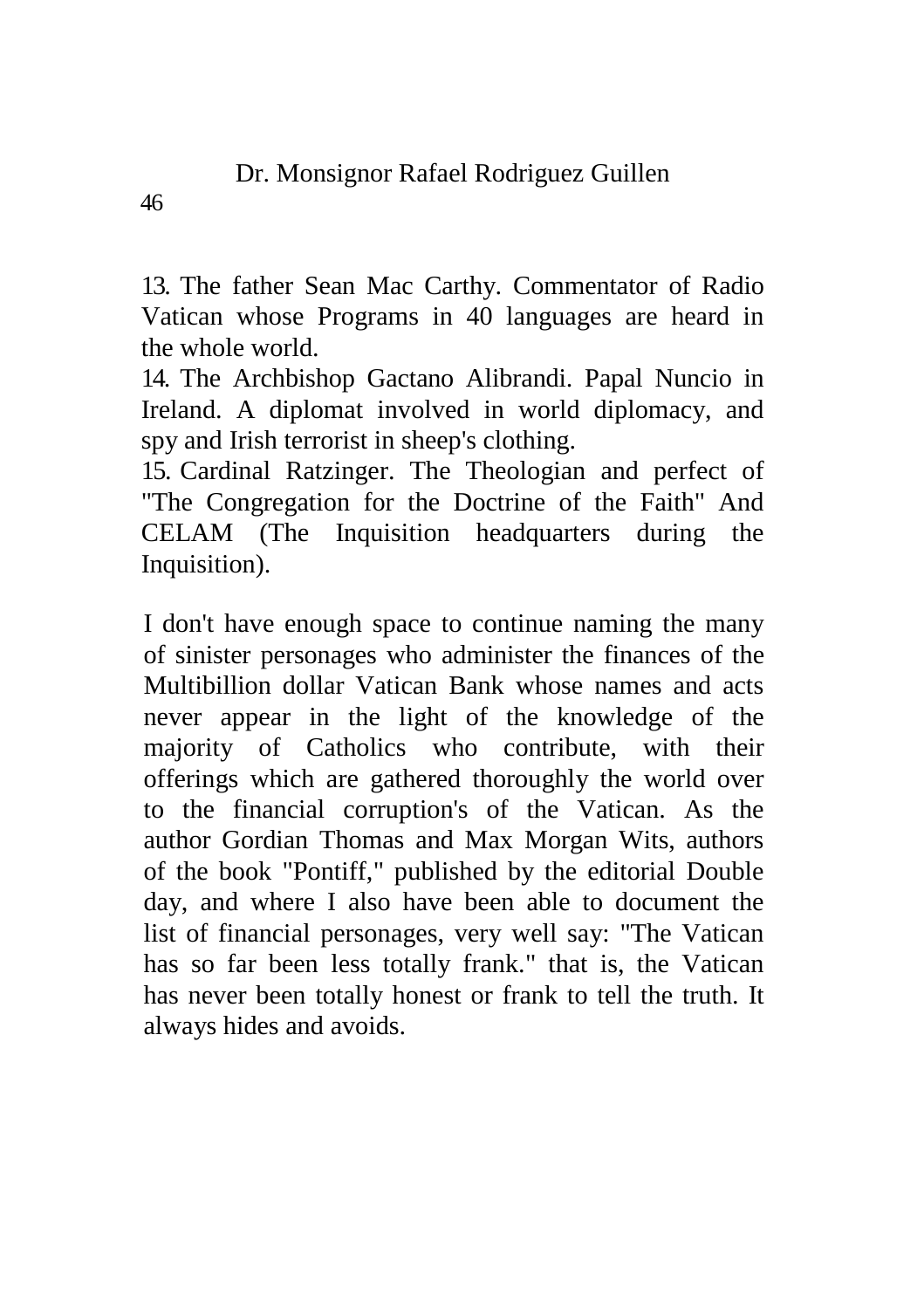13. The father Sean Mac Carthy. Commentator of Radio Vatican whose Programs in 40 languages are heard in the whole world.
14. The Archbishop Gactano Alibrandi. Papal Nuncio in Ireland. A diplomat involved in world diplomacy, and spy and Irish terrorist in sheep's clothing.
15. Cardinal Ratzinger. The Theologian and perfect of "The Congregation for the Doctrine of the Faith" And CELAM (The Inquisition headquarters during the Inquisition).

I don't have enough space to continue naming the many of sinister personages who administer the finances of the Multibillion dollar Vatican Bank whose names and acts never appear in the light of the knowledge of the majority of Catholics who contribute, with their offerings which are gathered thoroughly the world over to the financial corruption's of the Vatican. As the author Gordian Thomas and Max Morgan Wits, authors of the book "Pontiff," published by the editorial Double day, and where I also have been able to document the list of financial personages, very well say: "The Vatican has so far been less totally frank." that is, the Vatican has never been totally honest or frank to tell the truth. It always hides and avoids.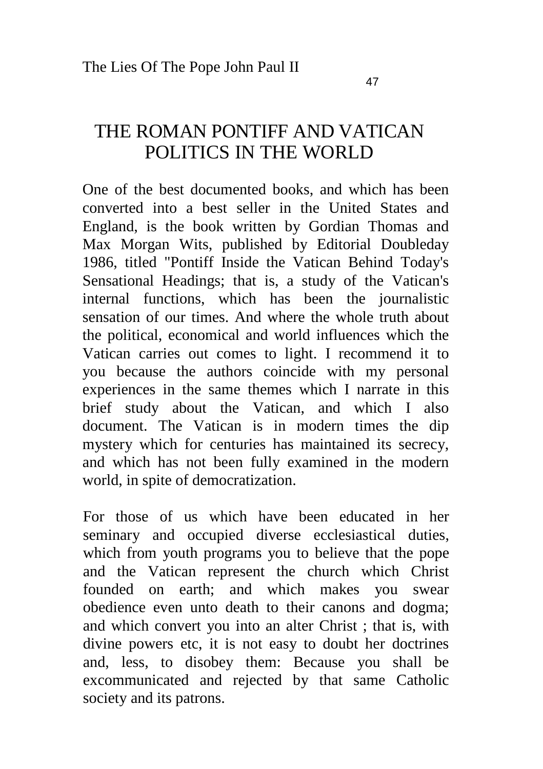# THE ROMAN PONTIFF AND VATICAN POLITICS IN THE WORLD

One of the best documented books, and which has been converted into a best seller in the United States and England, is the book written by Gordian Thomas and Max Morgan Wits, published by Editorial Doubleday 1986, titled "Pontiff Inside the Vatican Behind Today's Sensational Headings; that is, a study of the Vatican's internal functions, which has been the journalistic sensation of our times. And where the whole truth about the political, economical and world influences which the Vatican carries out comes to light. I recommend it to you because the authors coincide with my personal experiences in the same themes which I narrate in this brief study about the Vatican, and which I also document. The Vatican is in modern times the dip mystery which for centuries has maintained its secrecy, and which has not been fully examined in the modern world, in spite of democratization.

For those of us which have been educated in her seminary and occupied diverse ecclesiastical duties, which from youth programs you to believe that the pope and the Vatican represent the church which Christ founded on earth; and which makes you swear obedience even unto death to their canons and dogma; and which convert you into an alter Christ ; that is, with divine powers etc, it is not easy to doubt her doctrines and, less, to disobey them: Because you shall be excommunicated and rejected by that same Catholic society and its patrons.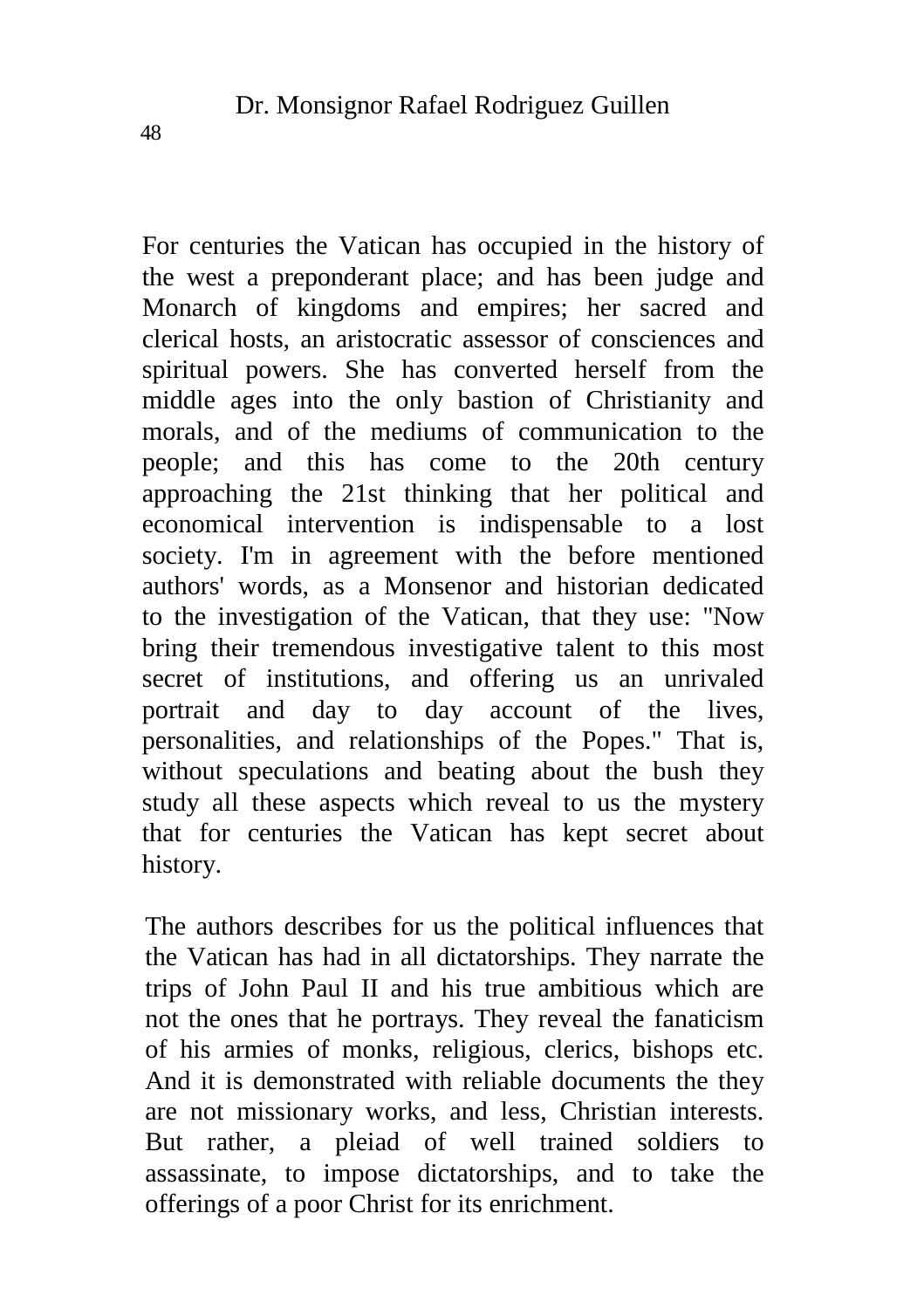For centuries the Vatican has occupied in the history of the west a preponderant place; and has been judge and Monarch of kingdoms and empires; her sacred and clerical hosts, an aristocratic assessor of consciences and spiritual powers. She has converted herself from the middle ages into the only bastion of Christianity and morals, and of the mediums of communication to the people; and this has come to the 20th century approaching the 21st thinking that her political and economical intervention is indispensable to a lost society. I'm in agreement with the before mentioned authors' words, as a Monsenor and historian dedicated to the investigation of the Vatican, that they use: "Now bring their tremendous investigative talent to this most secret of institutions, and offering us an unrivaled portrait and day to day account of the lives, personalities, and relationships of the Popes." That is, without speculations and beating about the bush they study all these aspects which reveal to us the mystery that for centuries the Vatican has kept secret about history.

The authors describes for us the political influences that the Vatican has had in all dictatorships. They narrate the trips of John Paul II and his true ambitious which are not the ones that he portrays. They reveal the fanaticism of his armies of monks, religious, clerics, bishops etc. And it is demonstrated with reliable documents the they are not missionary works, and less, Christian interests. But rather, a pleiad of well trained soldiers to assassinate, to impose dictatorships, and to take the offerings of a poor Christ for its enrichment.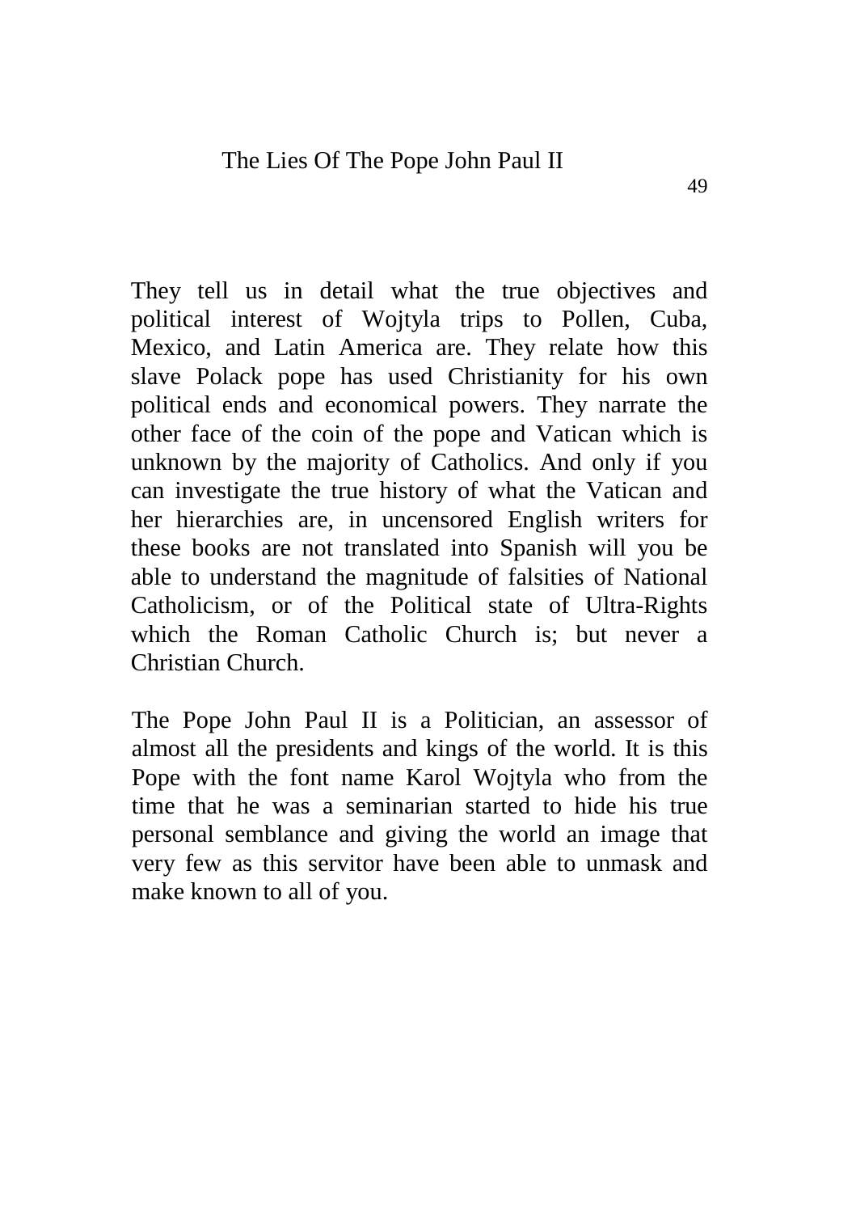They tell us in detail what the true objectives and political interest of Wojtyla trips to Pollen, Cuba, Mexico, and Latin America are. They relate how this slave Polack pope has used Christianity for his own political ends and economical powers. They narrate the other face of the coin of the pope and Vatican which is unknown by the majority of Catholics. And only if you can investigate the true history of what the Vatican and her hierarchies are, in uncensored English writers for these books are not translated into Spanish will you be able to understand the magnitude of falsities of National Catholicism, or of the Political state of Ultra-Rights which the Roman Catholic Church is; but never a Christian Church.

The Pope John Paul II is a Politician, an assessor of almost all the presidents and kings of the world. It is this Pope with the font name Karol Wojtyla who from the time that he was a seminarian started to hide his true personal semblance and giving the world an image that very few as this servitor have been able to unmask and make known to all of you.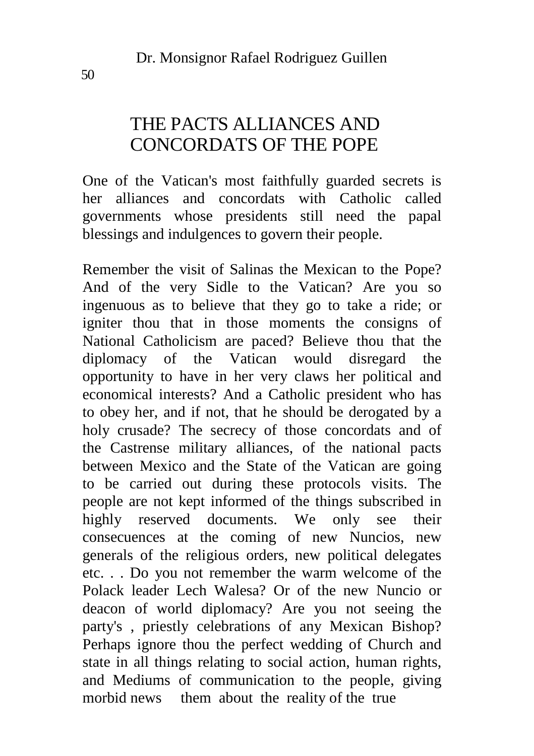# THE PACTS ALLIANCES AND CONCORDATS OF THE POPE

One of the Vatican's most faithfully guarded secrets is her alliances and concordats with Catholic called governments whose presidents still need the papal blessings and indulgences to govern their people.

Remember the visit of Salinas the Mexican to the Pope? And of the very Sidle to the Vatican? Are you so ingenuous as to believe that they go to take a ride; or igniter thou that in those moments the consigns of National Catholicism are paced? Believe thou that the diplomacy of the Vatican would disregard the opportunity to have in her very claws her political and economical interests? And a Catholic president who has to obey her, and if not, that he should be derogated by a holy crusade? The secrecy of those concordats and of the Castrense military alliances, of the national pacts between Mexico and the State of the Vatican are going to be carried out during these protocols visits. The people are not kept informed of the things subscribed in highly reserved documents. We only see their consecuences at the coming of new Nuncios, new generals of the religious orders, new political delegates etc. . . Do you not remember the warm welcome of the Polack leader Lech Walesa? Or of the new Nuncio or deacon of world diplomacy? Are you not seeing the party's , priestly celebrations of any Mexican Bishop? Perhaps ignore thou the perfect wedding of Church and state in all things relating to social action, human rights, and Mediums of communication to the people, giving morbid news them about the reality of the true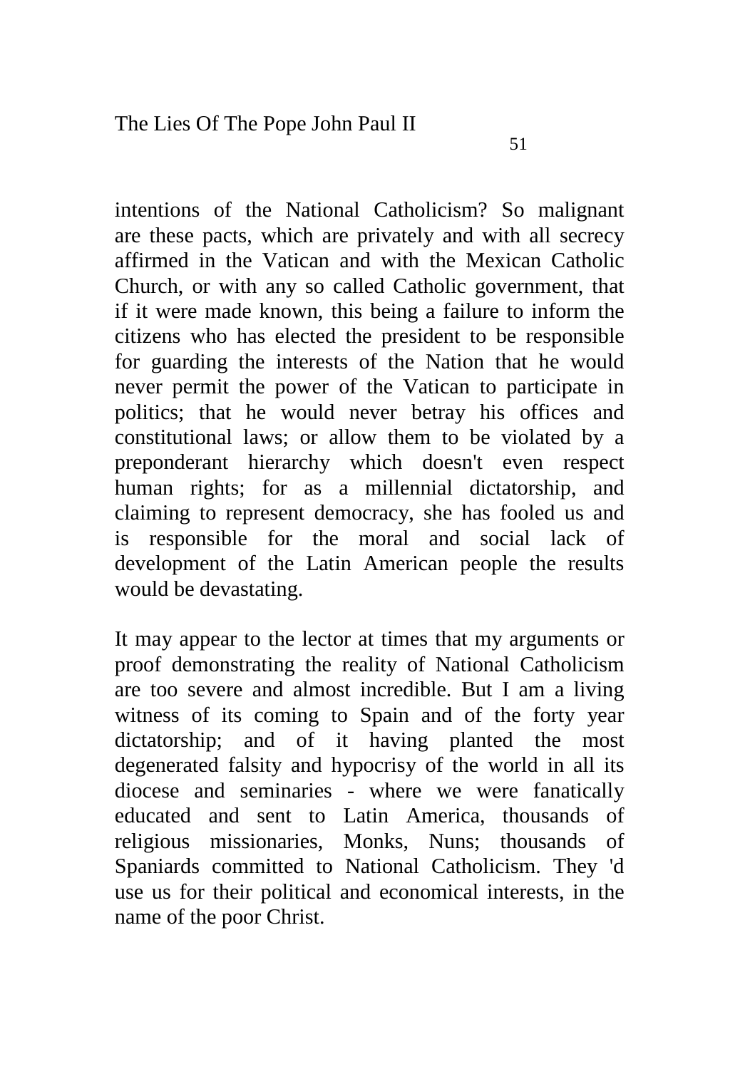intentions of the National Catholicism? So malignant are these pacts, which are privately and with all secrecy affirmed in the Vatican and with the Mexican Catholic Church, or with any so called Catholic government, that if it were made known, this being a failure to inform the citizens who has elected the president to be responsible for guarding the interests of the Nation that he would never permit the power of the Vatican to participate in politics; that he would never betray his offices and constitutional laws; or allow them to be violated by a preponderant hierarchy which doesn't even respect human rights; for as a millennial dictatorship, and claiming to represent democracy, she has fooled us and is responsible for the moral and social lack of development of the Latin American people the results would be devastating.

It may appear to the lector at times that my arguments or proof demonstrating the reality of National Catholicism are too severe and almost incredible. But I am a living witness of its coming to Spain and of the forty year dictatorship; and of it having planted the most degenerated falsity and hypocrisy of the world in all its diocese and seminaries - where we were fanatically educated and sent to Latin America, thousands of religious missionaries, Monks, Nuns; thousands of Spaniards committed to National Catholicism. They 'd use us for their political and economical interests, in the name of the poor Christ.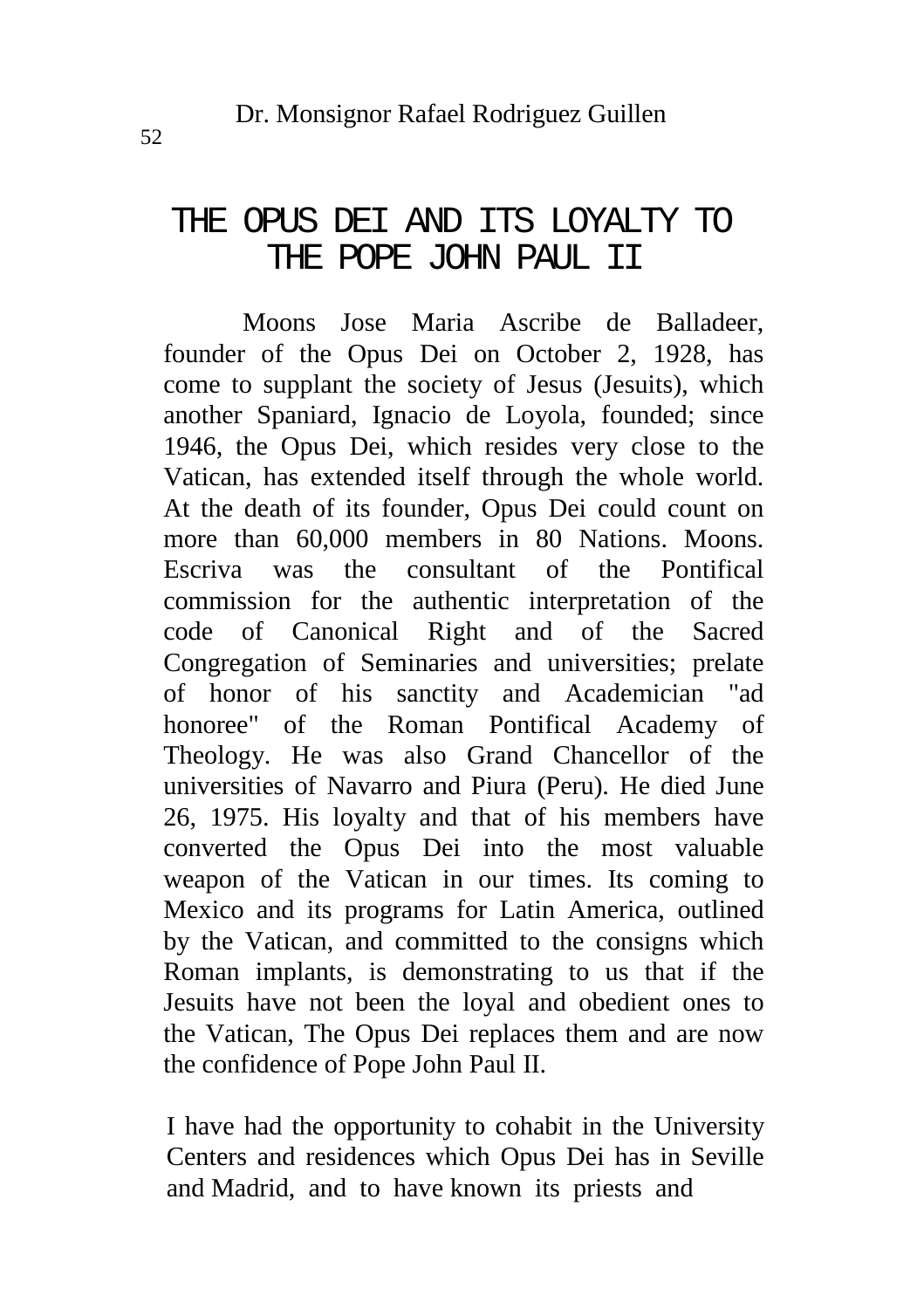# THE OPUS DEI AND ITS LOYALTY TO THE POPE JOHN PAUL II

Moons Jose Maria Ascribe de Balladeer, founder of the Opus Dei on October 2, 1928, has come to supplant the society of Jesus (Jesuits), which another Spaniard, Ignacio de Loyola, founded; since 1946, the Opus Dei, which resides very close to the Vatican, has extended itself through the whole world. At the death of its founder, Opus Dei could count on more than 60,000 members in 80 Nations. Moons. Escriva was the consultant of the Pontifical commission for the authentic interpretation of the code of Canonical Right and of the Sacred Congregation of Seminaries and universities; prelate of honor of his sanctity and Academician "ad honoree" of the Roman Pontifical Academy of Theology. He was also Grand Chancellor of the universities of Navarro and Piura (Peru). He died June 26, 1975. His loyalty and that of his members have converted the Opus Dei into the most valuable weapon of the Vatican in our times. Its coming to Mexico and its programs for Latin America, outlined by the Vatican, and committed to the consigns which Roman implants, is demonstrating to us that if the Jesuits have not been the loyal and obedient ones to the Vatican, The Opus Dei replaces them and are now the confidence of Pope John Paul II.

I have had the opportunity to cohabit in the University Centers and residences which Opus Dei has in Seville and Madrid, and to have known its priests and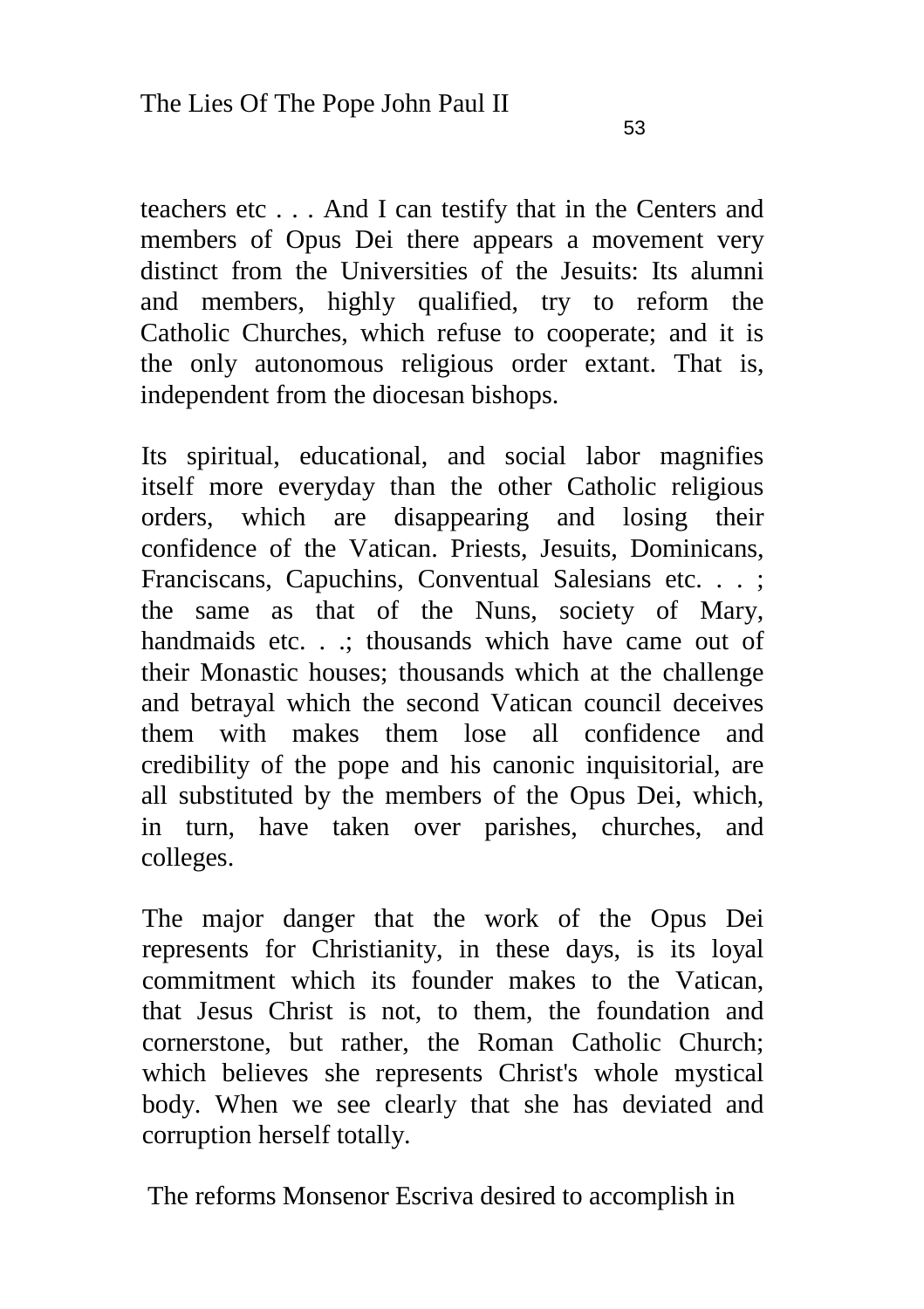teachers etc . . . And I can testify that in the Centers and members of Opus Dei there appears a movement very distinct from the Universities of the Jesuits: Its alumni and members, highly qualified, try to reform the Catholic Churches, which refuse to cooperate; and it is the only autonomous religious order extant. That is, independent from the diocesan bishops.

Its spiritual, educational, and social labor magnifies itself more everyday than the other Catholic religious orders, which are disappearing and losing their confidence of the Vatican. Priests, Jesuits, Dominicans, Franciscans, Capuchins, Conventual Salesians etc. . . ; the same as that of the Nuns, society of Mary, handmaids etc. . .; thousands which have came out of their Monastic houses; thousands which at the challenge and betrayal which the second Vatican council deceives them with makes them lose all confidence and credibility of the pope and his canonic inquisitorial, are all substituted by the members of the Opus Dei, which, in turn, have taken over parishes, churches, and colleges.

The major danger that the work of the Opus Dei represents for Christianity, in these days, is its loyal commitment which its founder makes to the Vatican, that Jesus Christ is not, to them, the foundation and cornerstone, but rather, the Roman Catholic Church; which believes she represents Christ's whole mystical body. When we see clearly that she has deviated and corruption herself totally.

The reforms Monsenor Escriva desired to accomplish in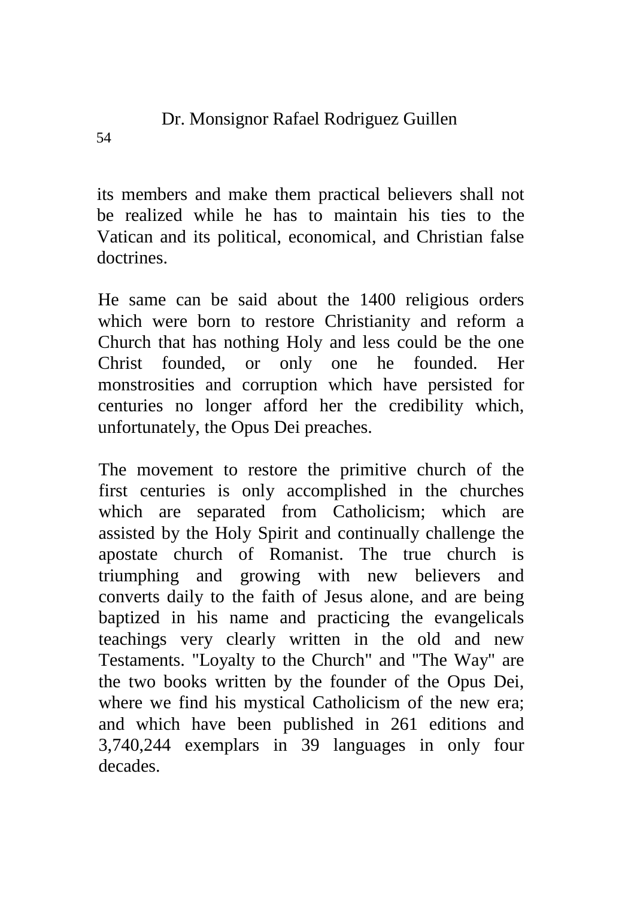its members and make them practical believers shall not be realized while he has to maintain his ties to the Vatican and its political, economical, and Christian false doctrines.

He same can be said about the 1400 religious orders which were born to restore Christianity and reform a Church that has nothing Holy and less could be the one Christ founded, or only one he founded. Her monstrosities and corruption which have persisted for centuries no longer afford her the credibility which, unfortunately, the Opus Dei preaches.

The movement to restore the primitive church of the first centuries is only accomplished in the churches which are separated from Catholicism; which are assisted by the Holy Spirit and continually challenge the apostate church of Romanist. The true church is triumphing and growing with new believers and converts daily to the faith of Jesus alone, and are being baptized in his name and practicing the evangelicals teachings very clearly written in the old and new Testaments. "Loyalty to the Church" and "The Way" are the two books written by the founder of the Opus Dei, where we find his mystical Catholicism of the new era; and which have been published in 261 editions and 3,740,244 exemplars in 39 languages in only four decades.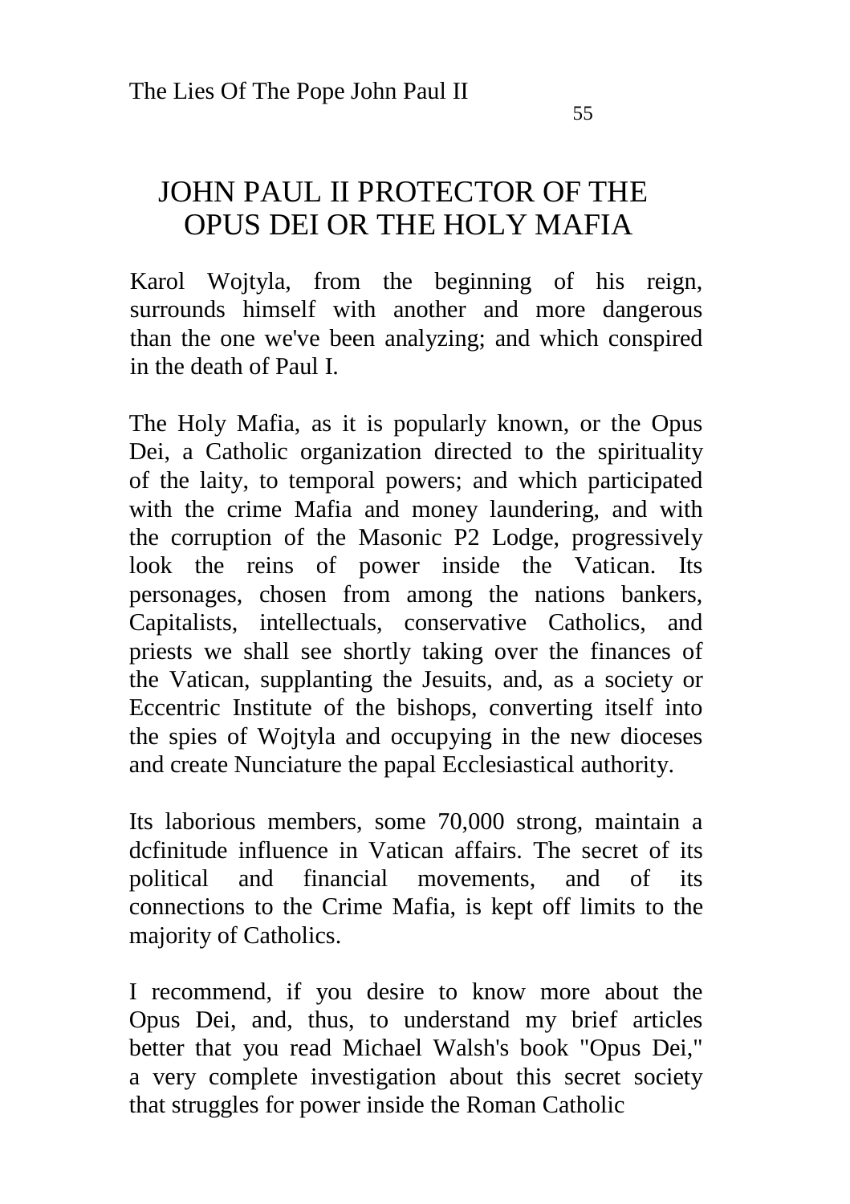# JOHN PAUL II PROTECTOR OF THE OPUS DEI OR THE HOLY MAFIA

Karol Wojtyla, from the beginning of his reign, surrounds himself with another and more dangerous than the one we've been analyzing; and which conspired in the death of Paul I.

The Holy Mafia, as it is popularly known, or the Opus Dei, a Catholic organization directed to the spirituality of the laity, to temporal powers; and which participated with the crime Mafia and money laundering, and with the corruption of the Masonic P2 Lodge, progressively look the reins of power inside the Vatican. Its personages, chosen from among the nations bankers, Capitalists, intellectuals, conservative Catholics, and priests we shall see shortly taking over the finances of the Vatican, supplanting the Jesuits, and, as a society or Eccentric Institute of the bishops, converting itself into the spies of Wojtyla and occupying in the new dioceses and create Nunciature the papal Ecclesiastical authority.

Its laborious members, some 70,000 strong, maintain a dcfinitude influence in Vatican affairs. The secret of its political and financial movements, and of its connections to the Crime Mafia, is kept off limits to the majority of Catholics.

I recommend, if you desire to know more about the Opus Dei, and, thus, to understand my brief articles better that you read Michael Walsh's book "Opus Dei," a very complete investigation about this secret society that struggles for power inside the Roman Catholic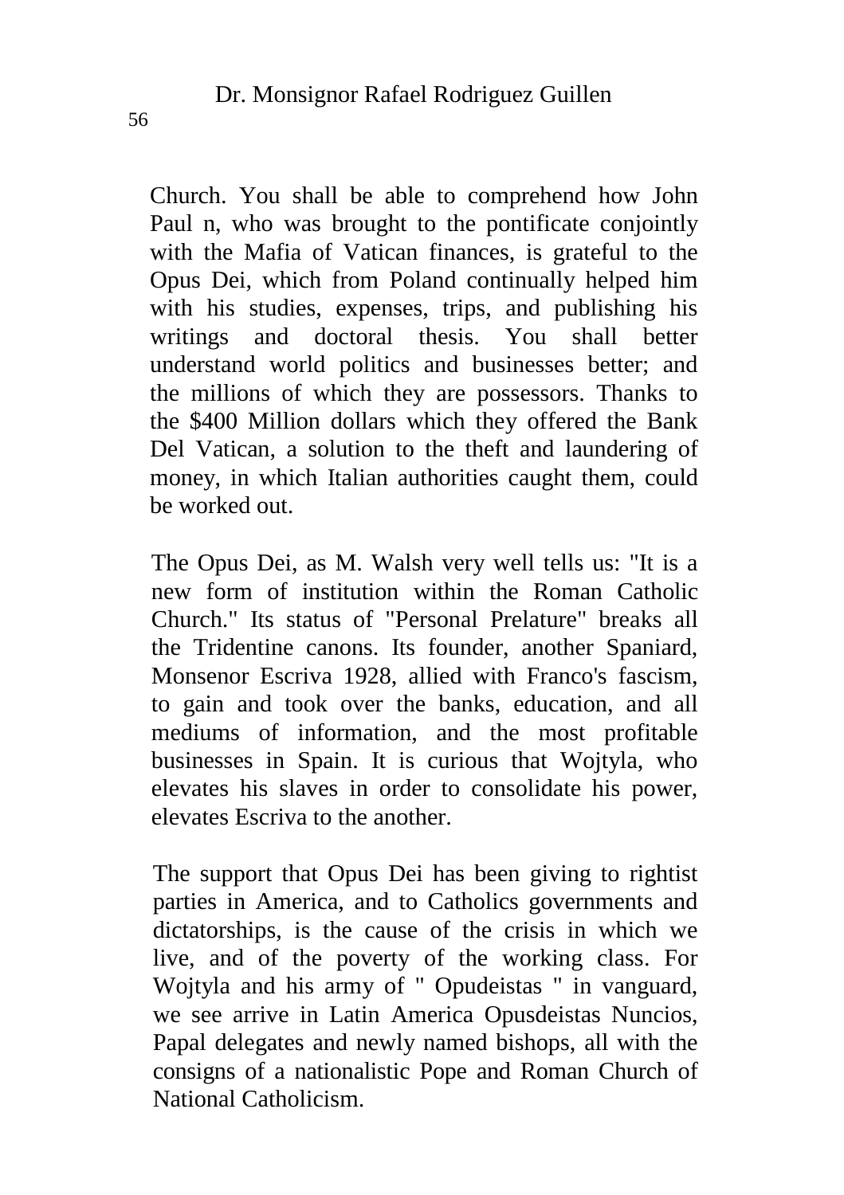Church. You shall be able to comprehend how John Paul n, who was brought to the pontificate conjointly with the Mafia of Vatican finances, is grateful to the Opus Dei, which from Poland continually helped him with his studies, expenses, trips, and publishing his writings and doctoral thesis. You shall better understand world politics and businesses better; and the millions of which they are possessors. Thanks to the $400 Million dollars which they offered the Bank Del Vatican, a solution to the theft and laundering of money, in which Italian authorities caught them, could be worked out.

The Opus Dei, as M. Walsh very well tells us: "It is a new form of institution within the Roman Catholic Church." Its status of "Personal Prelature" breaks all the Tridentine canons. Its founder, another Spaniard, Monsenor Escriva 1928, allied with Franco's fascism, to gain and took over the banks, education, and all mediums of information, and the most profitable businesses in Spain. It is curious that Wojtyla, who elevates his slaves in order to consolidate his power, elevates Escriva to the another.

The support that Opus Dei has been giving to rightist parties in America, and to Catholics governments and dictatorships, is the cause of the crisis in which we live, and of the poverty of the working class. For Wojtyla and his army of " Opudeistas " in vanguard, we see arrive in Latin America Opusdeistas Nuncios, Papal delegates and newly named bishops, all with the consigns of a nationalistic Pope and Roman Church of National Catholicism.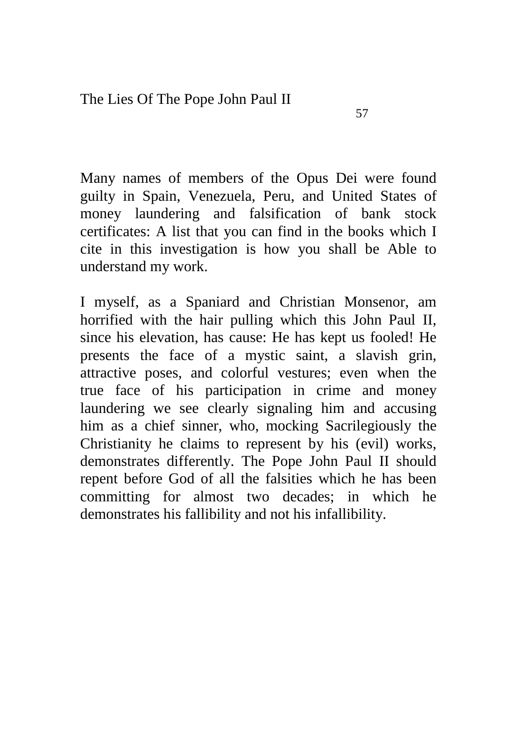Many names of members of the Opus Dei were found guilty in Spain, Venezuela, Peru, and United States of money laundering and falsification of bank stock certificates: A list that you can find in the books which I cite in this investigation is how you shall be Able to understand my work.

I myself, as a Spaniard and Christian Monsenor, am horrified with the hair pulling which this John Paul II, since his elevation, has cause: He has kept us fooled! He presents the face of a mystic saint, a slavish grin, attractive poses, and colorful vestures; even when the true face of his participation in crime and money laundering we see clearly signaling him and accusing him as a chief sinner, who, mocking Sacrilegiously the Christianity he claims to represent by his (evil) works, demonstrates differently. The Pope John Paul II should repent before God of all the falsities which he has been committing for almost two decades; in which he demonstrates his fallibility and not his infallibility.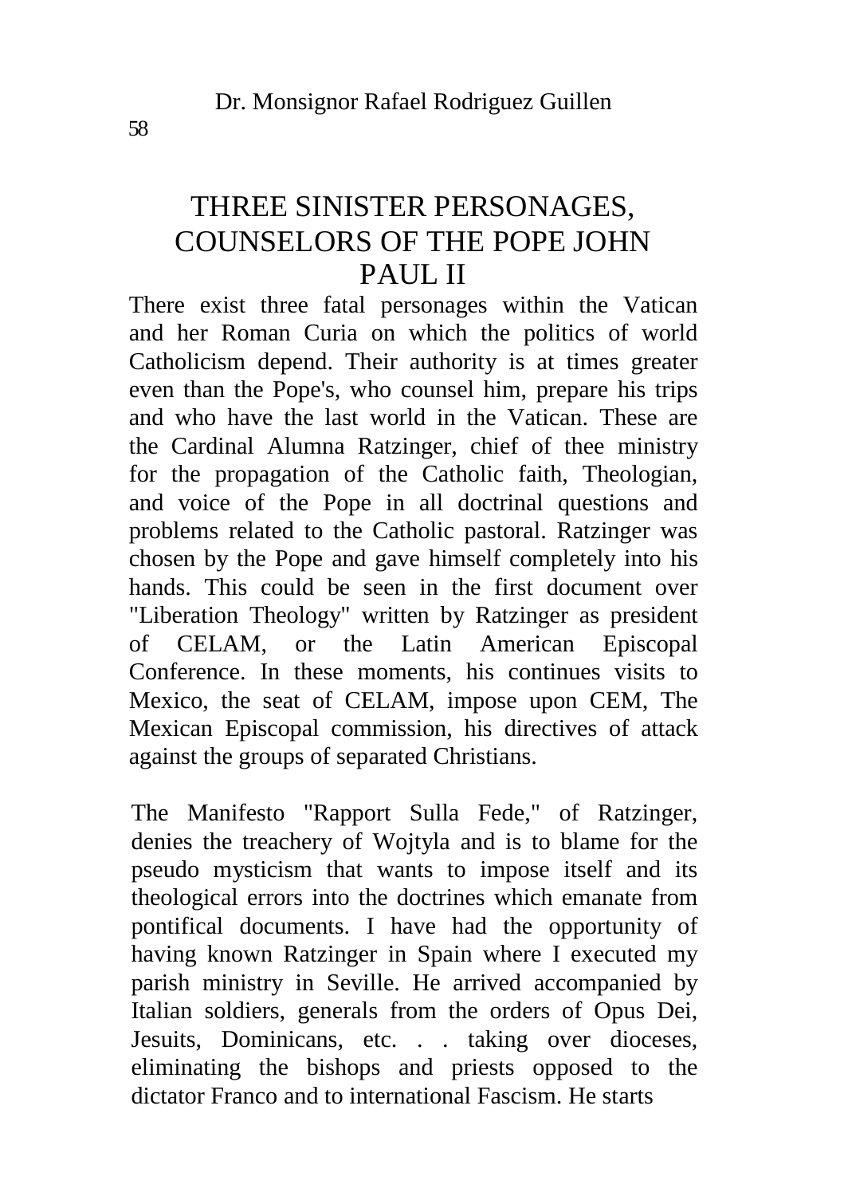# THREE SINISTER PERSONAGES, COUNSELORS OF THE POPE JOHN PAUL II

There exist three fatal personages within the Vatican and her Roman Curia on which the politics of world Catholicism depend. Their authority is at times greater even than the Pope's, who counsel him, prepare his trips and who have the last world in the Vatican. These are the Cardinal Alumna Ratzinger, chief of thee ministry for the propagation of the Catholic faith, Theologian, and voice of the Pope in all doctrinal questions and problems related to the Catholic pastoral. Ratzinger was chosen by the Pope and gave himself completely into his hands. This could be seen in the first document over "Liberation Theology" written by Ratzinger as president of CELAM, or the Latin American Episcopal Conference. In these moments, his continues visits to Mexico, the seat of CELAM, impose upon CEM, The Mexican Episcopal commission, his directives of attack against the groups of separated Christians.

The Manifesto "Rapport Sulla Fede," of Ratzinger, denies the treachery of Wojtyla and is to blame for the pseudo mysticism that wants to impose itself and its theological errors into the doctrines which emanate from pontifical documents. I have had the opportunity of having known Ratzinger in Spain where I executed my parish ministry in Seville. He arrived accompanied by Italian soldiers, generals from the orders of Opus Dei, Jesuits, Dominicans, etc. . . taking over dioceses, eliminating the bishops and priests opposed to the dictator Franco and to international Fascism. He starts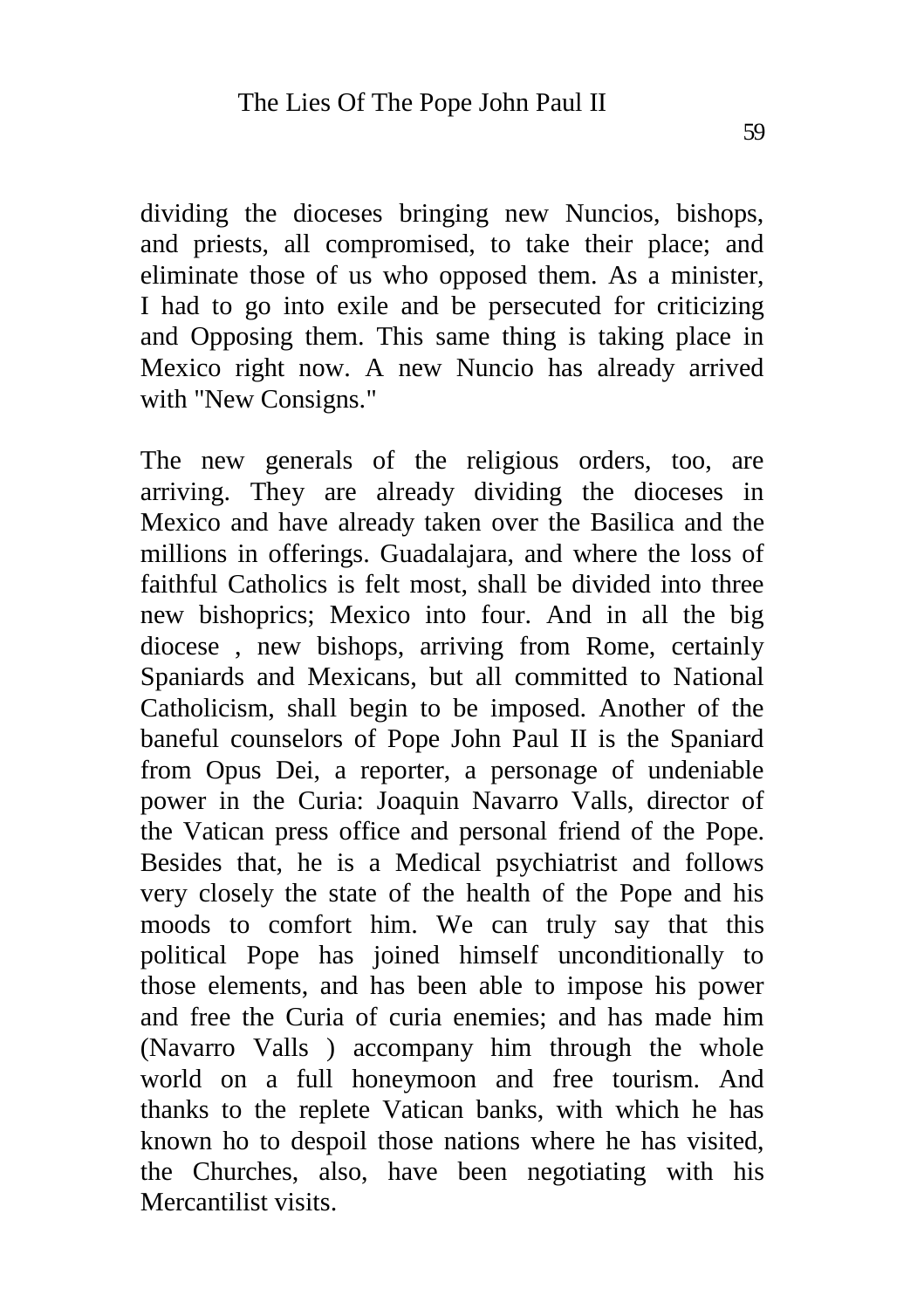dividing the dioceses bringing new Nuncios, bishops, and priests, all compromised, to take their place; and eliminate those of us who opposed them. As a minister, I had to go into exile and be persecuted for criticizing and Opposing them. This same thing is taking place in Mexico right now. A new Nuncio has already arrived with "New Consigns."

The new generals of the religious orders, too, are arriving. They are already dividing the dioceses in Mexico and have already taken over the Basilica and the millions in offerings. Guadalajara, and where the loss of faithful Catholics is felt most, shall be divided into three new bishoprics; Mexico into four. And in all the big diocese , new bishops, arriving from Rome, certainly Spaniards and Mexicans, but all committed to National Catholicism, shall begin to be imposed. Another of the baneful counselors of Pope John Paul II is the Spaniard from Opus Dei, a reporter, a personage of undeniable power in the Curia: Joaquin Navarro Valls, director of the Vatican press office and personal friend of the Pope. Besides that, he is a Medical psychiatrist and follows very closely the state of the health of the Pope and his moods to comfort him. We can truly say that this political Pope has joined himself unconditionally to those elements, and has been able to impose his power and free the Curia of curia enemies; and has made him (Navarro Valls ) accompany him through the whole world on a full honeymoon and free tourism. And thanks to the replete Vatican banks, with which he has known ho to despoil those nations where he has visited, the Churches, also, have been negotiating with his Mercantilist visits.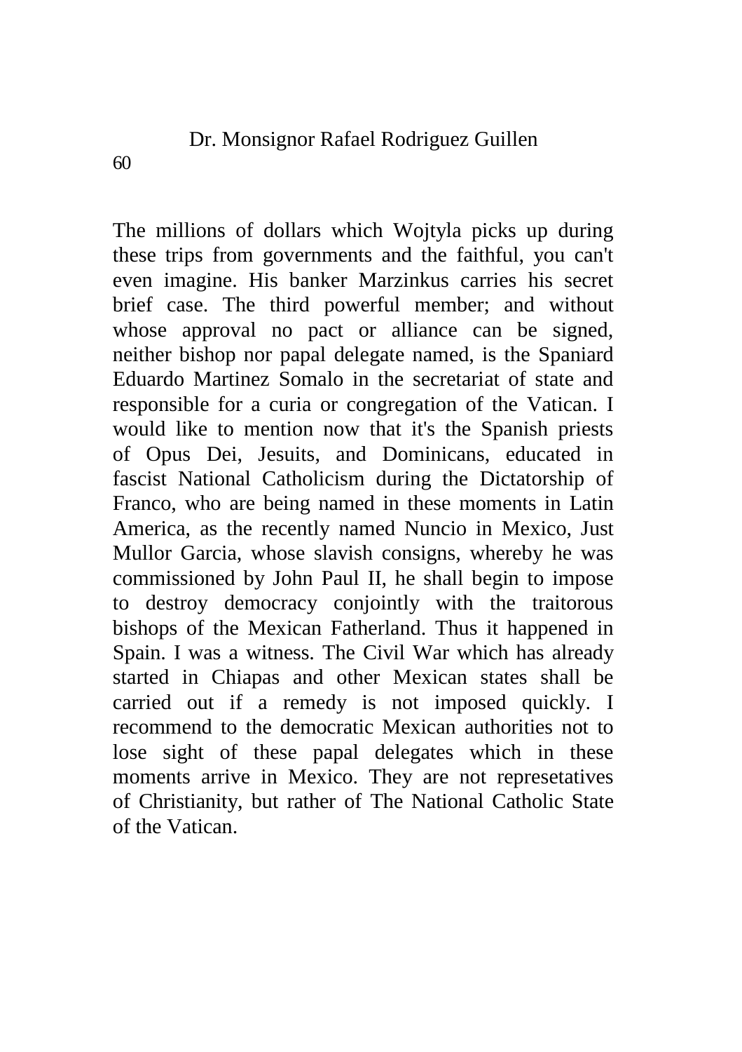The millions of dollars which Wojtyla picks up during these trips from governments and the faithful, you can't even imagine. His banker Marzinkus carries his secret brief case. The third powerful member; and without whose approval no pact or alliance can be signed, neither bishop nor papal delegate named, is the Spaniard Eduardo Martinez Somalo in the secretariat of state and responsible for a curia or congregation of the Vatican. I would like to mention now that it's the Spanish priests of Opus Dei, Jesuits, and Dominicans, educated in fascist National Catholicism during the Dictatorship of Franco, who are being named in these moments in Latin America, as the recently named Nuncio in Mexico, Just Mullor Garcia, whose slavish consigns, whereby he was commissioned by John Paul II, he shall begin to impose to destroy democracy conjointly with the traitorous bishops of the Mexican Fatherland. Thus it happened in Spain. I was a witness. The Civil War which has already started in Chiapas and other Mexican states shall be carried out if a remedy is not imposed quickly. I recommend to the democratic Mexican authorities not to lose sight of these papal delegates which in these moments arrive in Mexico. They are not represetatives of Christianity, but rather of The National Catholic State of the Vatican.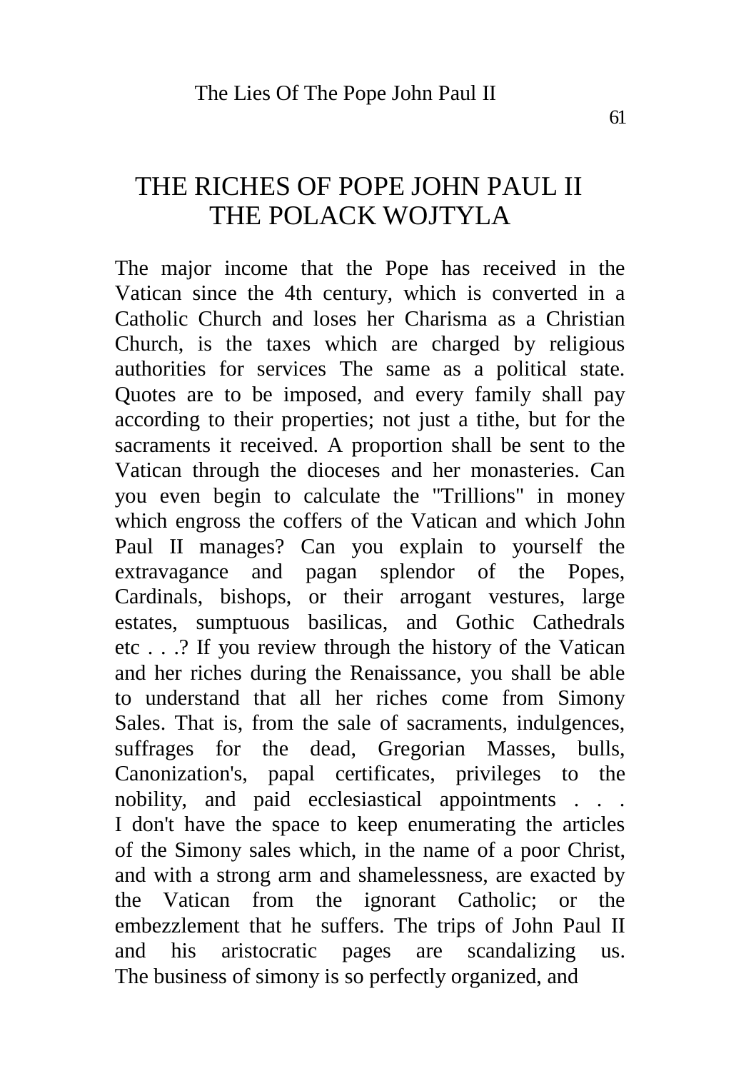# THE RICHES OF POPE JOHN PAUL II THE POLACK WOJTYLA

The major income that the Pope has received in the Vatican since the 4th century, which is converted in a Catholic Church and loses her Charisma as a Christian Church, is the taxes which are charged by religious authorities for services The same as a political state. Quotes are to be imposed, and every family shall pay according to their properties; not just a tithe, but for the sacraments it received. A proportion shall be sent to the Vatican through the dioceses and her monasteries. Can you even begin to calculate the "Trillions" in money which engross the coffers of the Vatican and which John Paul II manages? Can you explain to yourself the extravagance and pagan splendor of the Popes, Cardinals, bishops, or their arrogant vestures, large estates, sumptuous basilicas, and Gothic Cathedrals etc . . .? If you review through the history of the Vatican and her riches during the Renaissance, you shall be able to understand that all her riches come from Simony Sales. That is, from the sale of sacraments, indulgences, suffrages for the dead, Gregorian Masses, bulls, Canonization's, papal certificates, privileges to the nobility, and paid ecclesiastical appointments . . . I don't have the space to keep enumerating the articles of the Simony sales which, in the name of a poor Christ, and with a strong arm and shamelessness, are exacted by the Vatican from the ignorant Catholic; or the embezzlement that he suffers. The trips of John Paul II and his aristocratic pages are scandalizing us. The business of simony is so perfectly organized, and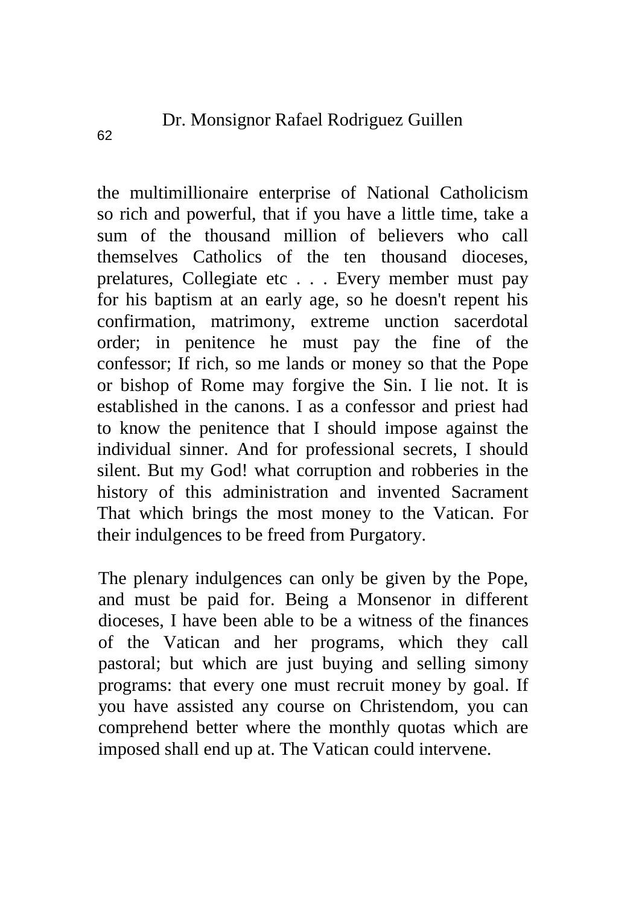the multimillionaire enterprise of National Catholicism so rich and powerful, that if you have a little time, take a sum of the thousand million of believers who call themselves Catholics of the ten thousand dioceses, prelatures, Collegiate etc . . . Every member must pay for his baptism at an early age, so he doesn't repent his confirmation, matrimony, extreme unction sacerdotal order; in penitence he must pay the fine of the confessor; If rich, so me lands or money so that the Pope or bishop of Rome may forgive the Sin. I lie not. It is established in the canons. I as a confessor and priest had to know the penitence that I should impose against the individual sinner. And for professional secrets, I should silent. But my God! what corruption and robberies in the history of this administration and invented Sacrament That which brings the most money to the Vatican. For their indulgences to be freed from Purgatory.

The plenary indulgences can only be given by the Pope, and must be paid for. Being a Monsenor in different dioceses, I have been able to be a witness of the finances of the Vatican and her programs, which they call pastoral; but which are just buying and selling simony programs: that every one must recruit money by goal. If you have assisted any course on Christendom, you can comprehend better where the monthly quotas which are imposed shall end up at. The Vatican could intervene.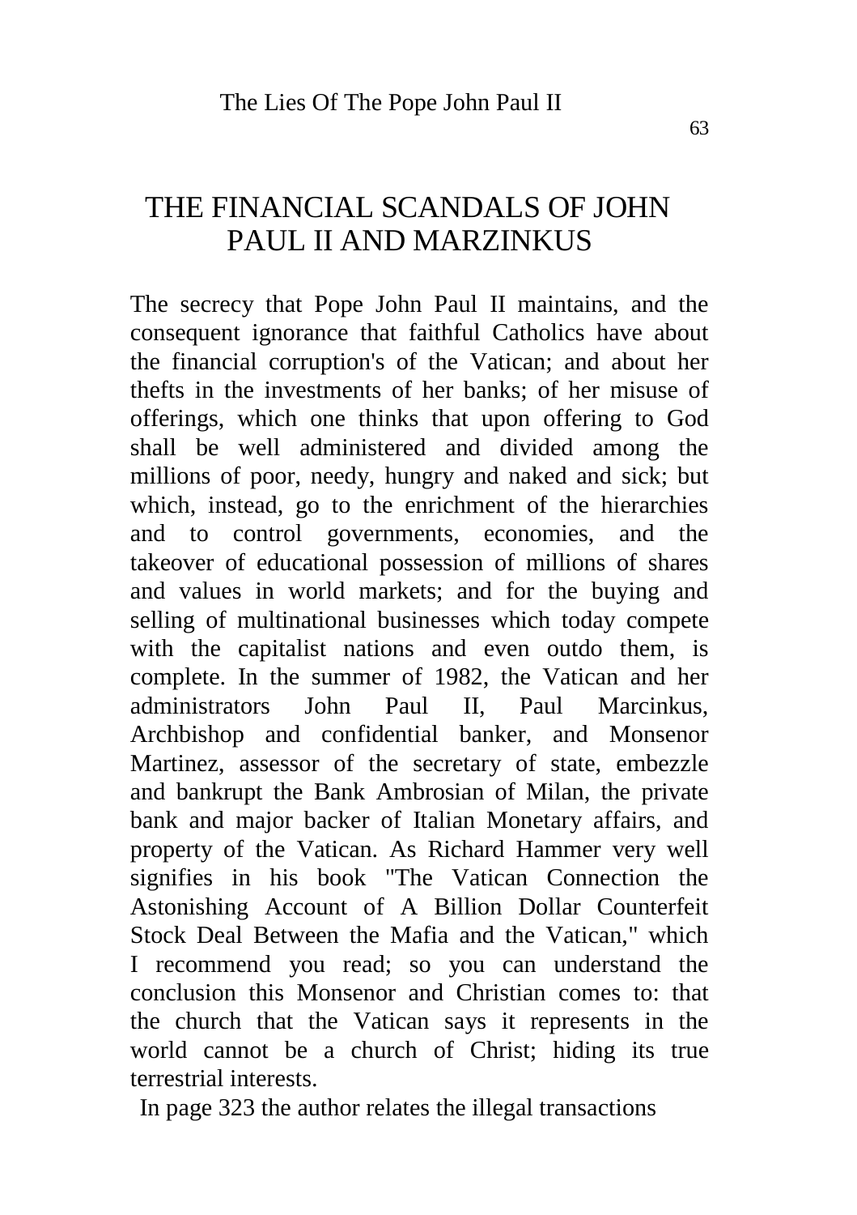# THE FINANCIAL SCANDALS OF JOHN PAUL II AND MARZINKUS

The secrecy that Pope John Paul II maintains, and the consequent ignorance that faithful Catholics have about the financial corruption's of the Vatican; and about her thefts in the investments of her banks; of her misuse of offerings, which one thinks that upon offering to God shall be well administered and divided among the millions of poor, needy, hungry and naked and sick; but which, instead, go to the enrichment of the hierarchies and to control governments, economies, and the takeover of educational possession of millions of shares and values in world markets; and for the buying and selling of multinational businesses which today compete with the capitalist nations and even outdo them, is complete. In the summer of 1982, the Vatican and her administrators John Paul II, Paul Marcinkus, Archbishop and confidential banker, and Monsenor Martinez, assessor of the secretary of state, embezzle and bankrupt the Bank Ambrosian of Milan, the private bank and major backer of Italian Monetary affairs, and property of the Vatican. As Richard Hammer very well signifies in his book "The Vatican Connection the Astonishing Account of A Billion Dollar Counterfeit Stock Deal Between the Mafia and the Vatican," which I recommend you read; so you can understand the conclusion this Monsenor and Christian comes to: that the church that the Vatican says it represents in the world cannot be a church of Christ; hiding its true terrestrial interests.

In page 323 the author relates the illegal transactions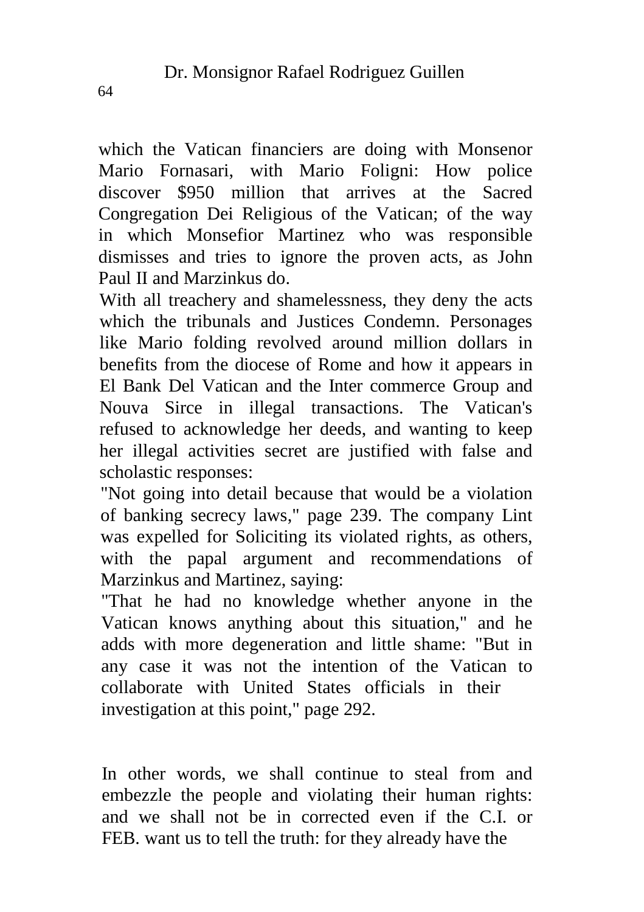which the Vatican financiers are doing with Monsenor Mario Fornasari, with Mario Foligni: How police discover $950 million that arrives at the Sacred Congregation Dei Religious of the Vatican; of the way in which Monsefior Martinez who was responsible dismisses and tries to ignore the proven acts, as John Paul II and Marzinkus do.

With all treachery and shamelessness, they deny the acts which the tribunals and Justices Condemn. Personages like Mario folding revolved around million dollars in benefits from the diocese of Rome and how it appears in El Bank Del Vatican and the Inter commerce Group and Nouva Sirce in illegal transactions. The Vatican's refused to acknowledge her deeds, and wanting to keep her illegal activities secret are justified with false and scholastic responses:

"Not going into detail because that would be a violation of banking secrecy laws," page 239. The company Lint was expelled for Soliciting its violated rights, as others, with the papal argument and recommendations of Marzinkus and Martinez, saying:

"That he had no knowledge whether anyone in the Vatican knows anything about this situation," and he adds with more degeneration and little shame: "But in any case it was not the intention of the Vatican to collaborate with United States officials in their investigation at this point," page 292.

In other words, we shall continue to steal from and embezzle the people and violating their human rights: and we shall not be in corrected even if the C.I. or FEB. want us to tell the truth: for they already have the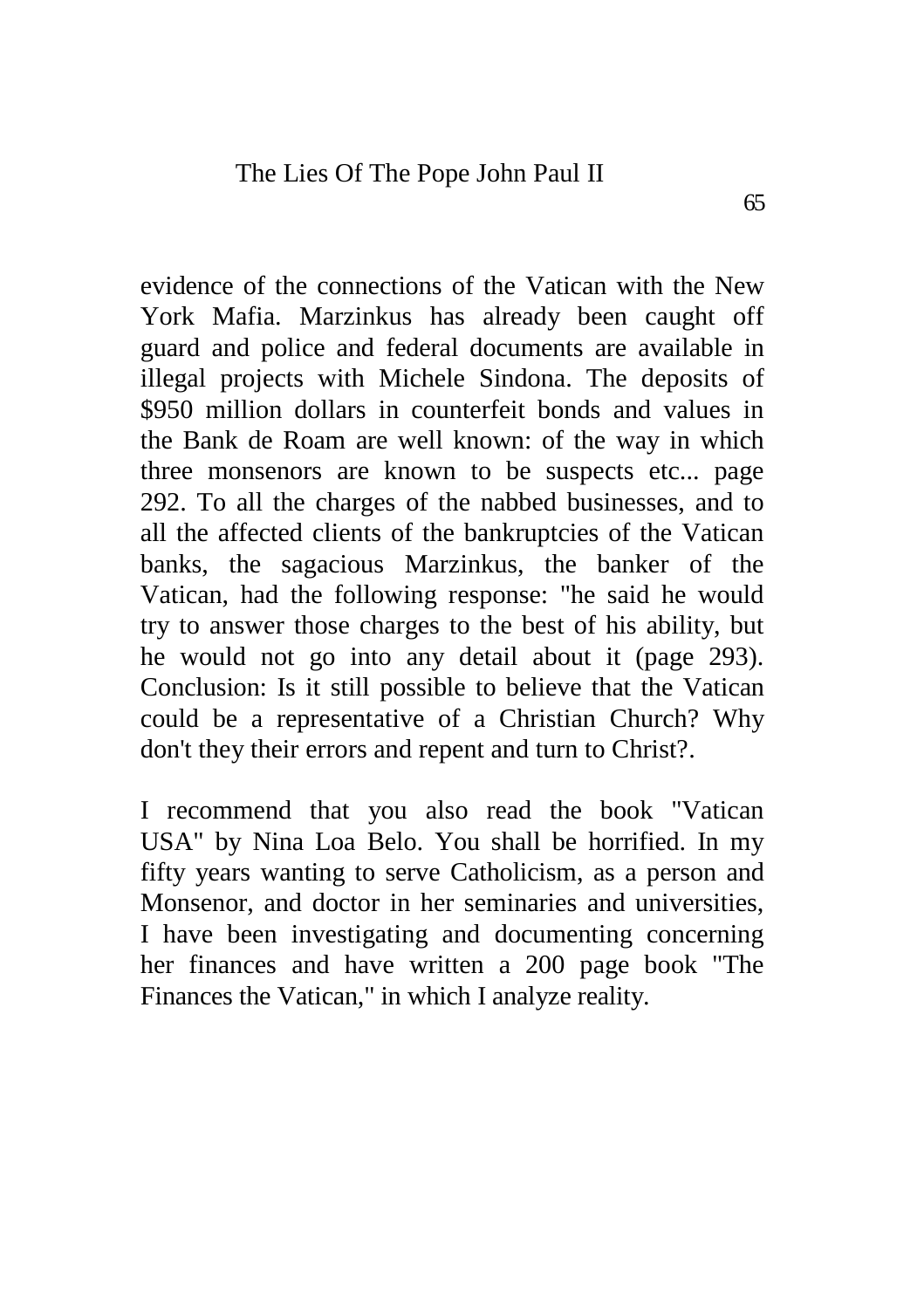evidence of the connections of the Vatican with the New York Mafia. Marzinkus has already been caught off guard and police and federal documents are available in illegal projects with Michele Sindona. The deposits of $950 million dollars in counterfeit bonds and values in the Bank de Roam are well known: of the way in which three monsenors are known to be suspects etc... page 292. To all the charges of the nabbed businesses, and to all the affected clients of the bankruptcies of the Vatican banks, the sagacious Marzinkus, the banker of the Vatican, had the following response: "he said he would try to answer those charges to the best of his ability, but he would not go into any detail about it (page 293). Conclusion: Is it still possible to believe that the Vatican could be a representative of a Christian Church? Why don't they their errors and repent and turn to Christ?.

I recommend that you also read the book "Vatican USA" by Nina Loa Belo. You shall be horrified. In my fifty years wanting to serve Catholicism, as a person and Monsenor, and doctor in her seminaries and universities, I have been investigating and documenting concerning her finances and have written a 200 page book "The Finances the Vatican," in which I analyze reality.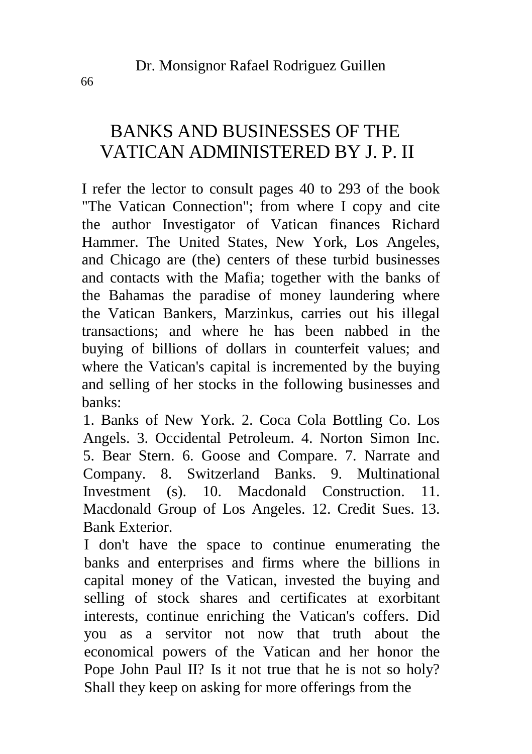# BANKS AND BUSINESSES OF THE VATICAN ADMINISTERED BY J. P. II

I refer the lector to consult pages 40 to 293 of the book "The Vatican Connection"; from where I copy and cite the author Investigator of Vatican finances Richard Hammer. The United States, New York, Los Angeles, and Chicago are (the) centers of these turbid businesses and contacts with the Mafia; together with the banks of the Bahamas the paradise of money laundering where the Vatican Bankers, Marzinkus, carries out his illegal transactions; and where he has been nabbed in the buying of billions of dollars in counterfeit values; and where the Vatican's capital is incremented by the buying and selling of her stocks in the following businesses and banks:

1. Banks of New York. 2. Coca Cola Bottling Co. Los Angels. 3. Occidental Petroleum. 4. Norton Simon Inc. 5. Bear Stern. 6. Goose and Compare. 7. Narrate and Company. 8. Switzerland Banks. 9. Multinational Investment (s). 10. Macdonald Construction. 11. Macdonald Group of Los Angeles. 12. Credit Sues. 13. Bank Exterior.

I don't have the space to continue enumerating the banks and enterprises and firms where the billions in capital money of the Vatican, invested the buying and selling of stock shares and certificates at exorbitant interests, continue enriching the Vatican's coffers. Did you as a servitor not now that truth about the economical powers of the Vatican and her honor the Pope John Paul II? Is it not true that he is not so holy? Shall they keep on asking for more offerings from the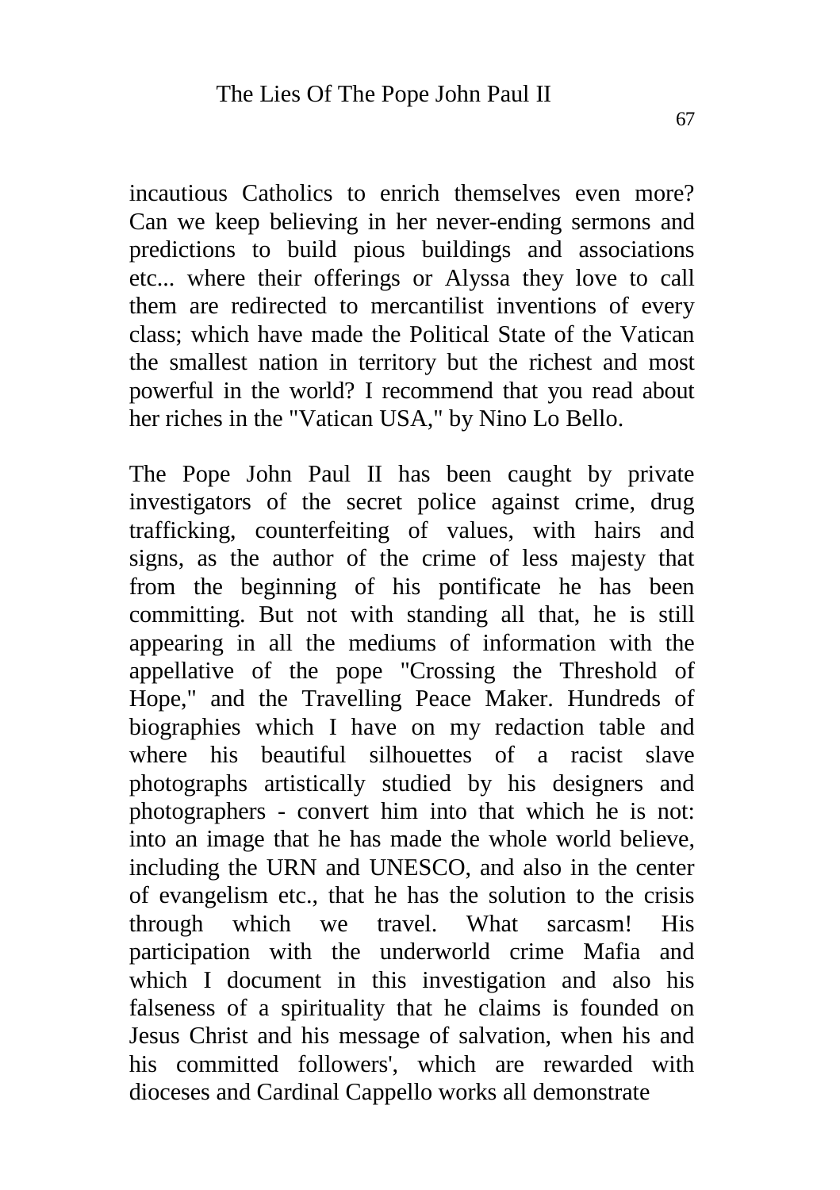incautious Catholics to enrich themselves even more? Can we keep believing in her never-ending sermons and predictions to build pious buildings and associations etc... where their offerings or Alyssa they love to call them are redirected to mercantilist inventions of every class; which have made the Political State of the Vatican the smallest nation in territory but the richest and most powerful in the world? I recommend that you read about her riches in the "Vatican USA," by Nino Lo Bello.

The Pope John Paul II has been caught by private investigators of the secret police against crime, drug trafficking, counterfeiting of values, with hairs and signs, as the author of the crime of less majesty that from the beginning of his pontificate he has been committing. But not with standing all that, he is still appearing in all the mediums of information with the appellative of the pope "Crossing the Threshold of Hope," and the Travelling Peace Maker. Hundreds of biographies which I have on my redaction table and where his beautiful silhouettes of a racist slave photographs artistically studied by his designers and photographers - convert him into that which he is not: into an image that he has made the whole world believe, including the URN and UNESCO, and also in the center of evangelism etc., that he has the solution to the crisis through which we travel. What sarcasm! His participation with the underworld crime Mafia and which I document in this investigation and also his falseness of a spirituality that he claims is founded on Jesus Christ and his message of salvation, when his and his committed followers', which are rewarded with dioceses and Cardinal Cappello works all demonstrate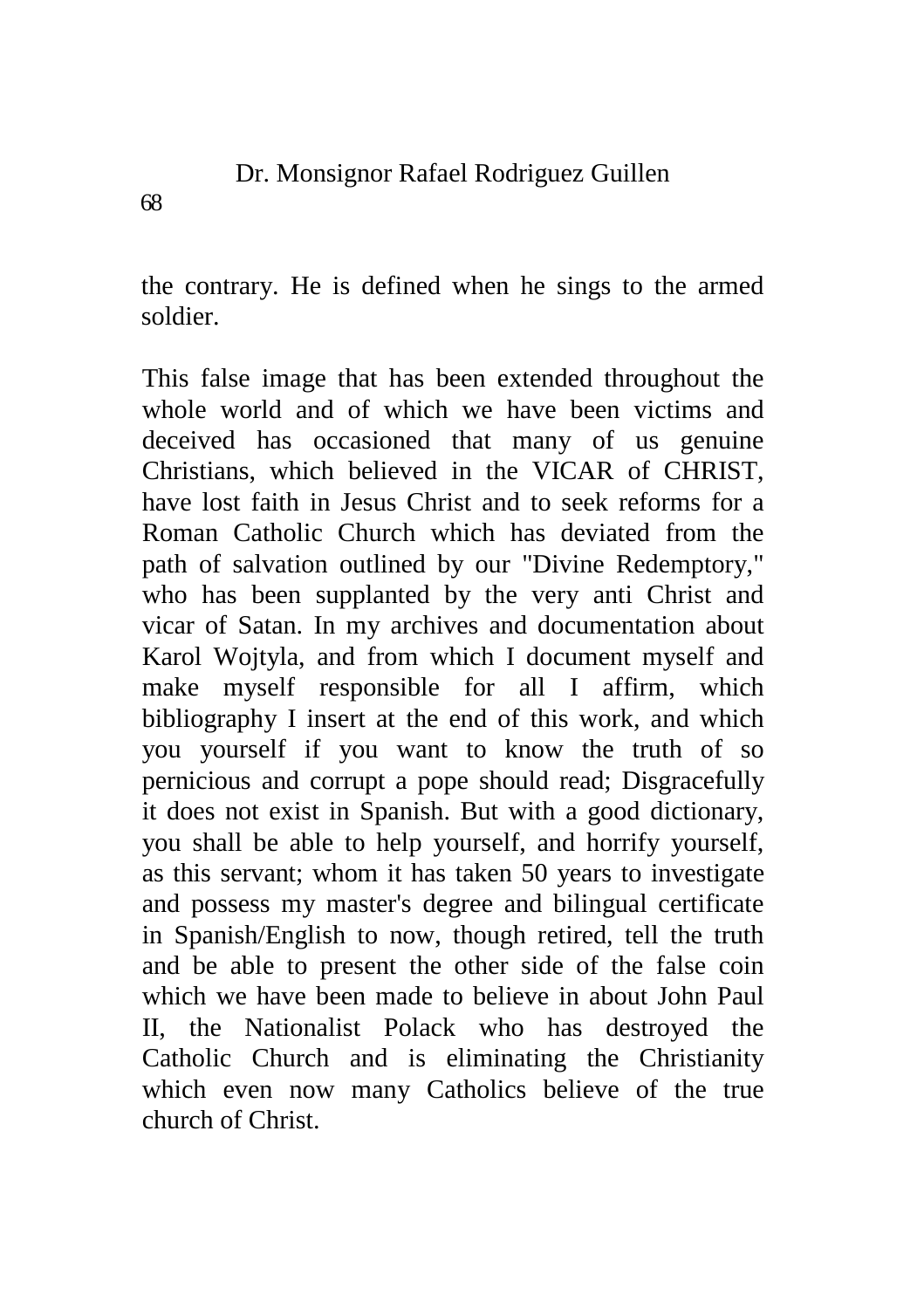the contrary. He is defined when he sings to the armed soldier.

This false image that has been extended throughout the whole world and of which we have been victims and deceived has occasioned that many of us genuine Christians, which believed in the VICAR of CHRIST, have lost faith in Jesus Christ and to seek reforms for a Roman Catholic Church which has deviated from the path of salvation outlined by our "Divine Redemptory," who has been supplanted by the very anti Christ and vicar of Satan. In my archives and documentation about Karol Wojtyla, and from which I document myself and make myself responsible for all I affirm, which bibliography I insert at the end of this work, and which you yourself if you want to know the truth of so pernicious and corrupt a pope should read; Disgracefully it does not exist in Spanish. But with a good dictionary, you shall be able to help yourself, and horrify yourself, as this servant; whom it has taken 50 years to investigate and possess my master's degree and bilingual certificate in Spanish/English to now, though retired, tell the truth and be able to present the other side of the false coin which we have been made to believe in about John Paul II, the Nationalist Polack who has destroyed the Catholic Church and is eliminating the Christianity which even now many Catholics believe of the true church of Christ.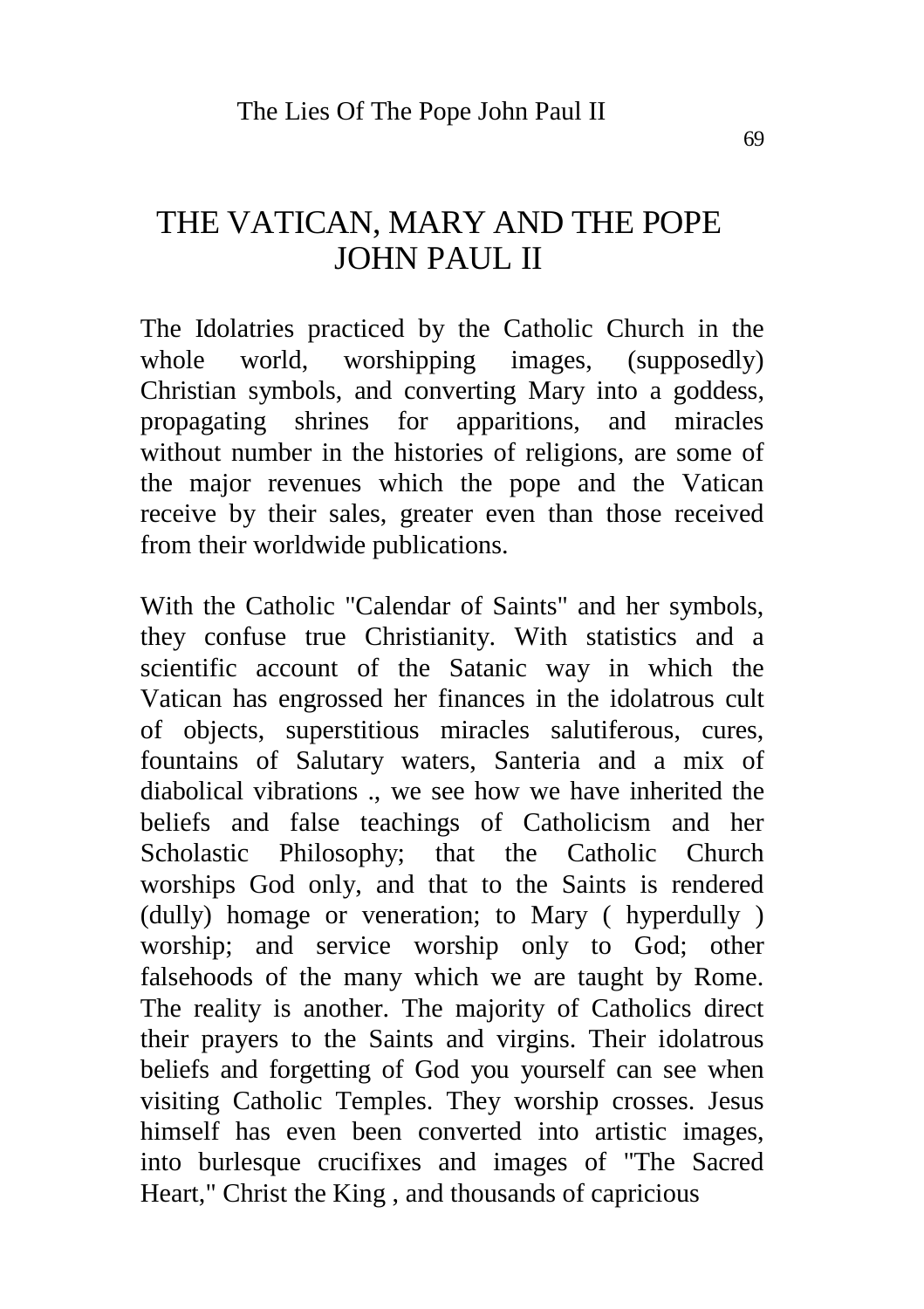# THE VATICAN, MARY AND THE POPE JOHN PAUL II

The Idolatries practiced by the Catholic Church in the whole world, worshipping images, (supposedly) Christian symbols, and converting Mary into a goddess, propagating shrines for apparitions, and miracles without number in the histories of religions, are some of the major revenues which the pope and the Vatican receive by their sales, greater even than those received from their worldwide publications.

With the Catholic "Calendar of Saints" and her symbols, they confuse true Christianity. With statistics and a scientific account of the Satanic way in which the Vatican has engrossed her finances in the idolatrous cult of objects, superstitious miracles salutiferous, cures, fountains of Salutary waters, Santeria and a mix of diabolical vibrations ., we see how we have inherited the beliefs and false teachings of Catholicism and her Scholastic Philosophy; that the Catholic Church worships God only, and that to the Saints is rendered (dully) homage or veneration; to Mary ( hyperdully ) worship; and service worship only to God; other falsehoods of the many which we are taught by Rome. The reality is another. The majority of Catholics direct their prayers to the Saints and virgins. Their idolatrous beliefs and forgetting of God you yourself can see when visiting Catholic Temples. They worship crosses. Jesus himself has even been converted into artistic images, into burlesque crucifixes and images of "The Sacred Heart," Christ the King , and thousands of capricious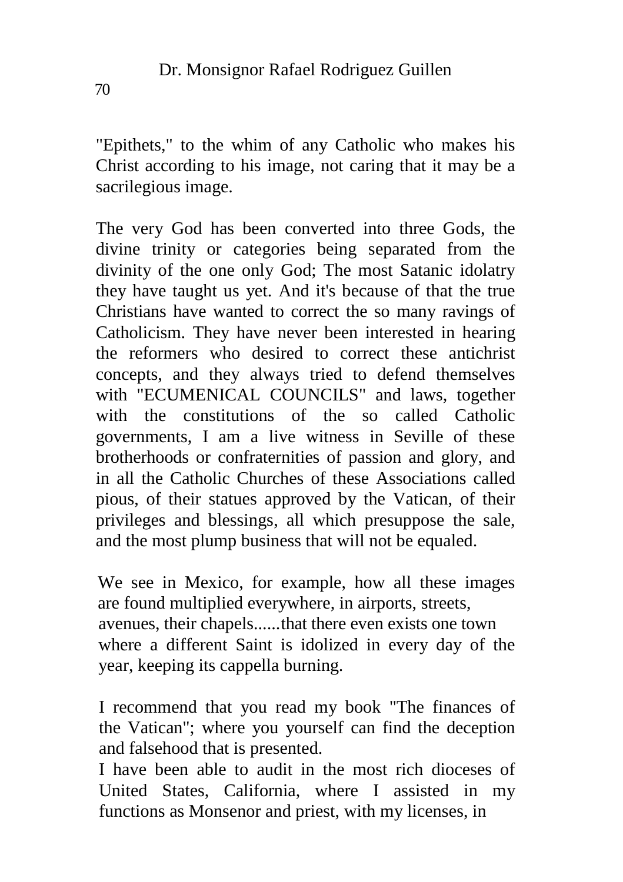"Epithets," to the whim of any Catholic who makes his Christ according to his image, not caring that it may be a sacrilegious image.

The very God has been converted into three Gods, the divine trinity or categories being separated from the divinity of the one only God; The most Satanic idolatry they have taught us yet. And it's because of that the true Christians have wanted to correct the so many ravings of Catholicism. They have never been interested in hearing the reformers who desired to correct these antichrist concepts, and they always tried to defend themselves with "ECUMENICAL COUNCILS" and laws, together with the constitutions of the so called Catholic governments, I am a live witness in Seville of these brotherhoods or confraternities of passion and glory, and in all the Catholic Churches of these Associations called pious, of their statues approved by the Vatican, of their privileges and blessings, all which presuppose the sale, and the most plump business that will not be equaled.

We see in Mexico, for example, how all these images are found multiplied everywhere, in airports, streets, avenues, their chapels......that there even exists one town where a different Saint is idolized in every day of the year, keeping its cappella burning.

I recommend that you read my book "The finances of the Vatican"; where you yourself can find the deception and falsehood that is presented.

I have been able to audit in the most rich dioceses of United States, California, where I assisted in my functions as Monsenor and priest, with my licenses, in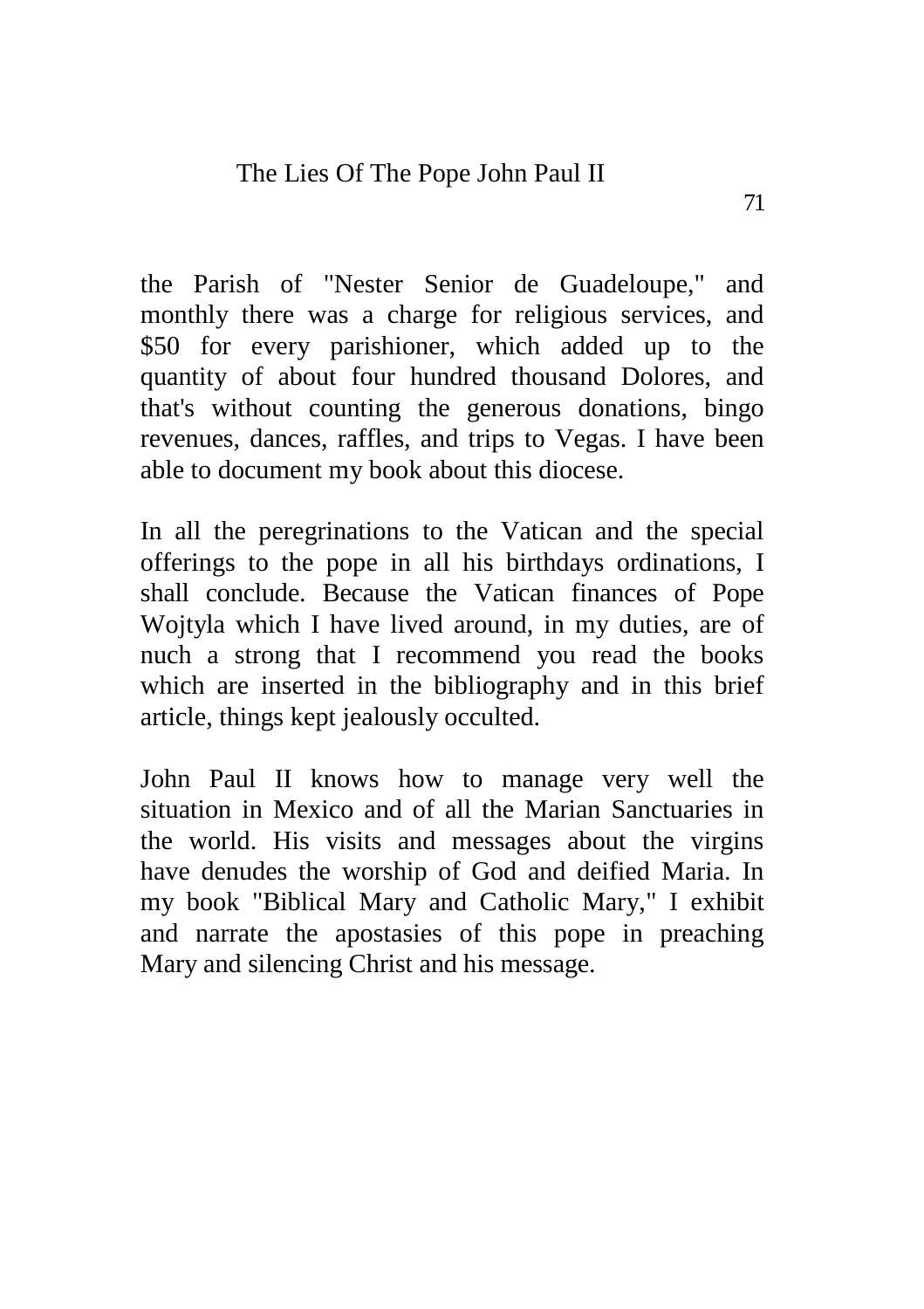the Parish of "Nester Senior de Guadeloupe," and monthly there was a charge for religious services, and $50 for every parishioner, which added up to the quantity of about four hundred thousand Dolores, and that's without counting the generous donations, bingo revenues, dances, raffles, and trips to Vegas. I have been able to document my book about this diocese.

In all the peregrinations to the Vatican and the special offerings to the pope in all his birthdays ordinations, I shall conclude. Because the Vatican finances of Pope Wojtyla which I have lived around, in my duties, are of nuch a strong that I recommend you read the books which are inserted in the bibliography and in this brief article, things kept jealously occulted.

John Paul II knows how to manage very well the situation in Mexico and of all the Marian Sanctuaries in the world. His visits and messages about the virgins have denudes the worship of God and deified Maria. In my book "Biblical Mary and Catholic Mary," I exhibit and narrate the apostasies of this pope in preaching Mary and silencing Christ and his message.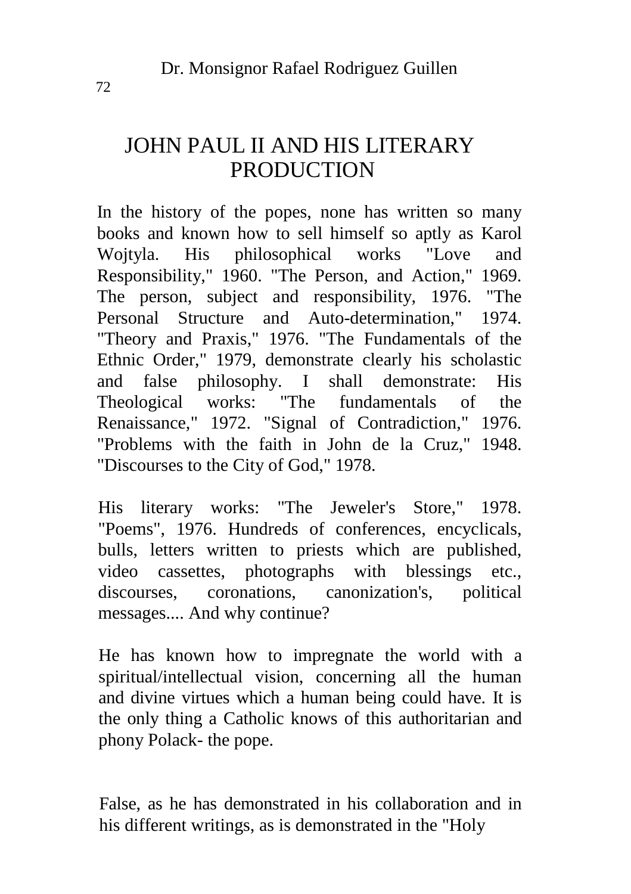# JOHN PAUL II AND HIS LITERARY PRODUCTION

In the history of the popes, none has written so many books and known how to sell himself so aptly as Karol Wojtyla. His philosophical works "Love and Responsibility," 1960. "The Person, and Action," 1969. The person, subject and responsibility, 1976. "The Personal Structure and Auto-determination," 1974. "Theory and Praxis," 1976. "The Fundamentals of the Ethnic Order," 1979, demonstrate clearly his scholastic and false philosophy. I shall demonstrate: His Theological works: "The fundamentals of the Renaissance," 1972. "Signal of Contradiction," 1976. "Problems with the faith in John de la Cruz," 1948. "Discourses to the City of God," 1978.

His literary works: "The Jeweler's Store," 1978. "Poems", 1976. Hundreds of conferences, encyclicals, bulls, letters written to priests which are published, video cassettes, photographs with blessings etc., discourses, coronations, canonization's, political messages.... And why continue?

He has known how to impregnate the world with a spiritual/intellectual vision, concerning all the human and divine virtues which a human being could have. It is the only thing a Catholic knows of this authoritarian and phony Polack- the pope.

False, as he has demonstrated in his collaboration and in his different writings, as is demonstrated in the "Holy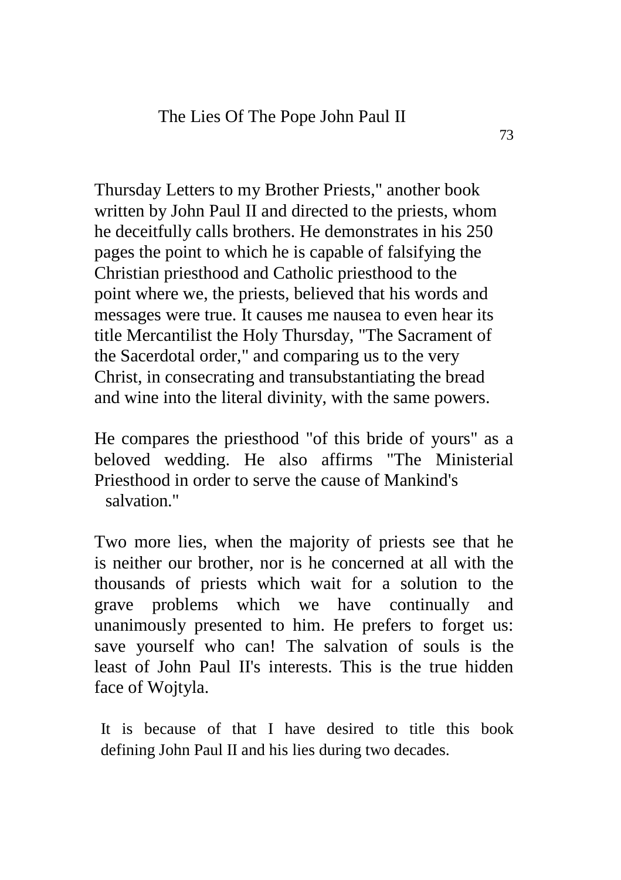Thursday Letters to my Brother Priests," another book written by John Paul II and directed to the priests, whom he deceitfully calls brothers. He demonstrates in his 250 pages the point to which he is capable of falsifying the Christian priesthood and Catholic priesthood to the point where we, the priests, believed that his words and messages were true. It causes me nausea to even hear its title Mercantilist the Holy Thursday, "The Sacrament of the Sacerdotal order," and comparing us to the very Christ, in consecrating and transubstantiating the bread and wine into the literal divinity, with the same powers.

He compares the priesthood "of this bride of yours" as a beloved wedding. He also affirms "The Ministerial Priesthood in order to serve the cause of Mankind's salvation."

Two more lies, when the majority of priests see that he is neither our brother, nor is he concerned at all with the thousands of priests which wait for a solution to the grave problems which we have continually and unanimously presented to him. He prefers to forget us: save yourself who can! The salvation of souls is the least of John Paul II's interests. This is the true hidden face of Wojtyla.

It is because of that I have desired to title this book defining John Paul II and his lies during two decades.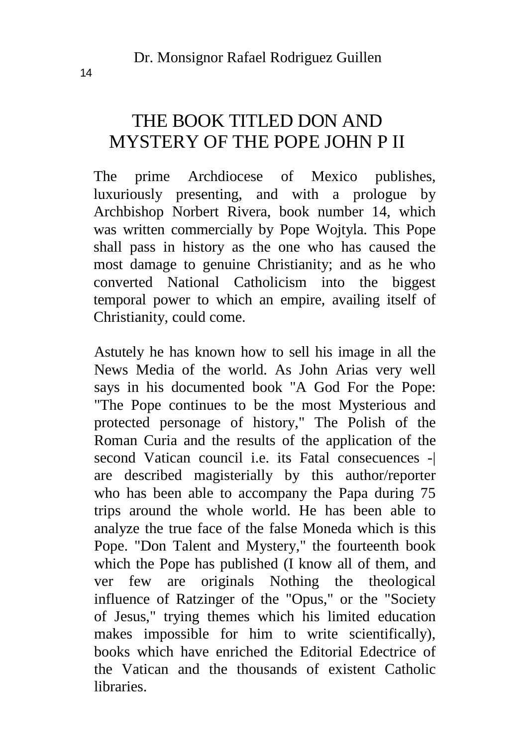# THE BOOK TITLED DON AND MYSTERY OF THE POPE JOHN P II

The prime Archdiocese of Mexico publishes, luxuriously presenting, and with a prologue by Archbishop Norbert Rivera, book number 14, which was written commercially by Pope Wojtyla. This Pope shall pass in history as the one who has caused the most damage to genuine Christianity; and as he who converted National Catholicism into the biggest temporal power to which an empire, availing itself of Christianity, could come.

Astutely he has known how to sell his image in all the News Media of the world. As John Arias very well says in his documented book "A God For the Pope: "The Pope continues to be the most Mysterious and protected personage of history," The Polish of the Roman Curia and the results of the application of the second Vatican council i.e. its Fatal consecuences -| are described magisterially by this author/reporter who has been able to accompany the Papa during 75 trips around the whole world. He has been able to analyze the true face of the false Moneda which is this Pope. "Don Talent and Mystery," the fourteenth book which the Pope has published (I know all of them, and ver few are originals Nothing the theological influence of Ratzinger of the "Opus," or the "Society of Jesus," trying themes which his limited education makes impossible for him to write scientifically), books which have enriched the Editorial Edectrice of the Vatican and the thousands of existent Catholic libraries.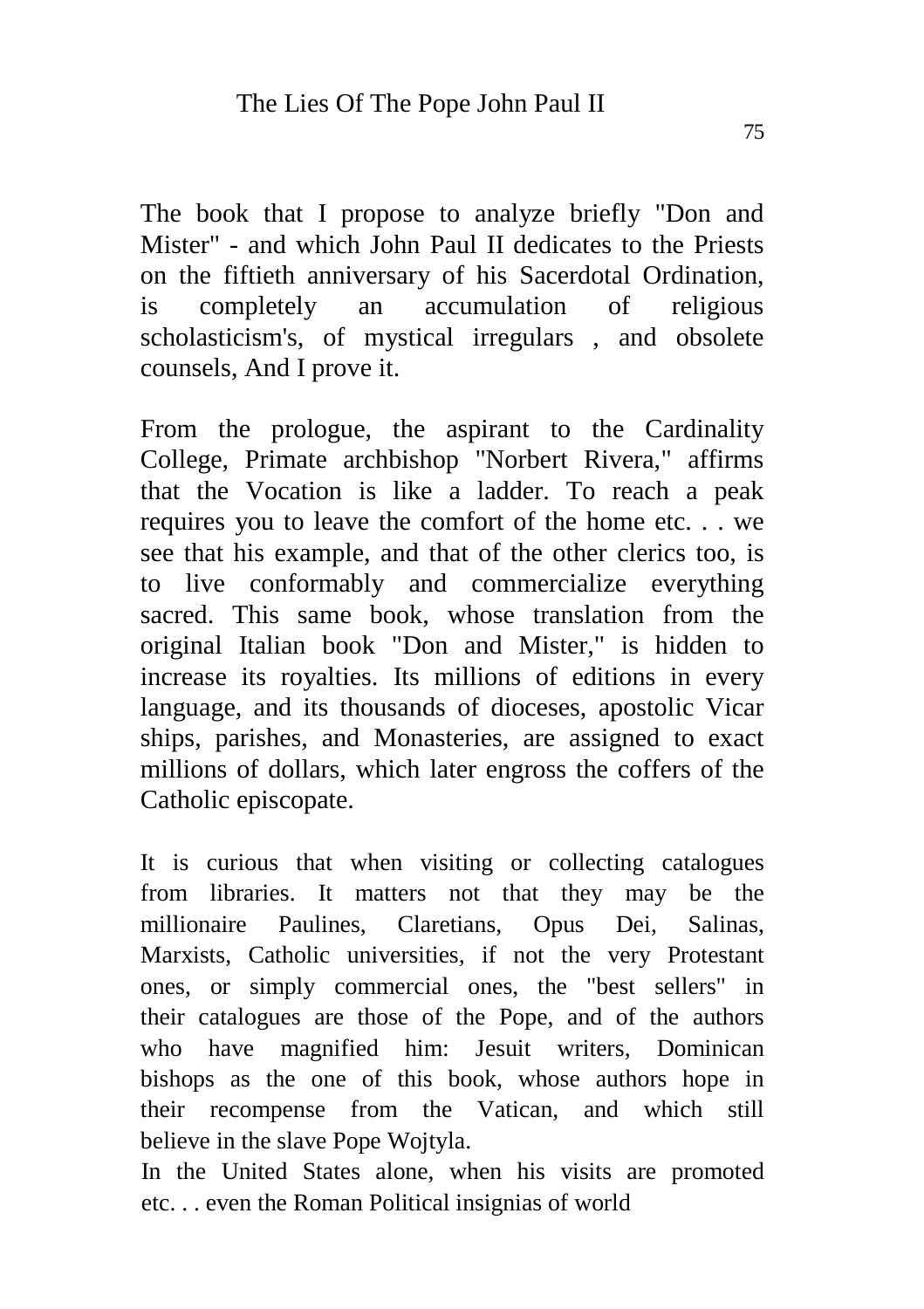The book that I propose to analyze briefly "Don and Mister" - and which John Paul II dedicates to the Priests on the fiftieth anniversary of his Sacerdotal Ordination, is completely an accumulation of religious scholasticism's, of mystical irregulars , and obsolete counsels, And I prove it.

From the prologue, the aspirant to the Cardinality College, Primate archbishop "Norbert Rivera," affirms that the Vocation is like a ladder. To reach a peak requires you to leave the comfort of the home etc. . . we see that his example, and that of the other clerics too, is to live conformably and commercialize everything sacred. This same book, whose translation from the original Italian book "Don and Mister," is hidden to increase its royalties. Its millions of editions in every language, and its thousands of dioceses, apostolic Vicar ships, parishes, and Monasteries, are assigned to exact millions of dollars, which later engross the coffers of the Catholic episcopate.

It is curious that when visiting or collecting catalogues from libraries. It matters not that they may be the millionaire Paulines, Claretians, Opus Dei, Salinas, Marxists, Catholic universities, if not the very Protestant ones, or simply commercial ones, the "best sellers" in their catalogues are those of the Pope, and of the authors who have magnified him: Jesuit writers, Dominican bishops as the one of this book, whose authors hope in their recompense from the Vatican, and which still believe in the slave Pope Wojtyla.

In the United States alone, when his visits are promoted etc. . . even the Roman Political insignias of world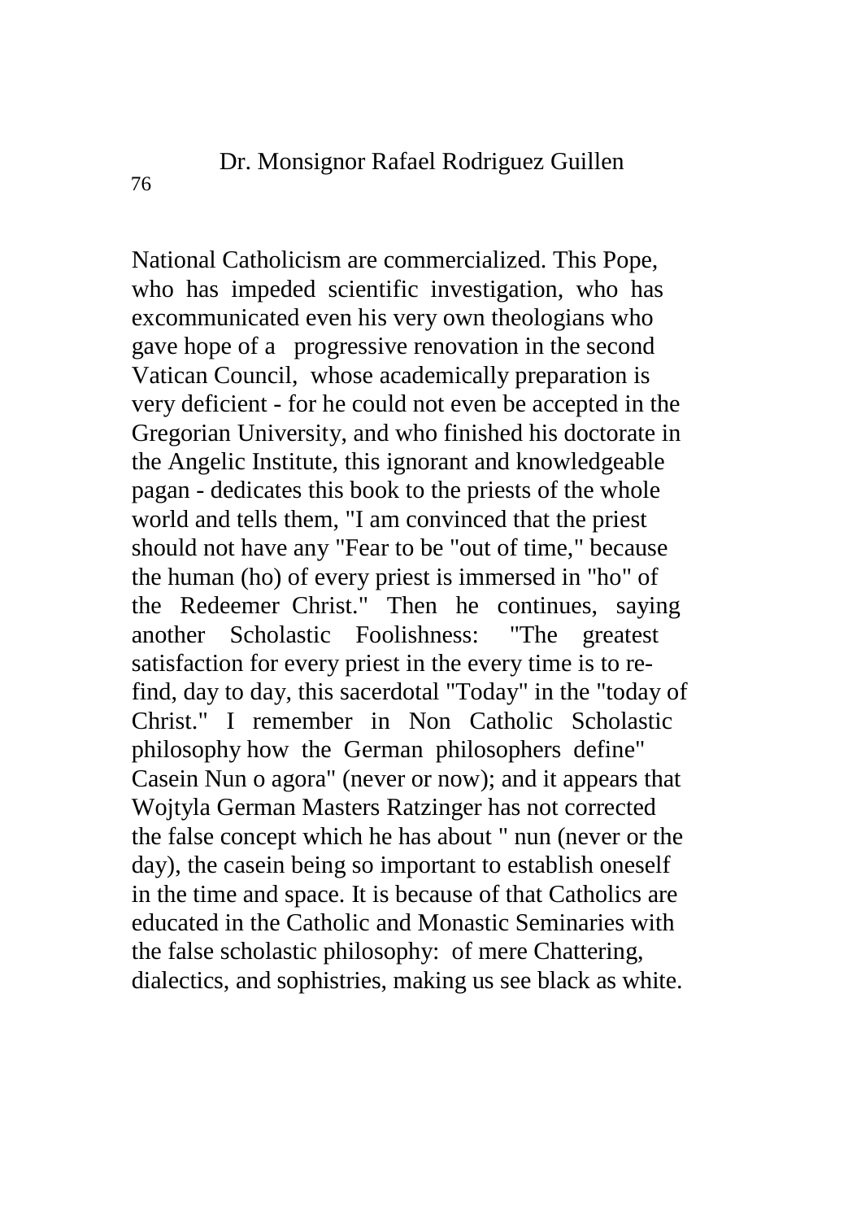National Catholicism are commercialized. This Pope, who has impeded scientific investigation, who has excommunicated even his very own theologians who gave hope of a progressive renovation in the second Vatican Council, whose academically preparation is very deficient - for he could not even be accepted in the Gregorian University, and who finished his doctorate in the Angelic Institute, this ignorant and knowledgeable pagan - dedicates this book to the priests of the whole world and tells them, "I am convinced that the priest should not have any "Fear to be "out of time," because the human (ho) of every priest is immersed in "ho" of the Redeemer Christ." Then he continues, saying another Scholastic Foolishness: "The greatest satisfaction for every priest in the every time is to re-find, day to day, this sacerdotal "Today" in the "today of Christ." I remember in Non Catholic Scholastic philosophy how the German philosophers define" Casein Nun o agora" (never or now); and it appears that Wojtyla German Masters Ratzinger has not corrected the false concept which he has about " nun (never or the day), the casein being so important to establish oneself in the time and space. It is because of that Catholics are educated in the Catholic and Monastic Seminaries with the false scholastic philosophy: of mere Chattering, dialectics, and sophistries, making us see black as white.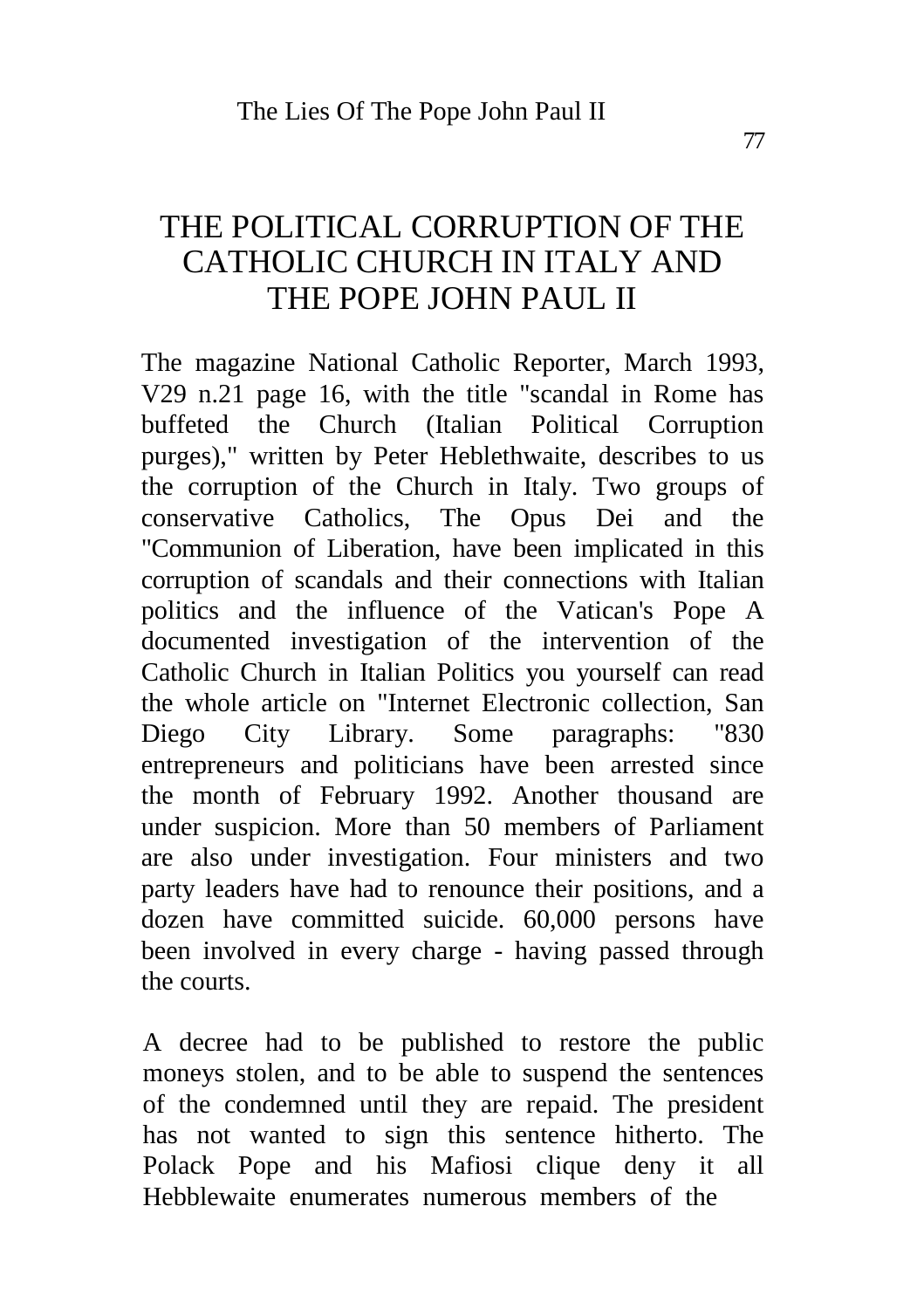# THE POLITICAL CORRUPTION OF THE CATHOLIC CHURCH IN ITALY AND THE POPE JOHN PAUL II

The magazine National Catholic Reporter, March 1993, V29 n.21 page 16, with the title "scandal in Rome has buffeted the Church (Italian Political Corruption purges)," written by Peter Heblethwaite, describes to us the corruption of the Church in Italy. Two groups of conservative Catholics, The Opus Dei and the "Communion of Liberation, have been implicated in this corruption of scandals and their connections with Italian politics and the influence of the Vatican's Pope A documented investigation of the intervention of the Catholic Church in Italian Politics you yourself can read the whole article on "Internet Electronic collection, San Diego City Library. Some paragraphs: "830 entrepreneurs and politicians have been arrested since the month of February 1992. Another thousand are under suspicion. More than 50 members of Parliament are also under investigation. Four ministers and two party leaders have had to renounce their positions, and a dozen have committed suicide. 60,000 persons have been involved in every charge - having passed through the courts.

A decree had to be published to restore the public moneys stolen, and to be able to suspend the sentences of the condemned until they are repaid. The president has not wanted to sign this sentence hitherto. The Polack Pope and his Mafiosi clique deny it all Hebblewaite enumerates numerous members of the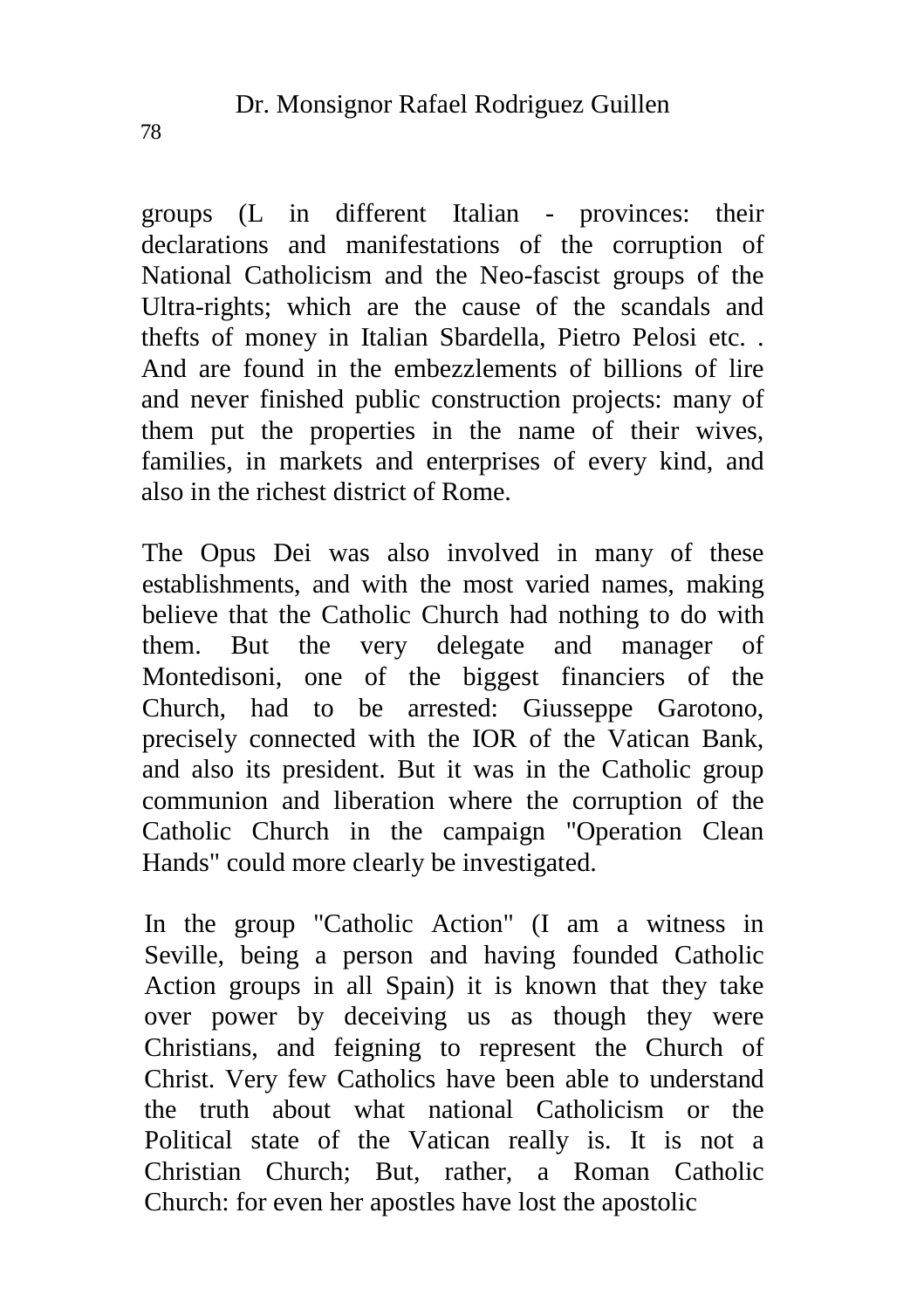groups (L in different Italian - provinces: their declarations and manifestations of the corruption of National Catholicism and the Neo-fascist groups of the Ultra-rights; which are the cause of the scandals and thefts of money in Italian Sbardella, Pietro Pelosi etc. . And are found in the embezzlements of billions of lire and never finished public construction projects: many of them put the properties in the name of their wives, families, in markets and enterprises of every kind, and also in the richest district of Rome.

The Opus Dei was also involved in many of these establishments, and with the most varied names, making believe that the Catholic Church had nothing to do with them. But the very delegate and manager of Montedisoni, one of the biggest financiers of the Church, had to be arrested: Giusseppe Garotono, precisely connected with the IOR of the Vatican Bank, and also its president. But it was in the Catholic group communion and liberation where the corruption of the Catholic Church in the campaign "Operation Clean Hands" could more clearly be investigated.

In the group "Catholic Action" (I am a witness in Seville, being a person and having founded Catholic Action groups in all Spain) it is known that they take over power by deceiving us as though they were Christians, and feigning to represent the Church of Christ. Very few Catholics have been able to understand the truth about what national Catholicism or the Political state of the Vatican really is. It is not a Christian Church; But, rather, a Roman Catholic Church: for even her apostles have lost the apostolic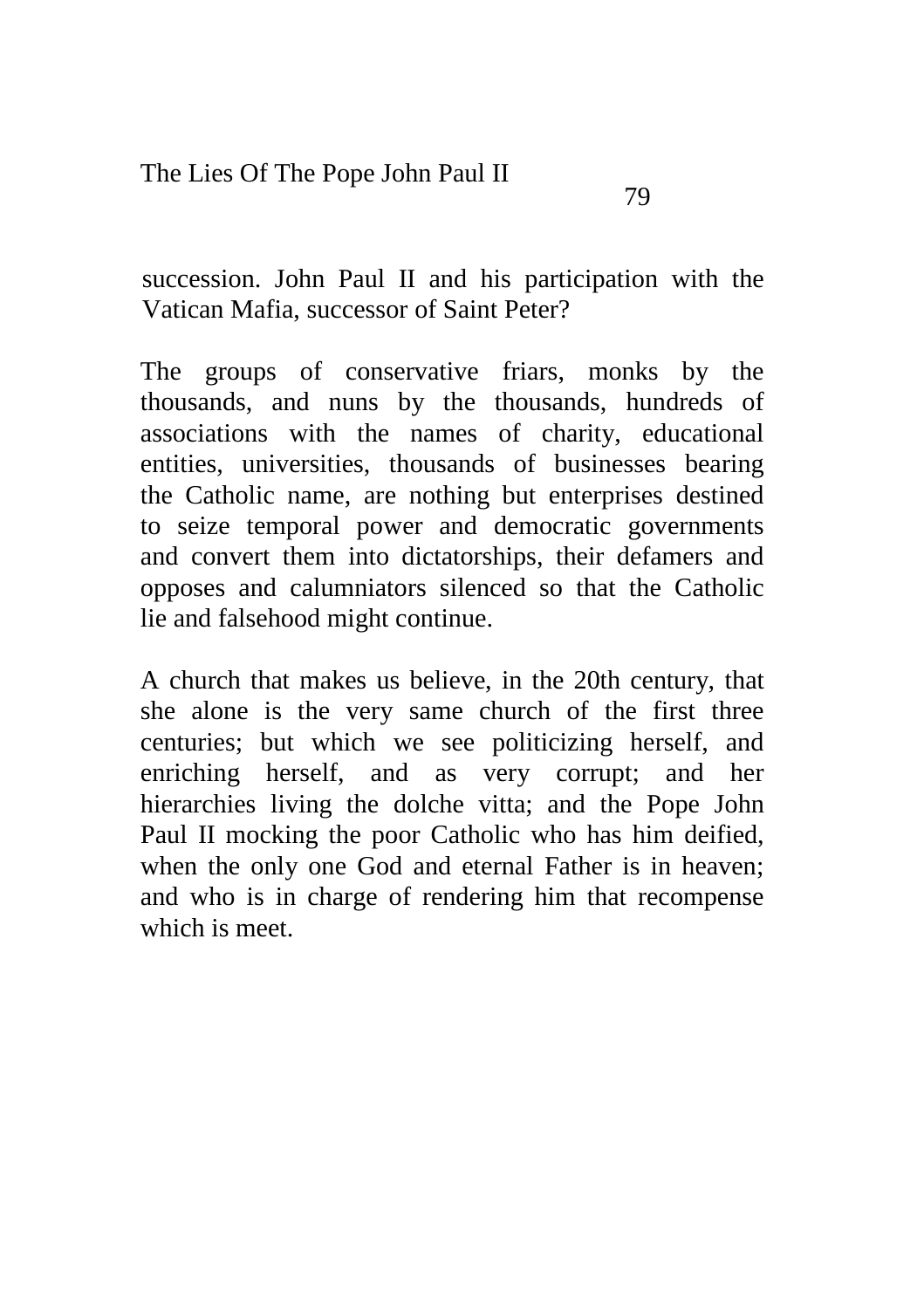succession. John Paul II and his participation with the Vatican Mafia, successor of Saint Peter?

The groups of conservative friars, monks by the thousands, and nuns by the thousands, hundreds of associations with the names of charity, educational entities, universities, thousands of businesses bearing the Catholic name, are nothing but enterprises destined to seize temporal power and democratic governments and convert them into dictatorships, their defamers and opposes and calumniators silenced so that the Catholic lie and falsehood might continue.

A church that makes us believe, in the 20th century, that she alone is the very same church of the first three centuries; but which we see politicizing herself, and enriching herself, and as very corrupt; and her hierarchies living the dolche vitta; and the Pope John Paul II mocking the poor Catholic who has him deified, when the only one God and eternal Father is in heaven; and who is in charge of rendering him that recompense which is meet.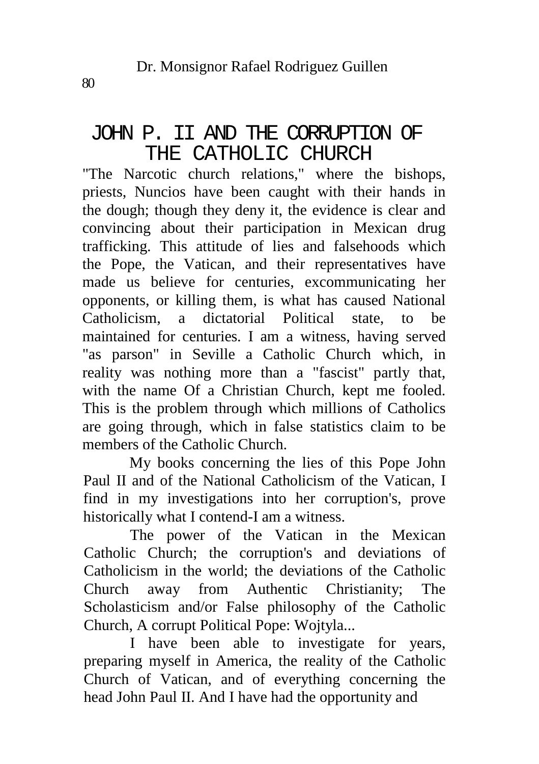# JOHN P. II AND THE CORRUPTION OF THE CATHOLIC CHURCH

"The Narcotic church relations," where the bishops, priests, Nuncios have been caught with their hands in the dough; though they deny it, the evidence is clear and convincing about their participation in Mexican drug trafficking. This attitude of lies and falsehoods which the Pope, the Vatican, and their representatives have made us believe for centuries, excommunicating her opponents, or killing them, is what has caused National Catholicism, a dictatorial Political state, to be maintained for centuries. I am a witness, having served "as parson" in Seville a Catholic Church which, in reality was nothing more than a "fascist" partly that, with the name Of a Christian Church, kept me fooled. This is the problem through which millions of Catholics are going through, which in false statistics claim to be members of the Catholic Church.

My books concerning the lies of this Pope John Paul II and of the National Catholicism of the Vatican, I find in my investigations into her corruption's, prove historically what I contend-I am a witness.

The power of the Vatican in the Mexican Catholic Church; the corruption's and deviations of Catholicism in the world; the deviations of the Catholic Church away from Authentic Christianity; The Scholasticism and/or False philosophy of the Catholic Church, A corrupt Political Pope: Wojtyla...

I have been able to investigate for years, preparing myself in America, the reality of the Catholic Church of Vatican, and of everything concerning the head John Paul II. And I have had the opportunity and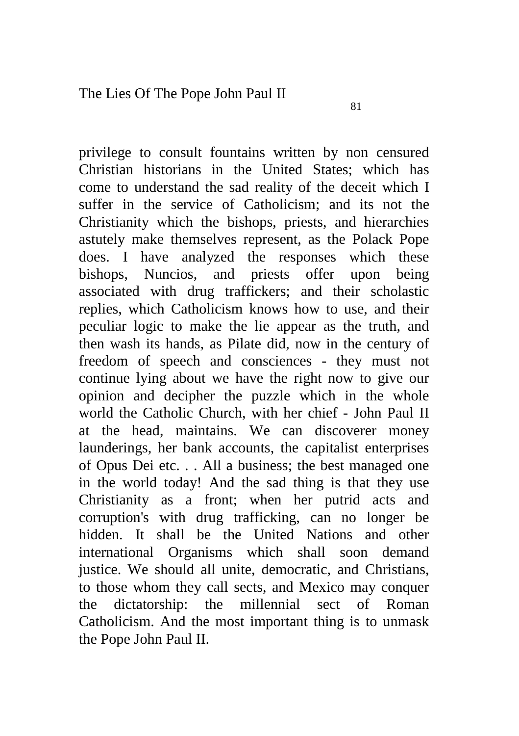privilege to consult fountains written by non censured Christian historians in the United States; which has come to understand the sad reality of the deceit which I suffer in the service of Catholicism; and its not the Christianity which the bishops, priests, and hierarchies astutely make themselves represent, as the Polack Pope does. I have analyzed the responses which these bishops, Nuncios, and priests offer upon being associated with drug traffickers; and their scholastic replies, which Catholicism knows how to use, and their peculiar logic to make the lie appear as the truth, and then wash its hands, as Pilate did, now in the century of freedom of speech and consciences - they must not continue lying about we have the right now to give our opinion and decipher the puzzle which in the whole world the Catholic Church, with her chief - John Paul II at the head, maintains. We can discoverer money launderings, her bank accounts, the capitalist enterprises of Opus Dei etc. . . All a business; the best managed one in the world today! And the sad thing is that they use Christianity as a front; when her putrid acts and corruption's with drug trafficking, can no longer be hidden. It shall be the United Nations and other international Organisms which shall soon demand justice. We should all unite, democratic, and Christians, to those whom they call sects, and Mexico may conquer the dictatorship: the millennial sect of Roman Catholicism. And the most important thing is to unmask the Pope John Paul II.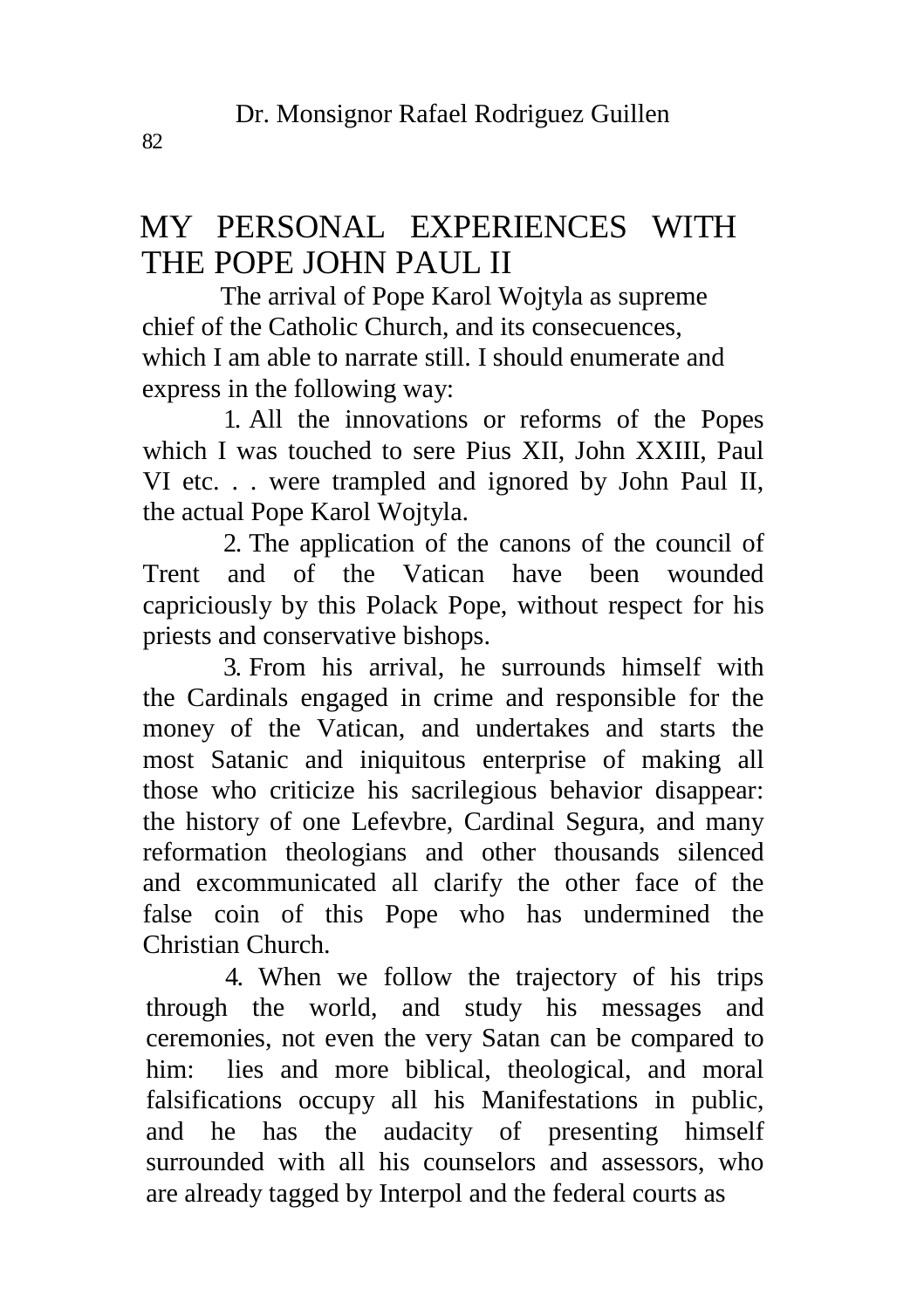## MY PERSONAL EXPERIENCES WITH THE POPE JOHN PAUL II

The arrival of Pope Karol Wojtyla as supreme chief of the Catholic Church, and its consecuences, which I am able to narrate still. I should enumerate and express in the following way:

1. All the innovations or reforms of the Popes which I was touched to sere Pius XII, John XXIII, Paul VI etc. . . were trampled and ignored by John Paul II, the actual Pope Karol Wojtyla.

2. The application of the canons of the council of Trent and of the Vatican have been wounded capriciously by this Polack Pope, without respect for his priests and conservative bishops.

3. From his arrival, he surrounds himself with the Cardinals engaged in crime and responsible for the money of the Vatican, and undertakes and starts the most Satanic and iniquitous enterprise of making all those who criticize his sacrilegious behavior disappear: the history of one Lefevbre, Cardinal Segura, and many reformation theologians and other thousands silenced and excommunicated all clarify the other face of the false coin of this Pope who has undermined the Christian Church.

4. When we follow the trajectory of his trips through the world, and study his messages and ceremonies, not even the very Satan can be compared to him: lies and more biblical, theological, and moral falsifications occupy all his Manifestations in public, and he has the audacity of presenting himself surrounded with all his counselors and assessors, who are already tagged by Interpol and the federal courts as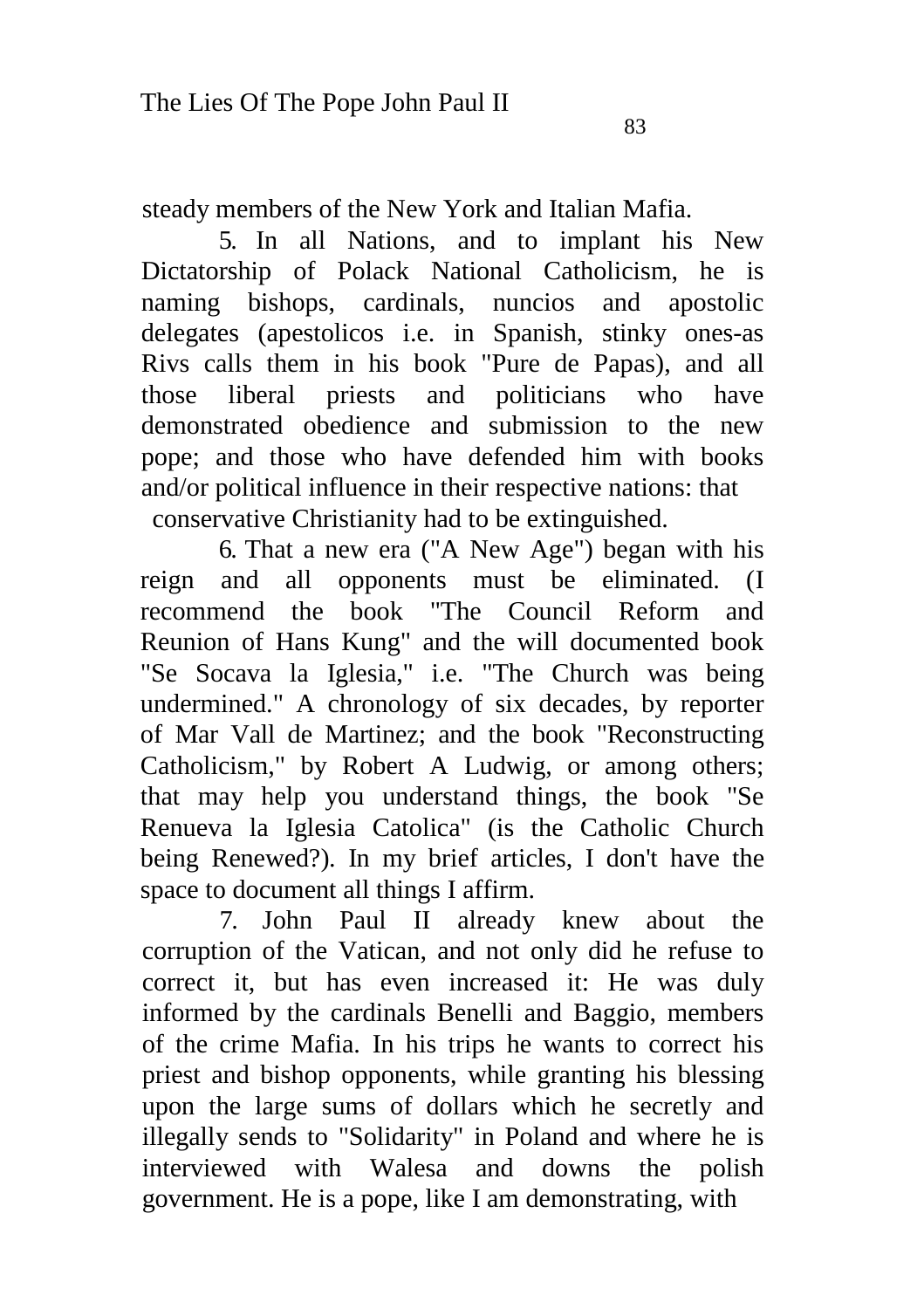steady members of the New York and Italian Mafia.

5. In all Nations, and to implant his New Dictatorship of Polack National Catholicism, he is naming bishops, cardinals, nuncios and apostolic delegates (apestolicos i.e. in Spanish, stinky ones-as Rivs calls them in his book "Pure de Papas), and all those liberal priests and politicians who have demonstrated obedience and submission to the new pope; and those who have defended him with books and/or political influence in their respective nations: that conservative Christianity had to be extinguished.

6. That a new era ("A New Age") began with his reign and all opponents must be eliminated. (I recommend the book "The Council Reform and Reunion of Hans Kung" and the will documented book "Se Socava la Iglesia," i.e. "The Church was being undermined." A chronology of six decades, by reporter of Mar Vall de Martinez; and the book "Reconstructing Catholicism," by Robert A Ludwig, or among others; that may help you understand things, the book "Se Renueva la Iglesia Catolica" (is the Catholic Church being Renewed?). In my brief articles, I don't have the space to document all things I affirm.

7. John Paul II already knew about the corruption of the Vatican, and not only did he refuse to correct it, but has even increased it: He was duly informed by the cardinals Benelli and Baggio, members of the crime Mafia. In his trips he wants to correct his priest and bishop opponents, while granting his blessing upon the large sums of dollars which he secretly and illegally sends to "Solidarity" in Poland and where he is interviewed with Walesa and downs the polish government. He is a pope, like I am demonstrating, with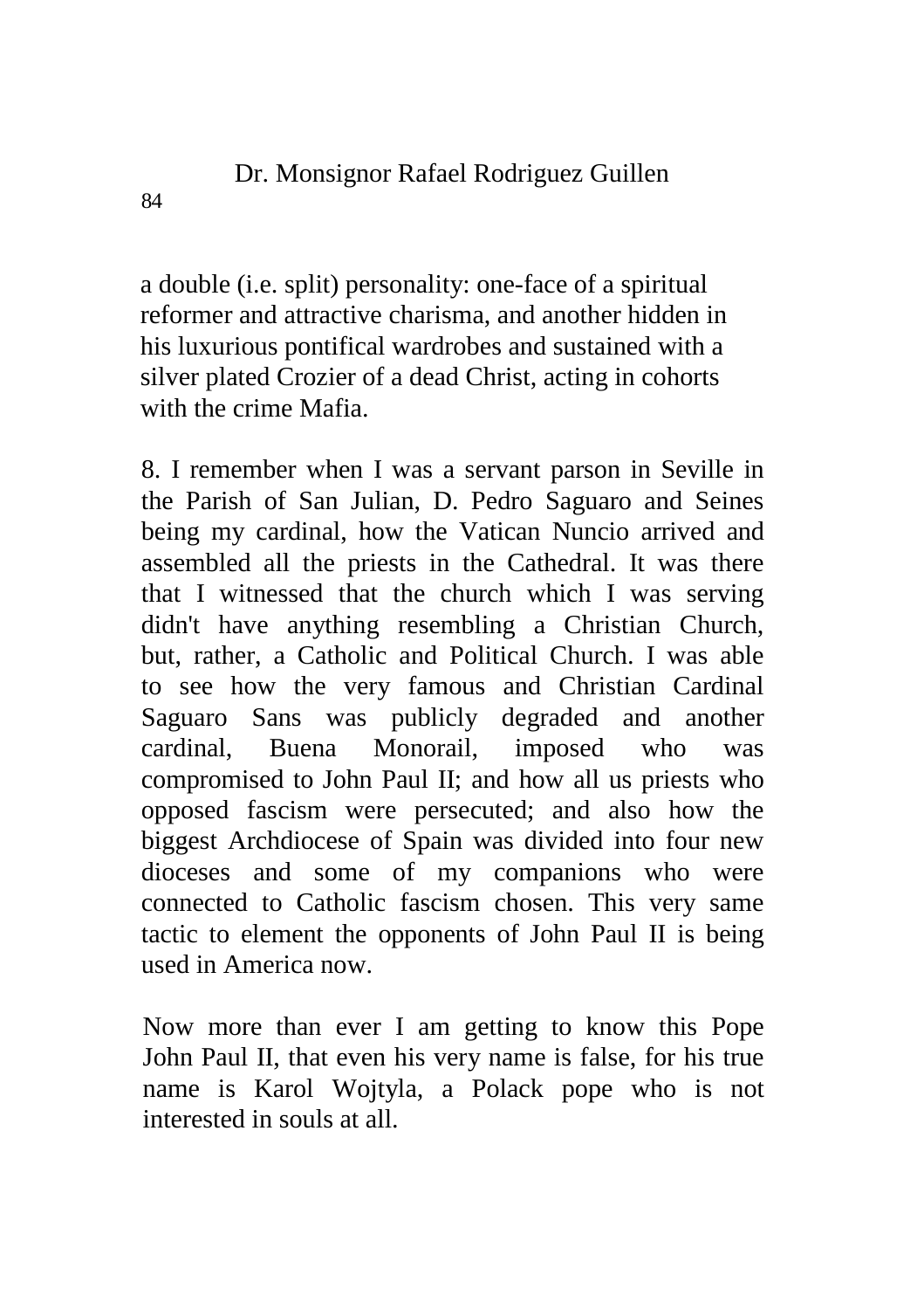a double (i.e. split) personality: one-face of a spiritual reformer and attractive charisma, and another hidden in his luxurious pontifical wardrobes and sustained with a silver plated Crozier of a dead Christ, acting in cohorts with the crime Mafia.

8. I remember when I was a servant parson in Seville in the Parish of San Julian, D. Pedro Saguaro and Seines being my cardinal, how the Vatican Nuncio arrived and assembled all the priests in the Cathedral. It was there that I witnessed that the church which I was serving didn't have anything resembling a Christian Church, but, rather, a Catholic and Political Church. I was able to see how the very famous and Christian Cardinal Saguaro Sans was publicly degraded and another cardinal, Buena Monorail, imposed who was compromised to John Paul II; and how all us priests who opposed fascism were persecuted; and also how the biggest Archdiocese of Spain was divided into four new dioceses and some of my companions who were connected to Catholic fascism chosen. This very same tactic to element the opponents of John Paul II is being used in America now.

Now more than ever I am getting to know this Pope John Paul II, that even his very name is false, for his true name is Karol Wojtyla, a Polack pope who is not interested in souls at all.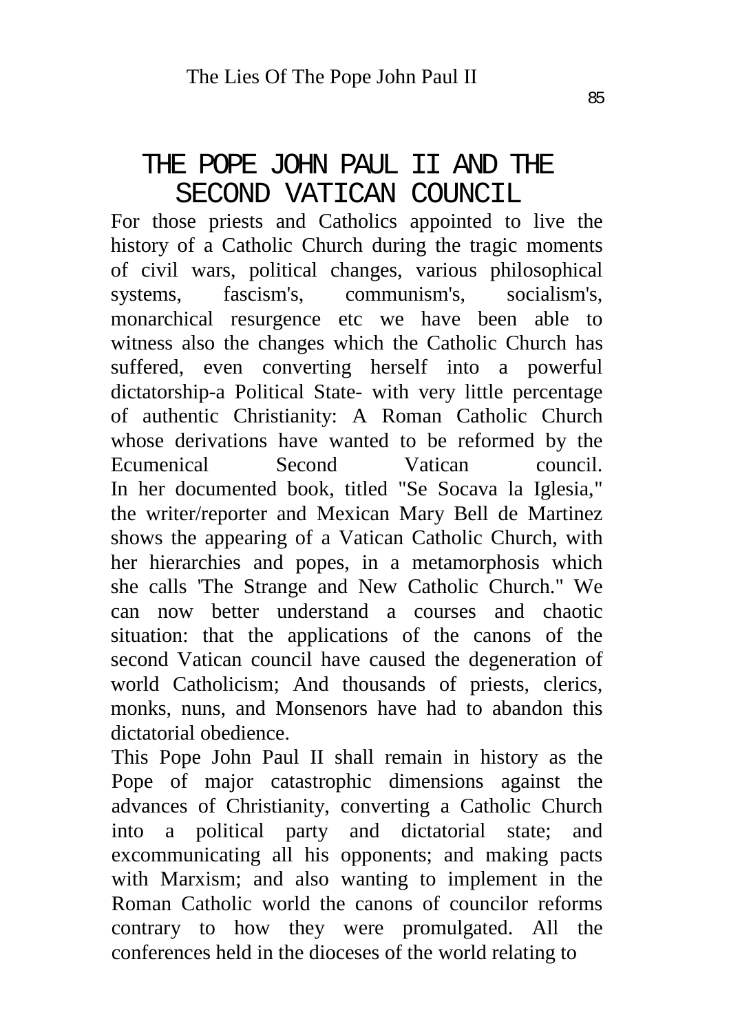# THE POPE JOHN PAUL II AND THE SECOND VATICAN COUNCIL

For those priests and Catholics appointed to live the history of a Catholic Church during the tragic moments of civil wars, political changes, various philosophical systems, fascism's, communism's, socialism's, monarchical resurgence etc we have been able to witness also the changes which the Catholic Church has suffered, even converting herself into a powerful dictatorship-a Political State- with very little percentage of authentic Christianity: A Roman Catholic Church whose derivations have wanted to be reformed by the Ecumenical Second Vatican council.

In her documented book, titled "Se Socava la Iglesia," the writer/reporter and Mexican Mary Bell de Martinez shows the appearing of a Vatican Catholic Church, with her hierarchies and popes, in a metamorphosis which she calls 'The Strange and New Catholic Church." We can now better understand a courses and chaotic situation: that the applications of the canons of the second Vatican council have caused the degeneration of world Catholicism; And thousands of priests, clerics, monks, nuns, and Monsenors have had to abandon this dictatorial obedience.

This Pope John Paul II shall remain in history as the Pope of major catastrophic dimensions against the advances of Christianity, converting a Catholic Church into a political party and dictatorial state; and excommunicating all his opponents; and making pacts with Marxism; and also wanting to implement in the Roman Catholic world the canons of councilor reforms contrary to how they were promulgated. All the conferences held in the dioceses of the world relating to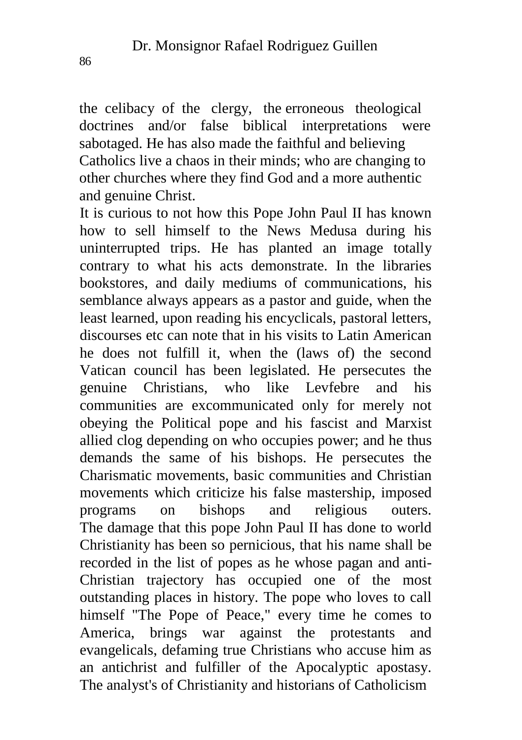the celibacy of the clergy, the erroneous theological doctrines and/or false biblical interpretations were sabotaged. He has also made the faithful and believing Catholics live a chaos in their minds; who are changing to other churches where they find God and a more authentic and genuine Christ.

It is curious to not how this Pope John Paul II has known how to sell himself to the News Medusa during his uninterrupted trips. He has planted an image totally contrary to what his acts demonstrate. In the libraries bookstores, and daily mediums of communications, his semblance always appears as a pastor and guide, when the least learned, upon reading his encyclicals, pastoral letters, discourses etc can note that in his visits to Latin American he does not fulfill it, when the (laws of) the second Vatican council has been legislated. He persecutes the genuine Christians, who like Levfebre and his communities are excommunicated only for merely not obeying the Political pope and his fascist and Marxist allied clog depending on who occupies power; and he thus demands the same of his bishops. He persecutes the Charismatic movements, basic communities and Christian movements which criticize his false mastership, imposed programs on bishops and religious outers. The damage that this pope John Paul II has done to world Christianity has been so pernicious, that his name shall be recorded in the list of popes as he whose pagan and anti-Christian trajectory has occupied one of the most outstanding places in history. The pope who loves to call himself "The Pope of Peace," every time he comes to America, brings war against the protestants and evangelicals, defaming true Christians who accuse him as an antichrist and fulfiller of the Apocalyptic apostasy. The analyst's of Christianity and historians of Catholicism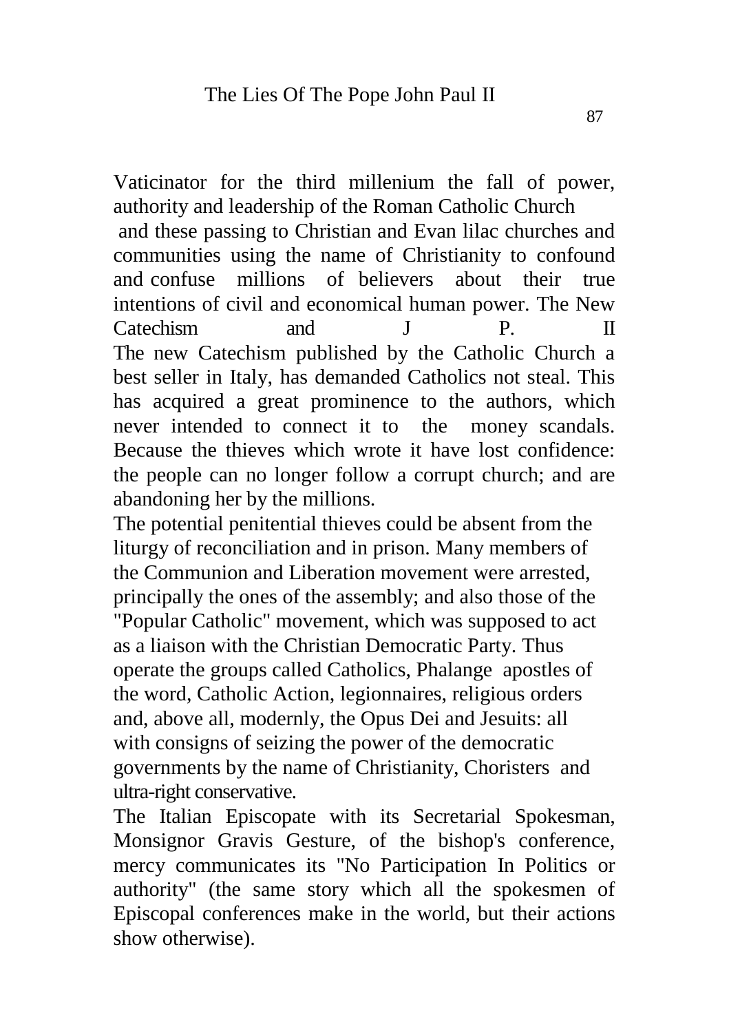Vaticinator for the third millenium the fall of power, authority and leadership of the Roman Catholic Church
and these passing to Christian and Evan lilac churches and communities using the name of Christianity to confound and confuse millions of believers about their true intentions of civil and economical human power. The New Catechism and J P. II

The new Catechism published by the Catholic Church a best seller in Italy, has demanded Catholics not steal. This has acquired a great prominence to the authors, which never intended to connect it to the money scandals. Because the thieves which wrote it have lost confidence: the people can no longer follow a corrupt church; and are abandoning her by the millions.

The potential penitential thieves could be absent from the liturgy of reconciliation and in prison. Many members of the Communion and Liberation movement were arrested, principally the ones of the assembly; and also those of the "Popular Catholic" movement, which was supposed to act as a liaison with the Christian Democratic Party. Thus operate the groups called Catholics, Phalange apostles of the word, Catholic Action, legionnaires, religious orders and, above all, modernly, the Opus Dei and Jesuits: all with consigns of seizing the power of the democratic governments by the name of Christianity, Choristers and ultra-right conservative.

The Italian Episcopate with its Secretarial Spokesman, Monsignor Gravis Gesture, of the bishop's conference, mercy communicates its "No Participation In Politics or authority" (the same story which all the spokesmen of Episcopal conferences make in the world, but their actions show otherwise).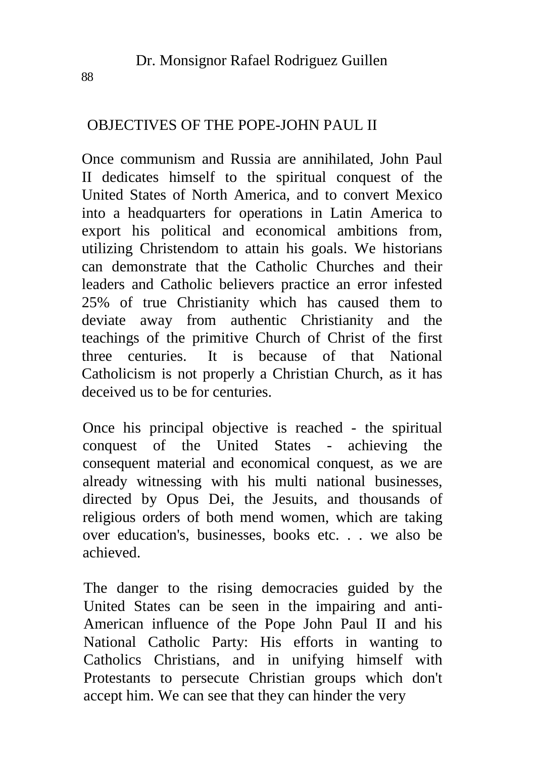## OBJECTIVES OF THE POPE-JOHN PAUL II

Once communism and Russia are annihilated, John Paul II dedicates himself to the spiritual conquest of the United States of North America, and to convert Mexico into a headquarters for operations in Latin America to export his political and economical ambitions from, utilizing Christendom to attain his goals. We historians can demonstrate that the Catholic Churches and their leaders and Catholic believers practice an error infested 25% of true Christianity which has caused them to deviate away from authentic Christianity and the teachings of the primitive Church of Christ of the first three centuries. It is because of that National Catholicism is not properly a Christian Church, as it has deceived us to be for centuries.

Once his principal objective is reached - the spiritual conquest of the United States - achieving the consequent material and economical conquest, as we are already witnessing with his multi national businesses, directed by Opus Dei, the Jesuits, and thousands of religious orders of both mend women, which are taking over education's, businesses, books etc. . . we also be achieved.

The danger to the rising democracies guided by the United States can be seen in the impairing and anti-American influence of the Pope John Paul II and his National Catholic Party: His efforts in wanting to Catholics Christians, and in unifying himself with Protestants to persecute Christian groups which don't accept him. We can see that they can hinder the very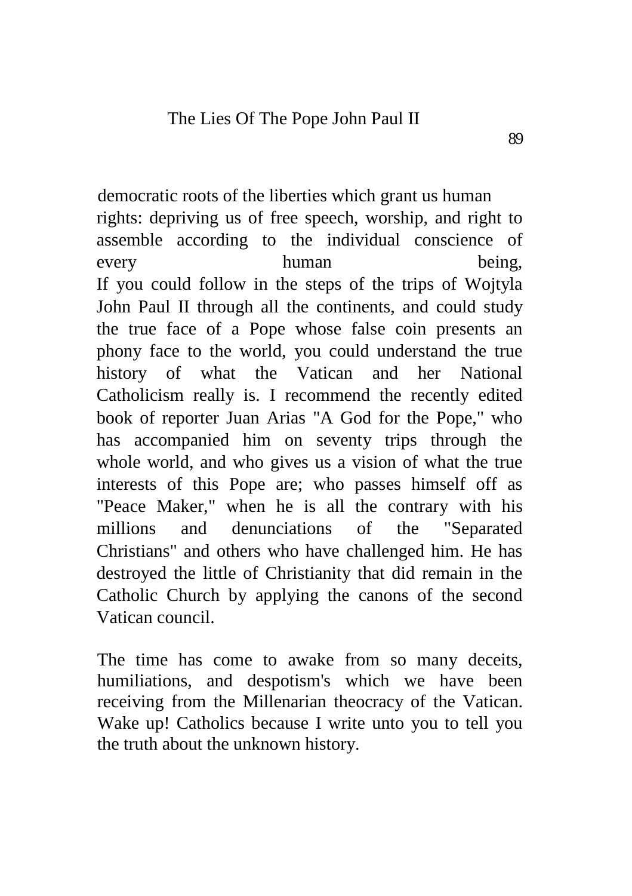democratic roots of the liberties which grant us human rights: depriving us of free speech, worship, and right to assemble according to the individual conscience of every human being,
If you could follow in the steps of the trips of Wojtyla John Paul II through all the continents, and could study the true face of a Pope whose false coin presents an phony face to the world, you could understand the true history of what the Vatican and her National Catholicism really is. I recommend the recently edited book of reporter Juan Arias "A God for the Pope," who has accompanied him on seventy trips through the whole world, and who gives us a vision of what the true interests of this Pope are; who passes himself off as "Peace Maker," when he is all the contrary with his millions and denunciations of the "Separated Christians" and others who have challenged him. He has destroyed the little of Christianity that did remain in the Catholic Church by applying the canons of the second Vatican council.

The time has come to awake from so many deceits, humiliations, and despotism's which we have been receiving from the Millenarian theocracy of the Vatican. Wake up! Catholics because I write unto you to tell you the truth about the unknown history.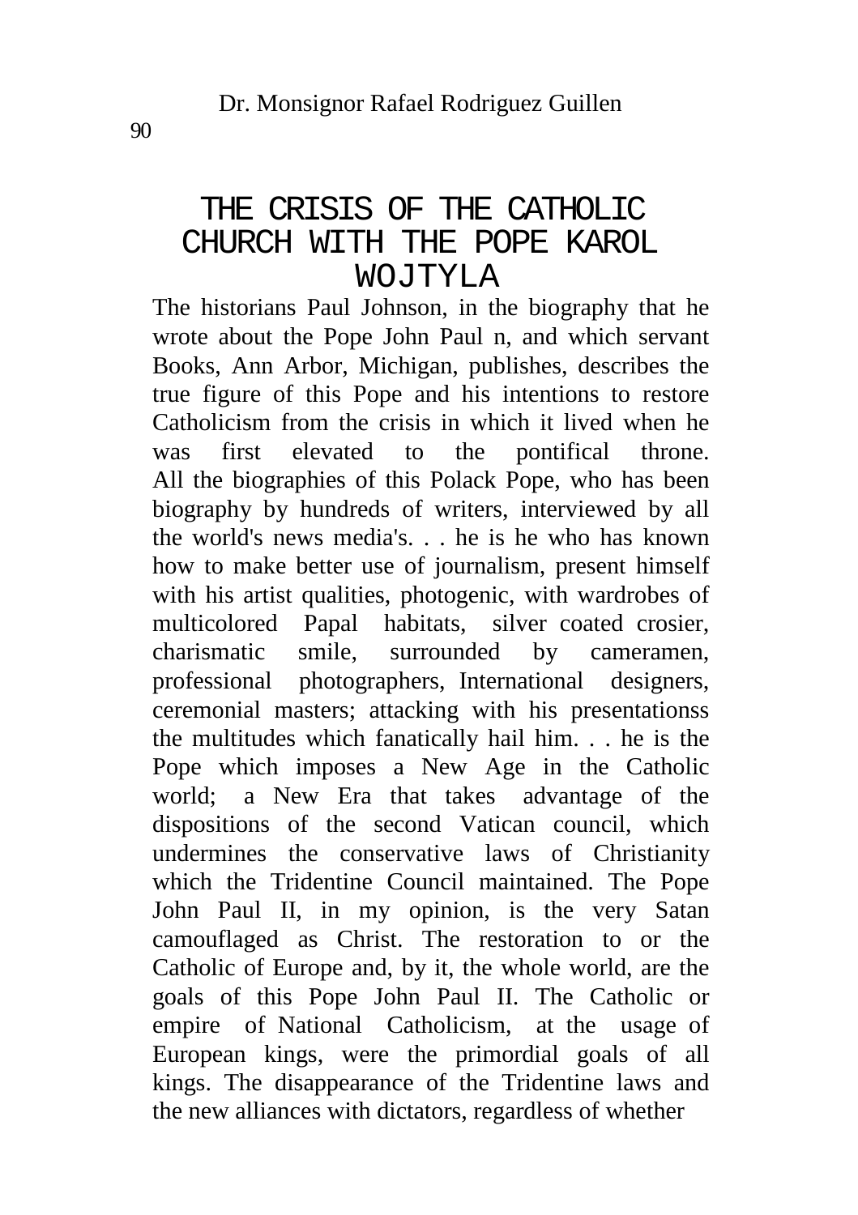# THE CRISIS OF THE CATHOLIC CHURCH WITH THE POPE KAROL WOJTYLA

The historians Paul Johnson, in the biography that he wrote about the Pope John Paul n, and which servant Books, Ann Arbor, Michigan, publishes, describes the true figure of this Pope and his intentions to restore Catholicism from the crisis in which it lived when he was first elevated to the pontifical throne. All the biographies of this Polack Pope, who has been biography by hundreds of writers, interviewed by all the world's news media's. . . he is he who has known how to make better use of journalism, present himself with his artist qualities, photogenic, with wardrobes of multicolored Papal habitats, silver coated crosier, charismatic smile, surrounded by cameramen, professional photographers, International designers, ceremonial masters; attacking with his presentationss the multitudes which fanatically hail him. . . he is the Pope which imposes a New Age in the Catholic world; a New Era that takes advantage of the dispositions of the second Vatican council, which undermines the conservative laws of Christianity which the Tridentine Council maintained. The Pope John Paul II, in my opinion, is the very Satan camouflaged as Christ. The restoration to or the Catholic of Europe and, by it, the whole world, are the goals of this Pope John Paul II. The Catholic or empire of National Catholicism, at the usage of European kings, were the primordial goals of all kings. The disappearance of the Tridentine laws and the new alliances with dictators, regardless of whether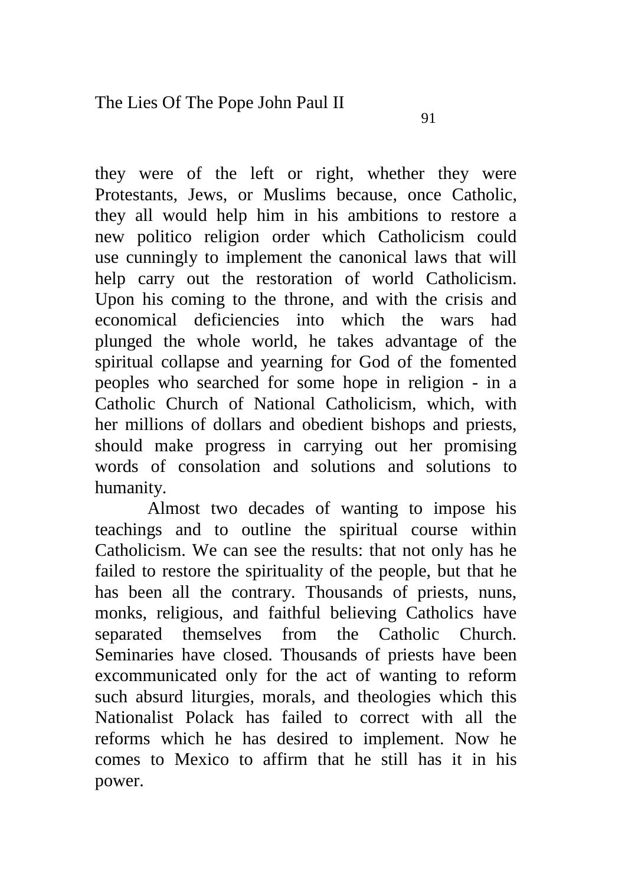they were of the left or right, whether they were Protestants, Jews, or Muslims because, once Catholic, they all would help him in his ambitions to restore a new politico religion order which Catholicism could use cunningly to implement the canonical laws that will help carry out the restoration of world Catholicism. Upon his coming to the throne, and with the crisis and economical deficiencies into which the wars had plunged the whole world, he takes advantage of the spiritual collapse and yearning for God of the fomented peoples who searched for some hope in religion - in a Catholic Church of National Catholicism, which, with her millions of dollars and obedient bishops and priests, should make progress in carrying out her promising words of consolation and solutions and solutions to humanity.

Almost two decades of wanting to impose his teachings and to outline the spiritual course within Catholicism. We can see the results: that not only has he failed to restore the spirituality of the people, but that he has been all the contrary. Thousands of priests, nuns, monks, religious, and faithful believing Catholics have separated themselves from the Catholic Church. Seminaries have closed. Thousands of priests have been excommunicated only for the act of wanting to reform such absurd liturgies, morals, and theologies which this Nationalist Polack has failed to correct with all the reforms which he has desired to implement. Now he comes to Mexico to affirm that he still has it in his power.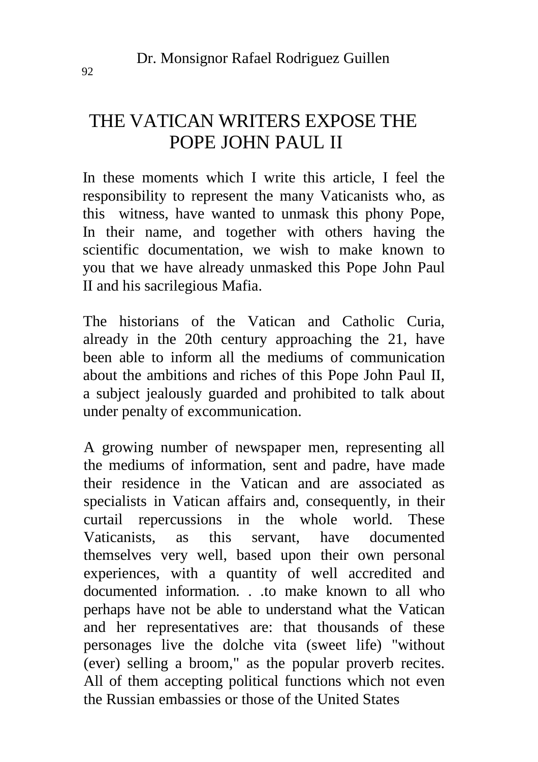# THE VATICAN WRITERS EXPOSE THE POPE JOHN PAUL II

In these moments which I write this article, I feel the responsibility to represent the many Vaticanists who, as this witness, have wanted to unmask this phony Pope, In their name, and together with others having the scientific documentation, we wish to make known to you that we have already unmasked this Pope John Paul II and his sacrilegious Mafia.

The historians of the Vatican and Catholic Curia, already in the 20th century approaching the 21, have been able to inform all the mediums of communication about the ambitions and riches of this Pope John Paul II, a subject jealously guarded and prohibited to talk about under penalty of excommunication.

A growing number of newspaper men, representing all the mediums of information, sent and padre, have made their residence in the Vatican and are associated as specialists in Vatican affairs and, consequently, in their curtail repercussions in the whole world. These Vaticanists, as this servant, have documented themselves very well, based upon their own personal experiences, with a quantity of well accredited and documented information. . .to make known to all who perhaps have not be able to understand what the Vatican and her representatives are: that thousands of these personages live the dolche vita (sweet life) "without (ever) selling a broom," as the popular proverb recites. All of them accepting political functions which not even the Russian embassies or those of the United States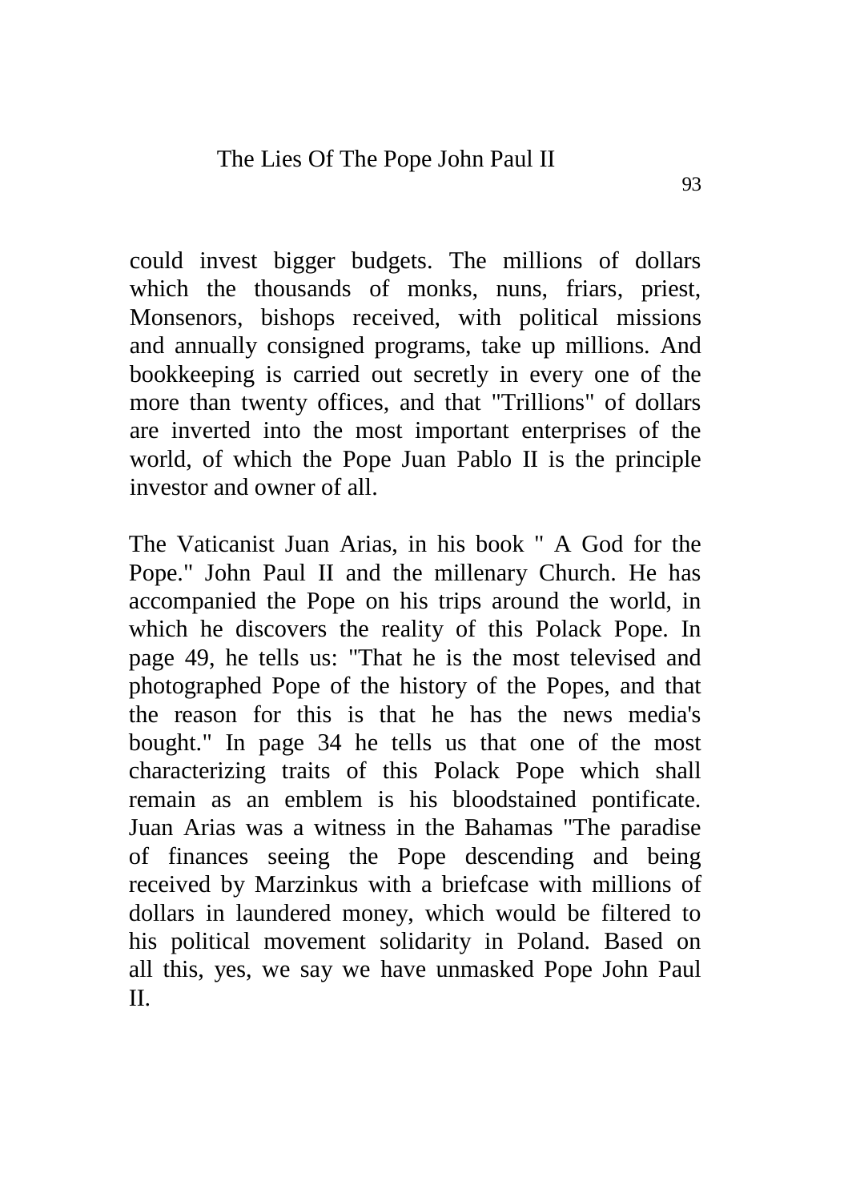could invest bigger budgets. The millions of dollars which the thousands of monks, nuns, friars, priest, Monsenors, bishops received, with political missions and annually consigned programs, take up millions. And bookkeeping is carried out secretly in every one of the more than twenty offices, and that "Trillions" of dollars are inverted into the most important enterprises of the world, of which the Pope Juan Pablo II is the principle investor and owner of all.

The Vaticanist Juan Arias, in his book " A God for the Pope." John Paul II and the millenary Church. He has accompanied the Pope on his trips around the world, in which he discovers the reality of this Polack Pope. In page 49, he tells us: "That he is the most televised and photographed Pope of the history of the Popes, and that the reason for this is that he has the news media's bought." In page 34 he tells us that one of the most characterizing traits of this Polack Pope which shall remain as an emblem is his bloodstained pontificate. Juan Arias was a witness in the Bahamas "The paradise of finances seeing the Pope descending and being received by Marzinkus with a briefcase with millions of dollars in laundered money, which would be filtered to his political movement solidarity in Poland. Based on all this, yes, we say we have unmasked Pope John Paul II.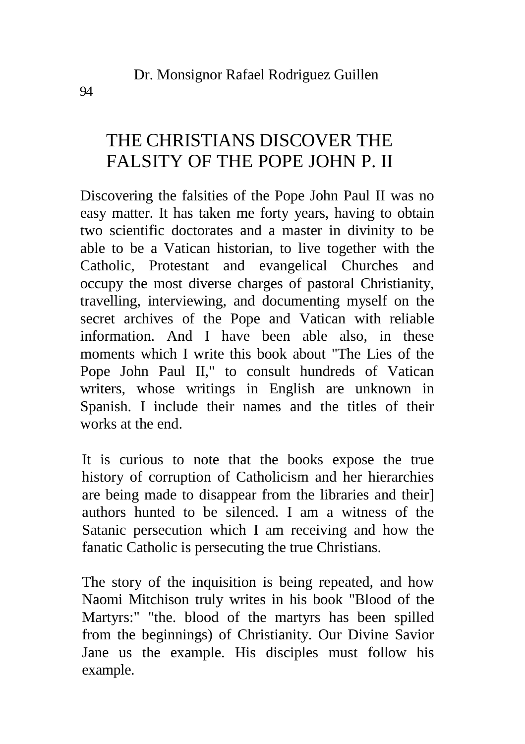# THE CHRISTIANS DISCOVER THE FALSITY OF THE POPE JOHN P. II

Discovering the falsities of the Pope John Paul II was no easy matter. It has taken me forty years, having to obtain two scientific doctorates and a master in divinity to be able to be a Vatican historian, to live together with the Catholic, Protestant and evangelical Churches and occupy the most diverse charges of pastoral Christianity, travelling, interviewing, and documenting myself on the secret archives of the Pope and Vatican with reliable information. And I have been able also, in these moments which I write this book about "The Lies of the Pope John Paul II," to consult hundreds of Vatican writers, whose writings in English are unknown in Spanish. I include their names and the titles of their works at the end.

It is curious to note that the books expose the true history of corruption of Catholicism and her hierarchies are being made to disappear from the libraries and their] authors hunted to be silenced. I am a witness of the Satanic persecution which I am receiving and how the fanatic Catholic is persecuting the true Christians.

The story of the inquisition is being repeated, and how Naomi Mitchison truly writes in his book "Blood of the Martyrs:" "the. blood of the martyrs has been spilled from the beginnings) of Christianity. Our Divine Savior Jane us the example. His disciples must follow his example.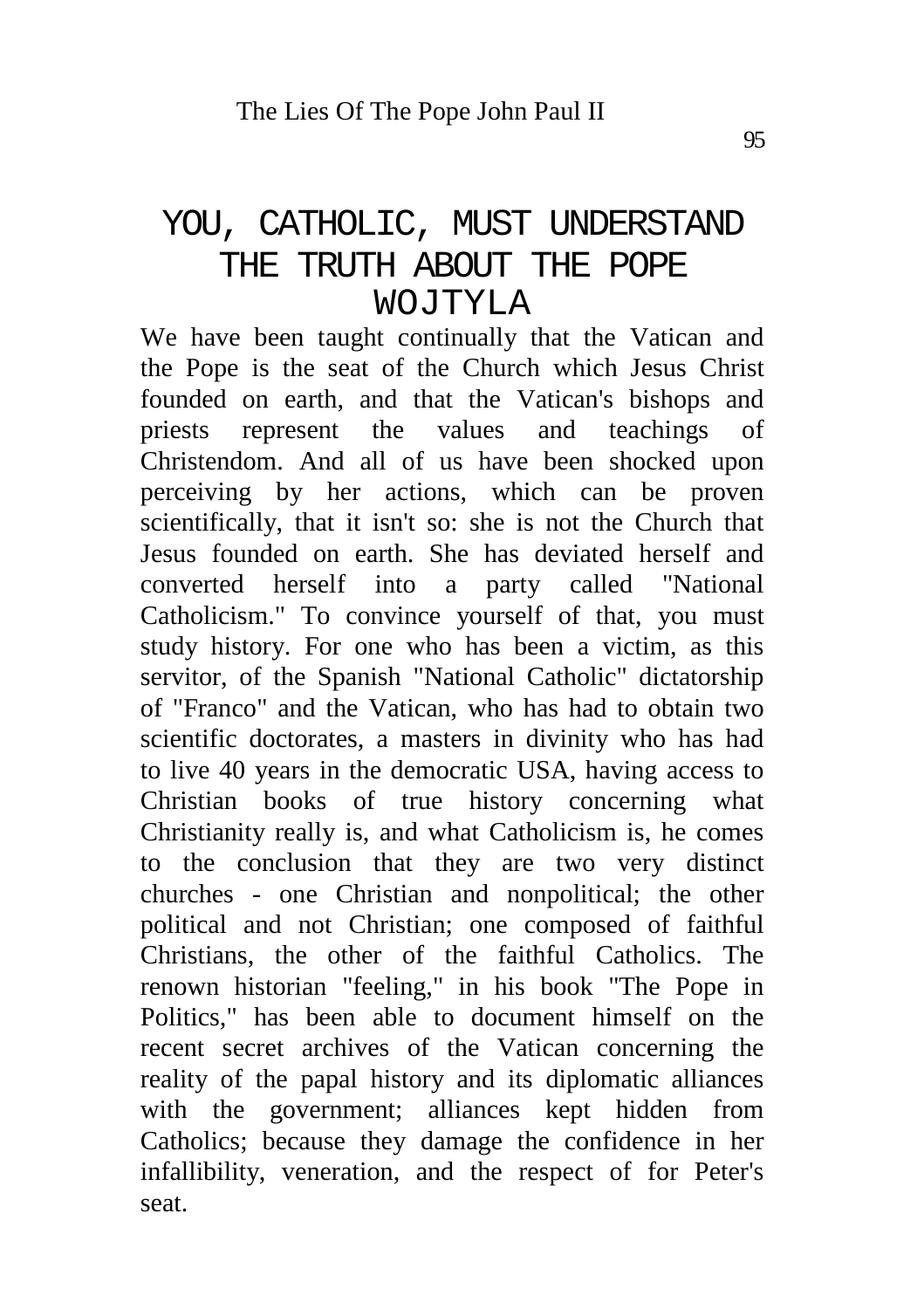# YOU, CATHOLIC, MUST UNDERSTAND THE TRUTH ABOUT THE POPE WOJTYLA

We have been taught continually that the Vatican and the Pope is the seat of the Church which Jesus Christ founded on earth, and that the Vatican's bishops and priests represent the values and teachings of Christendom. And all of us have been shocked upon perceiving by her actions, which can be proven scientifically, that it isn't so: she is not the Church that Jesus founded on earth. She has deviated herself and converted herself into a party called "National Catholicism." To convince yourself of that, you must study history. For one who has been a victim, as this servitor, of the Spanish "National Catholic" dictatorship of "Franco" and the Vatican, who has had to obtain two scientific doctorates, a masters in divinity who has had to live 40 years in the democratic USA, having access to Christian books of true history concerning what Christianity really is, and what Catholicism is, he comes to the conclusion that they are two very distinct churches - one Christian and nonpolitical; the other political and not Christian; one composed of faithful Christians, the other of the faithful Catholics. The renown historian "feeling," in his book "The Pope in Politics," has been able to document himself on the recent secret archives of the Vatican concerning the reality of the papal history and its diplomatic alliances with the government; alliances kept hidden from Catholics; because they damage the confidence in her infallibility, veneration, and the respect of for Peter's seat.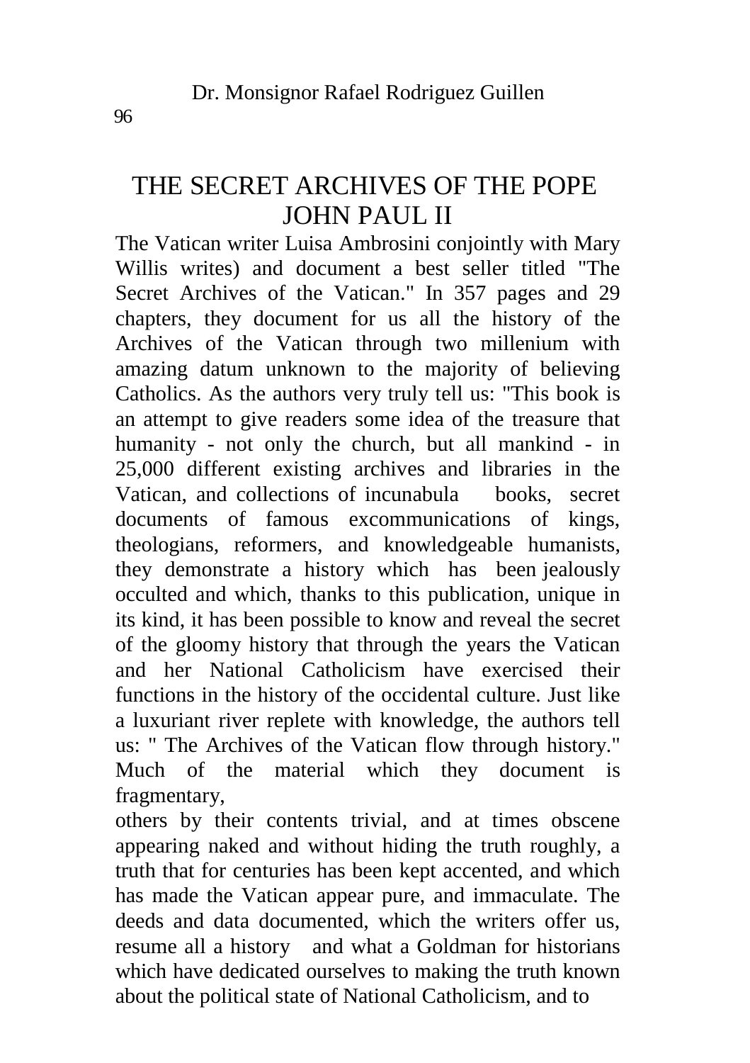# THE SECRET ARCHIVES OF THE POPE JOHN PAUL II

The Vatican writer Luisa Ambrosini conjointly with Mary Willis writes) and document a best seller titled "The Secret Archives of the Vatican." In 357 pages and 29 chapters, they document for us all the history of the Archives of the Vatican through two millenium with amazing datum unknown to the majority of believing Catholics. As the authors very truly tell us: "This book is an attempt to give readers some idea of the treasure that humanity - not only the church, but all mankind - in 25,000 different existing archives and libraries in the Vatican, and collections of incunabula books, secret documents of famous excommunications of kings, theologians, reformers, and knowledgeable humanists, they demonstrate a history which has been jealously occulted and which, thanks to this publication, unique in its kind, it has been possible to know and reveal the secret of the gloomy history that through the years the Vatican and her National Catholicism have exercised their functions in the history of the occidental culture. Just like a luxuriant river replete with knowledge, the authors tell us: " The Archives of the Vatican flow through history." Much of the material which they document is fragmentary,

others by their contents trivial, and at times obscene appearing naked and without hiding the truth roughly, a truth that for centuries has been kept accented, and which has made the Vatican appear pure, and immaculate. The deeds and data documented, which the writers offer us, resume all a history and what a Goldman for historians which have dedicated ourselves to making the truth known about the political state of National Catholicism, and to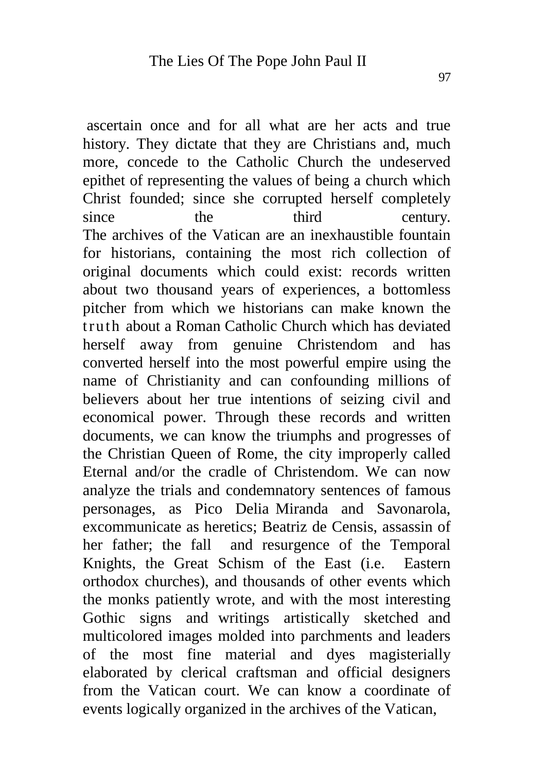ascertain once and for all what are her acts and true history. They dictate that they are Christians and, much more, concede to the Catholic Church the undeserved epithet of representing the values of being a church which Christ founded; since she corrupted herself completely since the third century.

The archives of the Vatican are an inexhaustible fountain for historians, containing the most rich collection of original documents which could exist: records written about two thousand years of experiences, a bottomless pitcher from which we historians can make known the truth about a Roman Catholic Church which has deviated herself away from genuine Christendom and has converted herself into the most powerful empire using the name of Christianity and can confounding millions of believers about her true intentions of seizing civil and economical power. Through these records and written documents, we can know the triumphs and progresses of the Christian Queen of Rome, the city improperly called Eternal and/or the cradle of Christendom. We can now analyze the trials and condemnatory sentences of famous personages, as Pico Delia Miranda and Savonarola, excommunicate as heretics; Beatriz de Censis, assassin of her father; the fall and resurgence of the Temporal Knights, the Great Schism of the East (i.e. Eastern orthodox churches), and thousands of other events which the monks patiently wrote, and with the most interesting Gothic signs and writings artistically sketched and multicolored images molded into parchments and leaders of the most fine material and dyes magisterially elaborated by clerical craftsman and official designers from the Vatican court. We can know a coordinate of events logically organized in the archives of the Vatican,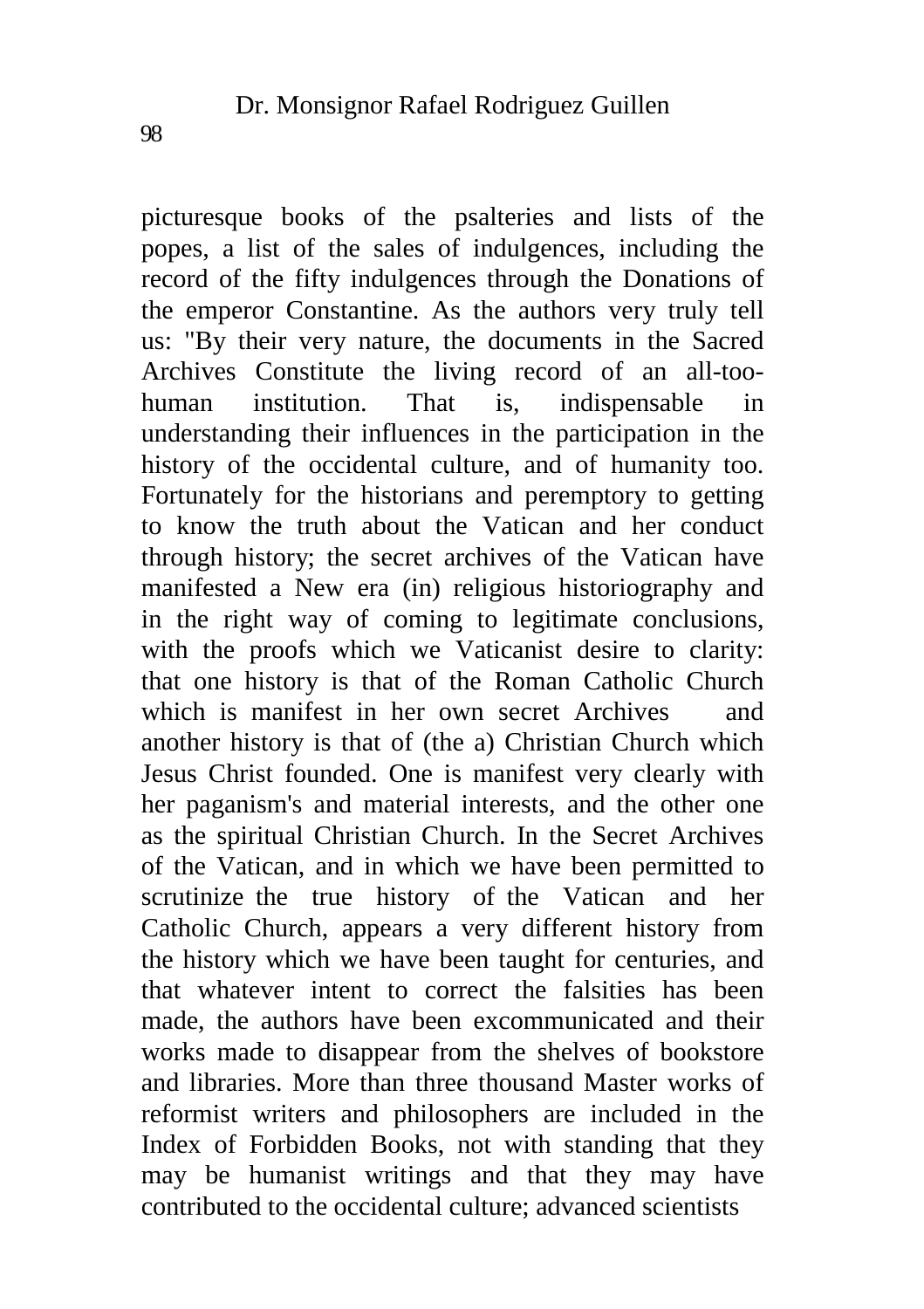picturesque books of the psalteries and lists of the popes, a list of the sales of indulgences, including the record of the fifty indulgences through the Donations of the emperor Constantine. As the authors very truly tell us: "By their very nature, the documents in the Sacred Archives Constitute the living record of an all-too-human institution. That is, indispensable in understanding their influences in the participation in the history of the occidental culture, and of humanity too. Fortunately for the historians and peremptory to getting to know the truth about the Vatican and her conduct through history; the secret archives of the Vatican have manifested a New era (in) religious historiography and in the right way of coming to legitimate conclusions, with the proofs which we Vaticanist desire to clarity: that one history is that of the Roman Catholic Church which is manifest in her own secret Archives and another history is that of (the a) Christian Church which Jesus Christ founded. One is manifest very clearly with her paganism's and material interests, and the other one as the spiritual Christian Church. In the Secret Archives of the Vatican, and in which we have been permitted to scrutinize the true history of the Vatican and her Catholic Church, appears a very different history from the history which we have been taught for centuries, and that whatever intent to correct the falsities has been made, the authors have been excommunicated and their works made to disappear from the shelves of bookstore and libraries. More than three thousand Master works of reformist writers and philosophers are included in the Index of Forbidden Books, not with standing that they may be humanist writings and that they may have contributed to the occidental culture; advanced scientists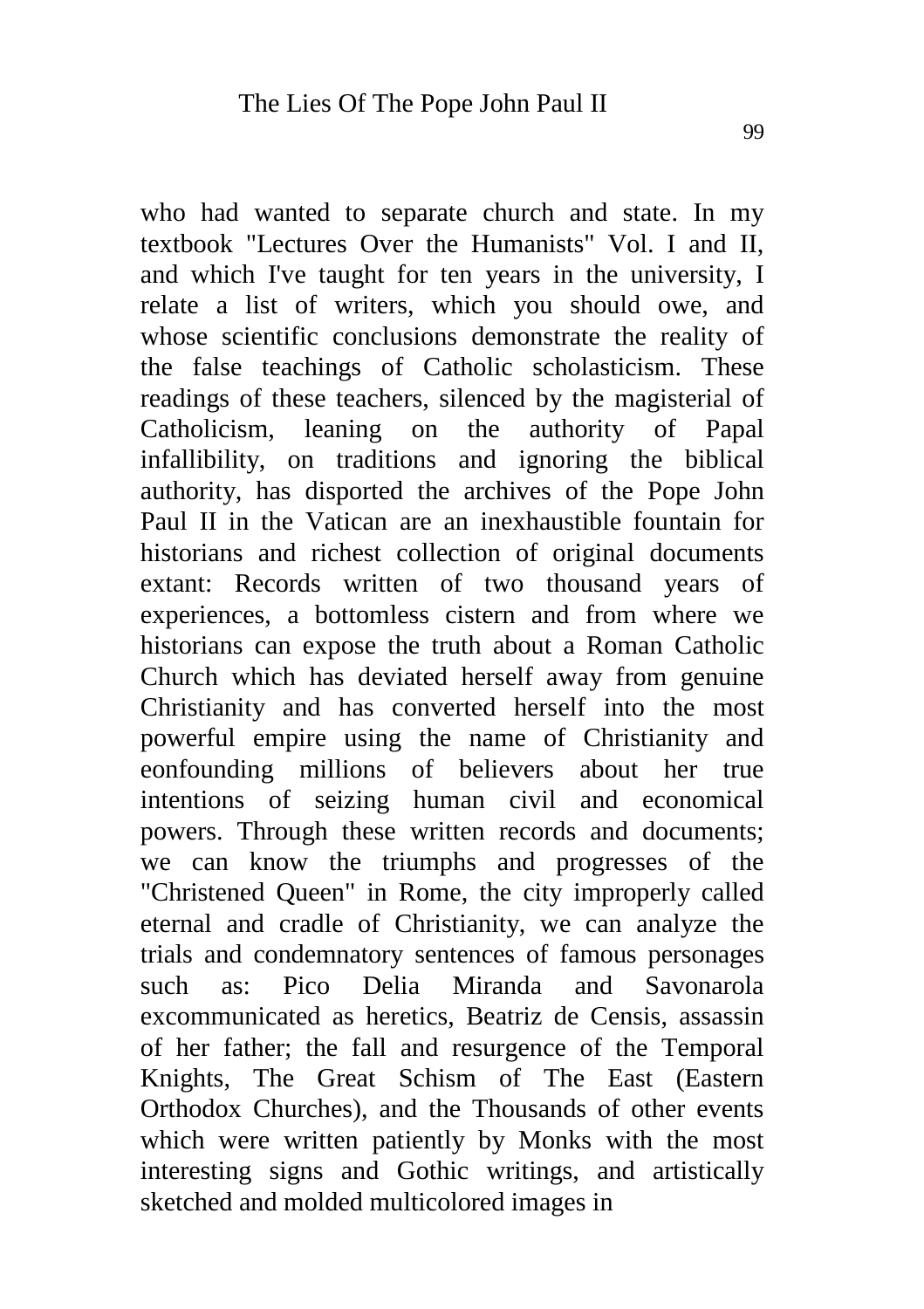who had wanted to separate church and state. In my textbook "Lectures Over the Humanists" Vol. I and II, and which I've taught for ten years in the university, I relate a list of writers, which you should owe, and whose scientific conclusions demonstrate the reality of the false teachings of Catholic scholasticism. These readings of these teachers, silenced by the magisterial of Catholicism, leaning on the authority of Papal infallibility, on traditions and ignoring the biblical authority, has disported the archives of the Pope John Paul II in the Vatican are an inexhaustible fountain for historians and richest collection of original documents extant: Records written of two thousand years of experiences, a bottomless cistern and from where we historians can expose the truth about a Roman Catholic Church which has deviated herself away from genuine Christianity and has converted herself into the most powerful empire using the name of Christianity and eonfounding millions of believers about her true intentions of seizing human civil and economical powers. Through these written records and documents; we can know the triumphs and progresses of the "Christened Queen" in Rome, the city improperly called eternal and cradle of Christianity, we can analyze the trials and condemnatory sentences of famous personages such as: Pico Delia Miranda and Savonarola excommunicated as heretics, Beatriz de Censis, assassin of her father; the fall and resurgence of the Temporal Knights, The Great Schism of The East (Eastern Orthodox Churches), and the Thousands of other events which were written patiently by Monks with the most interesting signs and Gothic writings, and artistically sketched and molded multicolored images in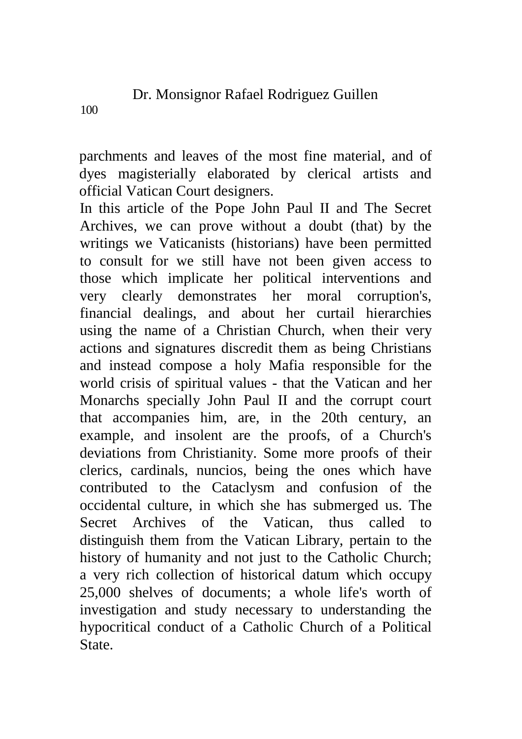parchments and leaves of the most fine material, and of dyes magisterially elaborated by clerical artists and official Vatican Court designers.

In this article of the Pope John Paul II and The Secret Archives, we can prove without a doubt (that) by the writings we Vaticanists (historians) have been permitted to consult for we still have not been given access to those which implicate her political interventions and very clearly demonstrates her moral corruption's, financial dealings, and about her curtail hierarchies using the name of a Christian Church, when their very actions and signatures discredit them as being Christians and instead compose a holy Mafia responsible for the world crisis of spiritual values - that the Vatican and her Monarchs specially John Paul II and the corrupt court that accompanies him, are, in the 20th century, an example, and insolent are the proofs, of a Church's deviations from Christianity. Some more proofs of their clerics, cardinals, nuncios, being the ones which have contributed to the Cataclysm and confusion of the occidental culture, in which she has submerged us. The Secret Archives of the Vatican, thus called to distinguish them from the Vatican Library, pertain to the history of humanity and not just to the Catholic Church; a very rich collection of historical datum which occupy 25,000 shelves of documents; a whole life's worth of investigation and study necessary to understanding the hypocritical conduct of a Catholic Church of a Political State.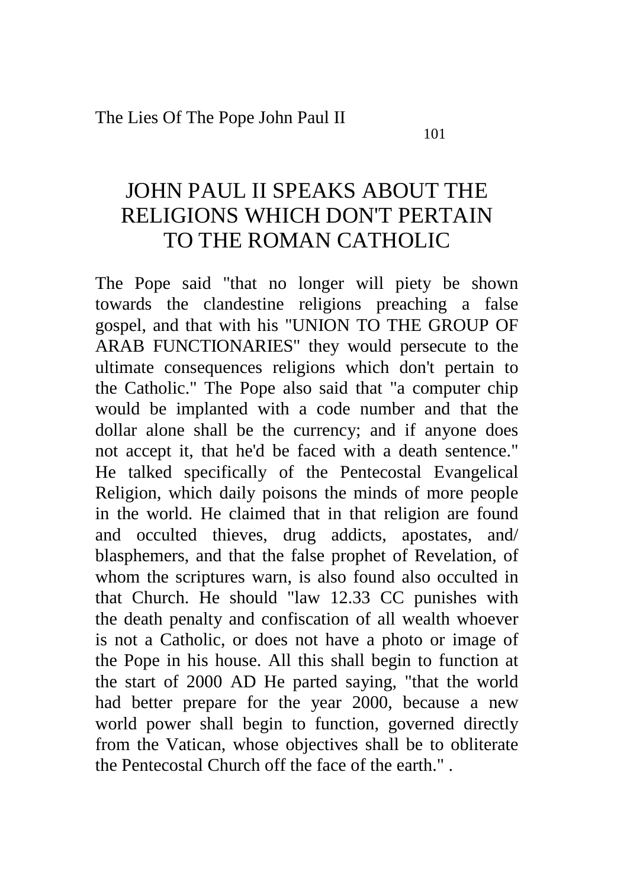# JOHN PAUL II SPEAKS ABOUT THE RELIGIONS WHICH DON'T PERTAIN TO THE ROMAN CATHOLIC

The Pope said "that no longer will piety be shown towards the clandestine religions preaching a false gospel, and that with his "UNION TO THE GROUP OF ARAB FUNCTIONARIES" they would persecute to the ultimate consequences religions which don't pertain to the Catholic." The Pope also said that "a computer chip would be implanted with a code number and that the dollar alone shall be the currency; and if anyone does not accept it, that he'd be faced with a death sentence." He talked specifically of the Pentecostal Evangelical Religion, which daily poisons the minds of more people in the world. He claimed that in that religion are found and occulted thieves, drug addicts, apostates, and/ blasphemers, and that the false prophet of Revelation, of whom the scriptures warn, is also found also occulted in that Church. He should "law 12.33 CC punishes with the death penalty and confiscation of all wealth whoever is not a Catholic, or does not have a photo or image of the Pope in his house. All this shall begin to function at the start of 2000 AD He parted saying, "that the world had better prepare for the year 2000, because a new world power shall begin to function, governed directly from the Vatican, whose objectives shall be to obliterate the Pentecostal Church off the face of the earth." .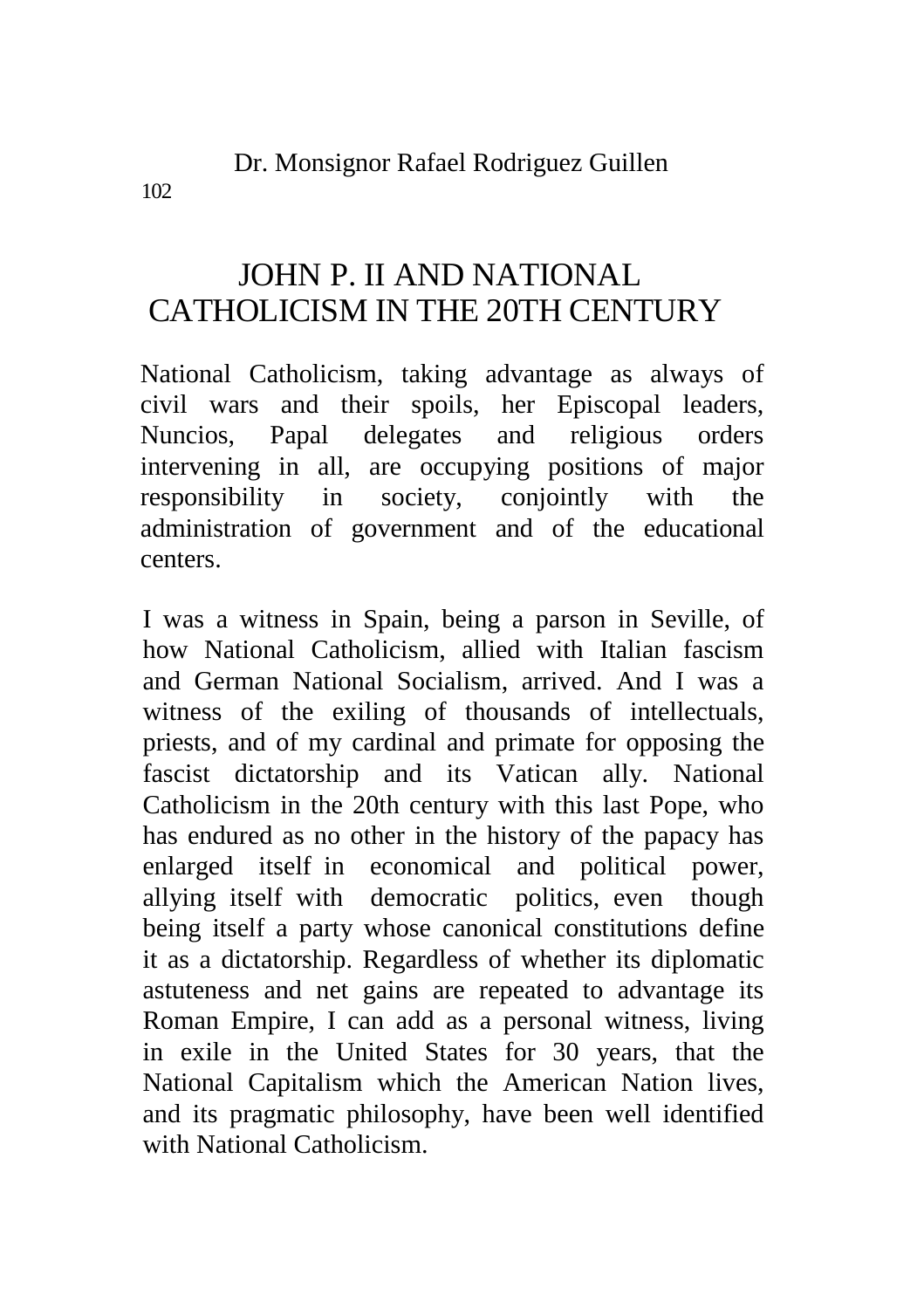# JOHN P. II AND NATIONAL CATHOLICISM IN THE 20TH CENTURY

National Catholicism, taking advantage as always of civil wars and their spoils, her Episcopal leaders, Nuncios, Papal delegates and religious orders intervening in all, are occupying positions of major responsibility in society, conjointly with the administration of government and of the educational centers.

I was a witness in Spain, being a parson in Seville, of how National Catholicism, allied with Italian fascism and German National Socialism, arrived. And I was a witness of the exiling of thousands of intellectuals, priests, and of my cardinal and primate for opposing the fascist dictatorship and its Vatican ally. National Catholicism in the 20th century with this last Pope, who has endured as no other in the history of the papacy has enlarged itself in economical and political power, allying itself with democratic politics, even though being itself a party whose canonical constitutions define it as a dictatorship. Regardless of whether its diplomatic astuteness and net gains are repeated to advantage its Roman Empire, I can add as a personal witness, living in exile in the United States for 30 years, that the National Capitalism which the American Nation lives, and its pragmatic philosophy, have been well identified with National Catholicism.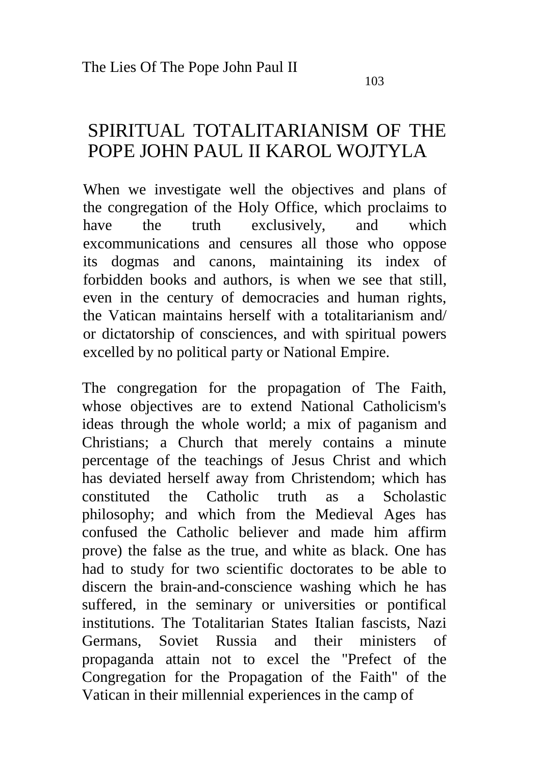# SPIRITUAL TOTALITARIANISM OF THE POPE JOHN PAUL II KAROL WOJTYLA

When we investigate well the objectives and plans of the congregation of the Holy Office, which proclaims to have the truth exclusively, and which excommunications and censures all those who oppose its dogmas and canons, maintaining its index of forbidden books and authors, is when we see that still, even in the century of democracies and human rights, the Vatican maintains herself with a totalitarianism and/ or dictatorship of consciences, and with spiritual powers excelled by no political party or National Empire.

The congregation for the propagation of The Faith, whose objectives are to extend National Catholicism's ideas through the whole world; a mix of paganism and Christians; a Church that merely contains a minute percentage of the teachings of Jesus Christ and which has deviated herself away from Christendom; which has constituted the Catholic truth as a Scholastic philosophy; and which from the Medieval Ages has confused the Catholic believer and made him affirm prove) the false as the true, and white as black. One has had to study for two scientific doctorates to be able to discern the brain-and-conscience washing which he has suffered, in the seminary or universities or pontifical institutions. The Totalitarian States Italian fascists, Nazi Germans, Soviet Russia and their ministers of propaganda attain not to excel the "Prefect of the Congregation for the Propagation of the Faith" of the Vatican in their millennial experiences in the camp of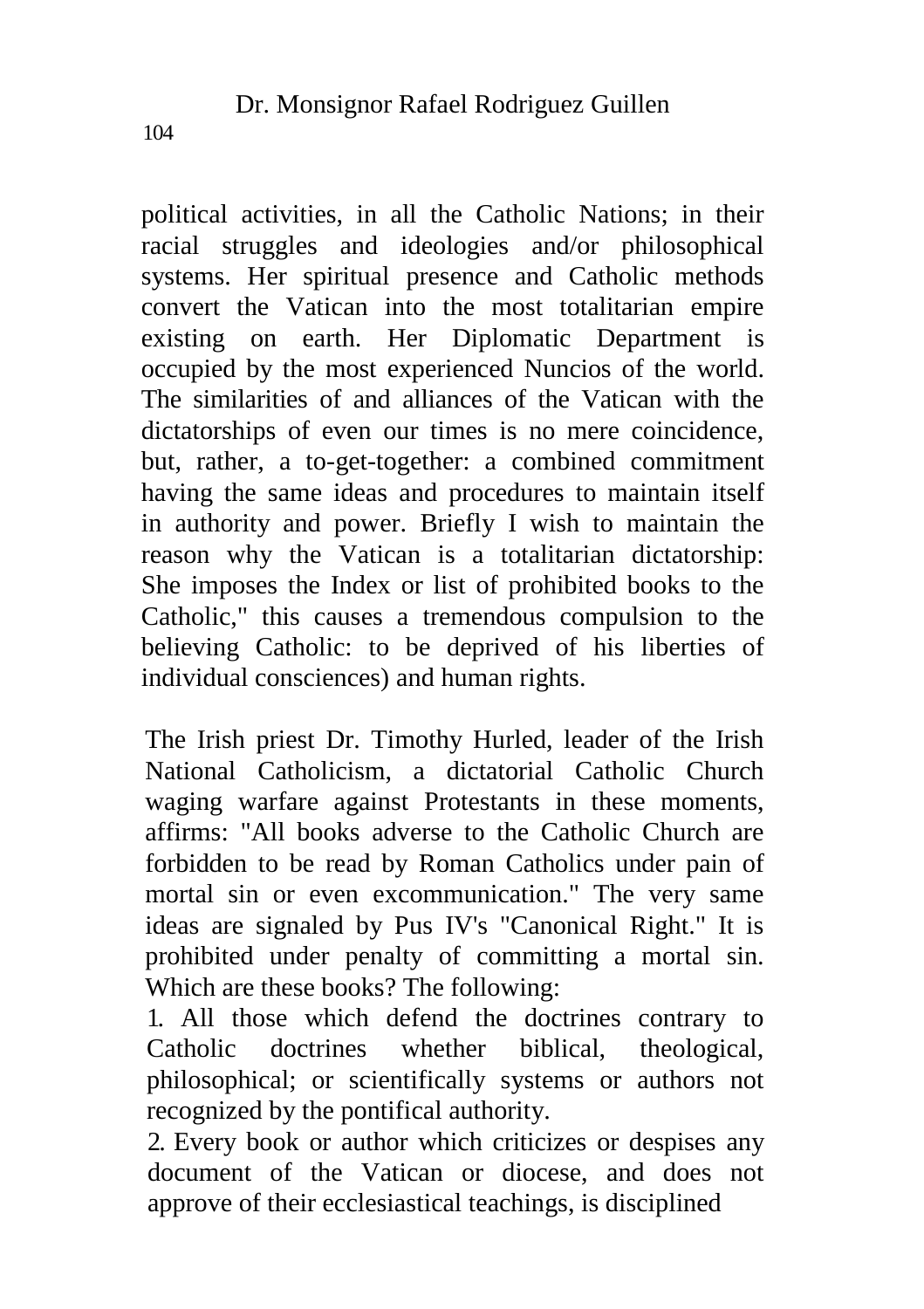political activities, in all the Catholic Nations; in their racial struggles and ideologies and/or philosophical systems. Her spiritual presence and Catholic methods convert the Vatican into the most totalitarian empire existing on earth. Her Diplomatic Department is occupied by the most experienced Nuncios of the world. The similarities of and alliances of the Vatican with the dictatorships of even our times is no mere coincidence, but, rather, a to-get-together: a combined commitment having the same ideas and procedures to maintain itself in authority and power. Briefly I wish to maintain the reason why the Vatican is a totalitarian dictatorship: She imposes the Index or list of prohibited books to the Catholic," this causes a tremendous compulsion to the believing Catholic: to be deprived of his liberties of individual consciences) and human rights.

The Irish priest Dr. Timothy Hurled, leader of the Irish National Catholicism, a dictatorial Catholic Church waging warfare against Protestants in these moments, affirms: "All books adverse to the Catholic Church are forbidden to be read by Roman Catholics under pain of mortal sin or even excommunication." The very same ideas are signaled by Pus IV's "Canonical Right." It is prohibited under penalty of committing a mortal sin. Which are these books? The following:

1. All those which defend the doctrines contrary to Catholic doctrines whether biblical, theological, philosophical; or scientifically systems or authors not recognized by the pontifical authority.
2. Every book or author which criticizes or despises any document of the Vatican or diocese, and does not approve of their ecclesiastical teachings, is disciplined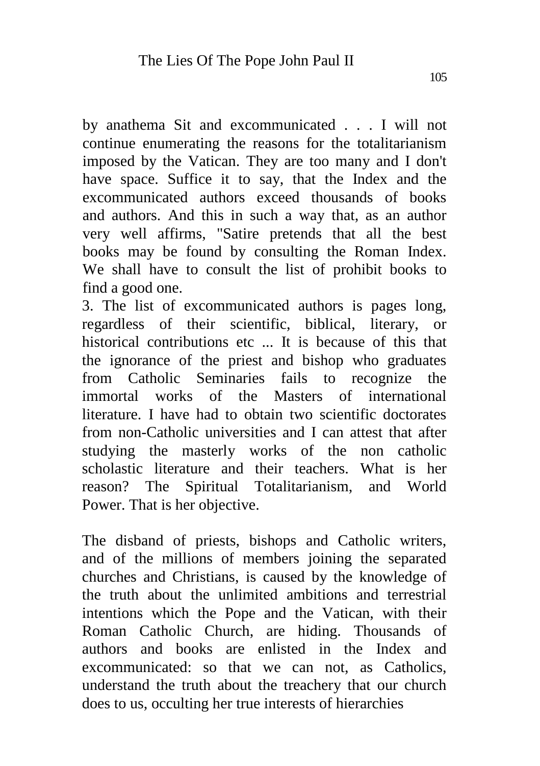by anathema Sit and excommunicated . . . I will not continue enumerating the reasons for the totalitarianism imposed by the Vatican. They are too many and I don't have space. Suffice it to say, that the Index and the excommunicated authors exceed thousands of books and authors. And this in such a way that, as an author very well affirms, "Satire pretends that all the best books may be found by consulting the Roman Index. We shall have to consult the list of prohibit books to find a good one.

3. The list of excommunicated authors is pages long, regardless of their scientific, biblical, literary, or historical contributions etc ... It is because of this that the ignorance of the priest and bishop who graduates from Catholic Seminaries fails to recognize the immortal works of the Masters of international literature. I have had to obtain two scientific doctorates from non-Catholic universities and I can attest that after studying the masterly works of the non catholic scholastic literature and their teachers. What is her reason? The Spiritual Totalitarianism, and World Power. That is her objective.

The disband of priests, bishops and Catholic writers, and of the millions of members joining the separated churches and Christians, is caused by the knowledge of the truth about the unlimited ambitions and terrestrial intentions which the Pope and the Vatican, with their Roman Catholic Church, are hiding. Thousands of authors and books are enlisted in the Index and excommunicated: so that we can not, as Catholics, understand the truth about the treachery that our church does to us, occulting her true interests of hierarchies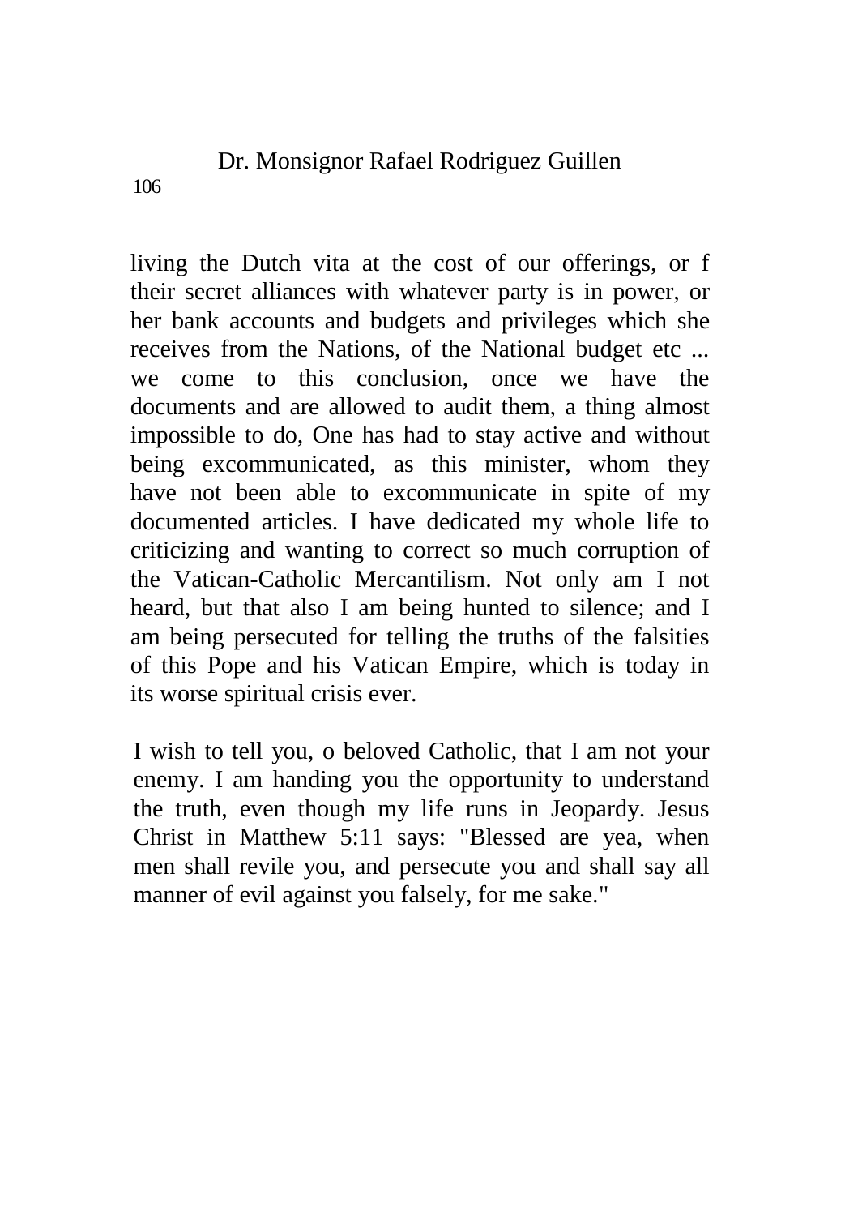living the Dutch vita at the cost of our offerings, or f their secret alliances with whatever party is in power, or her bank accounts and budgets and privileges which she receives from the Nations, of the National budget etc ... we come to this conclusion, once we have the documents and are allowed to audit them, a thing almost impossible to do, One has had to stay active and without being excommunicated, as this minister, whom they have not been able to excommunicate in spite of my documented articles. I have dedicated my whole life to criticizing and wanting to correct so much corruption of the Vatican-Catholic Mercantilism. Not only am I not heard, but that also I am being hunted to silence; and I am being persecuted for telling the truths of the falsities of this Pope and his Vatican Empire, which is today in its worse spiritual crisis ever.

I wish to tell you, o beloved Catholic, that I am not your enemy. I am handing you the opportunity to understand the truth, even though my life runs in Jeopardy. Jesus Christ in Matthew 5:11 says: "Blessed are yea, when men shall revile you, and persecute you and shall say all manner of evil against you falsely, for me sake."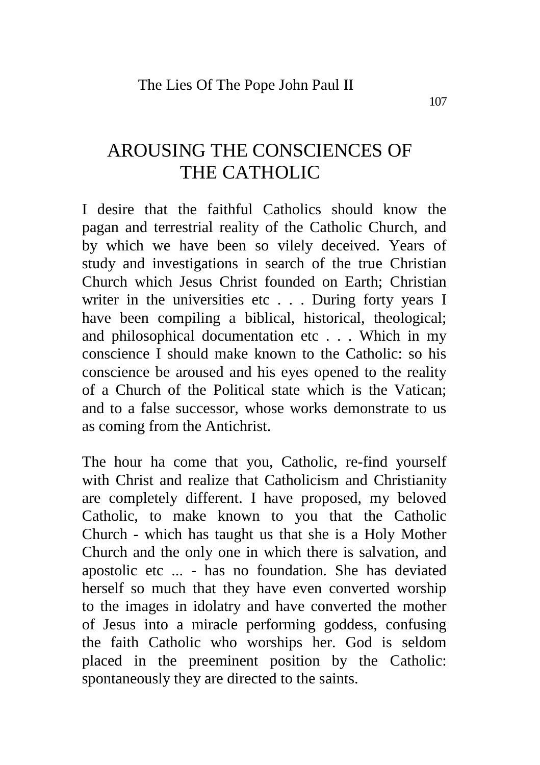# AROUSING THE CONSCIENCES OF THE CATHOLIC

I desire that the faithful Catholics should know the pagan and terrestrial reality of the Catholic Church, and by which we have been so vilely deceived. Years of study and investigations in search of the true Christian Church which Jesus Christ founded on Earth; Christian writer in the universities etc . . . During forty years I have been compiling a biblical, historical, theological; and philosophical documentation etc . . . Which in my conscience I should make known to the Catholic: so his conscience be aroused and his eyes opened to the reality of a Church of the Political state which is the Vatican; and to a false successor, whose works demonstrate to us as coming from the Antichrist.

The hour ha come that you, Catholic, re-find yourself with Christ and realize that Catholicism and Christianity are completely different. I have proposed, my beloved Catholic, to make known to you that the Catholic Church - which has taught us that she is a Holy Mother Church and the only one in which there is salvation, and apostolic etc ... - has no foundation. She has deviated herself so much that they have even converted worship to the images in idolatry and have converted the mother of Jesus into a miracle performing goddess, confusing the faith Catholic who worships her. God is seldom placed in the preeminent position by the Catholic: spontaneously they are directed to the saints.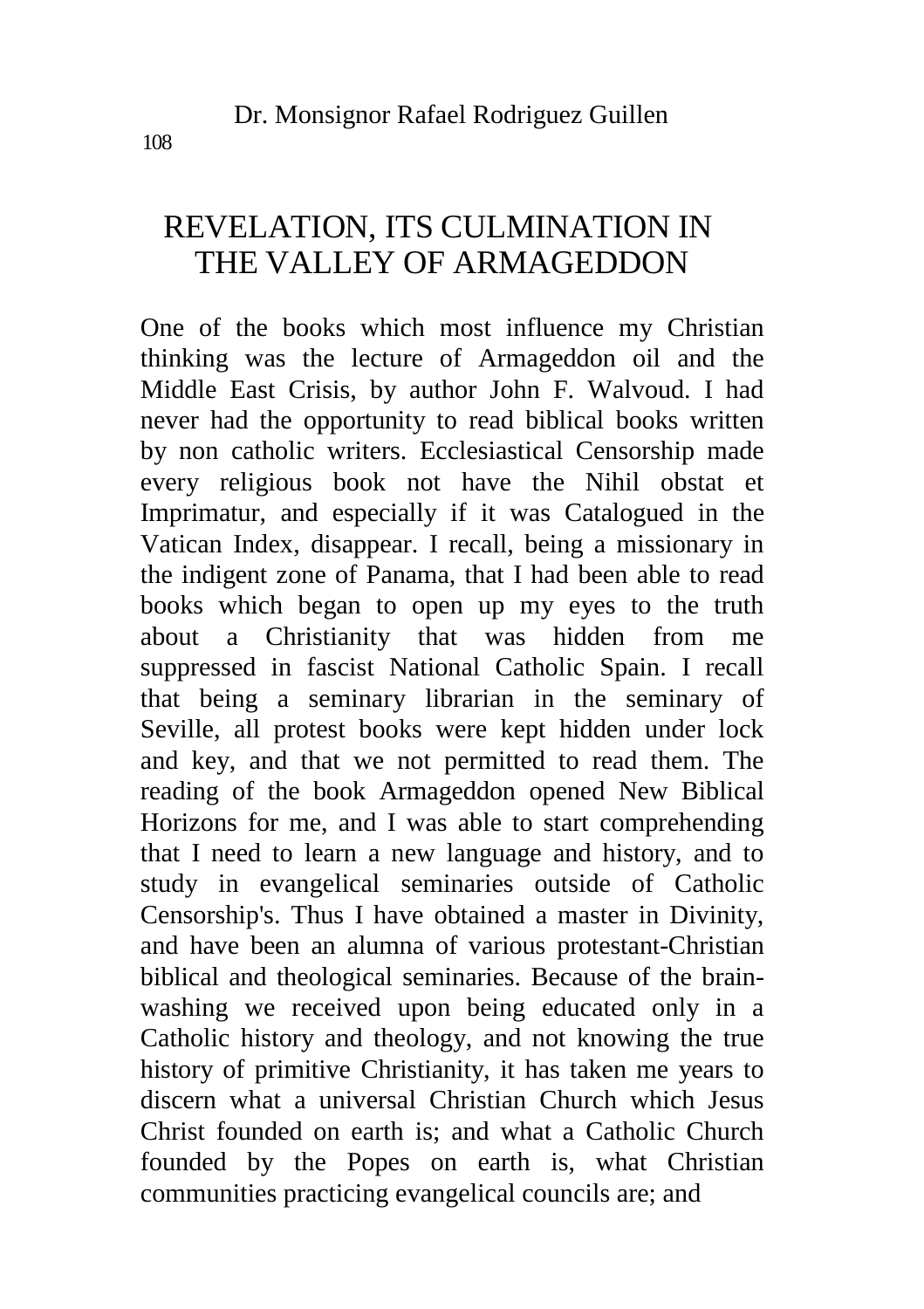# REVELATION, ITS CULMINATION IN THE VALLEY OF ARMAGEDDON

One of the books which most influence my Christian thinking was the lecture of Armageddon oil and the Middle East Crisis, by author John F. Walvoud. I had never had the opportunity to read biblical books written by non catholic writers. Ecclesiastical Censorship made every religious book not have the Nihil obstat et Imprimatur, and especially if it was Catalogued in the Vatican Index, disappear. I recall, being a missionary in the indigent zone of Panama, that I had been able to read books which began to open up my eyes to the truth about a Christianity that was hidden from me suppressed in fascist National Catholic Spain. I recall that being a seminary librarian in the seminary of Seville, all protest books were kept hidden under lock and key, and that we not permitted to read them. The reading of the book Armageddon opened New Biblical Horizons for me, and I was able to start comprehending that I need to learn a new language and history, and to study in evangelical seminaries outside of Catholic Censorship's. Thus I have obtained a master in Divinity, and have been an alumna of various protestant-Christian biblical and theological seminaries. Because of the brain-washing we received upon being educated only in a Catholic history and theology, and not knowing the true history of primitive Christianity, it has taken me years to discern what a universal Christian Church which Jesus Christ founded on earth is; and what a Catholic Church founded by the Popes on earth is, what Christian communities practicing evangelical councils are; and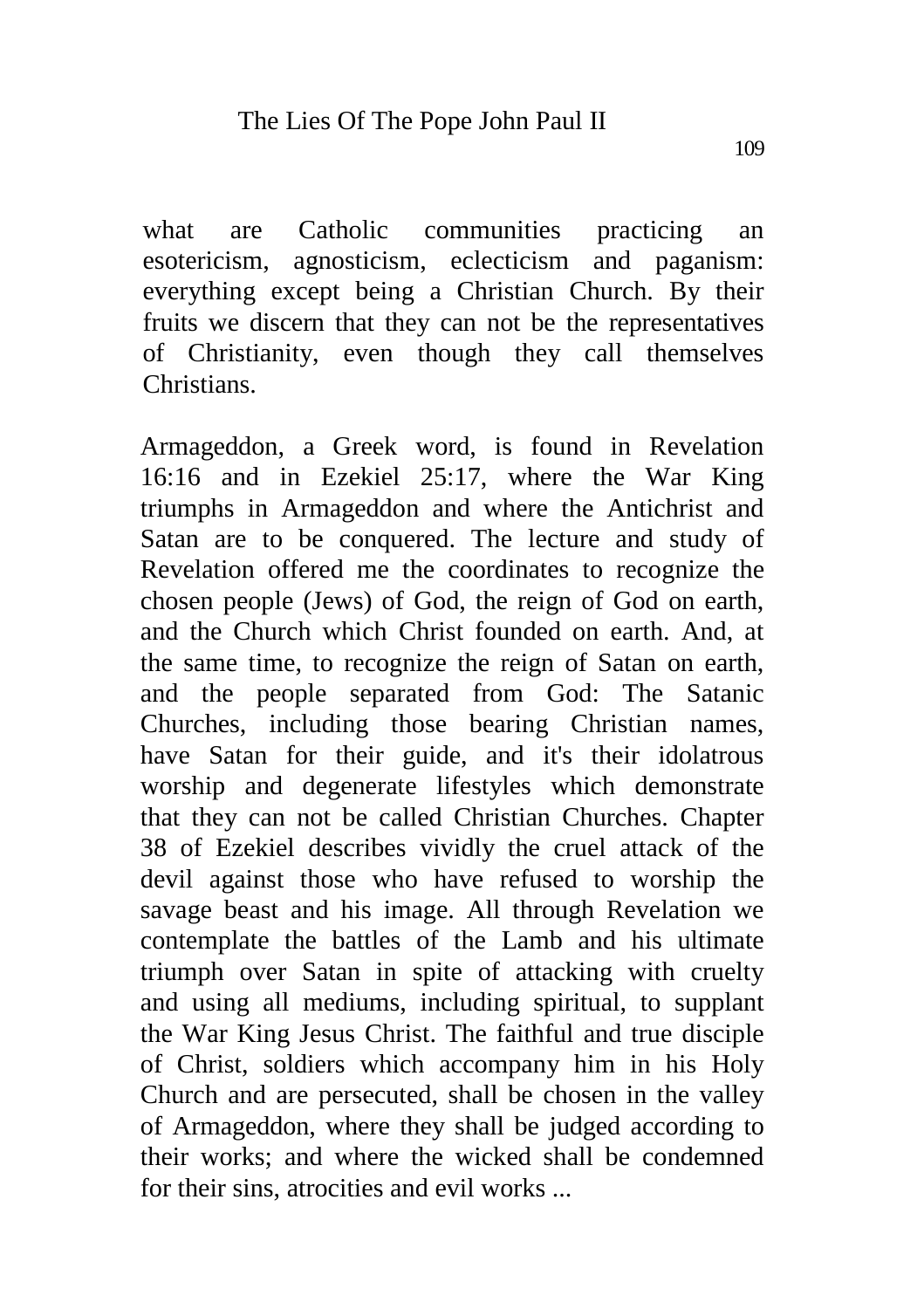what are Catholic communities practicing an esotericism, agnosticism, eclecticism and paganism: everything except being a Christian Church. By their fruits we discern that they can not be the representatives of Christianity, even though they call themselves Christians.

Armageddon, a Greek word, is found in Revelation 16:16 and in Ezekiel 25:17, where the War King triumphs in Armageddon and where the Antichrist and Satan are to be conquered. The lecture and study of Revelation offered me the coordinates to recognize the chosen people (Jews) of God, the reign of God on earth, and the Church which Christ founded on earth. And, at the same time, to recognize the reign of Satan on earth, and the people separated from God: The Satanic Churches, including those bearing Christian names, have Satan for their guide, and it's their idolatrous worship and degenerate lifestyles which demonstrate that they can not be called Christian Churches. Chapter 38 of Ezekiel describes vividly the cruel attack of the devil against those who have refused to worship the savage beast and his image. All through Revelation we contemplate the battles of the Lamb and his ultimate triumph over Satan in spite of attacking with cruelty and using all mediums, including spiritual, to supplant the War King Jesus Christ. The faithful and true disciple of Christ, soldiers which accompany him in his Holy Church and are persecuted, shall be chosen in the valley of Armageddon, where they shall be judged according to their works; and where the wicked shall be condemned for their sins, atrocities and evil works ...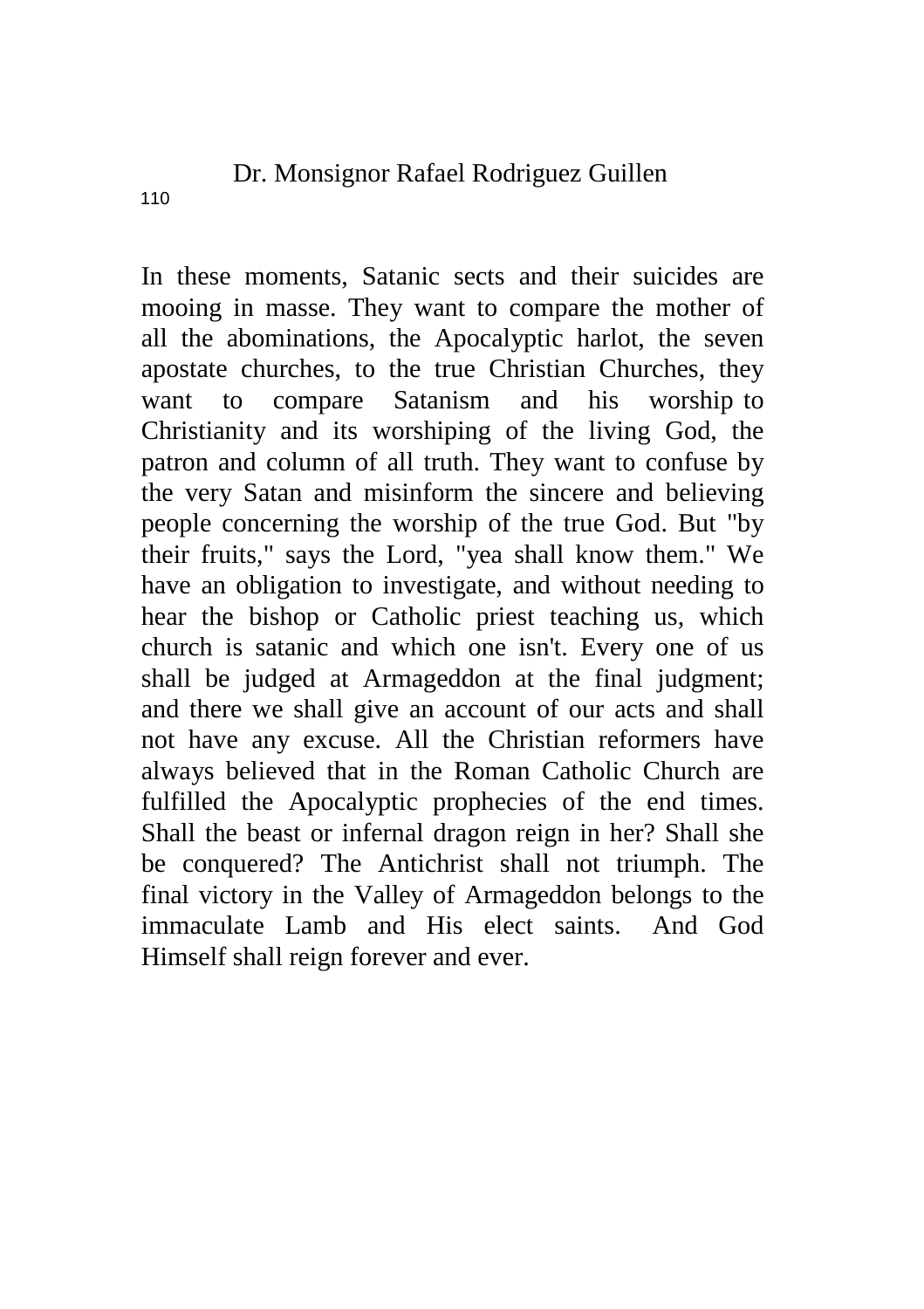In these moments, Satanic sects and their suicides are mooing in masse. They want to compare the mother of all the abominations, the Apocalyptic harlot, the seven apostate churches, to the true Christian Churches, they want to compare Satanism and his worship to Christianity and its worshiping of the living God, the patron and column of all truth. They want to confuse by the very Satan and misinform the sincere and believing people concerning the worship of the true God. But "by their fruits," says the Lord, "yea shall know them." We have an obligation to investigate, and without needing to hear the bishop or Catholic priest teaching us, which church is satanic and which one isn't. Every one of us shall be judged at Armageddon at the final judgment; and there we shall give an account of our acts and shall not have any excuse. All the Christian reformers have always believed that in the Roman Catholic Church are fulfilled the Apocalyptic prophecies of the end times. Shall the beast or infernal dragon reign in her? Shall she be conquered? The Antichrist shall not triumph. The final victory in the Valley of Armageddon belongs to the immaculate Lamb and His elect saints. And God Himself shall reign forever and ever.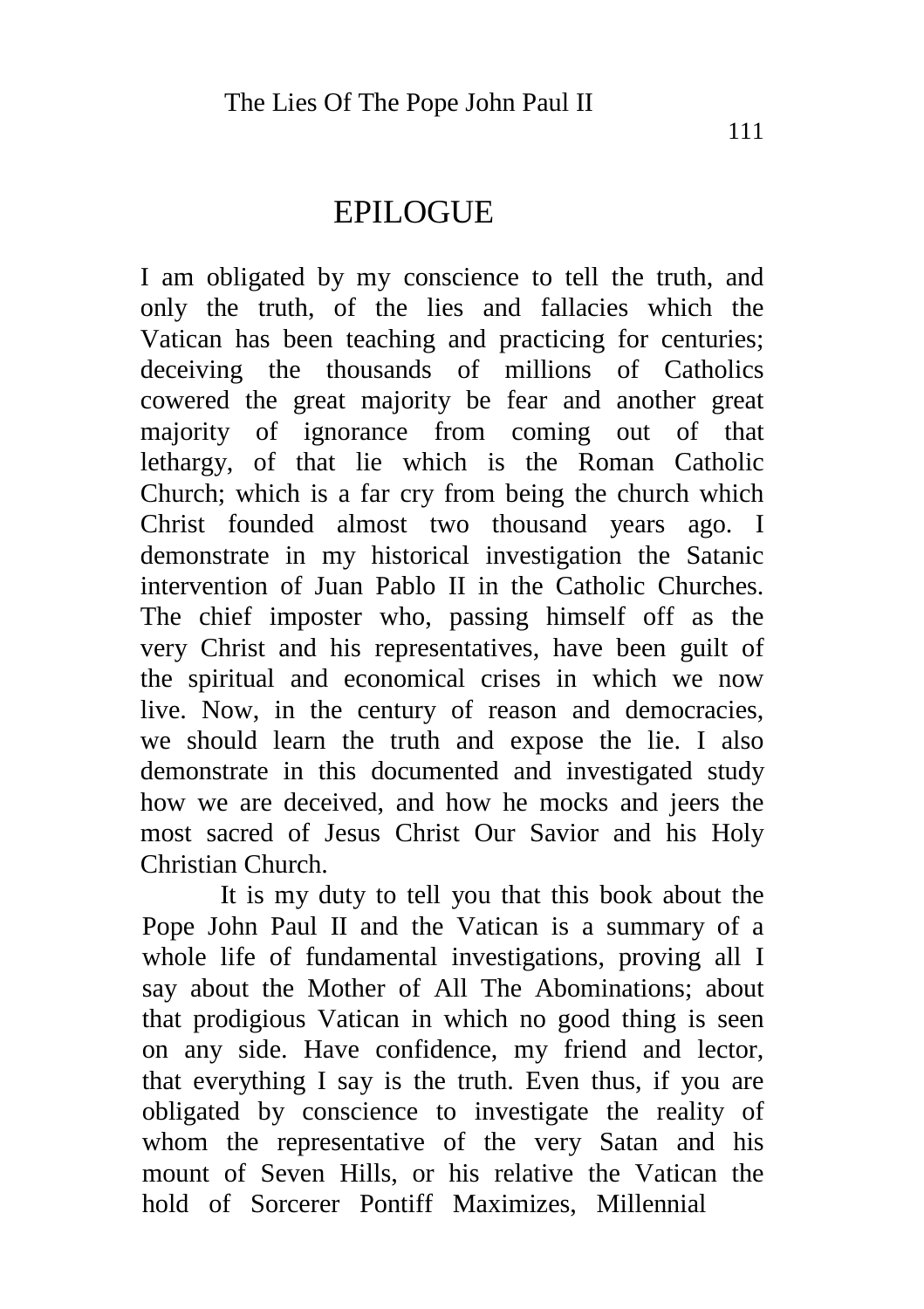# EPILOGUE

I am obligated by my conscience to tell the truth, and only the truth, of the lies and fallacies which the Vatican has been teaching and practicing for centuries; deceiving the thousands of millions of Catholics cowered the great majority be fear and another great majority of ignorance from coming out of that lethargy, of that lie which is the Roman Catholic Church; which is a far cry from being the church which Christ founded almost two thousand years ago. I demonstrate in my historical investigation the Satanic intervention of Juan Pablo II in the Catholic Churches. The chief imposter who, passing himself off as the very Christ and his representatives, have been guilt of the spiritual and economical crises in which we now live. Now, in the century of reason and democracies, we should learn the truth and expose the lie. I also demonstrate in this documented and investigated study how we are deceived, and how he mocks and jeers the most sacred of Jesus Christ Our Savior and his Holy Christian Church.

It is my duty to tell you that this book about the Pope John Paul II and the Vatican is a summary of a whole life of fundamental investigations, proving all I say about the Mother of All The Abominations; about that prodigious Vatican in which no good thing is seen on any side. Have confidence, my friend and lector, that everything I say is the truth. Even thus, if you are obligated by conscience to investigate the reality of whom the representative of the very Satan and his mount of Seven Hills, or his relative the Vatican the hold of Sorcerer Pontiff Maximizes, Millennial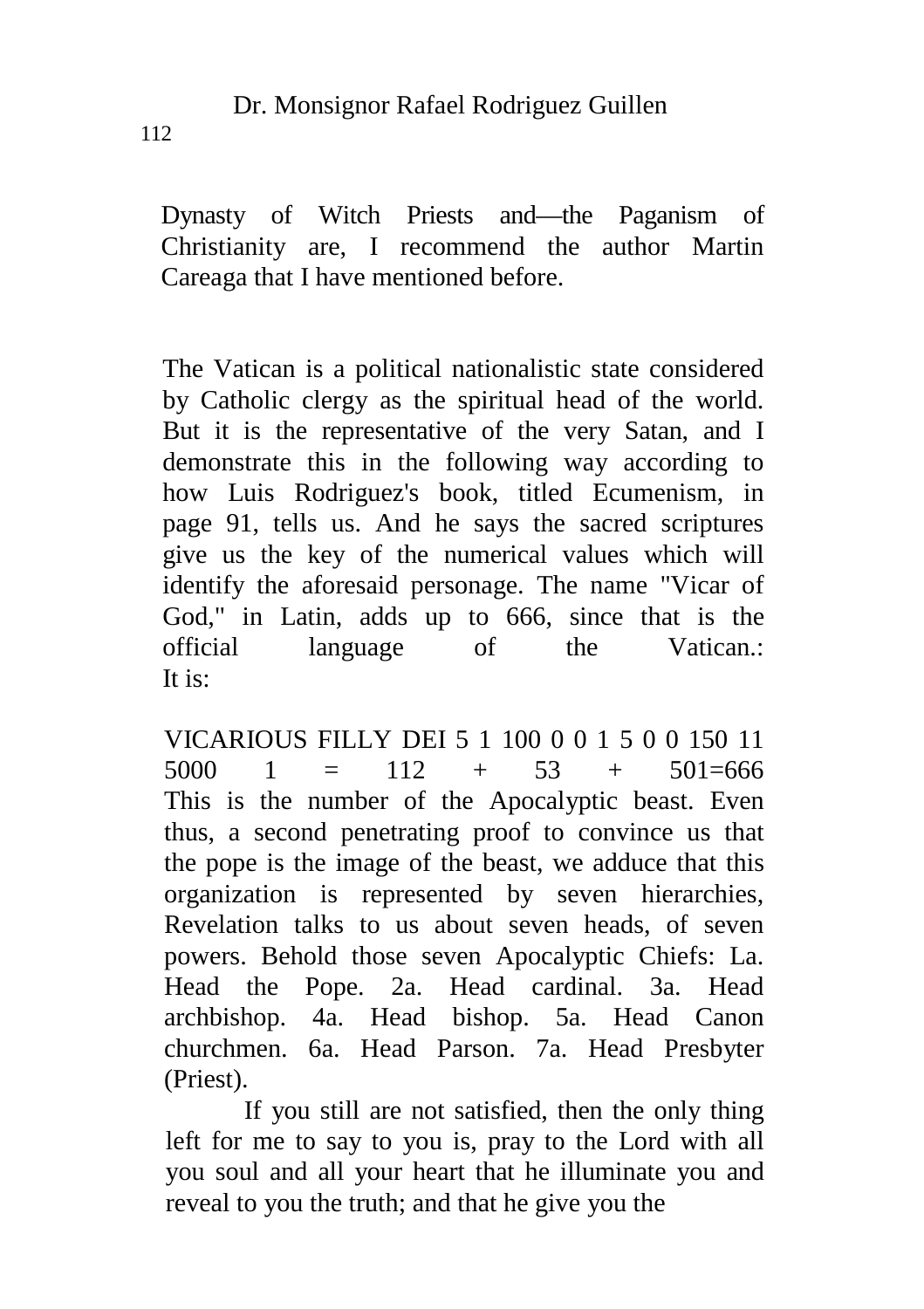Dynasty of Witch Priests and—the Paganism of Christianity are, I recommend the author Martin Careaga that I have mentioned before.

The Vatican is a political nationalistic state considered by Catholic clergy as the spiritual head of the world. But it is the representative of the very Satan, and I demonstrate this in the following way according to how Luis Rodriguez's book, titled Ecumenism, in page 91, tells us. And he says the sacred scriptures give us the key of the numerical values which will identify the aforesaid personage. The name "Vicar of God," in Latin, adds up to 666, since that is the official language of the Vatican.:
It is:

VICARIOUS FILLY DEI 5 1 100 0 0 1 5 0 0 150 11 5000 1 = 112 + 53 + 501=666
This is the number of the Apocalyptic beast. Even thus, a second penetrating proof to convince us that the pope is the image of the beast, we adduce that this organization is represented by seven hierarchies, Revelation talks to us about seven heads, of seven powers. Behold those seven Apocalyptic Chiefs: La. Head the Pope. 2a. Head cardinal. 3a. Head archbishop. 4a. Head bishop. 5a. Head Canon churchmen. 6a. Head Parson. 7a. Head Presbyter (Priest).

If you still are not satisfied, then the only thing left for me to say to you is, pray to the Lord with all you soul and all your heart that he illuminate you and reveal to you the truth; and that he give you the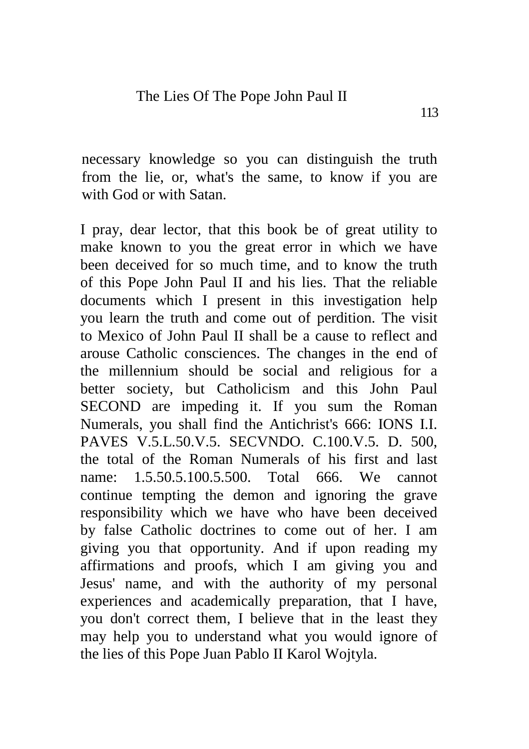necessary knowledge so you can distinguish the truth from the lie, or, what's the same, to know if you are with God or with Satan.

I pray, dear lector, that this book be of great utility to make known to you the great error in which we have been deceived for so much time, and to know the truth of this Pope John Paul II and his lies. That the reliable documents which I present in this investigation help you learn the truth and come out of perdition. The visit to Mexico of John Paul II shall be a cause to reflect and arouse Catholic consciences. The changes in the end of the millennium should be social and religious for a better society, but Catholicism and this John Paul SECOND are impeding it. If you sum the Roman Numerals, you shall find the Antichrist's 666: IONS I.I. PAVES V.5.L.50.V.5. SECVNDO. C.100.V.5. D. 500, the total of the Roman Numerals of his first and last name: 1.5.50.5.100.5.500. Total 666. We cannot continue tempting the demon and ignoring the grave responsibility which we have who have been deceived by false Catholic doctrines to come out of her. I am giving you that opportunity. And if upon reading my affirmations and proofs, which I am giving you and Jesus' name, and with the authority of my personal experiences and academically preparation, that I have, you don't correct them, I believe that in the least they may help you to understand what you would ignore of the lies of this Pope Juan Pablo II Karol Wojtyla.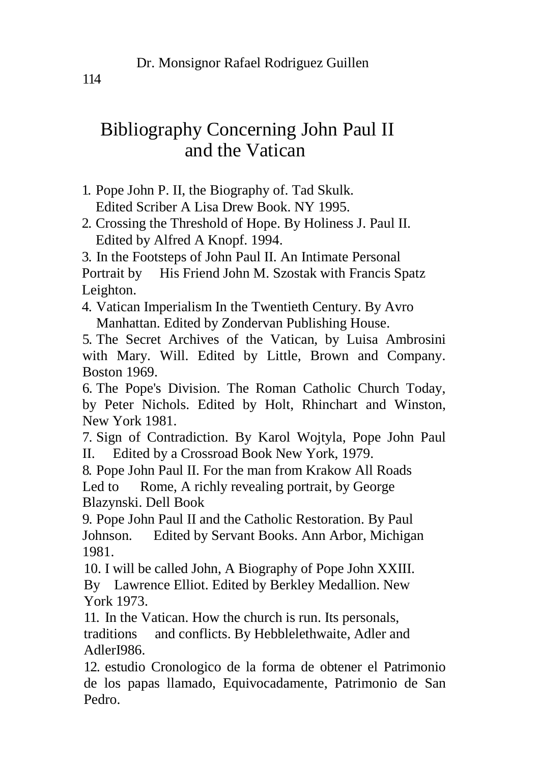# Bibliography Concerning John Paul II and the Vatican

1. Pope John P. II, the Biography of. Tad Skulk. Edited Scriber A Lisa Drew Book. NY 1995.
2. Crossing the Threshold of Hope. By Holiness J. Paul II. Edited by Alfred A Knopf. 1994.
3. In the Footsteps of John Paul II. An Intimate Personal Portrait by His Friend John M. Szostak with Francis Spatz Leighton.
4. Vatican Imperialism In the Twentieth Century. By Avro Manhattan. Edited by Zondervan Publishing House.
5. The Secret Archives of the Vatican, by Luisa Ambrosini with Mary. Will. Edited by Little, Brown and Company. Boston 1969.
6. The Pope's Division. The Roman Catholic Church Today, by Peter Nichols. Edited by Holt, Rhinchart and Winston, New York 1981.
7. Sign of Contradiction. By Karol Wojtyla, Pope John Paul II. Edited by a Crossroad Book New York, 1979.
8. Pope John Paul II. For the man from Krakow All Roads Led to Rome, A richly revealing portrait, by George Blazynski. Dell Book
9. Pope John Paul II and the Catholic Restoration. By Paul Johnson. Edited by Servant Books. Ann Arbor, Michigan 1981.
10. I will be called John, A Biography of Pope John XXIII. By Lawrence Elliot. Edited by Berkley Medallion. New York 1973.
11. In the Vatican. How the church is run. Its personals, traditions and conflicts. By Hebblelethwaite, Adler and AdlerI986.
12. estudio Cronologico de la forma de obtener el Patrimonio de los papas llamado, Equivocadamente, Patrimonio de San Pedro.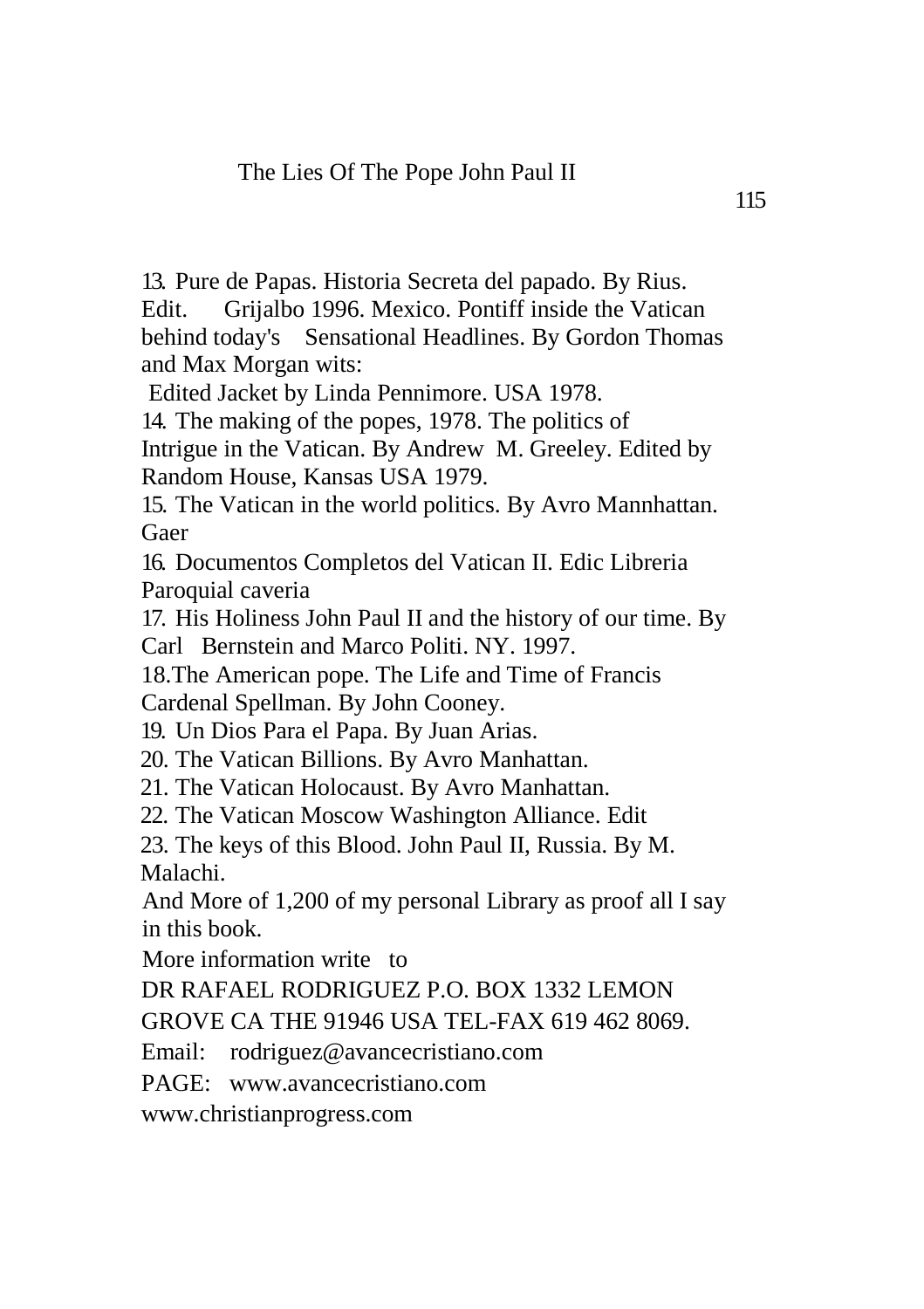13. Pure de Papas. Historia Secreta del papado. By Rius. Edit. Grijalbo 1996. Mexico. Pontiff inside the Vatican behind today's Sensational Headlines. By Gordon Thomas and Max Morgan wits:
Edited Jacket by Linda Pennimore. USA 1978.

14. The making of the popes, 1978. The politics of Intrigue in the Vatican. By Andrew M. Greeley. Edited by Random House, Kansas USA 1979.

15. The Vatican in the world politics. By Avro Mannhattan. Gaer

16. Documentos Completos del Vatican II. Edic Libreria Paroquial caveria

17. His Holiness John Paul II and the history of our time. By Carl Bernstein and Marco Politi. NY. 1997.

18. The American pope. The Life and Time of Francis Cardenal Spellman. By John Cooney.

19. Un Dios Para el Papa. By Juan Arias.

20. The Vatican Billions. By Avro Manhattan.

21. The Vatican Holocaust. By Avro Manhattan.

22. The Vatican Moscow Washington Alliance. Edit

23. The keys of this Blood. John Paul II, Russia. By M. Malachi.

And More of 1,200 of my personal Library as proof all I say in this book.

More information write to

DR RAFAEL RODRIGUEZ P.O. BOX 1332 LEMON GROVE CA THE 91946 USA TEL-FAX 619 462 8069.

Email: rodriguez@avancecristiano.com

PAGE: www.avancecristiano.com

www.christianprogress.com